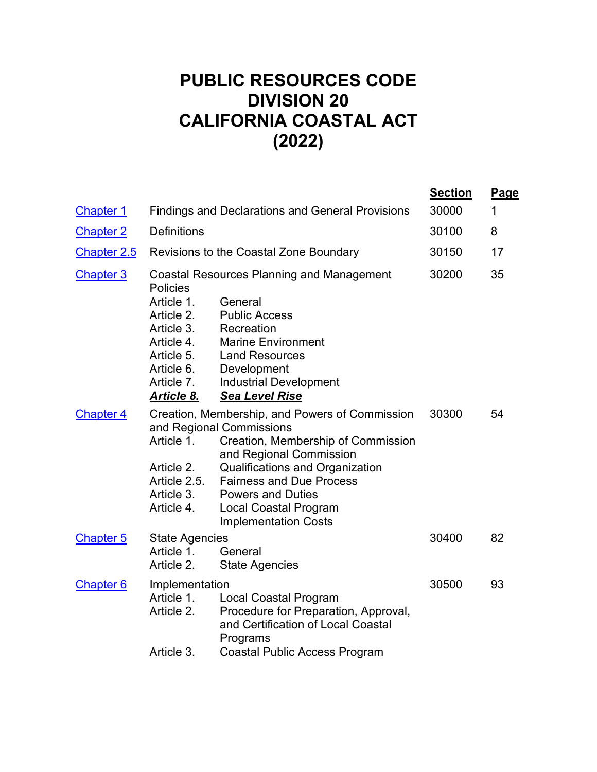# PUBLIC RESOURCES CODE
# DIVISION 20
# CALIFORNIA COASTAL ACT
# (2022)

| | | Section | Page |
|---|---|---|---|
| Chapter 1 | Findings and Declarations and General Provisions | 30000 | 1 |
| Chapter 2 | Definitions | 30100 | 8 |
| Chapter 2.5 | Revisions to the Coastal Zone Boundary | 30150 | 17 |
| Chapter 3 | Coastal Resources Planning and Management Policies<br>Article 1. General<br>Article 2. Public Access<br>Article 3. Recreation<br>Article 4. Marine Environment<br>Article 5. Land Resources<br>Article 6. Development<br>Article 7. Industrial Development<br>***Article 8. Sea Level Rise*** | 30200 | 35 |
| Chapter 4 | Creation, Membership, and Powers of Commission and Regional Commissions<br>Article 1. Creation, Membership of Commission and Regional Commission<br>Article 2. Qualifications and Organization<br>Article 2.5. Fairness and Due Process<br>Article 3. Powers and Duties<br>Article 4. Local Coastal Program Implementation Costs | 30300 | 54 |
| Chapter 5 | State Agencies<br>Article 1. General<br>Article 2. State Agencies | 30400 | 82 |
| Chapter 6 | Implementation<br>Article 1. Local Coastal Program<br>Article 2. Procedure for Preparation, Approval, and Certification of Local Coastal Programs<br>Article 3. Coastal Public Access Program | 30500 | 93 |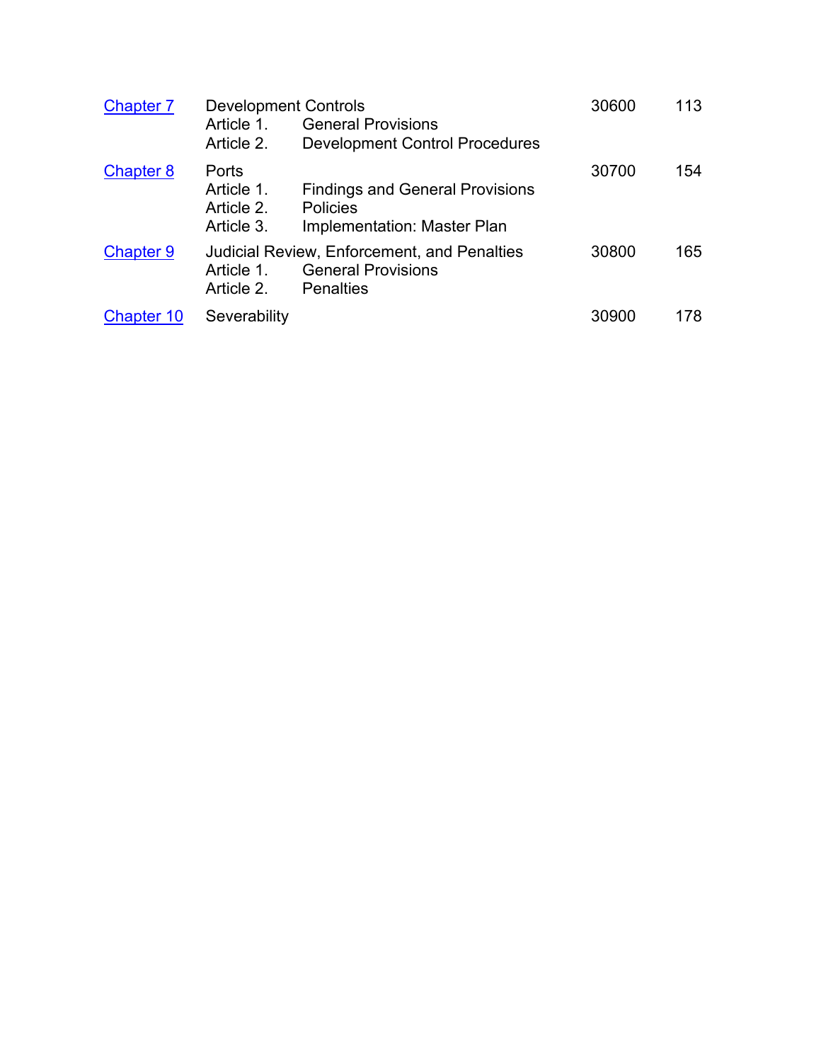| | | | |
|---|---|---|---|
| Chapter 7 | Development Controls<br>Article 1. General Provisions<br>Article 2. Development Control Procedures | 30600 | 113 |
| Chapter 8 | Ports<br>Article 1. Findings and General Provisions<br>Article 2. Policies<br>Article 3. Implementation: Master Plan | 30700 | 154 |
| Chapter 9 | Judicial Review, Enforcement, and Penalties<br>Article 1. General Provisions<br>Article 2. Penalties | 30800 | 165 |
| Chapter 10 | Severability | 30900 | 178 |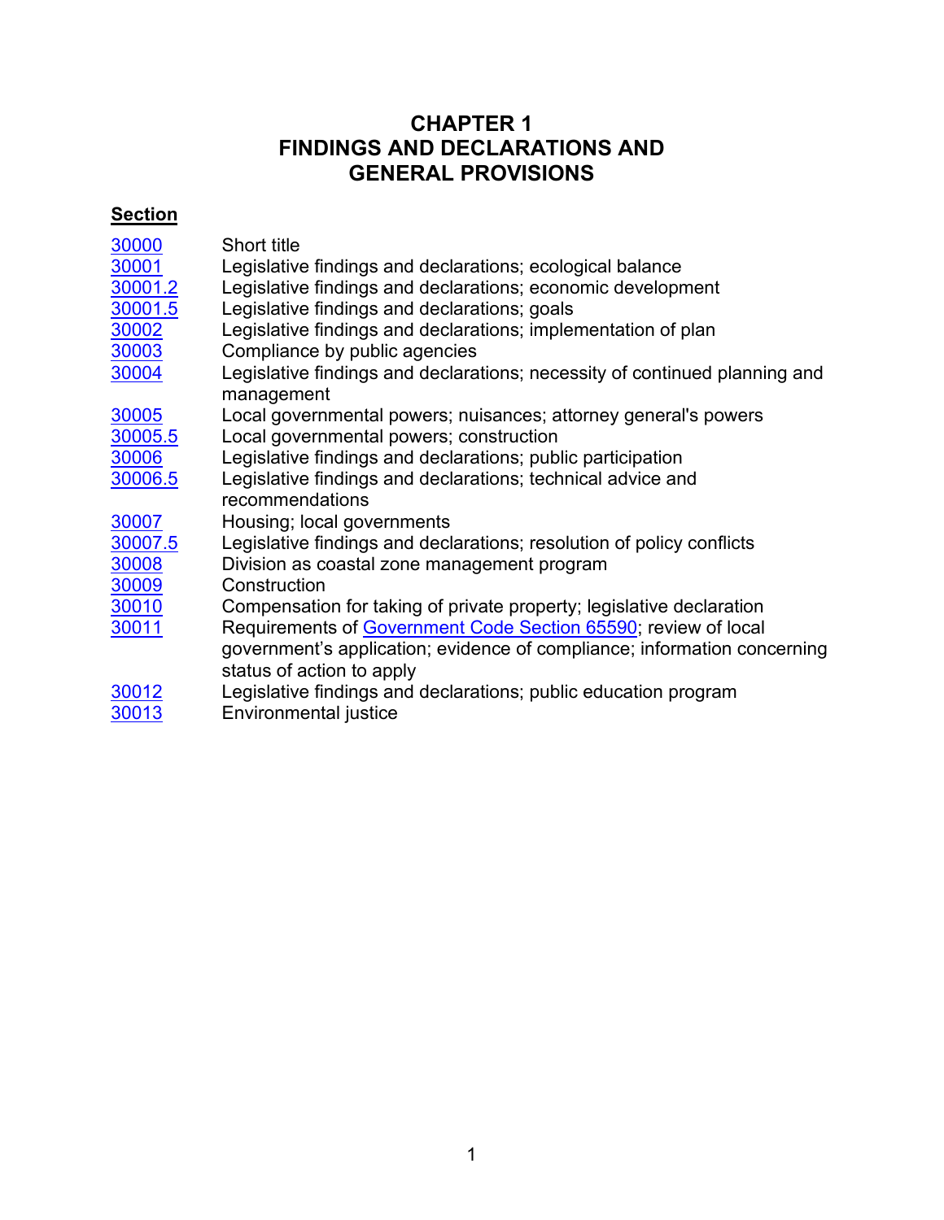# CHAPTER 1
# FINDINGS AND DECLARATIONS AND GENERAL PROVISIONS

**Section**

| | |
|---|---|
| 30000 | Short title |
| 30001 | Legislative findings and declarations; ecological balance |
| 30001.2 | Legislative findings and declarations; economic development |
| 30001.5 | Legislative findings and declarations; goals |
| 30002 | Legislative findings and declarations; implementation of plan |
| 30003 | Compliance by public agencies |
| 30004 | Legislative findings and declarations; necessity of continued planning and management |
| 30005 | Local governmental powers; nuisances; attorney general's powers |
| 30005.5 | Local governmental powers; construction |
| 30006 | Legislative findings and declarations; public participation |
| 30006.5 | Legislative findings and declarations; technical advice and recommendations |
| 30007 | Housing; local governments |
| 30007.5 | Legislative findings and declarations; resolution of policy conflicts |
| 30008 | Division as coastal zone management program |
| 30009 | Construction |
| 30010 | Compensation for taking of private property; legislative declaration |
| 30011 | Requirements of Government Code Section 65590; review of local government's application; evidence of compliance; information concerning status of action to apply |
| 30012 | Legislative findings and declarations; public education program |
| 30013 | Environmental justice |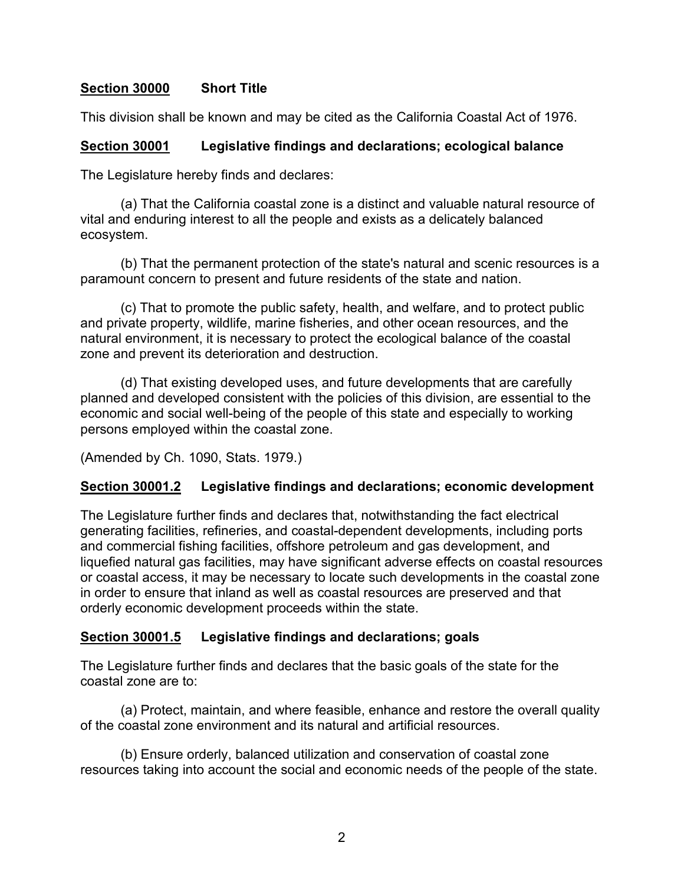**Section 30000** **Short Title**

This division shall be known and may be cited as the California Coastal Act of 1976.

**Section 30001** **Legislative findings and declarations; ecological balance**

The Legislature hereby finds and declares:

(a) That the California coastal zone is a distinct and valuable natural resource of vital and enduring interest to all the people and exists as a delicately balanced ecosystem.

(b) That the permanent protection of the state's natural and scenic resources is a paramount concern to present and future residents of the state and nation.

(c) That to promote the public safety, health, and welfare, and to protect public and private property, wildlife, marine fisheries, and other ocean resources, and the natural environment, it is necessary to protect the ecological balance of the coastal zone and prevent its deterioration and destruction.

(d) That existing developed uses, and future developments that are carefully planned and developed consistent with the policies of this division, are essential to the economic and social well-being of the people of this state and especially to working persons employed within the coastal zone.

(Amended by Ch. 1090, Stats. 1979.)

**Section 30001.2** **Legislative findings and declarations; economic development**

The Legislature further finds and declares that, notwithstanding the fact electrical generating facilities, refineries, and coastal-dependent developments, including ports and commercial fishing facilities, offshore petroleum and gas development, and liquefied natural gas facilities, may have significant adverse effects on coastal resources or coastal access, it may be necessary to locate such developments in the coastal zone in order to ensure that inland as well as coastal resources are preserved and that orderly economic development proceeds within the state.

**Section 30001.5** **Legislative findings and declarations; goals**

The Legislature further finds and declares that the basic goals of the state for the coastal zone are to:

(a) Protect, maintain, and where feasible, enhance and restore the overall quality of the coastal zone environment and its natural and artificial resources.

(b) Ensure orderly, balanced utilization and conservation of coastal zone resources taking into account the social and economic needs of the people of the state.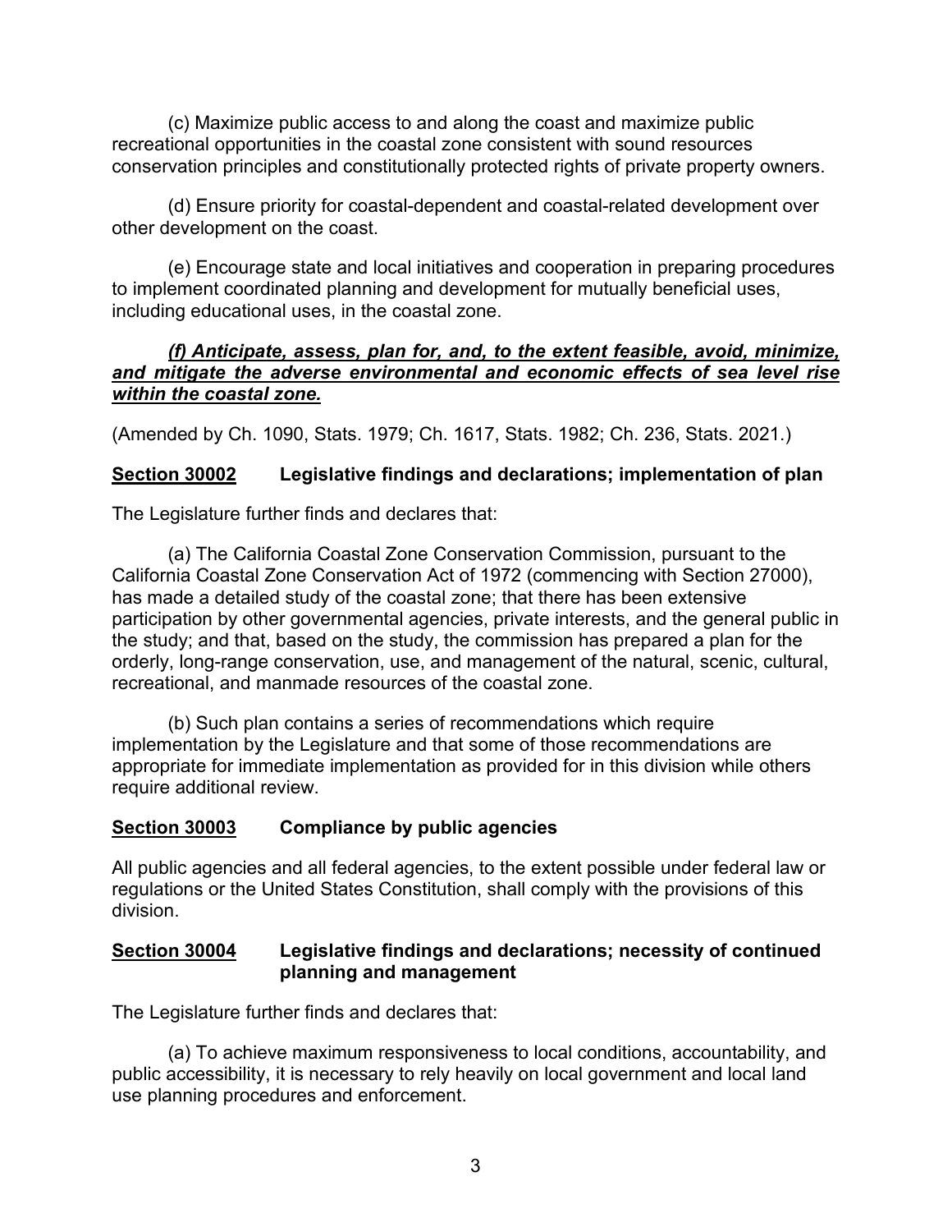(c) Maximize public access to and along the coast and maximize public recreational opportunities in the coastal zone consistent with sound resources conservation principles and constitutionally protected rights of private property owners.

(d) Ensure priority for coastal-dependent and coastal-related development over other development on the coast.

(e) Encourage state and local initiatives and cooperation in preparing procedures to implement coordinated planning and development for mutually beneficial uses, including educational uses, in the coastal zone.

***<u>(f) Anticipate, assess, plan for, and, to the extent feasible, avoid, minimize, and mitigate the adverse environmental and economic effects of sea level rise within the coastal zone.</u>***

(Amended by Ch. 1090, Stats. 1979; Ch. 1617, Stats. 1982; Ch. 236, Stats. 2021.)

### <u>Section 30002</u> Legislative findings and declarations; implementation of plan

The Legislature further finds and declares that:

(a) The California Coastal Zone Conservation Commission, pursuant to the California Coastal Zone Conservation Act of 1972 (commencing with Section 27000), has made a detailed study of the coastal zone; that there has been extensive participation by other governmental agencies, private interests, and the general public in the study; and that, based on the study, the commission has prepared a plan for the orderly, long-range conservation, use, and management of the natural, scenic, cultural, recreational, and manmade resources of the coastal zone.

(b) Such plan contains a series of recommendations which require implementation by the Legislature and that some of those recommendations are appropriate for immediate implementation as provided for in this division while others require additional review.

### <u>Section 30003</u> Compliance by public agencies

All public agencies and all federal agencies, to the extent possible under federal law or regulations or the United States Constitution, shall comply with the provisions of this division.

### <u>Section 30004</u> Legislative findings and declarations; necessity of continued planning and management

The Legislature further finds and declares that:

(a) To achieve maximum responsiveness to local conditions, accountability, and public accessibility, it is necessary to rely heavily on local government and local land use planning procedures and enforcement.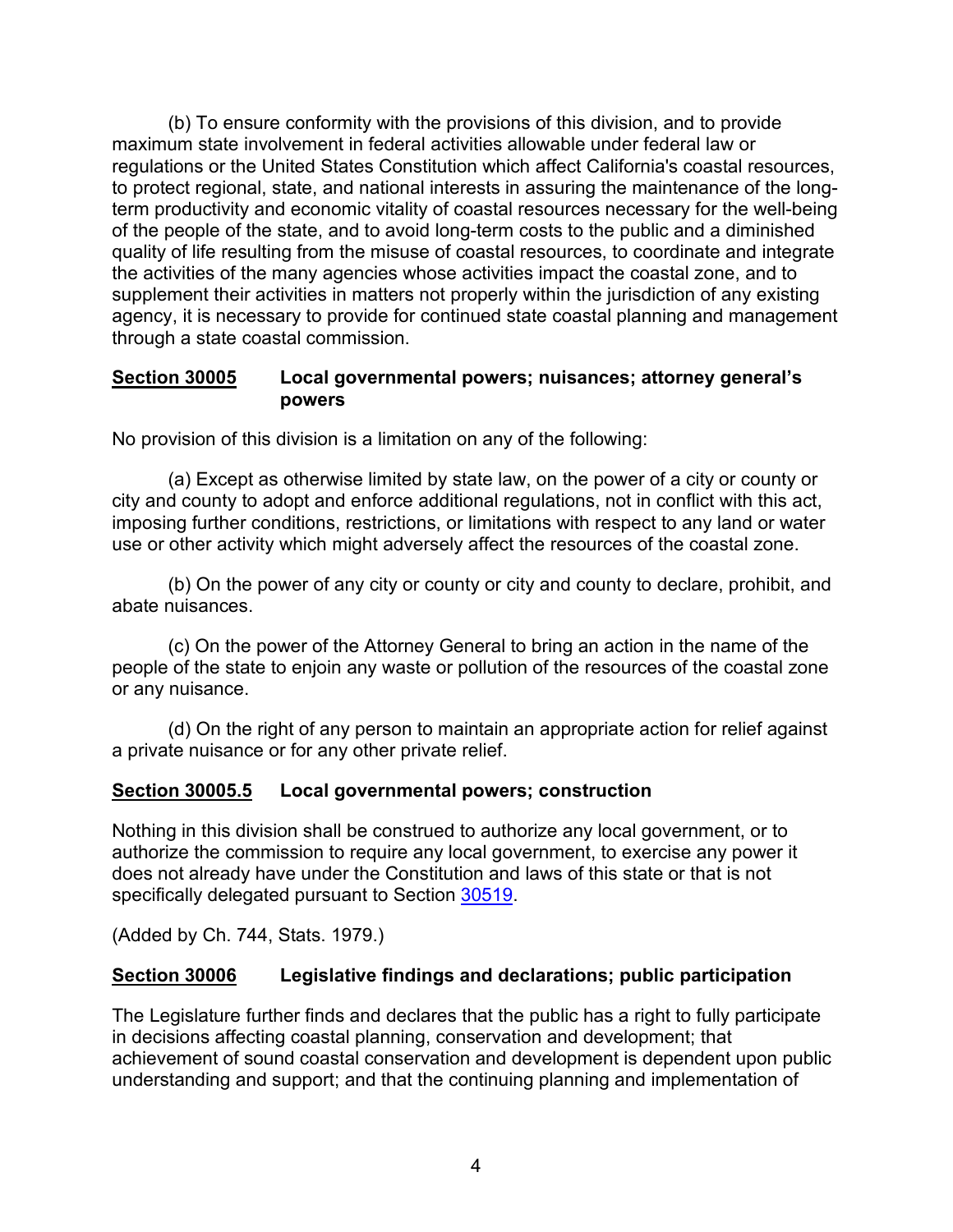(b) To ensure conformity with the provisions of this division, and to provide maximum state involvement in federal activities allowable under federal law or regulations or the United States Constitution which affect California's coastal resources, to protect regional, state, and national interests in assuring the maintenance of the long-term productivity and economic vitality of coastal resources necessary for the well-being of the people of the state, and to avoid long-term costs to the public and a diminished quality of life resulting from the misuse of coastal resources, to coordinate and integrate the activities of the many agencies whose activities impact the coastal zone, and to supplement their activities in matters not properly within the jurisdiction of any existing agency, it is necessary to provide for continued state coastal planning and management through a state coastal commission.

### Section 30005 Local governmental powers; nuisances; attorney general's powers

No provision of this division is a limitation on any of the following:

(a) Except as otherwise limited by state law, on the power of a city or county or city and county to adopt and enforce additional regulations, not in conflict with this act, imposing further conditions, restrictions, or limitations with respect to any land or water use or other activity which might adversely affect the resources of the coastal zone.

(b) On the power of any city or county or city and county to declare, prohibit, and abate nuisances.

(c) On the power of the Attorney General to bring an action in the name of the people of the state to enjoin any waste or pollution of the resources of the coastal zone or any nuisance.

(d) On the right of any person to maintain an appropriate action for relief against a private nuisance or for any other private relief.

### Section 30005.5 Local governmental powers; construction

Nothing in this division shall be construed to authorize any local government, or to authorize the commission to require any local government, to exercise any power it does not already have under the Constitution and laws of this state or that is not specifically delegated pursuant to Section 30519.

(Added by Ch. 744, Stats. 1979.)

### Section 30006 Legislative findings and declarations; public participation

The Legislature further finds and declares that the public has a right to fully participate in decisions affecting coastal planning, conservation and development; that achievement of sound coastal conservation and development is dependent upon public understanding and support; and that the continuing planning and implementation of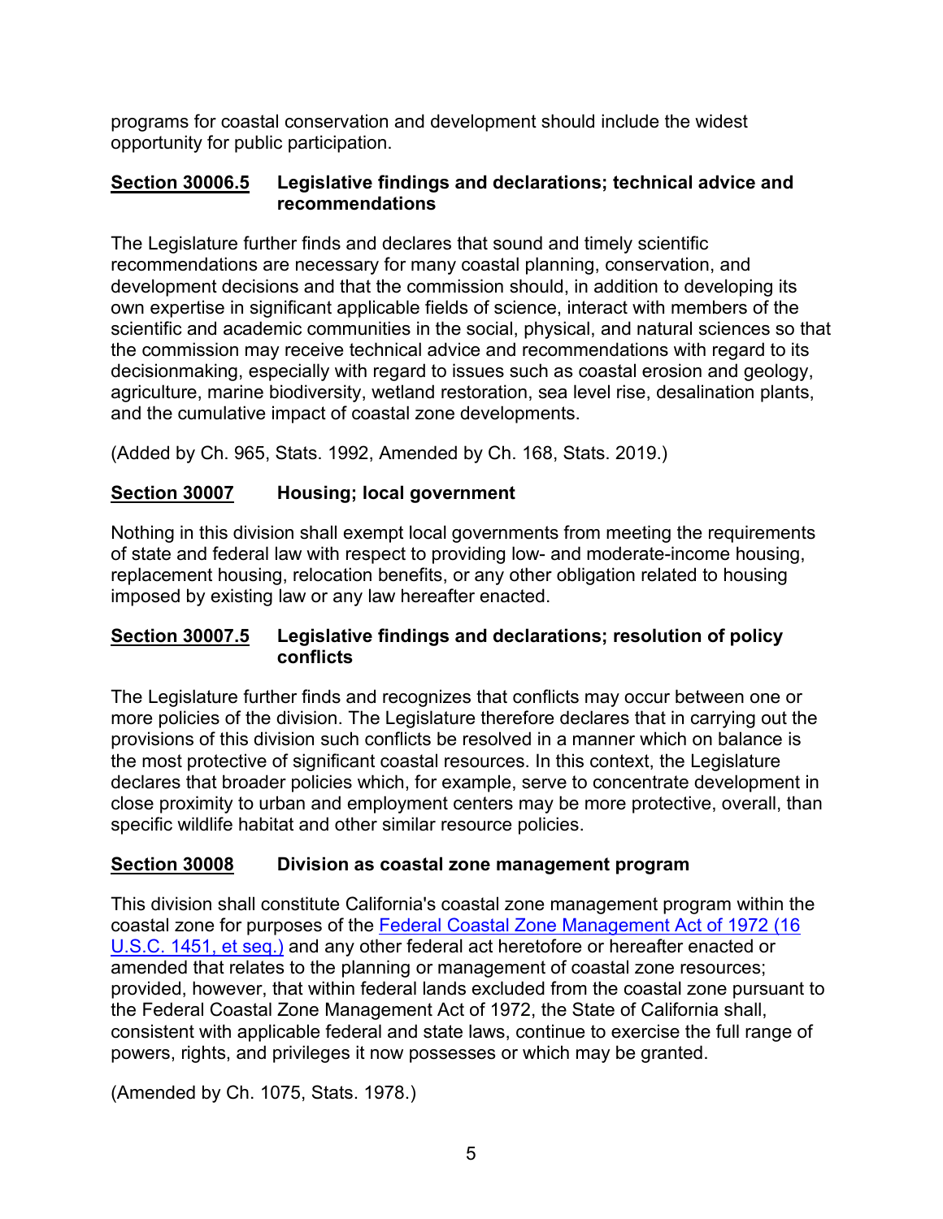programs for coastal conservation and development should include the widest opportunity for public participation.

### Section 30006.5 Legislative findings and declarations; technical advice and recommendations

The Legislature further finds and declares that sound and timely scientific recommendations are necessary for many coastal planning, conservation, and development decisions and that the commission should, in addition to developing its own expertise in significant applicable fields of science, interact with members of the scientific and academic communities in the social, physical, and natural sciences so that the commission may receive technical advice and recommendations with regard to its decisionmaking, especially with regard to issues such as coastal erosion and geology, agriculture, marine biodiversity, wetland restoration, sea level rise, desalination plants, and the cumulative impact of coastal zone developments.

(Added by Ch. 965, Stats. 1992, Amended by Ch. 168, Stats. 2019.)

### Section 30007 Housing; local government

Nothing in this division shall exempt local governments from meeting the requirements of state and federal law with respect to providing low- and moderate-income housing, replacement housing, relocation benefits, or any other obligation related to housing imposed by existing law or any law hereafter enacted.

### Section 30007.5 Legislative findings and declarations; resolution of policy conflicts

The Legislature further finds and recognizes that conflicts may occur between one or more policies of the division. The Legislature therefore declares that in carrying out the provisions of this division such conflicts be resolved in a manner which on balance is the most protective of significant coastal resources. In this context, the Legislature declares that broader policies which, for example, serve to concentrate development in close proximity to urban and employment centers may be more protective, overall, than specific wildlife habitat and other similar resource policies.

### Section 30008 Division as coastal zone management program

This division shall constitute California's coastal zone management program within the coastal zone for purposes of the Federal Coastal Zone Management Act of 1972 (16 U.S.C. 1451, et seq.) and any other federal act heretofore or hereafter enacted or amended that relates to the planning or management of coastal zone resources; provided, however, that within federal lands excluded from the coastal zone pursuant to the Federal Coastal Zone Management Act of 1972, the State of California shall, consistent with applicable federal and state laws, continue to exercise the full range of powers, rights, and privileges it now possesses or which may be granted.

(Amended by Ch. 1075, Stats. 1978.)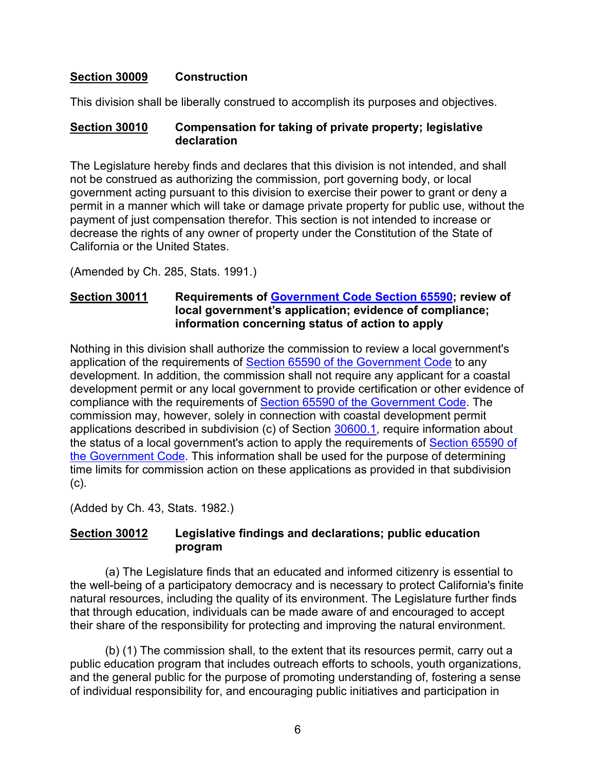**Section 30009** **Construction**

This division shall be liberally construed to accomplish its purposes and objectives.

**Section 30010** **Compensation for taking of private property; legislative declaration**

The Legislature hereby finds and declares that this division is not intended, and shall not be construed as authorizing the commission, port governing body, or local government acting pursuant to this division to exercise their power to grant or deny a permit in a manner which will take or damage private property for public use, without the payment of just compensation therefor. This section is not intended to increase or decrease the rights of any owner of property under the Constitution of the State of California or the United States.

(Amended by Ch. 285, Stats. 1991.)

**Section 30011** **Requirements of Government Code Section 65590; review of local government's application; evidence of compliance; information concerning status of action to apply**

Nothing in this division shall authorize the commission to review a local government's application of the requirements of Section 65590 of the Government Code to any development. In addition, the commission shall not require any applicant for a coastal development permit or any local government to provide certification or other evidence of compliance with the requirements of Section 65590 of the Government Code. The commission may, however, solely in connection with coastal development permit applications described in subdivision (c) of Section 30600.1, require information about the status of a local government's action to apply the requirements of Section 65590 of the Government Code. This information shall be used for the purpose of determining time limits for commission action on these applications as provided in that subdivision (c).

(Added by Ch. 43, Stats. 1982.)

**Section 30012** **Legislative findings and declarations; public education program**

(a) The Legislature finds that an educated and informed citizenry is essential to the well-being of a participatory democracy and is necessary to protect California's finite natural resources, including the quality of its environment. The Legislature further finds that through education, individuals can be made aware of and encouraged to accept their share of the responsibility for protecting and improving the natural environment.

(b) (1) The commission shall, to the extent that its resources permit, carry out a public education program that includes outreach efforts to schools, youth organizations, and the general public for the purpose of promoting understanding of, fostering a sense of individual responsibility for, and encouraging public initiatives and participation in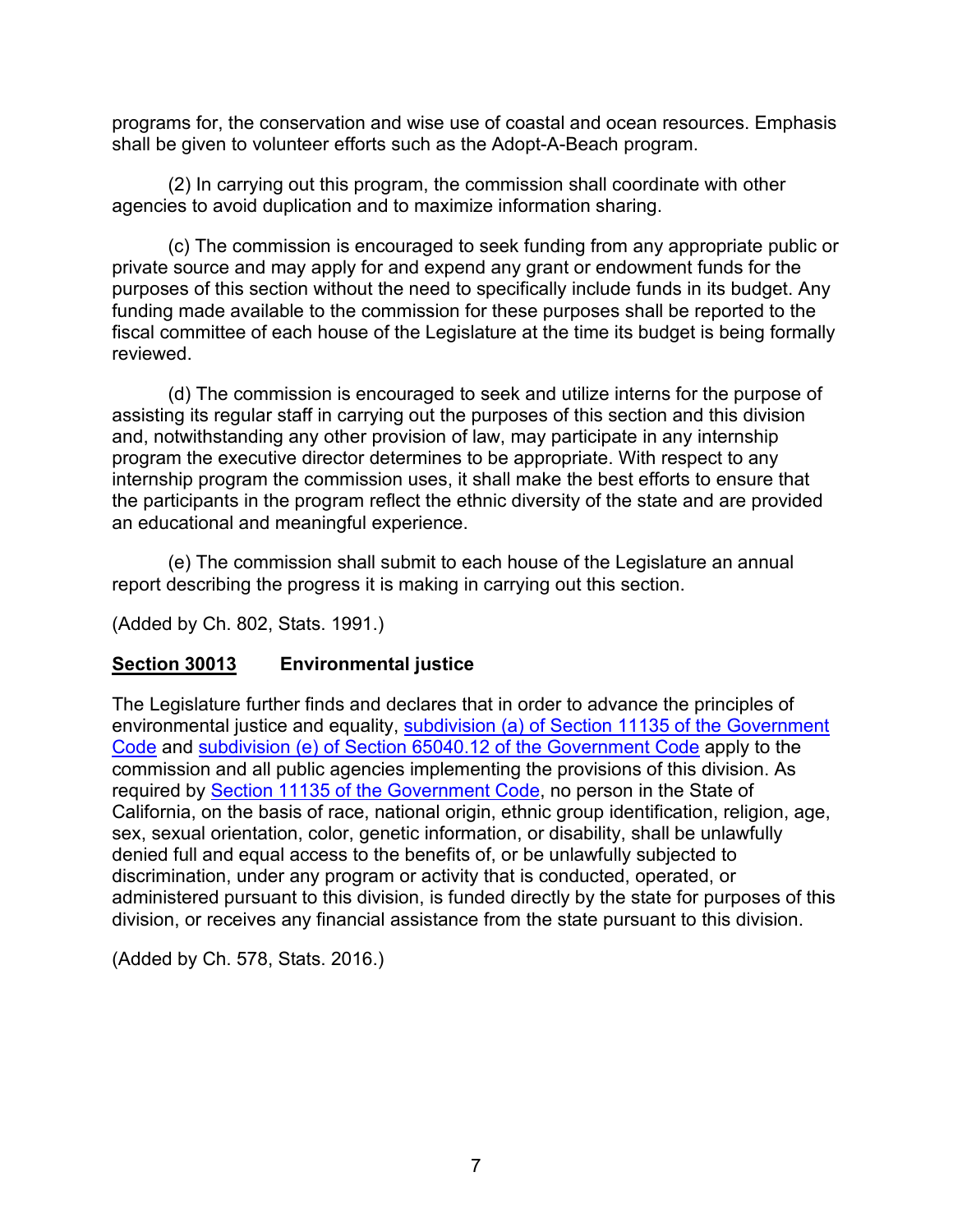programs for, the conservation and wise use of coastal and ocean resources. Emphasis shall be given to volunteer efforts such as the Adopt-A-Beach program.

(2) In carrying out this program, the commission shall coordinate with other agencies to avoid duplication and to maximize information sharing.

(c) The commission is encouraged to seek funding from any appropriate public or private source and may apply for and expend any grant or endowment funds for the purposes of this section without the need to specifically include funds in its budget. Any funding made available to the commission for these purposes shall be reported to the fiscal committee of each house of the Legislature at the time its budget is being formally reviewed.

(d) The commission is encouraged to seek and utilize interns for the purpose of assisting its regular staff in carrying out the purposes of this section and this division and, notwithstanding any other provision of law, may participate in any internship program the executive director determines to be appropriate. With respect to any internship program the commission uses, it shall make the best efforts to ensure that the participants in the program reflect the ethnic diversity of the state and are provided an educational and meaningful experience.

(e) The commission shall submit to each house of the Legislature an annual report describing the progress it is making in carrying out this section.

(Added by Ch. 802, Stats. 1991.)

### Section 30013 Environmental justice

The Legislature further finds and declares that in order to advance the principles of environmental justice and equality, subdivision (a) of Section 11135 of the Government Code and subdivision (e) of Section 65040.12 of the Government Code apply to the commission and all public agencies implementing the provisions of this division. As required by Section 11135 of the Government Code, no person in the State of California, on the basis of race, national origin, ethnic group identification, religion, age, sex, sexual orientation, color, genetic information, or disability, shall be unlawfully denied full and equal access to the benefits of, or be unlawfully subjected to discrimination, under any program or activity that is conducted, operated, or administered pursuant to this division, is funded directly by the state for purposes of this division, or receives any financial assistance from the state pursuant to this division.

(Added by Ch. 578, Stats. 2016.)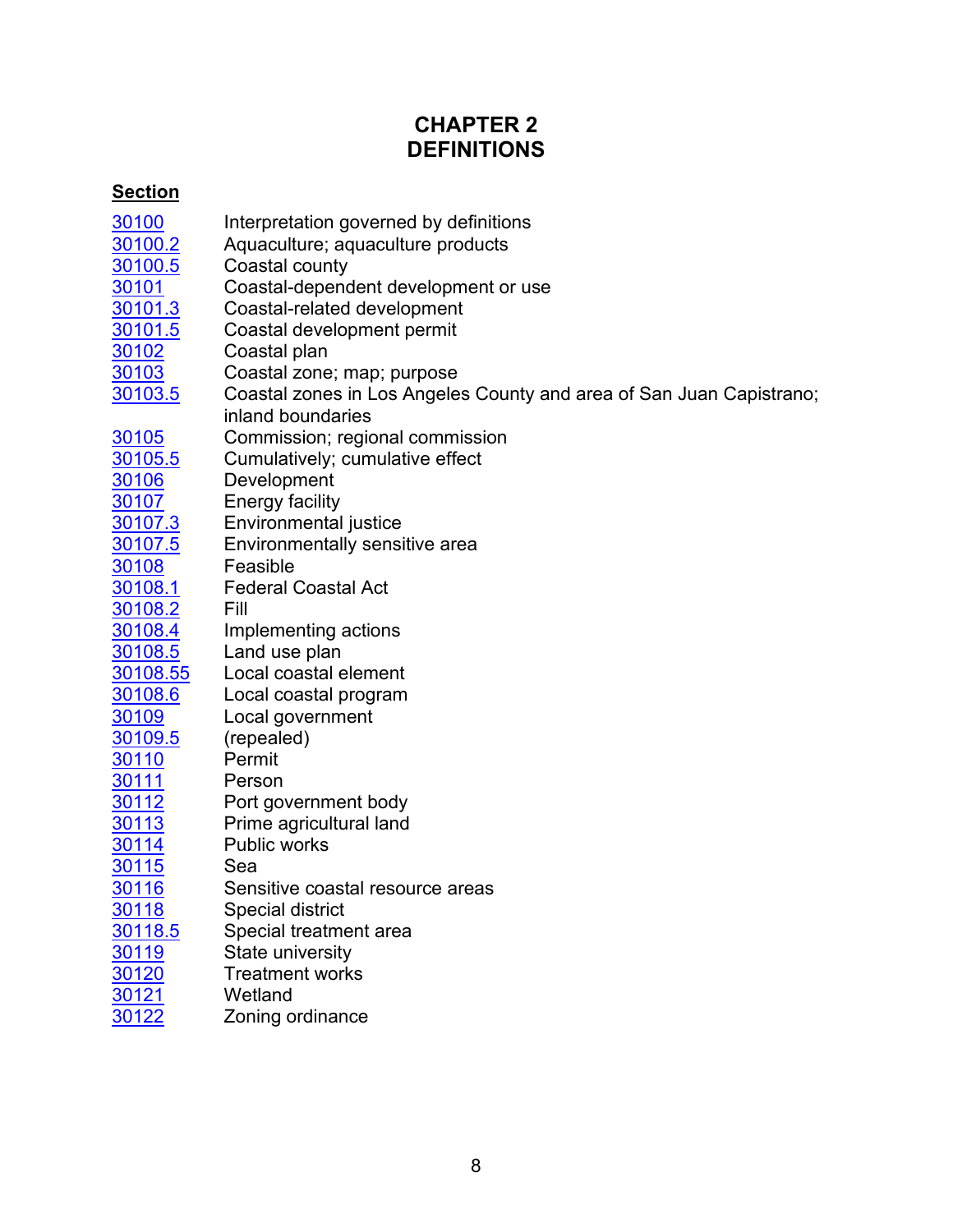# CHAPTER 2
# DEFINITIONS

| Section | |
|---|---|
| 30100 | Interpretation governed by definitions |
| 30100.2 | Aquaculture; aquaculture products |
| 30100.5 | Coastal county |
| 30101 | Coastal-dependent development or use |
| 30101.3 | Coastal-related development |
| 30101.5 | Coastal development permit |
| 30102 | Coastal plan |
| 30103 | Coastal zone; map; purpose |
| 30103.5 | Coastal zones in Los Angeles County and area of San Juan Capistrano; inland boundaries |
| 30105 | Commission; regional commission |
| 30105.5 | Cumulatively; cumulative effect |
| 30106 | Development |
| 30107 | Energy facility |
| 30107.3 | Environmental justice |
| 30107.5 | Environmentally sensitive area |
| 30108 | Feasible |
| 30108.1 | Federal Coastal Act |
| 30108.2 | Fill |
| 30108.4 | Implementing actions |
| 30108.5 | Land use plan |
| 30108.55 | Local coastal element |
| 30108.6 | Local coastal program |
| 30109 | Local government |
| 30109.5 | (repealed) |
| 30110 | Permit |
| 30111 | Person |
| 30112 | Port government body |
| 30113 | Prime agricultural land |
| 30114 | Public works |
| 30115 | Sea |
| 30116 | Sensitive coastal resource areas |
| 30118 | Special district |
| 30118.5 | Special treatment area |
| 30119 | State university |
| 30120 | Treatment works |
| 30121 | Wetland |
| 30122 | Zoning ordinance |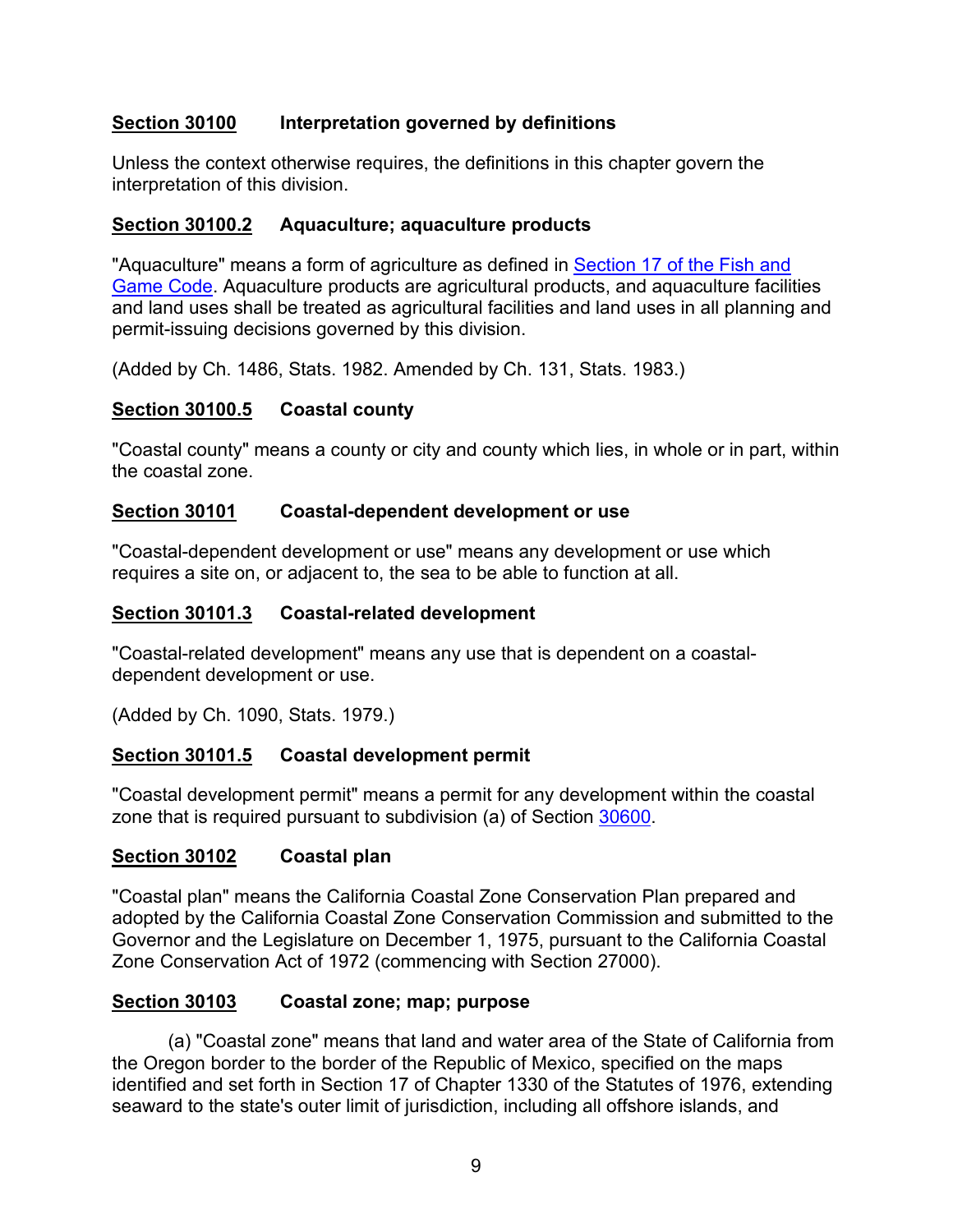**Section 30100** **Interpretation governed by definitions**

Unless the context otherwise requires, the definitions in this chapter govern the interpretation of this division.

**Section 30100.2** **Aquaculture; aquaculture products**

"Aquaculture" means a form of agriculture as defined in [Section 17 of the Fish and Game Code](). Aquaculture products are agricultural products, and aquaculture facilities and land uses shall be treated as agricultural facilities and land uses in all planning and permit-issuing decisions governed by this division.

(Added by Ch. 1486, Stats. 1982. Amended by Ch. 131, Stats. 1983.)

**Section 30100.5** **Coastal county**

"Coastal county" means a county or city and county which lies, in whole or in part, within the coastal zone.

**Section 30101** **Coastal-dependent development or use**

"Coastal-dependent development or use" means any development or use which requires a site on, or adjacent to, the sea to be able to function at all.

**Section 30101.3** **Coastal-related development**

"Coastal-related development" means any use that is dependent on a coastal-dependent development or use.

(Added by Ch. 1090, Stats. 1979.)

**Section 30101.5** **Coastal development permit**

"Coastal development permit" means a permit for any development within the coastal zone that is required pursuant to subdivision (a) of Section [30600]().

**Section 30102** **Coastal plan**

"Coastal plan" means the California Coastal Zone Conservation Plan prepared and adopted by the California Coastal Zone Conservation Commission and submitted to the Governor and the Legislature on December 1, 1975, pursuant to the California Coastal Zone Conservation Act of 1972 (commencing with Section 27000).

**Section 30103** **Coastal zone; map; purpose**

(a) "Coastal zone" means that land and water area of the State of California from the Oregon border to the border of the Republic of Mexico, specified on the maps identified and set forth in Section 17 of Chapter 1330 of the Statutes of 1976, extending seaward to the state's outer limit of jurisdiction, including all offshore islands, and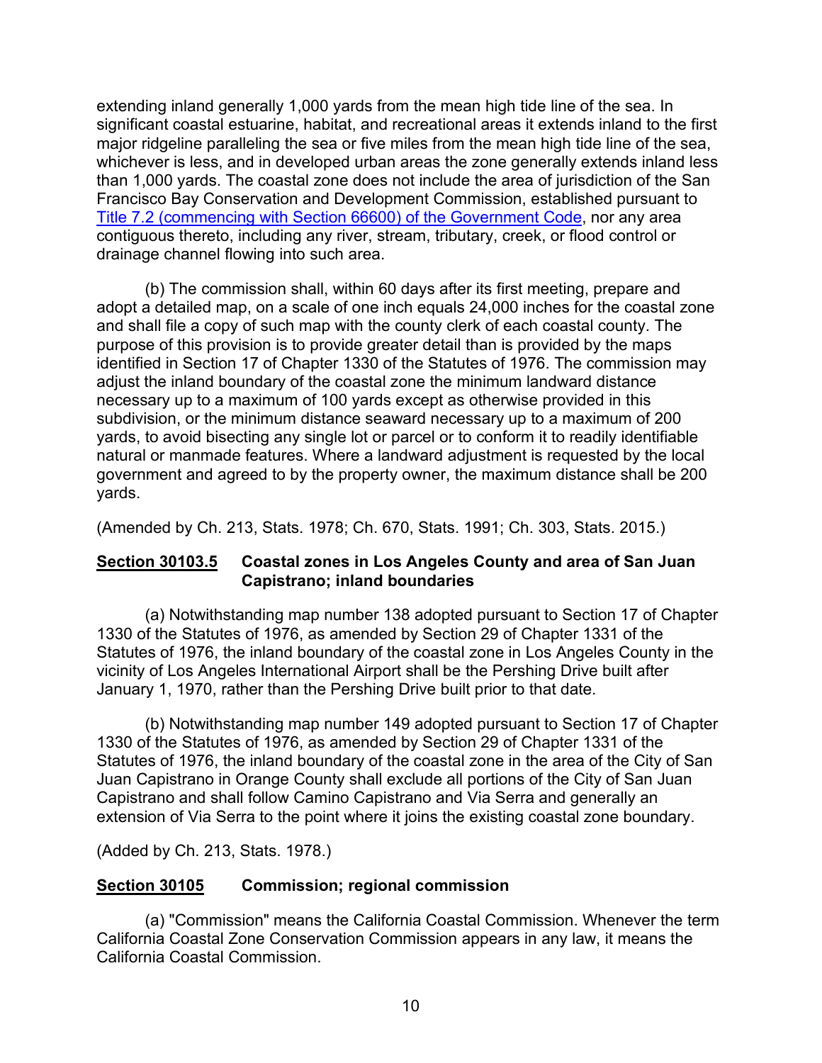extending inland generally 1,000 yards from the mean high tide line of the sea. In significant coastal estuarine, habitat, and recreational areas it extends inland to the first major ridgeline paralleling the sea or five miles from the mean high tide line of the sea, whichever is less, and in developed urban areas the zone generally extends inland less than 1,000 yards. The coastal zone does not include the area of jurisdiction of the San Francisco Bay Conservation and Development Commission, established pursuant to [Title 7.2 (commencing with Section 66600) of the Government Code](), nor any area contiguous thereto, including any river, stream, tributary, creek, or flood control or drainage channel flowing into such area.

(b) The commission shall, within 60 days after its first meeting, prepare and adopt a detailed map, on a scale of one inch equals 24,000 inches for the coastal zone and shall file a copy of such map with the county clerk of each coastal county. The purpose of this provision is to provide greater detail than is provided by the maps identified in Section 17 of Chapter 1330 of the Statutes of 1976. The commission may adjust the inland boundary of the coastal zone the minimum landward distance necessary up to a maximum of 100 yards except as otherwise provided in this subdivision, or the minimum distance seaward necessary up to a maximum of 200 yards, to avoid bisecting any single lot or parcel or to conform it to readily identifiable natural or manmade features. Where a landward adjustment is requested by the local government and agreed to by the property owner, the maximum distance shall be 200 yards.

(Amended by Ch. 213, Stats. 1978; Ch. 670, Stats. 1991; Ch. 303, Stats. 2015.)

### <u>Section 30103.5</u> Coastal zones in Los Angeles County and area of San Juan Capistrano; inland boundaries

(a) Notwithstanding map number 138 adopted pursuant to Section 17 of Chapter 1330 of the Statutes of 1976, as amended by Section 29 of Chapter 1331 of the Statutes of 1976, the inland boundary of the coastal zone in Los Angeles County in the vicinity of Los Angeles International Airport shall be the Pershing Drive built after January 1, 1970, rather than the Pershing Drive built prior to that date.

(b) Notwithstanding map number 149 adopted pursuant to Section 17 of Chapter 1330 of the Statutes of 1976, as amended by Section 29 of Chapter 1331 of the Statutes of 1976, the inland boundary of the coastal zone in the area of the City of San Juan Capistrano in Orange County shall exclude all portions of the City of San Juan Capistrano and shall follow Camino Capistrano and Via Serra and generally an extension of Via Serra to the point where it joins the existing coastal zone boundary.

(Added by Ch. 213, Stats. 1978.)

### <u>Section 30105</u> Commission; regional commission

(a) "Commission" means the California Coastal Commission. Whenever the term California Coastal Zone Conservation Commission appears in any law, it means the California Coastal Commission.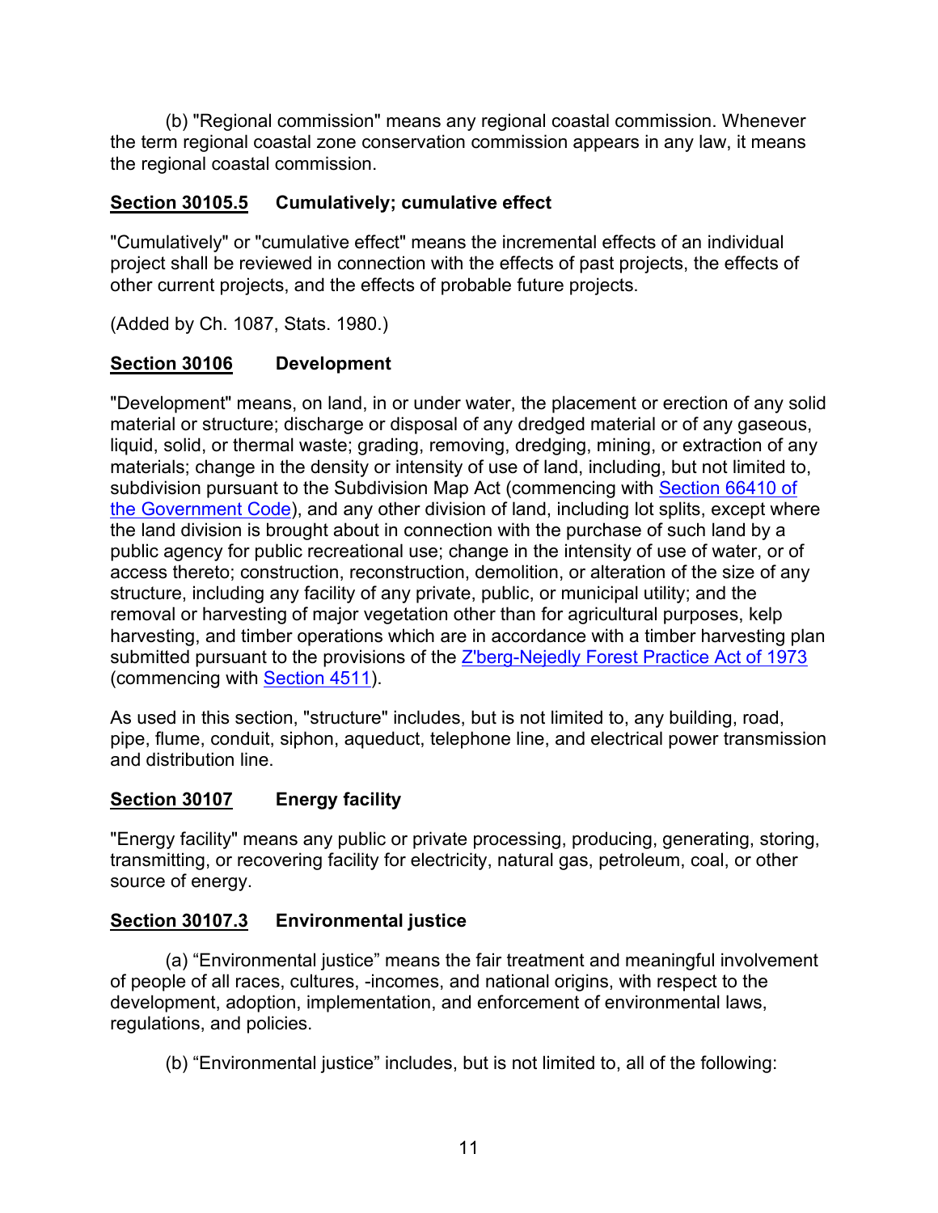(b) "Regional commission" means any regional coastal commission. Whenever the term regional coastal zone conservation commission appears in any law, it means the regional coastal commission.

**Section 30105.5 Cumulatively; cumulative effect**

"Cumulatively" or "cumulative effect" means the incremental effects of an individual project shall be reviewed in connection with the effects of past projects, the effects of other current projects, and the effects of probable future projects.

(Added by Ch. 1087, Stats. 1980.)

**Section 30106 Development**

"Development" means, on land, in or under water, the placement or erection of any solid material or structure; discharge or disposal of any dredged material or of any gaseous, liquid, solid, or thermal waste; grading, removing, dredging, mining, or extraction of any materials; change in the density or intensity of use of land, including, but not limited to, subdivision pursuant to the Subdivision Map Act (commencing with Section 66410 of the Government Code), and any other division of land, including lot splits, except where the land division is brought about in connection with the purchase of such land by a public agency for public recreational use; change in the intensity of use of water, or of access thereto; construction, reconstruction, demolition, or alteration of the size of any structure, including any facility of any private, public, or municipal utility; and the removal or harvesting of major vegetation other than for agricultural purposes, kelp harvesting, and timber operations which are in accordance with a timber harvesting plan submitted pursuant to the provisions of the Z'berg-Nejedly Forest Practice Act of 1973 (commencing with Section 4511).

As used in this section, "structure" includes, but is not limited to, any building, road, pipe, flume, conduit, siphon, aqueduct, telephone line, and electrical power transmission and distribution line.

**Section 30107 Energy facility**

"Energy facility" means any public or private processing, producing, generating, storing, transmitting, or recovering facility for electricity, natural gas, petroleum, coal, or other source of energy.

**Section 30107.3 Environmental justice**

(a) “Environmental justice” means the fair treatment and meaningful involvement of people of all races, cultures, -incomes, and national origins, with respect to the development, adoption, implementation, and enforcement of environmental laws, regulations, and policies.

(b) “Environmental justice” includes, but is not limited to, all of the following: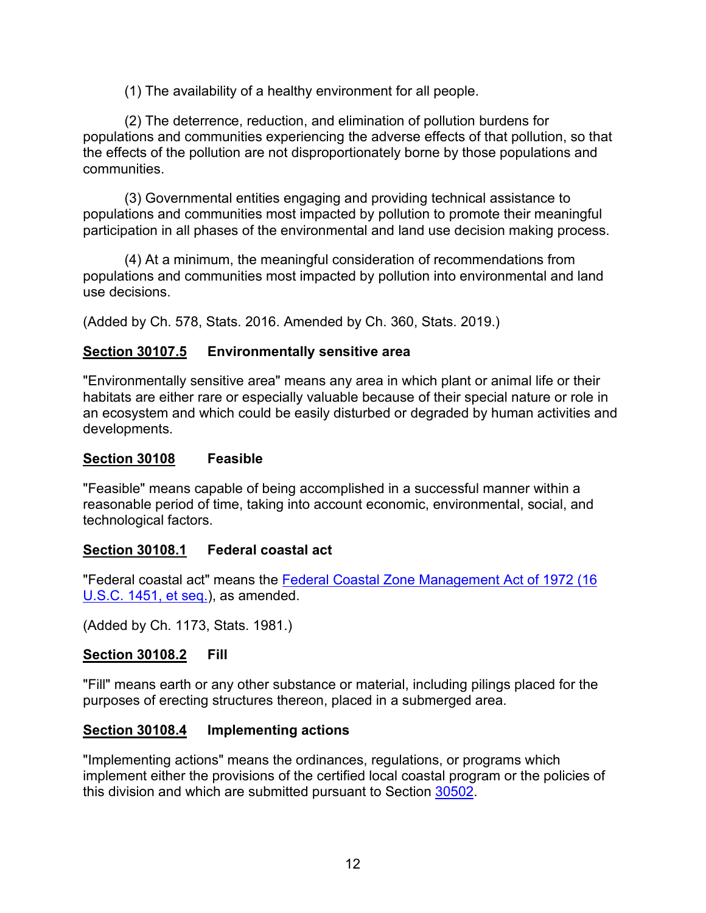(1) The availability of a healthy environment for all people.

(2) The deterrence, reduction, and elimination of pollution burdens for populations and communities experiencing the adverse effects of that pollution, so that the effects of the pollution are not disproportionately borne by those populations and communities.

(3) Governmental entities engaging and providing technical assistance to populations and communities most impacted by pollution to promote their meaningful participation in all phases of the environmental and land use decision making process.

(4) At a minimum, the meaningful consideration of recommendations from populations and communities most impacted by pollution into environmental and land use decisions.

(Added by Ch. 578, Stats. 2016. Amended by Ch. 360, Stats. 2019.)

### Section 30107.5 Environmentally sensitive area

"Environmentally sensitive area" means any area in which plant or animal life or their habitats are either rare or especially valuable because of their special nature or role in an ecosystem and which could be easily disturbed or degraded by human activities and developments.

### Section 30108 Feasible

"Feasible" means capable of being accomplished in a successful manner within a reasonable period of time, taking into account economic, environmental, social, and technological factors.

### Section 30108.1 Federal coastal act

"Federal coastal act" means the Federal Coastal Zone Management Act of 1972 (16 U.S.C. 1451, et seq.), as amended.

(Added by Ch. 1173, Stats. 1981.)

### Section 30108.2 Fill

"Fill" means earth or any other substance or material, including pilings placed for the purposes of erecting structures thereon, placed in a submerged area.

### Section 30108.4 Implementing actions

"Implementing actions" means the ordinances, regulations, or programs which implement either the provisions of the certified local coastal program or the policies of this division and which are submitted pursuant to Section 30502.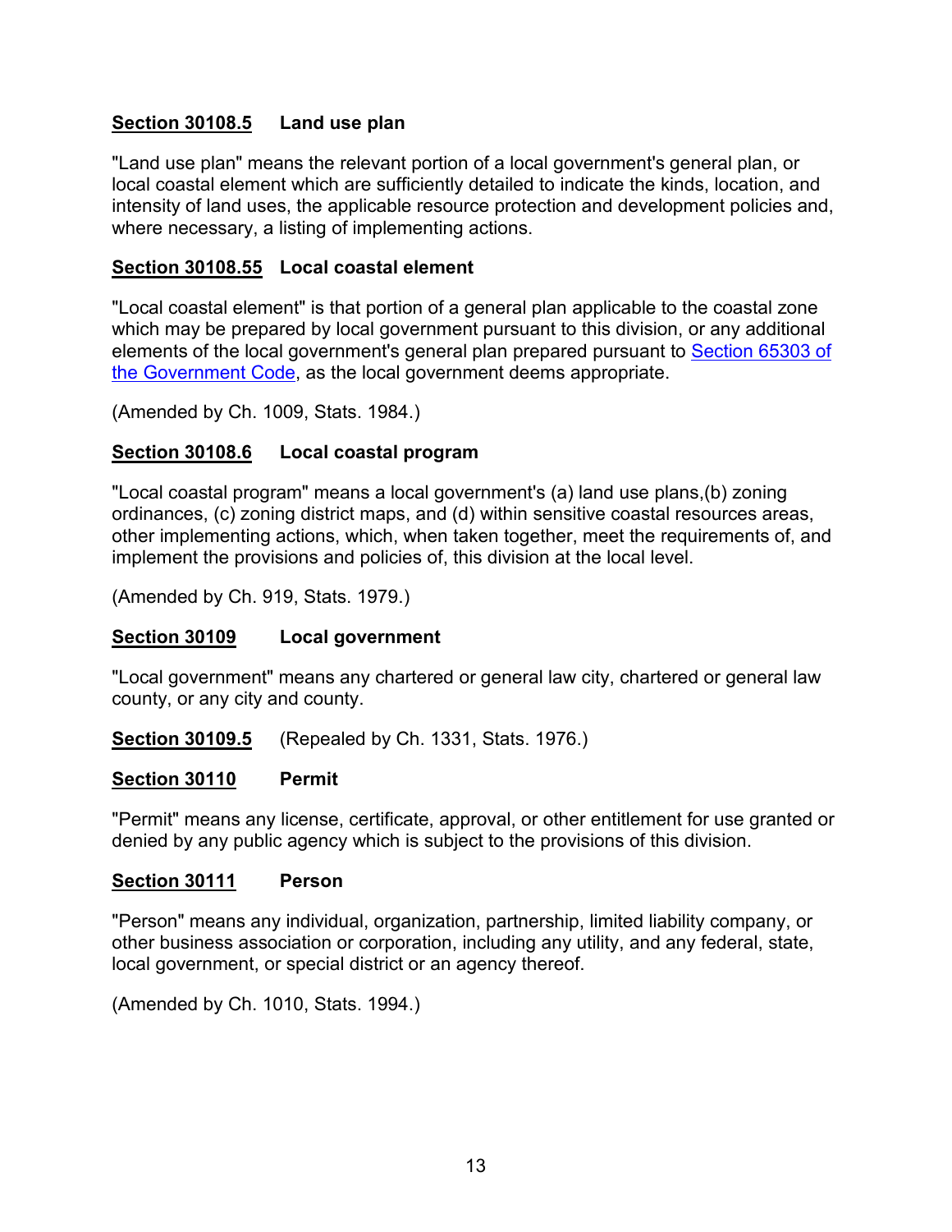**Section 30108.5 Land use plan**

"Land use plan" means the relevant portion of a local government's general plan, or local coastal element which are sufficiently detailed to indicate the kinds, location, and intensity of land uses, the applicable resource protection and development policies and, where necessary, a listing of implementing actions.

**Section 30108.55 Local coastal element**

"Local coastal element" is that portion of a general plan applicable to the coastal zone which may be prepared by local government pursuant to this division, or any additional elements of the local government's general plan prepared pursuant to Section 65303 of the Government Code, as the local government deems appropriate.

(Amended by Ch. 1009, Stats. 1984.)

**Section 30108.6 Local coastal program**

"Local coastal program" means a local government's (a) land use plans,(b) zoning ordinances, (c) zoning district maps, and (d) within sensitive coastal resources areas, other implementing actions, which, when taken together, meet the requirements of, and implement the provisions and policies of, this division at the local level.

(Amended by Ch. 919, Stats. 1979.)

**Section 30109 Local government**

"Local government" means any chartered or general law city, chartered or general law county, or any city and county.

**Section 30109.5** (Repealed by Ch. 1331, Stats. 1976.)

**Section 30110 Permit**

"Permit" means any license, certificate, approval, or other entitlement for use granted or denied by any public agency which is subject to the provisions of this division.

**Section 30111 Person**

"Person" means any individual, organization, partnership, limited liability company, or other business association or corporation, including any utility, and any federal, state, local government, or special district or an agency thereof.

(Amended by Ch. 1010, Stats. 1994.)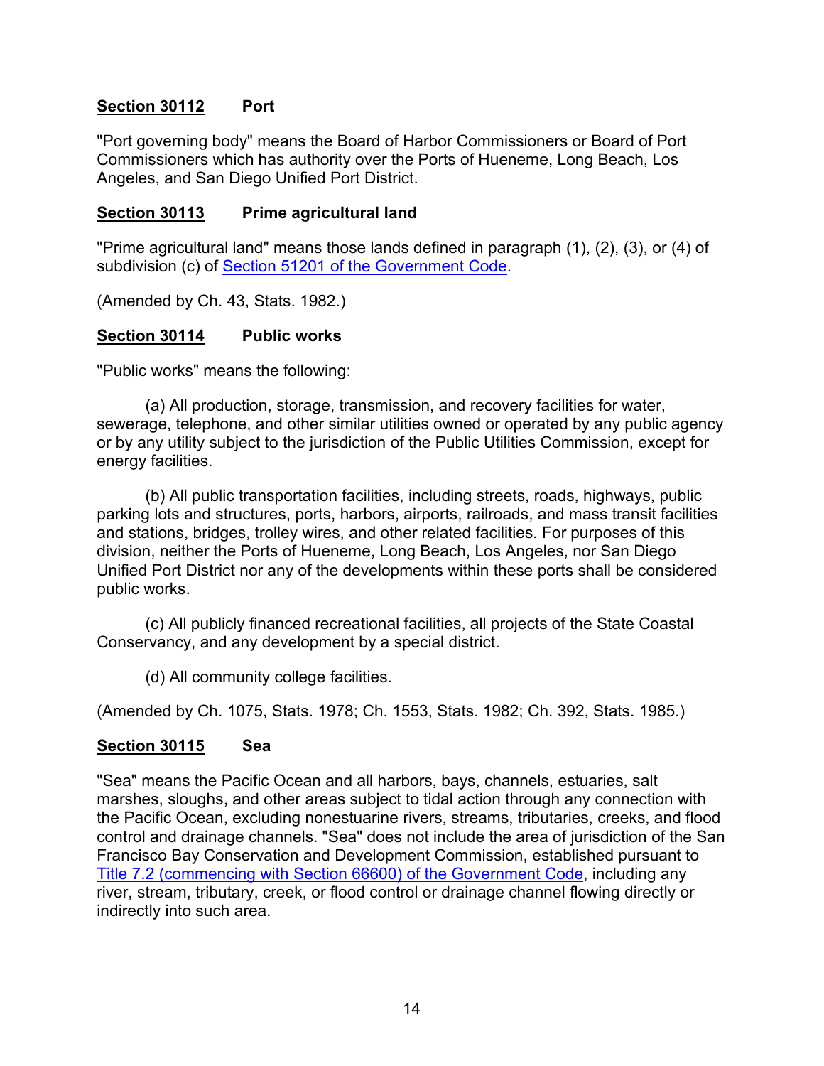### **Section 30112** Port

"Port governing body" means the Board of Harbor Commissioners or Board of Port Commissioners which has authority over the Ports of Hueneme, Long Beach, Los Angeles, and San Diego Unified Port District.

### **Section 30113** Prime agricultural land

"Prime agricultural land" means those lands defined in paragraph (1), (2), (3), or (4) of subdivision (c) of [Section 51201 of the Government Code](#).

(Amended by Ch. 43, Stats. 1982.)

### **Section 30114** Public works

"Public works" means the following:

(a) All production, storage, transmission, and recovery facilities for water, sewerage, telephone, and other similar utilities owned or operated by any public agency or by any utility subject to the jurisdiction of the Public Utilities Commission, except for energy facilities.

(b) All public transportation facilities, including streets, roads, highways, public parking lots and structures, ports, harbors, airports, railroads, and mass transit facilities and stations, bridges, trolley wires, and other related facilities. For purposes of this division, neither the Ports of Hueneme, Long Beach, Los Angeles, nor San Diego Unified Port District nor any of the developments within these ports shall be considered public works.

(c) All publicly financed recreational facilities, all projects of the State Coastal Conservancy, and any development by a special district.

(d) All community college facilities.

(Amended by Ch. 1075, Stats. 1978; Ch. 1553, Stats. 1982; Ch. 392, Stats. 1985.)

### **Section 30115** Sea

"Sea" means the Pacific Ocean and all harbors, bays, channels, estuaries, salt marshes, sloughs, and other areas subject to tidal action through any connection with the Pacific Ocean, excluding nonestuarine rivers, streams, tributaries, creeks, and flood control and drainage channels. "Sea" does not include the area of jurisdiction of the San Francisco Bay Conservation and Development Commission, established pursuant to [Title 7.2 (commencing with Section 66600) of the Government Code](#), including any river, stream, tributary, creek, or flood control or drainage channel flowing directly or indirectly into such area.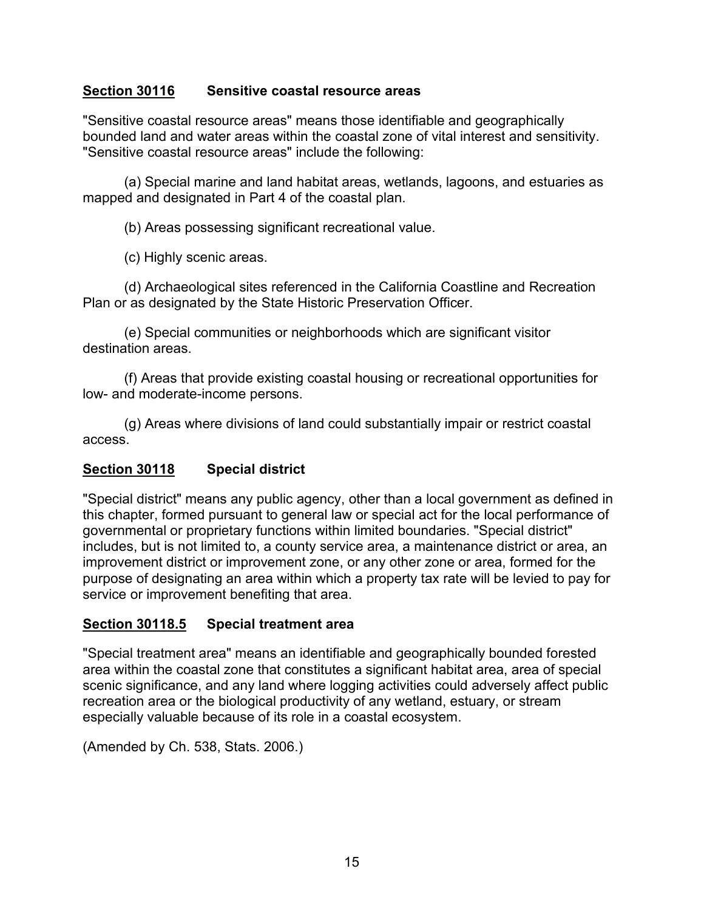### **Section 30116** **Sensitive coastal resource areas**

"Sensitive coastal resource areas" means those identifiable and geographically bounded land and water areas within the coastal zone of vital interest and sensitivity. "Sensitive coastal resource areas" include the following:

(a) Special marine and land habitat areas, wetlands, lagoons, and estuaries as mapped and designated in Part 4 of the coastal plan.

(b) Areas possessing significant recreational value.

(c) Highly scenic areas.

(d) Archaeological sites referenced in the California Coastline and Recreation Plan or as designated by the State Historic Preservation Officer.

(e) Special communities or neighborhoods which are significant visitor destination areas.

(f) Areas that provide existing coastal housing or recreational opportunities for low- and moderate-income persons.

(g) Areas where divisions of land could substantially impair or restrict coastal access.

### **Section 30118** **Special district**

"Special district" means any public agency, other than a local government as defined in this chapter, formed pursuant to general law or special act for the local performance of governmental or proprietary functions within limited boundaries. "Special district" includes, but is not limited to, a county service area, a maintenance district or area, an improvement district or improvement zone, or any other zone or area, formed for the purpose of designating an area within which a property tax rate will be levied to pay for service or improvement benefiting that area.

### **Section 30118.5** **Special treatment area**

"Special treatment area" means an identifiable and geographically bounded forested area within the coastal zone that constitutes a significant habitat area, area of special scenic significance, and any land where logging activities could adversely affect public recreation area or the biological productivity of any wetland, estuary, or stream especially valuable because of its role in a coastal ecosystem.

(Amended by Ch. 538, Stats. 2006.)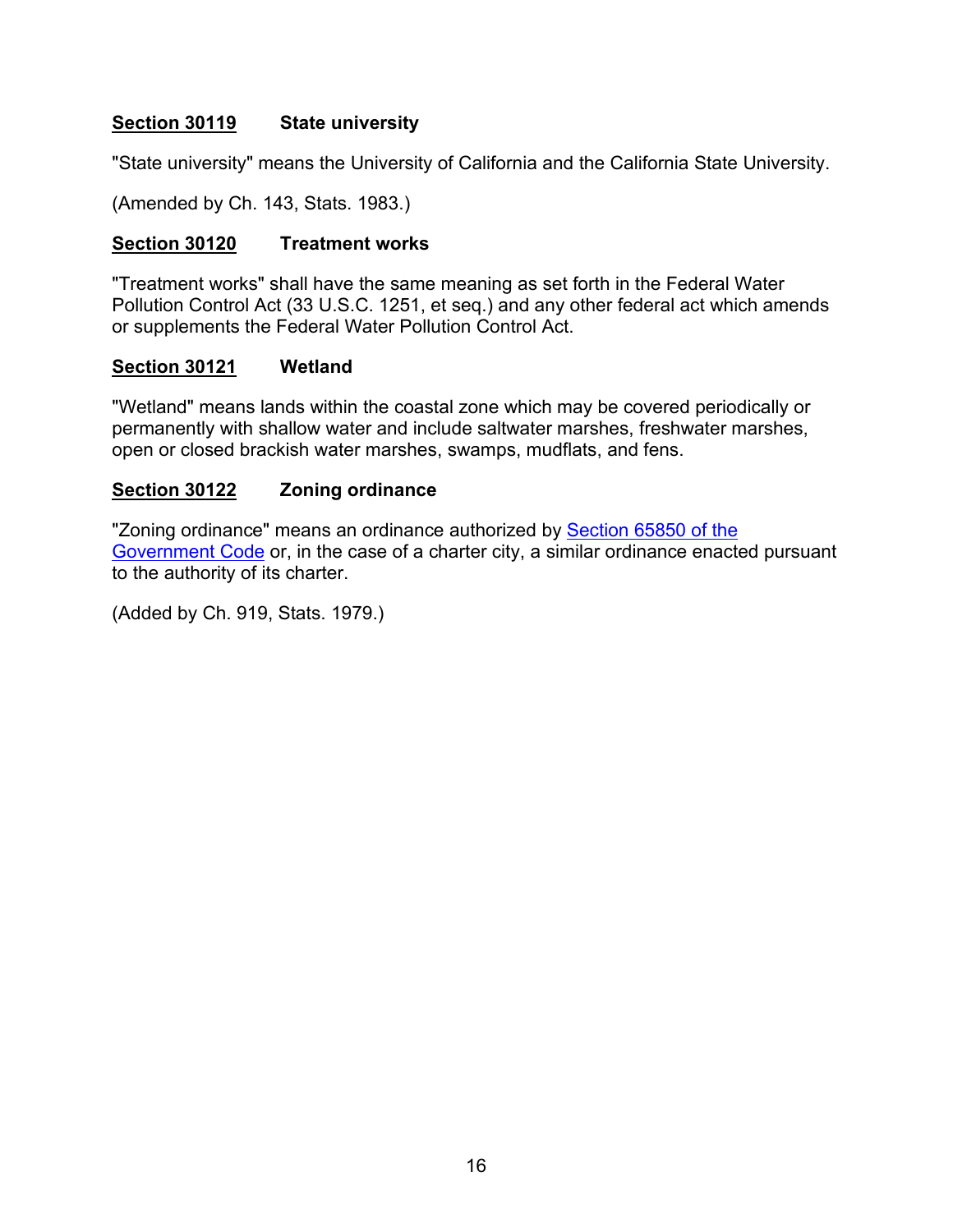### **Section 30119** State university

"State university" means the University of California and the California State University.

(Amended by Ch. 143, Stats. 1983.)

### **Section 30120** Treatment works

"Treatment works" shall have the same meaning as set forth in the Federal Water Pollution Control Act (33 U.S.C. 1251, et seq.) and any other federal act which amends or supplements the Federal Water Pollution Control Act.

### **Section 30121** Wetland

"Wetland" means lands within the coastal zone which may be covered periodically or permanently with shallow water and include saltwater marshes, freshwater marshes, open or closed brackish water marshes, swamps, mudflats, and fens.

### **Section 30122** Zoning ordinance

"Zoning ordinance" means an ordinance authorized by Section 65850 of the Government Code or, in the case of a charter city, a similar ordinance enacted pursuant to the authority of its charter.

(Added by Ch. 919, Stats. 1979.)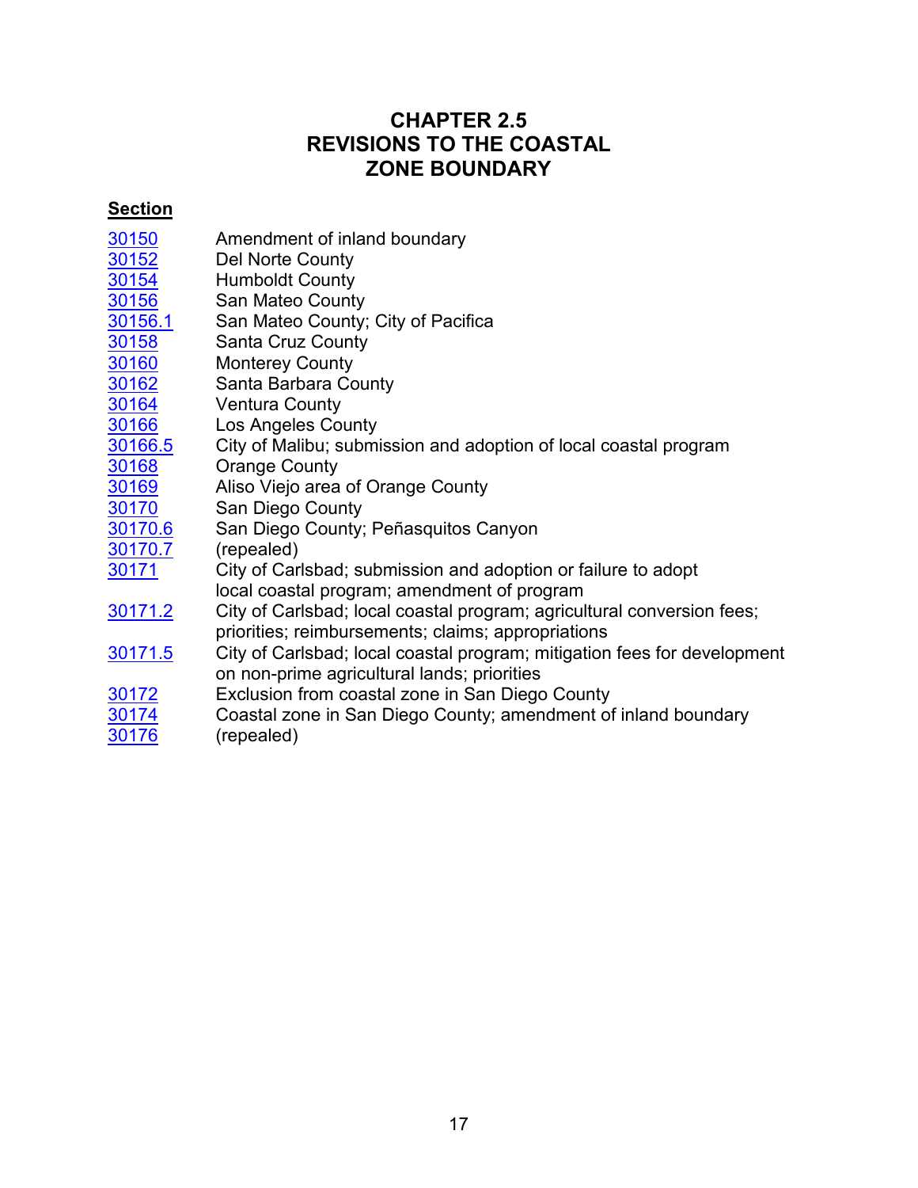# CHAPTER 2.5
# REVISIONS TO THE COASTAL ZONE BOUNDARY

**Section**

| | |
|---|---|
| 30150 | Amendment of inland boundary |
| 30152 | Del Norte County |
| 30154 | Humboldt County |
| 30156 | San Mateo County |
| 30156.1 | San Mateo County; City of Pacifica |
| 30158 | Santa Cruz County |
| 30160 | Monterey County |
| 30162 | Santa Barbara County |
| 30164 | Ventura County |
| 30166 | Los Angeles County |
| 30166.5 | City of Malibu; submission and adoption of local coastal program |
| 30168 | Orange County |
| 30169 | Aliso Viejo area of Orange County |
| 30170 | San Diego County |
| 30170.6 | San Diego County; Peñasquitos Canyon |
| 30170.7 | (repealed) |
| 30171 | City of Carlsbad; submission and adoption or failure to adopt local coastal program; amendment of program |
| 30171.2 | City of Carlsbad; local coastal program; agricultural conversion fees; priorities; reimbursements; claims; appropriations |
| 30171.5 | City of Carlsbad; local coastal program; mitigation fees for development on non-prime agricultural lands; priorities |
| 30172 | Exclusion from coastal zone in San Diego County |
| 30174 | Coastal zone in San Diego County; amendment of inland boundary |
| 30176 | (repealed) |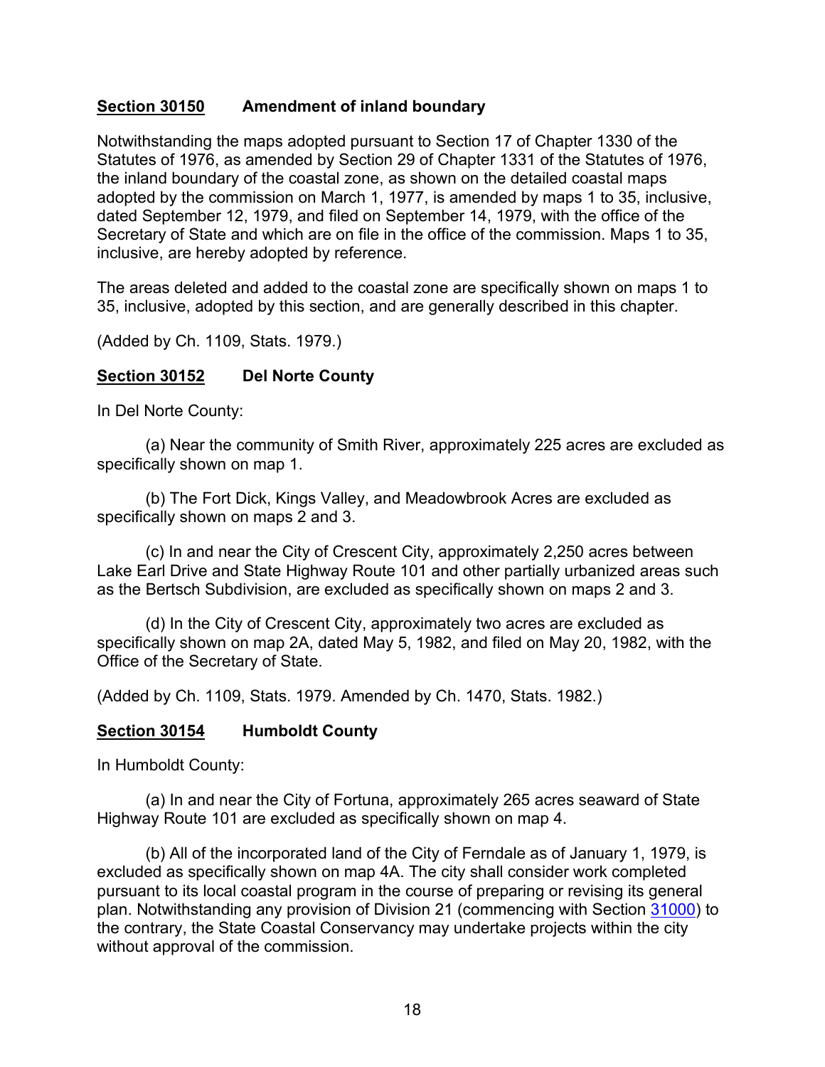### **Section 30150** **Amendment of inland boundary**

Notwithstanding the maps adopted pursuant to Section 17 of Chapter 1330 of the Statutes of 1976, as amended by Section 29 of Chapter 1331 of the Statutes of 1976, the inland boundary of the coastal zone, as shown on the detailed coastal maps adopted by the commission on March 1, 1977, is amended by maps 1 to 35, inclusive, dated September 12, 1979, and filed on September 14, 1979, with the office of the Secretary of State and which are on file in the office of the commission. Maps 1 to 35, inclusive, are hereby adopted by reference.

The areas deleted and added to the coastal zone are specifically shown on maps 1 to 35, inclusive, adopted by this section, and are generally described in this chapter.

(Added by Ch. 1109, Stats. 1979.)

### **Section 30152** **Del Norte County**

In Del Norte County:

(a) Near the community of Smith River, approximately 225 acres are excluded as specifically shown on map 1.

(b) The Fort Dick, Kings Valley, and Meadowbrook Acres are excluded as specifically shown on maps 2 and 3.

(c) In and near the City of Crescent City, approximately 2,250 acres between Lake Earl Drive and State Highway Route 101 and other partially urbanized areas such as the Bertsch Subdivision, are excluded as specifically shown on maps 2 and 3.

(d) In the City of Crescent City, approximately two acres are excluded as specifically shown on map 2A, dated May 5, 1982, and filed on May 20, 1982, with the Office of the Secretary of State.

(Added by Ch. 1109, Stats. 1979. Amended by Ch. 1470, Stats. 1982.)

### **Section 30154** **Humboldt County**

In Humboldt County:

(a) In and near the City of Fortuna, approximately 265 acres seaward of State Highway Route 101 are excluded as specifically shown on map 4.

(b) All of the incorporated land of the City of Ferndale as of January 1, 1979, is excluded as specifically shown on map 4A. The city shall consider work completed pursuant to its local coastal program in the course of preparing or revising its general plan. Notwithstanding any provision of Division 21 (commencing with Section 31000) to the contrary, the State Coastal Conservancy may undertake projects within the city without approval of the commission.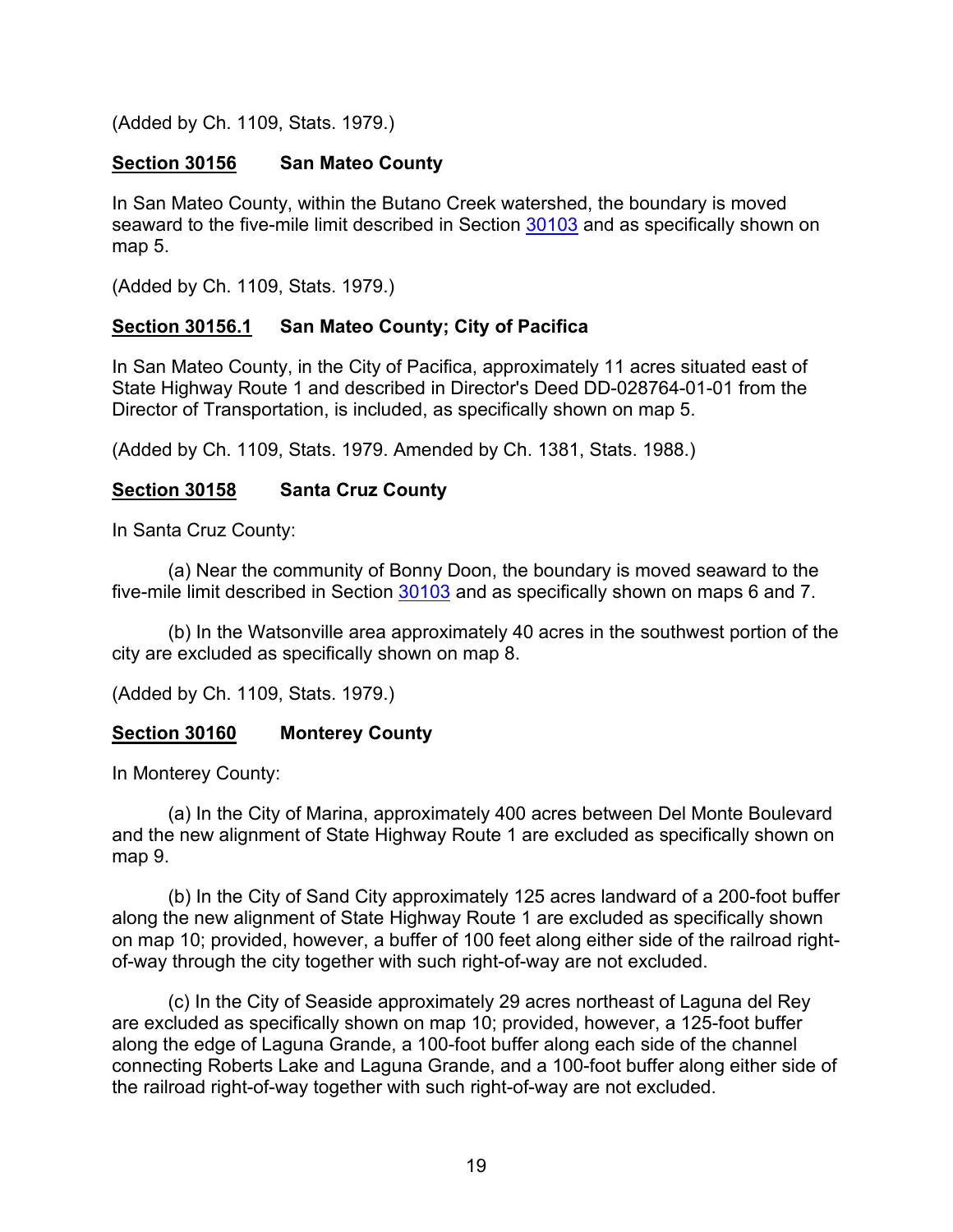(Added by Ch. 1109, Stats. 1979.)

### **Section 30156** San Mateo County

In San Mateo County, within the Butano Creek watershed, the boundary is moved seaward to the five-mile limit described in Section 30103 and as specifically shown on map 5.

(Added by Ch. 1109, Stats. 1979.)

### **Section 30156.1** San Mateo County; City of Pacifica

In San Mateo County, in the City of Pacifica, approximately 11 acres situated east of State Highway Route 1 and described in Director's Deed DD-028764-01-01 from the Director of Transportation, is included, as specifically shown on map 5.

(Added by Ch. 1109, Stats. 1979. Amended by Ch. 1381, Stats. 1988.)

### **Section 30158** Santa Cruz County

In Santa Cruz County:

(a) Near the community of Bonny Doon, the boundary is moved seaward to the five-mile limit described in Section 30103 and as specifically shown on maps 6 and 7.

(b) In the Watsonville area approximately 40 acres in the southwest portion of the city are excluded as specifically shown on map 8.

(Added by Ch. 1109, Stats. 1979.)

### **Section 30160** Monterey County

In Monterey County:

(a) In the City of Marina, approximately 400 acres between Del Monte Boulevard and the new alignment of State Highway Route 1 are excluded as specifically shown on map 9.

(b) In the City of Sand City approximately 125 acres landward of a 200-foot buffer along the new alignment of State Highway Route 1 are excluded as specifically shown on map 10; provided, however, a buffer of 100 feet along either side of the railroad right-of-way through the city together with such right-of-way are not excluded.

(c) In the City of Seaside approximately 29 acres northeast of Laguna del Rey are excluded as specifically shown on map 10; provided, however, a 125-foot buffer along the edge of Laguna Grande, a 100-foot buffer along each side of the channel connecting Roberts Lake and Laguna Grande, and a 100-foot buffer along either side of the railroad right-of-way together with such right-of-way are not excluded.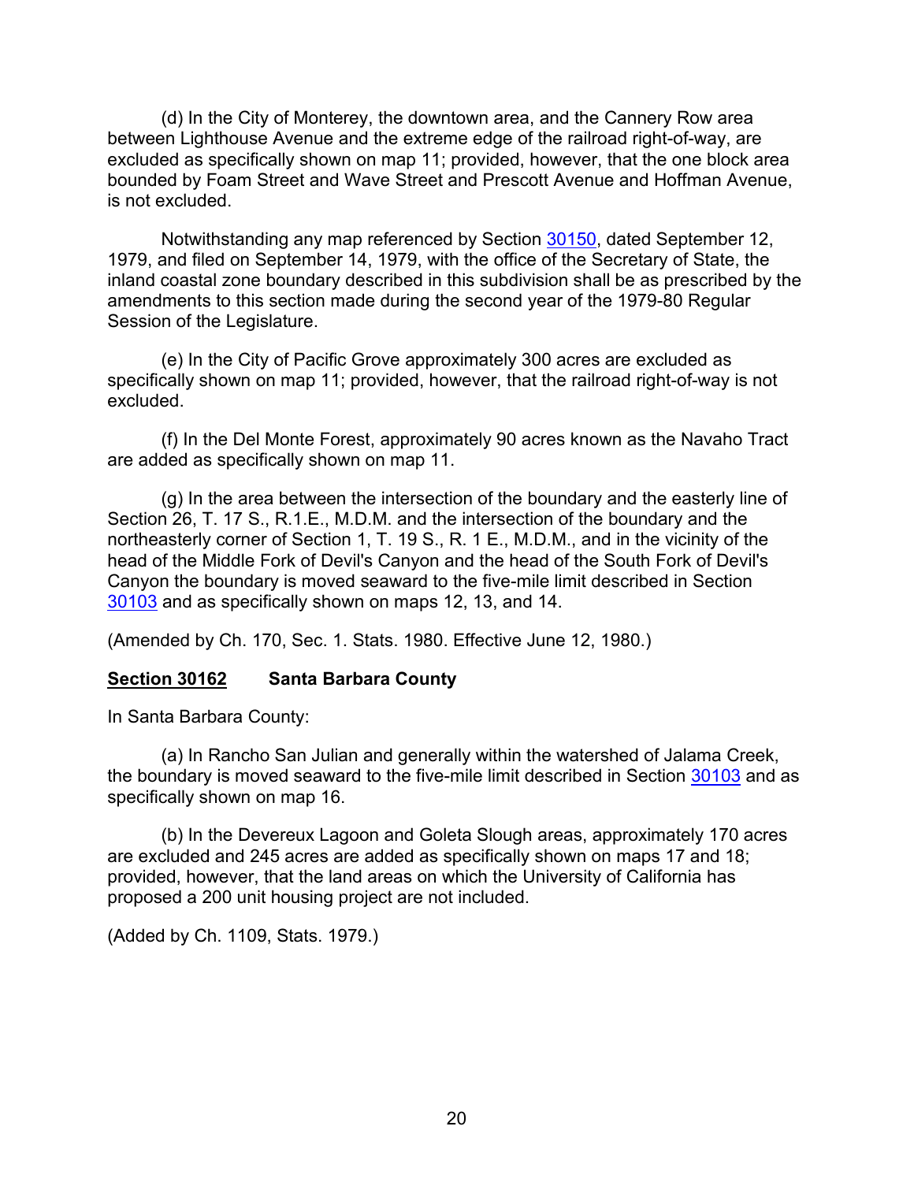(d) In the City of Monterey, the downtown area, and the Cannery Row area between Lighthouse Avenue and the extreme edge of the railroad right-of-way, are excluded as specifically shown on map 11; provided, however, that the one block area bounded by Foam Street and Wave Street and Prescott Avenue and Hoffman Avenue, is not excluded.

Notwithstanding any map referenced by Section 30150, dated September 12, 1979, and filed on September 14, 1979, with the office of the Secretary of State, the inland coastal zone boundary described in this subdivision shall be as prescribed by the amendments to this section made during the second year of the 1979-80 Regular Session of the Legislature.

(e) In the City of Pacific Grove approximately 300 acres are excluded as specifically shown on map 11; provided, however, that the railroad right-of-way is not excluded.

(f) In the Del Monte Forest, approximately 90 acres known as the Navaho Tract are added as specifically shown on map 11.

(g) In the area between the intersection of the boundary and the easterly line of Section 26, T. 17 S., R.1.E., M.D.M. and the intersection of the boundary and the northeasterly corner of Section 1, T. 19 S., R. 1 E., M.D.M., and in the vicinity of the head of the Middle Fork of Devil's Canyon and the head of the South Fork of Devil's Canyon the boundary is moved seaward to the five-mile limit described in Section 30103 and as specifically shown on maps 12, 13, and 14.

(Amended by Ch. 170, Sec. 1. Stats. 1980. Effective June 12, 1980.)

### **Section 30162** Santa Barbara County

In Santa Barbara County:

(a) In Rancho San Julian and generally within the watershed of Jalama Creek, the boundary is moved seaward to the five-mile limit described in Section 30103 and as specifically shown on map 16.

(b) In the Devereux Lagoon and Goleta Slough areas, approximately 170 acres are excluded and 245 acres are added as specifically shown on maps 17 and 18; provided, however, that the land areas on which the University of California has proposed a 200 unit housing project are not included.

(Added by Ch. 1109, Stats. 1979.)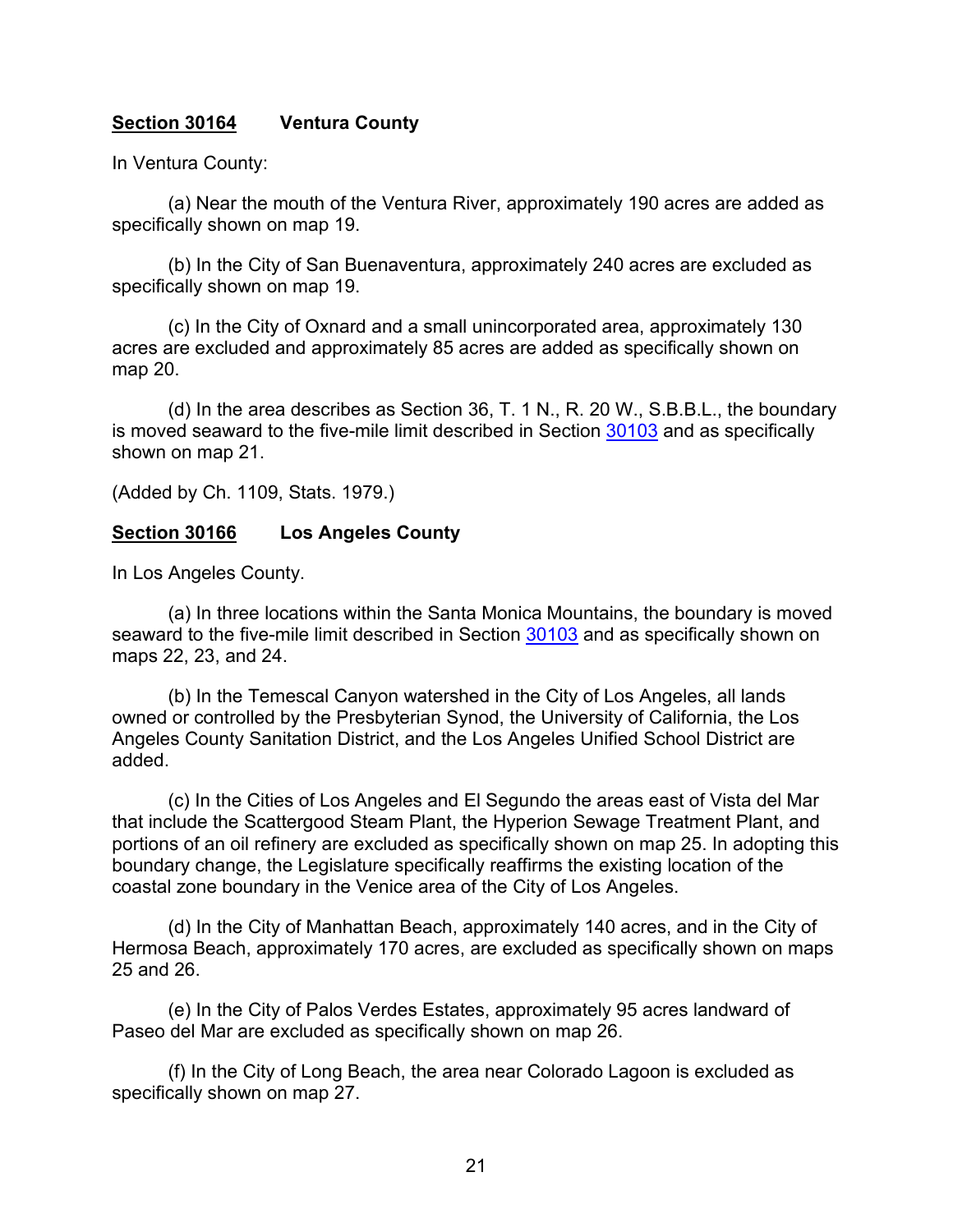**Section 30164** **Ventura County**

In Ventura County:

(a) Near the mouth of the Ventura River, approximately 190 acres are added as specifically shown on map 19.

(b) In the City of San Buenaventura, approximately 240 acres are excluded as specifically shown on map 19.

(c) In the City of Oxnard and a small unincorporated area, approximately 130 acres are excluded and approximately 85 acres are added as specifically shown on map 20.

(d) In the area describes as Section 36, T. 1 N., R. 20 W., S.B.B.L., the boundary is moved seaward to the five-mile limit described in Section 30103 and as specifically shown on map 21.

(Added by Ch. 1109, Stats. 1979.)

**Section 30166** **Los Angeles County**

In Los Angeles County.

(a) In three locations within the Santa Monica Mountains, the boundary is moved seaward to the five-mile limit described in Section 30103 and as specifically shown on maps 22, 23, and 24.

(b) In the Temescal Canyon watershed in the City of Los Angeles, all lands owned or controlled by the Presbyterian Synod, the University of California, the Los Angeles County Sanitation District, and the Los Angeles Unified School District are added.

(c) In the Cities of Los Angeles and El Segundo the areas east of Vista del Mar that include the Scattergood Steam Plant, the Hyperion Sewage Treatment Plant, and portions of an oil refinery are excluded as specifically shown on map 25. In adopting this boundary change, the Legislature specifically reaffirms the existing location of the coastal zone boundary in the Venice area of the City of Los Angeles.

(d) In the City of Manhattan Beach, approximately 140 acres, and in the City of Hermosa Beach, approximately 170 acres, are excluded as specifically shown on maps 25 and 26.

(e) In the City of Palos Verdes Estates, approximately 95 acres landward of Paseo del Mar are excluded as specifically shown on map 26.

(f) In the City of Long Beach, the area near Colorado Lagoon is excluded as specifically shown on map 27.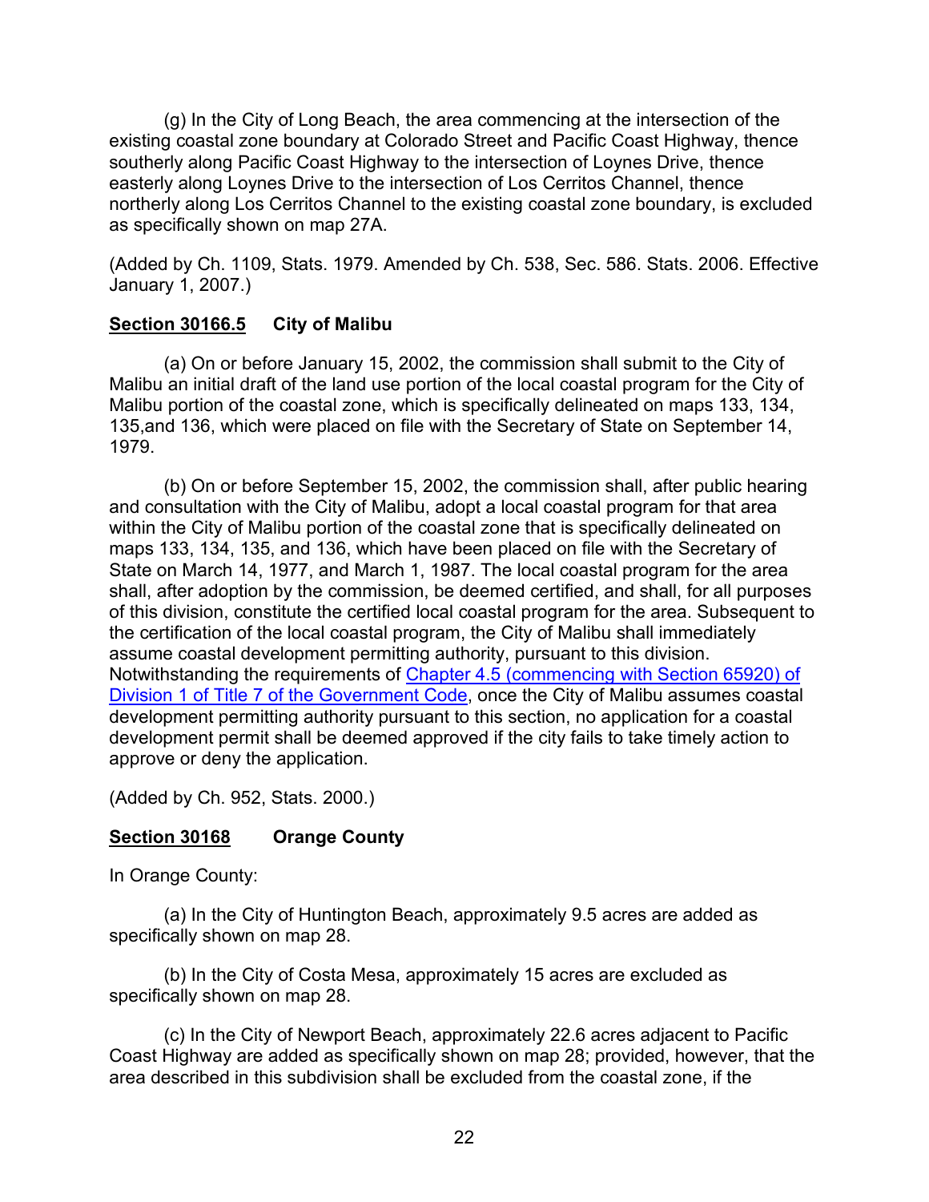(g) In the City of Long Beach, the area commencing at the intersection of the existing coastal zone boundary at Colorado Street and Pacific Coast Highway, thence southerly along Pacific Coast Highway to the intersection of Loynes Drive, thence easterly along Loynes Drive to the intersection of Los Cerritos Channel, thence northerly along Los Cerritos Channel to the existing coastal zone boundary, is excluded as specifically shown on map 27A.

(Added by Ch. 1109, Stats. 1979. Amended by Ch. 538, Sec. 586. Stats. 2006. Effective January 1, 2007.)

**Section 30166.5 City of Malibu**

(a) On or before January 15, 2002, the commission shall submit to the City of Malibu an initial draft of the land use portion of the local coastal program for the City of Malibu portion of the coastal zone, which is specifically delineated on maps 133, 134, 135,and 136, which were placed on file with the Secretary of State on September 14, 1979.

(b) On or before September 15, 2002, the commission shall, after public hearing and consultation with the City of Malibu, adopt a local coastal program for that area within the City of Malibu portion of the coastal zone that is specifically delineated on maps 133, 134, 135, and 136, which have been placed on file with the Secretary of State on March 14, 1977, and March 1, 1987. The local coastal program for the area shall, after adoption by the commission, be deemed certified, and shall, for all purposes of this division, constitute the certified local coastal program for the area. Subsequent to the certification of the local coastal program, the City of Malibu shall immediately assume coastal development permitting authority, pursuant to this division. Notwithstanding the requirements of Chapter 4.5 (commencing with Section 65920) of Division 1 of Title 7 of the Government Code, once the City of Malibu assumes coastal development permitting authority pursuant to this section, no application for a coastal development permit shall be deemed approved if the city fails to take timely action to approve or deny the application.

(Added by Ch. 952, Stats. 2000.)

**Section 30168 Orange County**

In Orange County:

(a) In the City of Huntington Beach, approximately 9.5 acres are added as specifically shown on map 28.

(b) In the City of Costa Mesa, approximately 15 acres are excluded as specifically shown on map 28.

(c) In the City of Newport Beach, approximately 22.6 acres adjacent to Pacific Coast Highway are added as specifically shown on map 28; provided, however, that the area described in this subdivision shall be excluded from the coastal zone, if the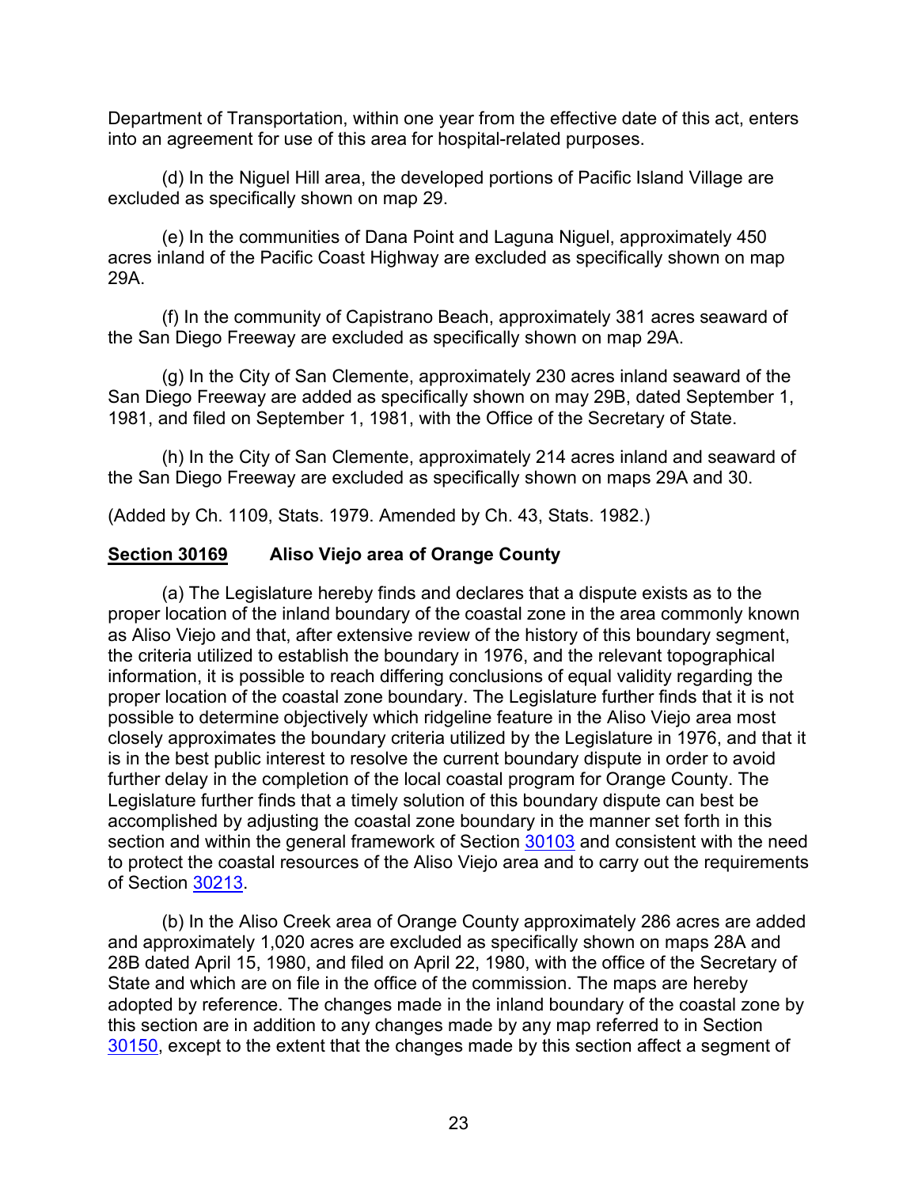Department of Transportation, within one year from the effective date of this act, enters into an agreement for use of this area for hospital-related purposes.

(d) In the Niguel Hill area, the developed portions of Pacific Island Village are excluded as specifically shown on map 29.

(e) In the communities of Dana Point and Laguna Niguel, approximately 450 acres inland of the Pacific Coast Highway are excluded as specifically shown on map 29A.

(f) In the community of Capistrano Beach, approximately 381 acres seaward of the San Diego Freeway are excluded as specifically shown on map 29A.

(g) In the City of San Clemente, approximately 230 acres inland seaward of the San Diego Freeway are added as specifically shown on may 29B, dated September 1, 1981, and filed on September 1, 1981, with the Office of the Secretary of State.

(h) In the City of San Clemente, approximately 214 acres inland and seaward of the San Diego Freeway are excluded as specifically shown on maps 29A and 30.

(Added by Ch. 1109, Stats. 1979. Amended by Ch. 43, Stats. 1982.)

**Section 30169** **Aliso Viejo area of Orange County**

(a) The Legislature hereby finds and declares that a dispute exists as to the proper location of the inland boundary of the coastal zone in the area commonly known as Aliso Viejo and that, after extensive review of the history of this boundary segment, the criteria utilized to establish the boundary in 1976, and the relevant topographical information, it is possible to reach differing conclusions of equal validity regarding the proper location of the coastal zone boundary. The Legislature further finds that it is not possible to determine objectively which ridgeline feature in the Aliso Viejo area most closely approximates the boundary criteria utilized by the Legislature in 1976, and that it is in the best public interest to resolve the current boundary dispute in order to avoid further delay in the completion of the local coastal program for Orange County. The Legislature further finds that a timely solution of this boundary dispute can best be accomplished by adjusting the coastal zone boundary in the manner set forth in this section and within the general framework of Section 30103 and consistent with the need to protect the coastal resources of the Aliso Viejo area and to carry out the requirements of Section 30213.

(b) In the Aliso Creek area of Orange County approximately 286 acres are added and approximately 1,020 acres are excluded as specifically shown on maps 28A and 28B dated April 15, 1980, and filed on April 22, 1980, with the office of the Secretary of State and which are on file in the office of the commission. The maps are hereby adopted by reference. The changes made in the inland boundary of the coastal zone by this section are in addition to any changes made by any map referred to in Section 30150, except to the extent that the changes made by this section affect a segment of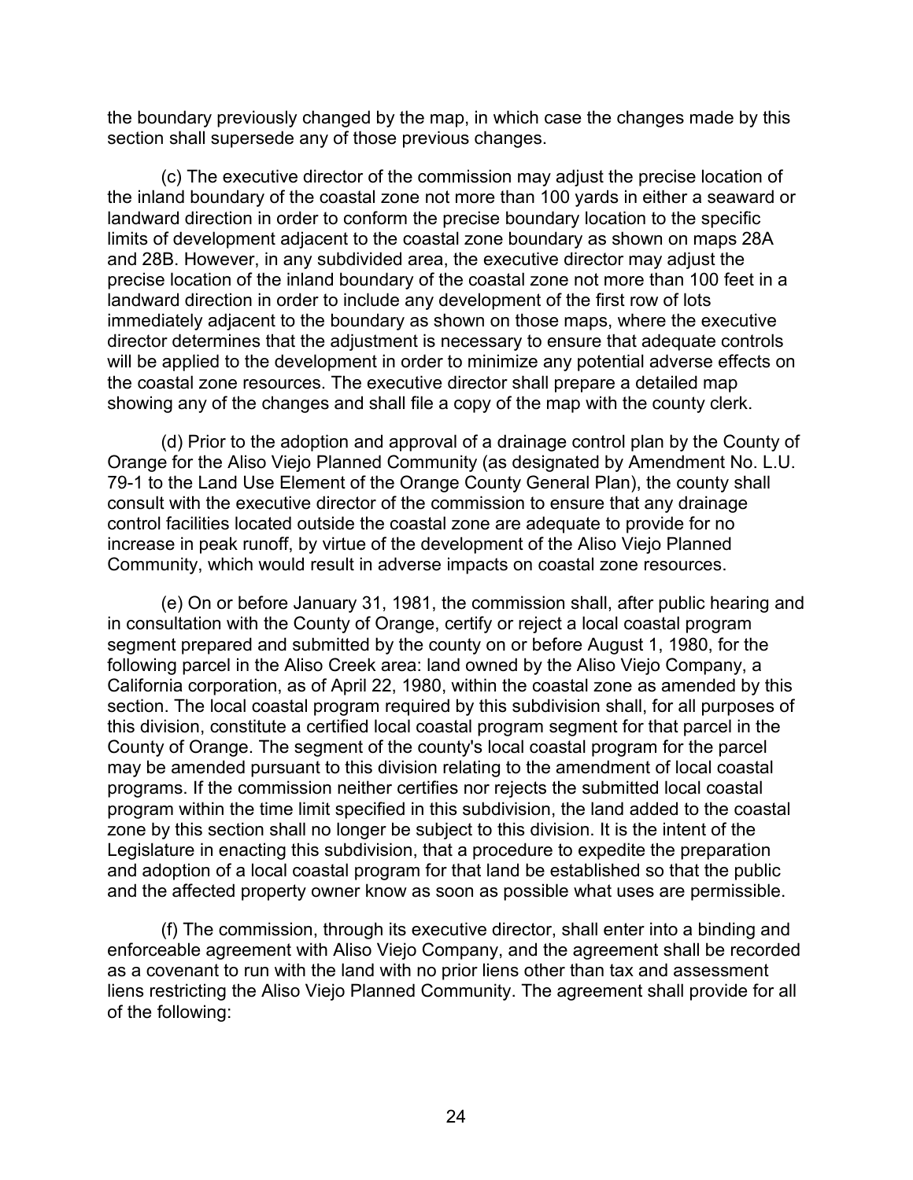the boundary previously changed by the map, in which case the changes made by this section shall supersede any of those previous changes.

(c) The executive director of the commission may adjust the precise location of the inland boundary of the coastal zone not more than 100 yards in either a seaward or landward direction in order to conform the precise boundary location to the specific limits of development adjacent to the coastal zone boundary as shown on maps 28A and 28B. However, in any subdivided area, the executive director may adjust the precise location of the inland boundary of the coastal zone not more than 100 feet in a landward direction in order to include any development of the first row of lots immediately adjacent to the boundary as shown on those maps, where the executive director determines that the adjustment is necessary to ensure that adequate controls will be applied to the development in order to minimize any potential adverse effects on the coastal zone resources. The executive director shall prepare a detailed map showing any of the changes and shall file a copy of the map with the county clerk.

(d) Prior to the adoption and approval of a drainage control plan by the County of Orange for the Aliso Viejo Planned Community (as designated by Amendment No. L.U. 79-1 to the Land Use Element of the Orange County General Plan), the county shall consult with the executive director of the commission to ensure that any drainage control facilities located outside the coastal zone are adequate to provide for no increase in peak runoff, by virtue of the development of the Aliso Viejo Planned Community, which would result in adverse impacts on coastal zone resources.

(e) On or before January 31, 1981, the commission shall, after public hearing and in consultation with the County of Orange, certify or reject a local coastal program segment prepared and submitted by the county on or before August 1, 1980, for the following parcel in the Aliso Creek area: land owned by the Aliso Viejo Company, a California corporation, as of April 22, 1980, within the coastal zone as amended by this section. The local coastal program required by this subdivision shall, for all purposes of this division, constitute a certified local coastal program segment for that parcel in the County of Orange. The segment of the county's local coastal program for the parcel may be amended pursuant to this division relating to the amendment of local coastal programs. If the commission neither certifies nor rejects the submitted local coastal program within the time limit specified in this subdivision, the land added to the coastal zone by this section shall no longer be subject to this division. It is the intent of the Legislature in enacting this subdivision, that a procedure to expedite the preparation and adoption of a local coastal program for that land be established so that the public and the affected property owner know as soon as possible what uses are permissible.

(f) The commission, through its executive director, shall enter into a binding and enforceable agreement with Aliso Viejo Company, and the agreement shall be recorded as a covenant to run with the land with no prior liens other than tax and assessment liens restricting the Aliso Viejo Planned Community. The agreement shall provide for all of the following: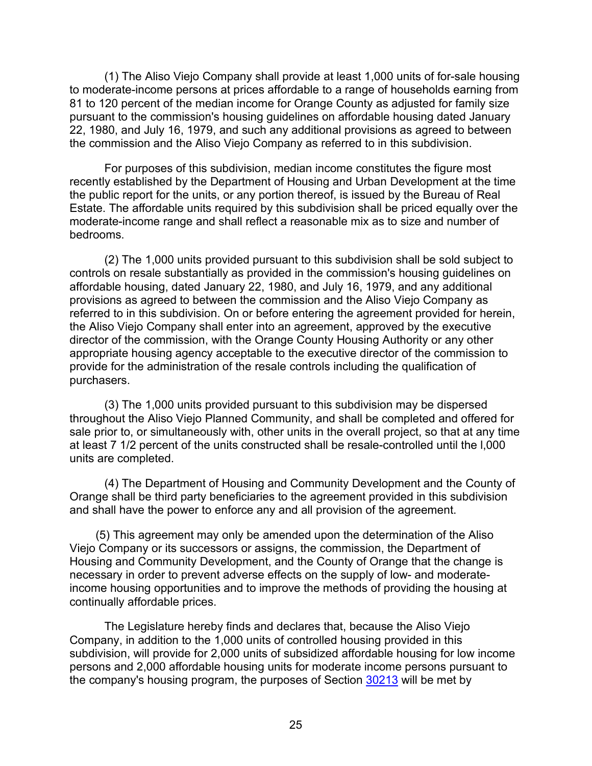(1) The Aliso Viejo Company shall provide at least 1,000 units of for-sale housing to moderate-income persons at prices affordable to a range of households earning from 81 to 120 percent of the median income for Orange County as adjusted for family size pursuant to the commission's housing guidelines on affordable housing dated January 22, 1980, and July 16, 1979, and such any additional provisions as agreed to between the commission and the Aliso Viejo Company as referred to in this subdivision.

For purposes of this subdivision, median income constitutes the figure most recently established by the Department of Housing and Urban Development at the time the public report for the units, or any portion thereof, is issued by the Bureau of Real Estate. The affordable units required by this subdivision shall be priced equally over the moderate-income range and shall reflect a reasonable mix as to size and number of bedrooms.

(2) The 1,000 units provided pursuant to this subdivision shall be sold subject to controls on resale substantially as provided in the commission's housing guidelines on affordable housing, dated January 22, 1980, and July 16, 1979, and any additional provisions as agreed to between the commission and the Aliso Viejo Company as referred to in this subdivision. On or before entering the agreement provided for herein, the Aliso Viejo Company shall enter into an agreement, approved by the executive director of the commission, with the Orange County Housing Authority or any other appropriate housing agency acceptable to the executive director of the commission to provide for the administration of the resale controls including the qualification of purchasers.

(3) The 1,000 units provided pursuant to this subdivision may be dispersed throughout the Aliso Viejo Planned Community, and shall be completed and offered for sale prior to, or simultaneously with, other units in the overall project, so that at any time at least 7 1/2 percent of the units constructed shall be resale-controlled until the l,000 units are completed.

(4) The Department of Housing and Community Development and the County of Orange shall be third party beneficiaries to the agreement provided in this subdivision and shall have the power to enforce any and all provision of the agreement.

(5) This agreement may only be amended upon the determination of the Aliso Viejo Company or its successors or assigns, the commission, the Department of Housing and Community Development, and the County of Orange that the change is necessary in order to prevent adverse effects on the supply of low- and moderate-income housing opportunities and to improve the methods of providing the housing at continually affordable prices.

The Legislature hereby finds and declares that, because the Aliso Viejo Company, in addition to the 1,000 units of controlled housing provided in this subdivision, will provide for 2,000 units of subsidized affordable housing for low income persons and 2,000 affordable housing units for moderate income persons pursuant to the company's housing program, the purposes of Section 30213 will be met by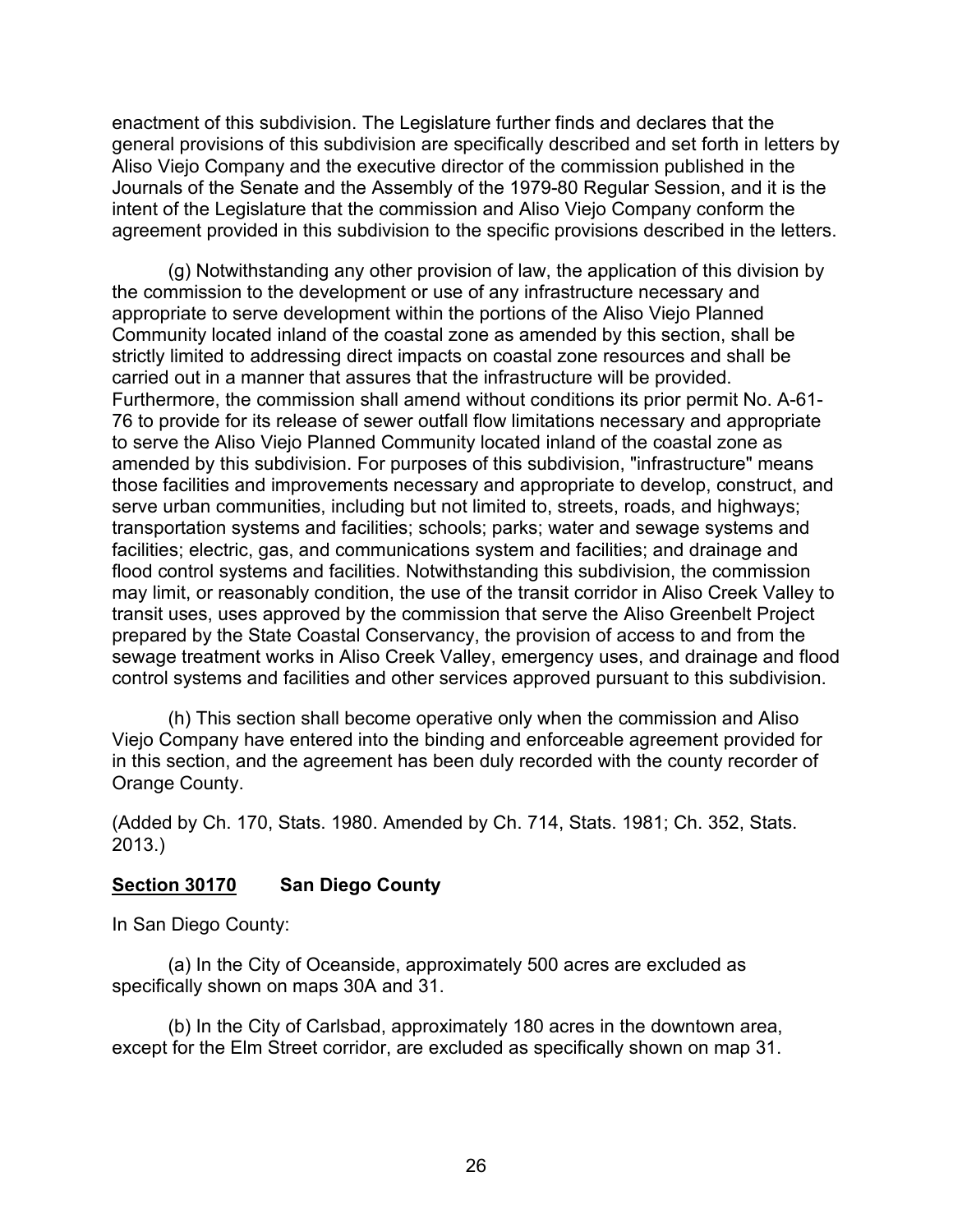enactment of this subdivision. The Legislature further finds and declares that the general provisions of this subdivision are specifically described and set forth in letters by Aliso Viejo Company and the executive director of the commission published in the Journals of the Senate and the Assembly of the 1979-80 Regular Session, and it is the intent of the Legislature that the commission and Aliso Viejo Company conform the agreement provided in this subdivision to the specific provisions described in the letters.

(g) Notwithstanding any other provision of law, the application of this division by the commission to the development or use of any infrastructure necessary and appropriate to serve development within the portions of the Aliso Viejo Planned Community located inland of the coastal zone as amended by this section, shall be strictly limited to addressing direct impacts on coastal zone resources and shall be carried out in a manner that assures that the infrastructure will be provided. Furthermore, the commission shall amend without conditions its prior permit No. A-61-76 to provide for its release of sewer outfall flow limitations necessary and appropriate to serve the Aliso Viejo Planned Community located inland of the coastal zone as amended by this subdivision. For purposes of this subdivision, "infrastructure" means those facilities and improvements necessary and appropriate to develop, construct, and serve urban communities, including but not limited to, streets, roads, and highways; transportation systems and facilities; schools; parks; water and sewage systems and facilities; electric, gas, and communications system and facilities; and drainage and flood control systems and facilities. Notwithstanding this subdivision, the commission may limit, or reasonably condition, the use of the transit corridor in Aliso Creek Valley to transit uses, uses approved by the commission that serve the Aliso Greenbelt Project prepared by the State Coastal Conservancy, the provision of access to and from the sewage treatment works in Aliso Creek Valley, emergency uses, and drainage and flood control systems and facilities and other services approved pursuant to this subdivision.

(h) This section shall become operative only when the commission and Aliso Viejo Company have entered into the binding and enforceable agreement provided for in this section, and the agreement has been duly recorded with the county recorder of Orange County.

(Added by Ch. 170, Stats. 1980. Amended by Ch. 714, Stats. 1981; Ch. 352, Stats. 2013.)

### **Section 30170** San Diego County

In San Diego County:

(a) In the City of Oceanside, approximately 500 acres are excluded as specifically shown on maps 30A and 31.

(b) In the City of Carlsbad, approximately 180 acres in the downtown area, except for the Elm Street corridor, are excluded as specifically shown on map 31.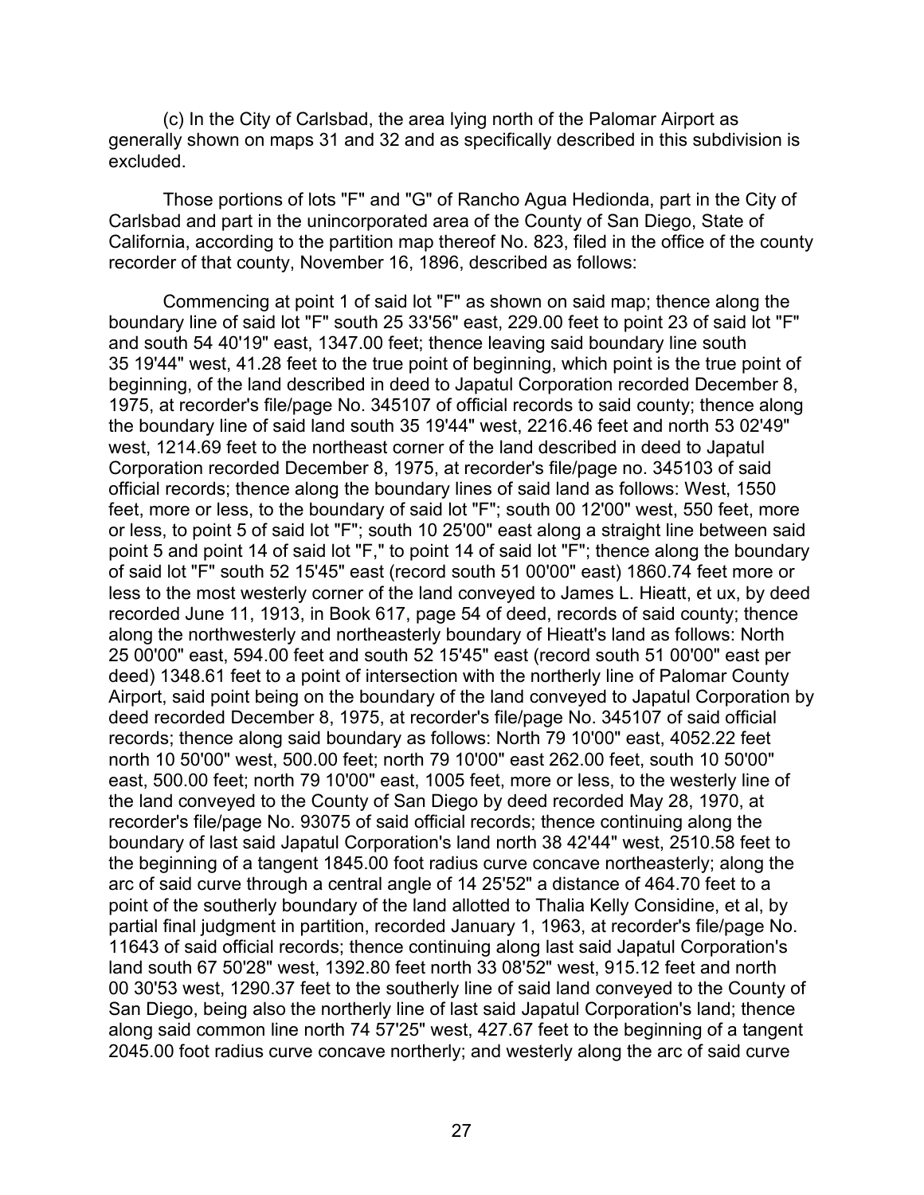(c) In the City of Carlsbad, the area lying north of the Palomar Airport as generally shown on maps 31 and 32 and as specifically described in this subdivision is excluded.

Those portions of lots "F" and "G" of Rancho Agua Hedionda, part in the City of Carlsbad and part in the unincorporated area of the County of San Diego, State of California, according to the partition map thereof No. 823, filed in the office of the county recorder of that county, November 16, 1896, described as follows:

Commencing at point 1 of said lot "F" as shown on said map; thence along the boundary line of said lot "F" south 25 33'56" east, 229.00 feet to point 23 of said lot "F" and south 54 40'19" east, 1347.00 feet; thence leaving said boundary line south 35 19'44" west, 41.28 feet to the true point of beginning, which point is the true point of beginning, of the land described in deed to Japatul Corporation recorded December 8, 1975, at recorder's file/page No. 345107 of official records to said county; thence along the boundary line of said land south 35 19'44" west, 2216.46 feet and north 53 02'49" west, 1214.69 feet to the northeast corner of the land described in deed to Japatul Corporation recorded December 8, 1975, at recorder's file/page no. 345103 of said official records; thence along the boundary lines of said land as follows: West, 1550 feet, more or less, to the boundary of said lot "F"; south 00 12'00" west, 550 feet, more or less, to point 5 of said lot "F"; south 10 25'00" east along a straight line between said point 5 and point 14 of said lot "F," to point 14 of said lot "F"; thence along the boundary of said lot "F" south 52 15'45" east (record south 51 00'00" east) 1860.74 feet more or less to the most westerly corner of the land conveyed to James L. Hieatt, et ux, by deed recorded June 11, 1913, in Book 617, page 54 of deed, records of said county; thence along the northwesterly and northeasterly boundary of Hieatt's land as follows: North 25 00'00" east, 594.00 feet and south 52 15'45" east (record south 51 00'00" east per deed) 1348.61 feet to a point of intersection with the northerly line of Palomar County Airport, said point being on the boundary of the land conveyed to Japatul Corporation by deed recorded December 8, 1975, at recorder's file/page No. 345107 of said official records; thence along said boundary as follows: North 79 10'00" east, 4052.22 feet north 10 50'00" west, 500.00 feet; north 79 10'00" east 262.00 feet, south 10 50'00" east, 500.00 feet; north 79 10'00" east, 1005 feet, more or less, to the westerly line of the land conveyed to the County of San Diego by deed recorded May 28, 1970, at recorder's file/page No. 93075 of said official records; thence continuing along the boundary of last said Japatul Corporation's land north 38 42'44" west, 2510.58 feet to the beginning of a tangent 1845.00 foot radius curve concave northeasterly; along the arc of said curve through a central angle of 14 25'52" a distance of 464.70 feet to a point of the southerly boundary of the land allotted to Thalia Kelly Considine, et al, by partial final judgment in partition, recorded January 1, 1963, at recorder's file/page No. 11643 of said official records; thence continuing along last said Japatul Corporation's land south 67 50'28" west, 1392.80 feet north 33 08'52" west, 915.12 feet and north 00 30'53 west, 1290.37 feet to the southerly line of said land conveyed to the County of San Diego, being also the northerly line of last said Japatul Corporation's land; thence along said common line north 74 57'25" west, 427.67 feet to the beginning of a tangent 2045.00 foot radius curve concave northerly; and westerly along the arc of said curve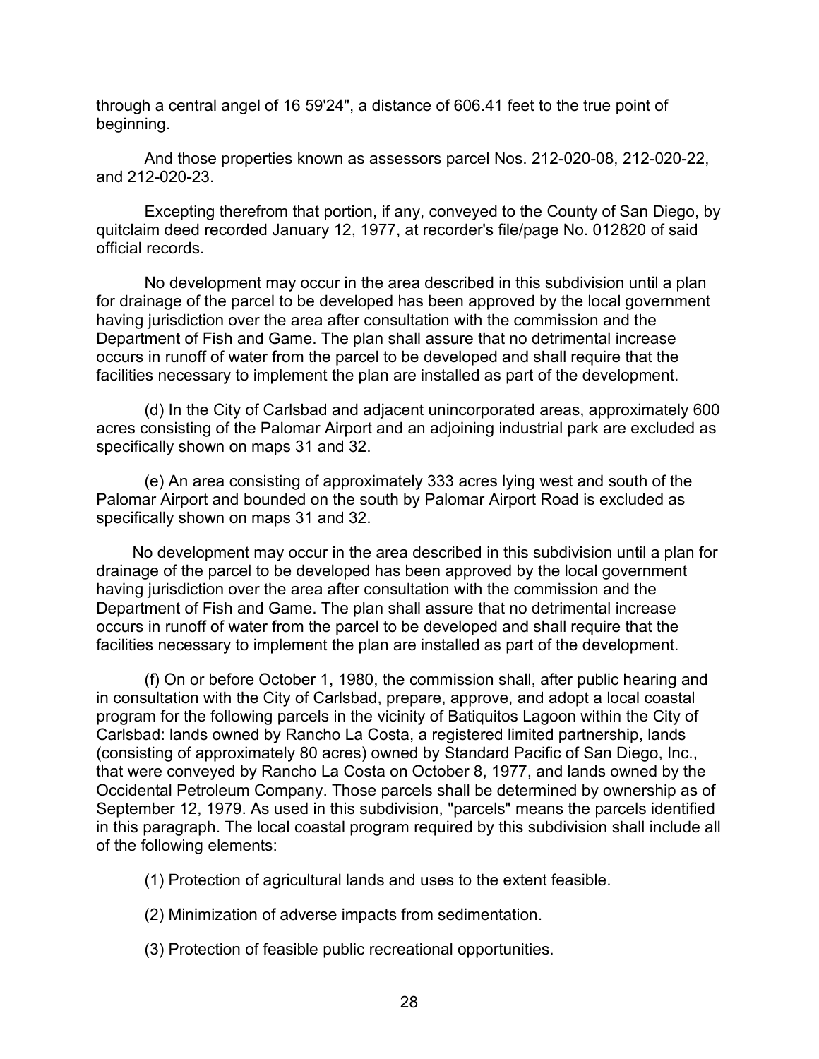through a central angel of 16 59'24", a distance of 606.41 feet to the true point of beginning.

And those properties known as assessors parcel Nos. 212-020-08, 212-020-22, and 212-020-23.

Excepting therefrom that portion, if any, conveyed to the County of San Diego, by quitclaim deed recorded January 12, 1977, at recorder's file/page No. 012820 of said official records.

No development may occur in the area described in this subdivision until a plan for drainage of the parcel to be developed has been approved by the local government having jurisdiction over the area after consultation with the commission and the Department of Fish and Game. The plan shall assure that no detrimental increase occurs in runoff of water from the parcel to be developed and shall require that the facilities necessary to implement the plan are installed as part of the development.

(d) In the City of Carlsbad and adjacent unincorporated areas, approximately 600 acres consisting of the Palomar Airport and an adjoining industrial park are excluded as specifically shown on maps 31 and 32.

(e) An area consisting of approximately 333 acres lying west and south of the Palomar Airport and bounded on the south by Palomar Airport Road is excluded as specifically shown on maps 31 and 32.

No development may occur in the area described in this subdivision until a plan for drainage of the parcel to be developed has been approved by the local government having jurisdiction over the area after consultation with the commission and the Department of Fish and Game. The plan shall assure that no detrimental increase occurs in runoff of water from the parcel to be developed and shall require that the facilities necessary to implement the plan are installed as part of the development.

(f) On or before October 1, 1980, the commission shall, after public hearing and in consultation with the City of Carlsbad, prepare, approve, and adopt a local coastal program for the following parcels in the vicinity of Batiquitos Lagoon within the City of Carlsbad: lands owned by Rancho La Costa, a registered limited partnership, lands (consisting of approximately 80 acres) owned by Standard Pacific of San Diego, Inc., that were conveyed by Rancho La Costa on October 8, 1977, and lands owned by the Occidental Petroleum Company. Those parcels shall be determined by ownership as of September 12, 1979. As used in this subdivision, "parcels" means the parcels identified in this paragraph. The local coastal program required by this subdivision shall include all of the following elements:

(1) Protection of agricultural lands and uses to the extent feasible.

(2) Minimization of adverse impacts from sedimentation.

(3) Protection of feasible public recreational opportunities.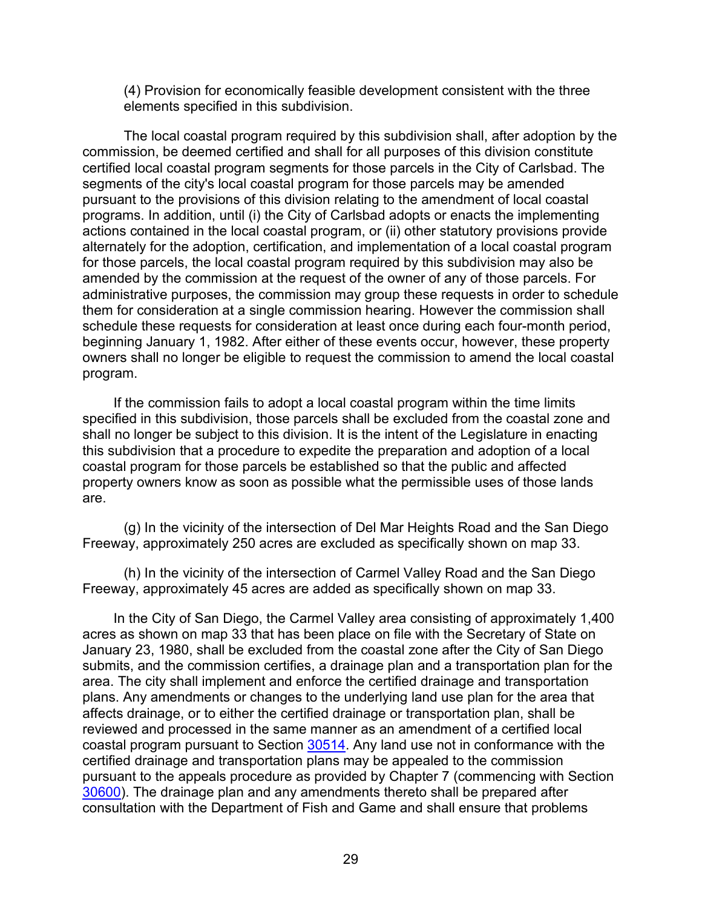(4) Provision for economically feasible development consistent with the three elements specified in this subdivision.

The local coastal program required by this subdivision shall, after adoption by the commission, be deemed certified and shall for all purposes of this division constitute certified local coastal program segments for those parcels in the City of Carlsbad. The segments of the city's local coastal program for those parcels may be amended pursuant to the provisions of this division relating to the amendment of local coastal programs. In addition, until (i) the City of Carlsbad adopts or enacts the implementing actions contained in the local coastal program, or (ii) other statutory provisions provide alternately for the adoption, certification, and implementation of a local coastal program for those parcels, the local coastal program required by this subdivision may also be amended by the commission at the request of the owner of any of those parcels. For administrative purposes, the commission may group these requests in order to schedule them for consideration at a single commission hearing. However the commission shall schedule these requests for consideration at least once during each four-month period, beginning January 1, 1982. After either of these events occur, however, these property owners shall no longer be eligible to request the commission to amend the local coastal program.

If the commission fails to adopt a local coastal program within the time limits specified in this subdivision, those parcels shall be excluded from the coastal zone and shall no longer be subject to this division. It is the intent of the Legislature in enacting this subdivision that a procedure to expedite the preparation and adoption of a local coastal program for those parcels be established so that the public and affected property owners know as soon as possible what the permissible uses of those lands are.

(g) In the vicinity of the intersection of Del Mar Heights Road and the San Diego Freeway, approximately 250 acres are excluded as specifically shown on map 33.

(h) In the vicinity of the intersection of Carmel Valley Road and the San Diego Freeway, approximately 45 acres are added as specifically shown on map 33.

In the City of San Diego, the Carmel Valley area consisting of approximately 1,400 acres as shown on map 33 that has been place on file with the Secretary of State on January 23, 1980, shall be excluded from the coastal zone after the City of San Diego submits, and the commission certifies, a drainage plan and a transportation plan for the area. The city shall implement and enforce the certified drainage and transportation plans. Any amendments or changes to the underlying land use plan for the area that affects drainage, or to either the certified drainage or transportation plan, shall be reviewed and processed in the same manner as an amendment of a certified local coastal program pursuant to Section 30514. Any land use not in conformance with the certified drainage and transportation plans may be appealed to the commission pursuant to the appeals procedure as provided by Chapter 7 (commencing with Section 30600). The drainage plan and any amendments thereto shall be prepared after consultation with the Department of Fish and Game and shall ensure that problems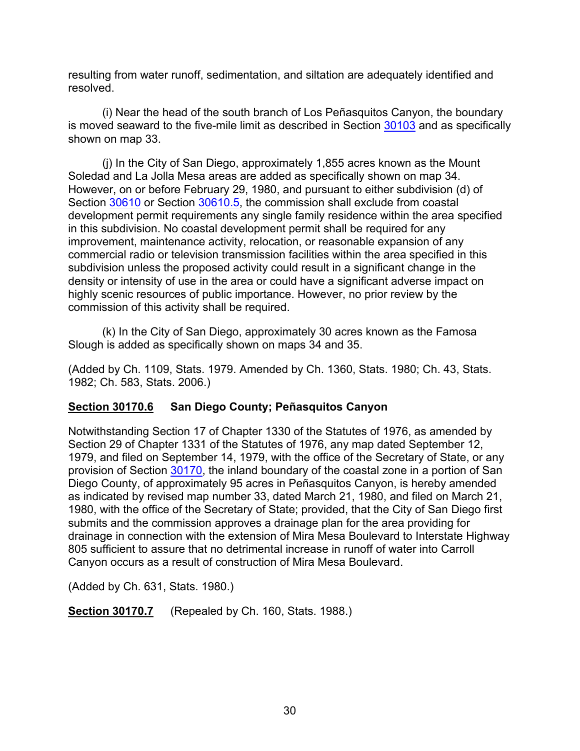resulting from water runoff, sedimentation, and siltation are adequately identified and resolved.

(i) Near the head of the south branch of Los Peñasquitos Canyon, the boundary is moved seaward to the five-mile limit as described in Section 30103 and as specifically shown on map 33.

(j) In the City of San Diego, approximately 1,855 acres known as the Mount Soledad and La Jolla Mesa areas are added as specifically shown on map 34. However, on or before February 29, 1980, and pursuant to either subdivision (d) of Section 30610 or Section 30610.5, the commission shall exclude from coastal development permit requirements any single family residence within the area specified in this subdivision. No coastal development permit shall be required for any improvement, maintenance activity, relocation, or reasonable expansion of any commercial radio or television transmission facilities within the area specified in this subdivision unless the proposed activity could result in a significant change in the density or intensity of use in the area or could have a significant adverse impact on highly scenic resources of public importance. However, no prior review by the commission of this activity shall be required.

(k) In the City of San Diego, approximately 30 acres known as the Famosa Slough is added as specifically shown on maps 34 and 35.

(Added by Ch. 1109, Stats. 1979. Amended by Ch. 1360, Stats. 1980; Ch. 43, Stats. 1982; Ch. 583, Stats. 2006.)

**Section 30170.6** **San Diego County; Peñasquitos Canyon**

Notwithstanding Section 17 of Chapter 1330 of the Statutes of 1976, as amended by Section 29 of Chapter 1331 of the Statutes of 1976, any map dated September 12, 1979, and filed on September 14, 1979, with the office of the Secretary of State, or any provision of Section 30170, the inland boundary of the coastal zone in a portion of San Diego County, of approximately 95 acres in Peñasquitos Canyon, is hereby amended as indicated by revised map number 33, dated March 21, 1980, and filed on March 21, 1980, with the office of the Secretary of State; provided, that the City of San Diego first submits and the commission approves a drainage plan for the area providing for drainage in connection with the extension of Mira Mesa Boulevard to Interstate Highway 805 sufficient to assure that no detrimental increase in runoff of water into Carroll Canyon occurs as a result of construction of Mira Mesa Boulevard.

(Added by Ch. 631, Stats. 1980.)

**Section 30170.7** (Repealed by Ch. 160, Stats. 1988.)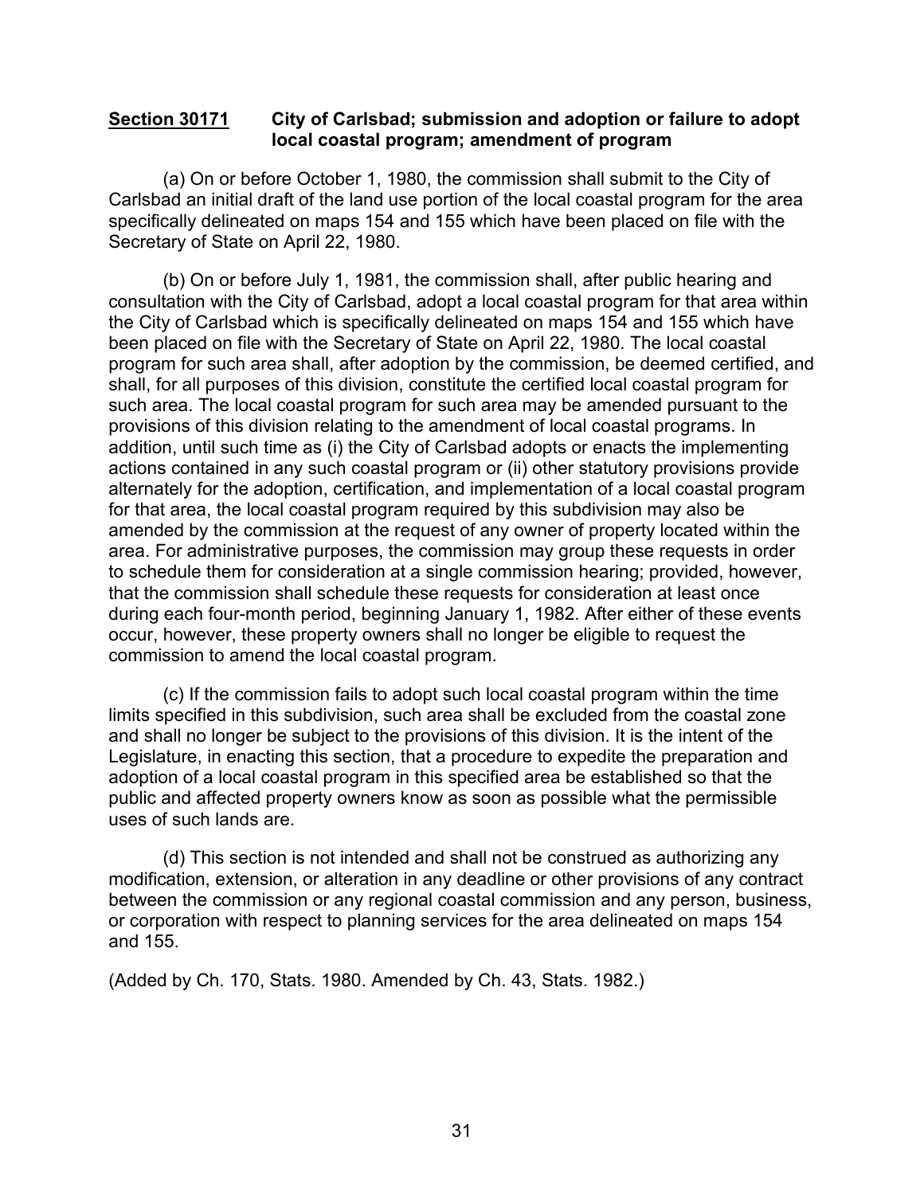**Section 30171 City of Carlsbad; submission and adoption or failure to adopt local coastal program; amendment of program**

(a) On or before October 1, 1980, the commission shall submit to the City of Carlsbad an initial draft of the land use portion of the local coastal program for the area specifically delineated on maps 154 and 155 which have been placed on file with the Secretary of State on April 22, 1980.

(b) On or before July 1, 1981, the commission shall, after public hearing and consultation with the City of Carlsbad, adopt a local coastal program for that area within the City of Carlsbad which is specifically delineated on maps 154 and 155 which have been placed on file with the Secretary of State on April 22, 1980. The local coastal program for such area shall, after adoption by the commission, be deemed certified, and shall, for all purposes of this division, constitute the certified local coastal program for such area. The local coastal program for such area may be amended pursuant to the provisions of this division relating to the amendment of local coastal programs. In addition, until such time as (i) the City of Carlsbad adopts or enacts the implementing actions contained in any such coastal program or (ii) other statutory provisions provide alternately for the adoption, certification, and implementation of a local coastal program for that area, the local coastal program required by this subdivision may also be amended by the commission at the request of any owner of property located within the area. For administrative purposes, the commission may group these requests in order to schedule them for consideration at a single commission hearing; provided, however, that the commission shall schedule these requests for consideration at least once during each four-month period, beginning January 1, 1982. After either of these events occur, however, these property owners shall no longer be eligible to request the commission to amend the local coastal program.

(c) If the commission fails to adopt such local coastal program within the time limits specified in this subdivision, such area shall be excluded from the coastal zone and shall no longer be subject to the provisions of this division. It is the intent of the Legislature, in enacting this section, that a procedure to expedite the preparation and adoption of a local coastal program in this specified area be established so that the public and affected property owners know as soon as possible what the permissible uses of such lands are.

(d) This section is not intended and shall not be construed as authorizing any modification, extension, or alteration in any deadline or other provisions of any contract between the commission or any regional coastal commission and any person, business, or corporation with respect to planning services for the area delineated on maps 154 and 155.

(Added by Ch. 170, Stats. 1980. Amended by Ch. 43, Stats. 1982.)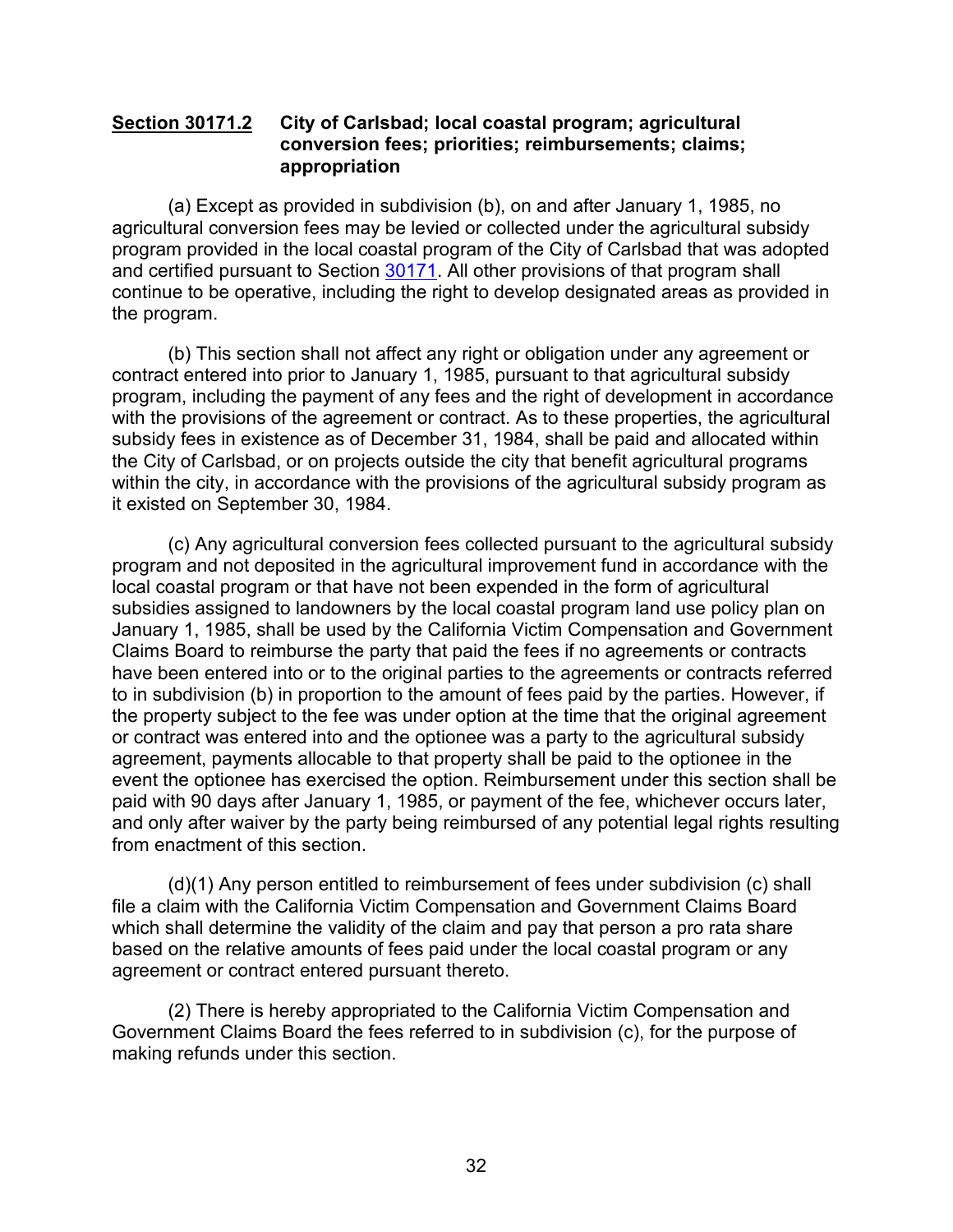**Section 30171.2 City of Carlsbad; local coastal program; agricultural conversion fees; priorities; reimbursements; claims; appropriation**

(a) Except as provided in subdivision (b), on and after January 1, 1985, no agricultural conversion fees may be levied or collected under the agricultural subsidy program provided in the local coastal program of the City of Carlsbad that was adopted and certified pursuant to Section 30171. All other provisions of that program shall continue to be operative, including the right to develop designated areas as provided in the program.

(b) This section shall not affect any right or obligation under any agreement or contract entered into prior to January 1, 1985, pursuant to that agricultural subsidy program, including the payment of any fees and the right of development in accordance with the provisions of the agreement or contract. As to these properties, the agricultural subsidy fees in existence as of December 31, 1984, shall be paid and allocated within the City of Carlsbad, or on projects outside the city that benefit agricultural programs within the city, in accordance with the provisions of the agricultural subsidy program as it existed on September 30, 1984.

(c) Any agricultural conversion fees collected pursuant to the agricultural subsidy program and not deposited in the agricultural improvement fund in accordance with the local coastal program or that have not been expended in the form of agricultural subsidies assigned to landowners by the local coastal program land use policy plan on January 1, 1985, shall be used by the California Victim Compensation and Government Claims Board to reimburse the party that paid the fees if no agreements or contracts have been entered into or to the original parties to the agreements or contracts referred to in subdivision (b) in proportion to the amount of fees paid by the parties. However, if the property subject to the fee was under option at the time that the original agreement or contract was entered into and the optionee was a party to the agricultural subsidy agreement, payments allocable to that property shall be paid to the optionee in the event the optionee has exercised the option. Reimbursement under this section shall be paid with 90 days after January 1, 1985, or payment of the fee, whichever occurs later, and only after waiver by the party being reimbursed of any potential legal rights resulting from enactment of this section.

(d)(1) Any person entitled to reimbursement of fees under subdivision (c) shall file a claim with the California Victim Compensation and Government Claims Board which shall determine the validity of the claim and pay that person a pro rata share based on the relative amounts of fees paid under the local coastal program or any agreement or contract entered pursuant thereto.

(2) There is hereby appropriated to the California Victim Compensation and Government Claims Board the fees referred to in subdivision (c), for the purpose of making refunds under this section.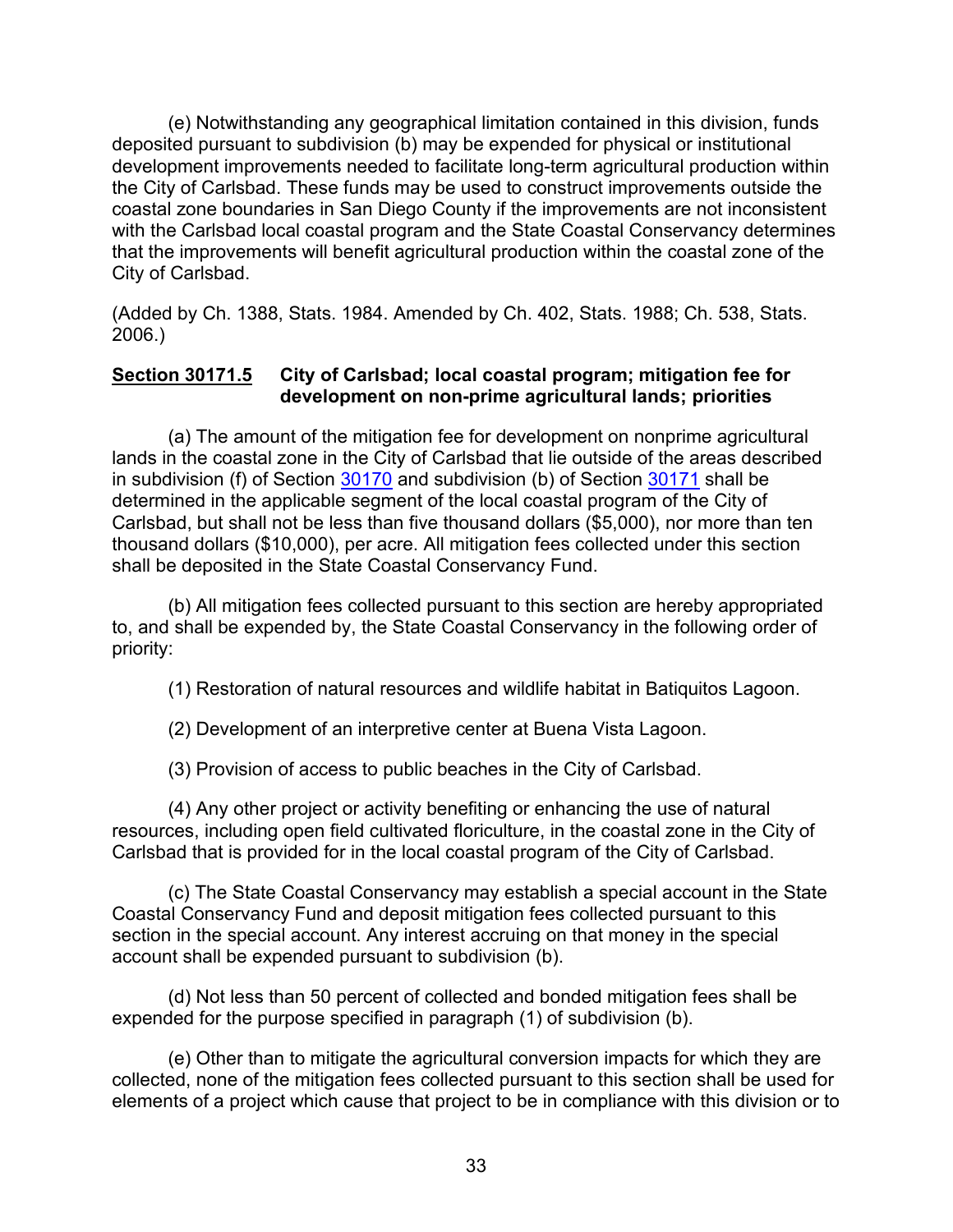(e) Notwithstanding any geographical limitation contained in this division, funds deposited pursuant to subdivision (b) may be expended for physical or institutional development improvements needed to facilitate long-term agricultural production within the City of Carlsbad. These funds may be used to construct improvements outside the coastal zone boundaries in San Diego County if the improvements are not inconsistent with the Carlsbad local coastal program and the State Coastal Conservancy determines that the improvements will benefit agricultural production within the coastal zone of the City of Carlsbad.

(Added by Ch. 1388, Stats. 1984. Amended by Ch. 402, Stats. 1988; Ch. 538, Stats. 2006.)

### **Section 30171.5** **City of Carlsbad; local coastal program; mitigation fee for development on non-prime agricultural lands; priorities**

(a) The amount of the mitigation fee for development on nonprime agricultural lands in the coastal zone in the City of Carlsbad that lie outside of the areas described in subdivision (f) of Section 30170 and subdivision (b) of Section 30171 shall be determined in the applicable segment of the local coastal program of the City of Carlsbad, but shall not be less than five thousand dollars ($5,000), nor more than ten thousand dollars ($10,000), per acre. All mitigation fees collected under this section shall be deposited in the State Coastal Conservancy Fund.

(b) All mitigation fees collected pursuant to this section are hereby appropriated to, and shall be expended by, the State Coastal Conservancy in the following order of priority:

(1) Restoration of natural resources and wildlife habitat in Batiquitos Lagoon.

(2) Development of an interpretive center at Buena Vista Lagoon.

(3) Provision of access to public beaches in the City of Carlsbad.

(4) Any other project or activity benefiting or enhancing the use of natural resources, including open field cultivated floriculture, in the coastal zone in the City of Carlsbad that is provided for in the local coastal program of the City of Carlsbad.

(c) The State Coastal Conservancy may establish a special account in the State Coastal Conservancy Fund and deposit mitigation fees collected pursuant to this section in the special account. Any interest accruing on that money in the special account shall be expended pursuant to subdivision (b).

(d) Not less than 50 percent of collected and bonded mitigation fees shall be expended for the purpose specified in paragraph (1) of subdivision (b).

(e) Other than to mitigate the agricultural conversion impacts for which they are collected, none of the mitigation fees collected pursuant to this section shall be used for elements of a project which cause that project to be in compliance with this division or to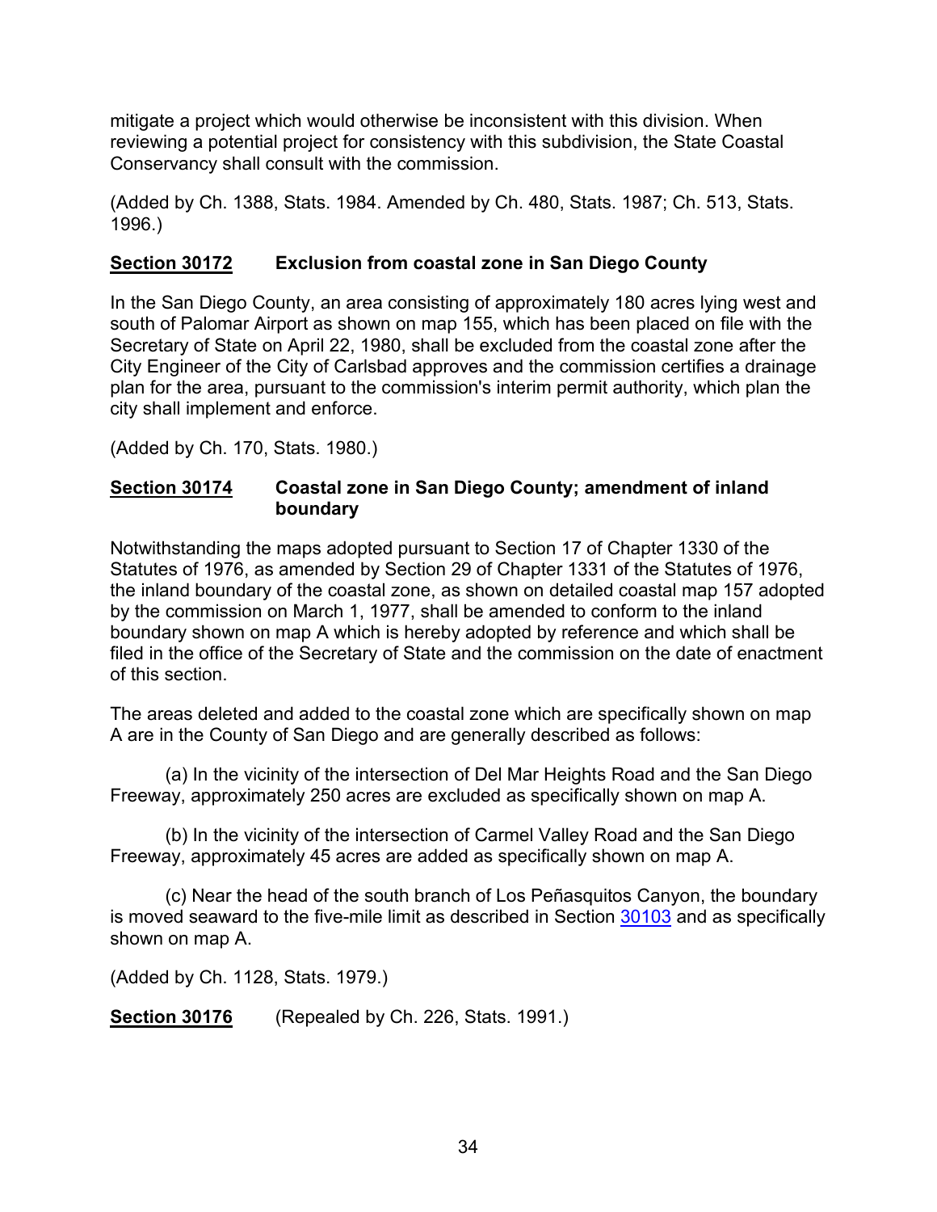mitigate a project which would otherwise be inconsistent with this division. When reviewing a potential project for consistency with this subdivision, the State Coastal Conservancy shall consult with the commission.

(Added by Ch. 1388, Stats. 1984. Amended by Ch. 480, Stats. 1987; Ch. 513, Stats. 1996.)

### Section 30172 Exclusion from coastal zone in San Diego County

In the San Diego County, an area consisting of approximately 180 acres lying west and south of Palomar Airport as shown on map 155, which has been placed on file with the Secretary of State on April 22, 1980, shall be excluded from the coastal zone after the City Engineer of the City of Carlsbad approves and the commission certifies a drainage plan for the area, pursuant to the commission's interim permit authority, which plan the city shall implement and enforce.

(Added by Ch. 170, Stats. 1980.)

### Section 30174 Coastal zone in San Diego County; amendment of inland boundary

Notwithstanding the maps adopted pursuant to Section 17 of Chapter 1330 of the Statutes of 1976, as amended by Section 29 of Chapter 1331 of the Statutes of 1976, the inland boundary of the coastal zone, as shown on detailed coastal map 157 adopted by the commission on March 1, 1977, shall be amended to conform to the inland boundary shown on map A which is hereby adopted by reference and which shall be filed in the office of the Secretary of State and the commission on the date of enactment of this section.

The areas deleted and added to the coastal zone which are specifically shown on map A are in the County of San Diego and are generally described as follows:

(a) In the vicinity of the intersection of Del Mar Heights Road and the San Diego Freeway, approximately 250 acres are excluded as specifically shown on map A.

(b) In the vicinity of the intersection of Carmel Valley Road and the San Diego Freeway, approximately 45 acres are added as specifically shown on map A.

(c) Near the head of the south branch of Los Peñasquitos Canyon, the boundary is moved seaward to the five-mile limit as described in Section 30103 and as specifically shown on map A.

(Added by Ch. 1128, Stats. 1979.)

### Section 30176 (Repealed by Ch. 226, Stats. 1991.)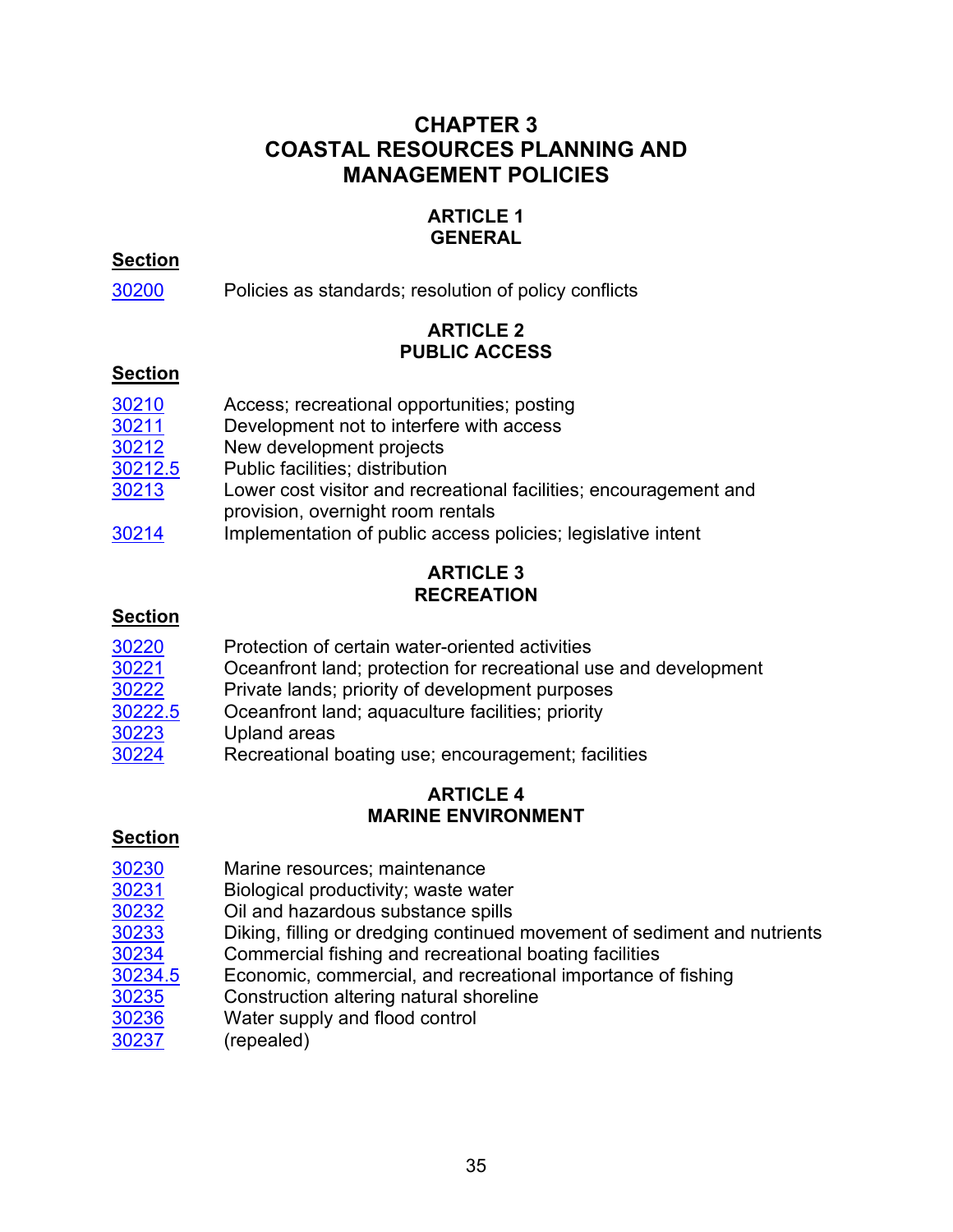# CHAPTER 3
# COASTAL RESOURCES PLANNING AND MANAGEMENT POLICIES

## ARTICLE 1
## GENERAL

| Section | |
|---|---|
| 30200 | Policies as standards; resolution of policy conflicts |

## ARTICLE 2
## PUBLIC ACCESS

| Section | |
|---|---|
| 30210 | Access; recreational opportunities; posting |
| 30211 | Development not to interfere with access |
| 30212 | New development projects |
| 30212.5 | Public facilities; distribution |
| 30213 | Lower cost visitor and recreational facilities; encouragement and provision, overnight room rentals |
| 30214 | Implementation of public access policies; legislative intent |

## ARTICLE 3
## RECREATION

| Section | |
|---|---|
| 30220 | Protection of certain water-oriented activities |
| 30221 | Oceanfront land; protection for recreational use and development |
| 30222 | Private lands; priority of development purposes |
| 30222.5 | Oceanfront land; aquaculture facilities; priority |
| 30223 | Upland areas |
| 30224 | Recreational boating use; encouragement; facilities |

## ARTICLE 4
## MARINE ENVIRONMENT

| Section | |
|---|---|
| 30230 | Marine resources; maintenance |
| 30231 | Biological productivity; waste water |
| 30232 | Oil and hazardous substance spills |
| 30233 | Diking, filling or dredging continued movement of sediment and nutrients |
| 30234 | Commercial fishing and recreational boating facilities |
| 30234.5 | Economic, commercial, and recreational importance of fishing |
| 30235 | Construction altering natural shoreline |
| 30236 | Water supply and flood control |
| 30237 | (repealed) |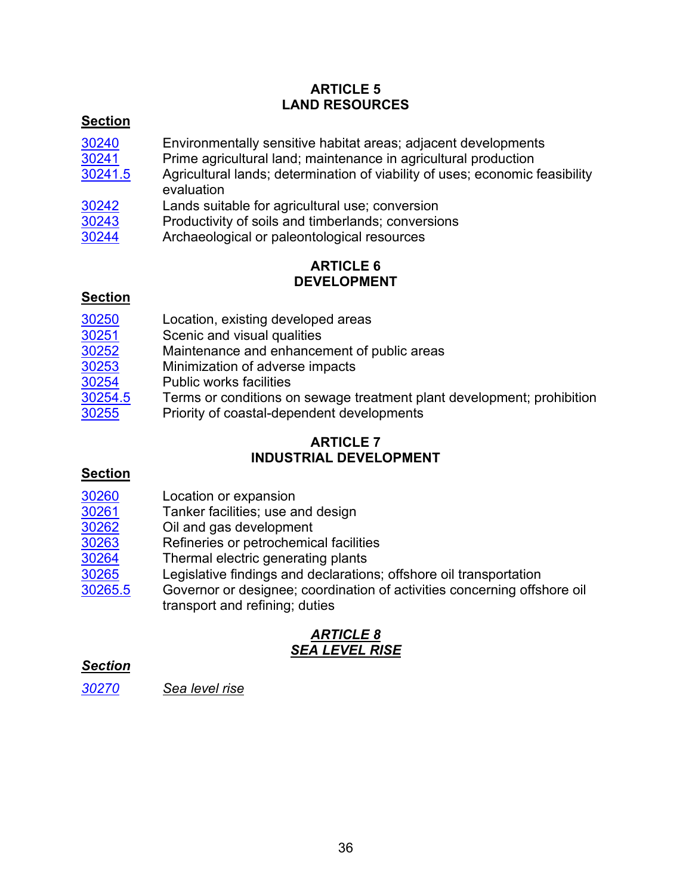## ARTICLE 5
## LAND RESOURCES

**Section**

| | |
|---|---|
| 30240 | Environmentally sensitive habitat areas; adjacent developments |
| 30241 | Prime agricultural land; maintenance in agricultural production |
| 30241.5 | Agricultural lands; determination of viability of uses; economic feasibility evaluation |
| 30242 | Lands suitable for agricultural use; conversion |
| 30243 | Productivity of soils and timberlands; conversions |
| 30244 | Archaeological or paleontological resources |

## ARTICLE 6
## DEVELOPMENT

**Section**

| | |
|---|---|
| 30250 | Location, existing developed areas |
| 30251 | Scenic and visual qualities |
| 30252 | Maintenance and enhancement of public areas |
| 30253 | Minimization of adverse impacts |
| 30254 | Public works facilities |
| 30254.5 | Terms or conditions on sewage treatment plant development; prohibition |
| 30255 | Priority of coastal-dependent developments |

## ARTICLE 7
## INDUSTRIAL DEVELOPMENT

**Section**

| | |
|---|---|
| 30260 | Location or expansion |
| 30261 | Tanker facilities; use and design |
| 30262 | Oil and gas development |
| 30263 | Refineries or petrochemical facilities |
| 30264 | Thermal electric generating plants |
| 30265 | Legislative findings and declarations; offshore oil transportation |
| 30265.5 | Governor or designee; coordination of activities concerning offshore oil transport and refining; duties |

## *ARTICLE 8*
## *SEA LEVEL RISE*

***Section***

| | |
|---|---|
| *30270* | *Sea level rise* |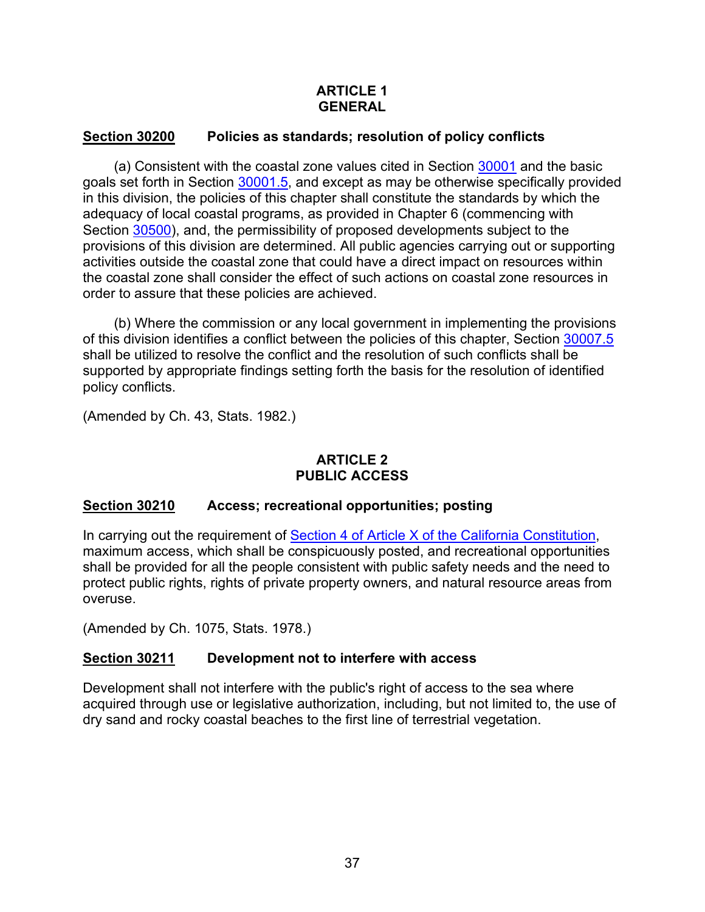## ARTICLE 1
## GENERAL

**Section 30200 Policies as standards; resolution of policy conflicts**

(a) Consistent with the coastal zone values cited in Section 30001 and the basic goals set forth in Section 30001.5, and except as may be otherwise specifically provided in this division, the policies of this chapter shall constitute the standards by which the adequacy of local coastal programs, as provided in Chapter 6 (commencing with Section 30500), and, the permissibility of proposed developments subject to the provisions of this division are determined. All public agencies carrying out or supporting activities outside the coastal zone that could have a direct impact on resources within the coastal zone shall consider the effect of such actions on coastal zone resources in order to assure that these policies are achieved.

(b) Where the commission or any local government in implementing the provisions of this division identifies a conflict between the policies of this chapter, Section 30007.5 shall be utilized to resolve the conflict and the resolution of such conflicts shall be supported by appropriate findings setting forth the basis for the resolution of identified policy conflicts.

(Amended by Ch. 43, Stats. 1982.)

## ARTICLE 2
## PUBLIC ACCESS

**Section 30210 Access; recreational opportunities; posting**

In carrying out the requirement of Section 4 of Article X of the California Constitution, maximum access, which shall be conspicuously posted, and recreational opportunities shall be provided for all the people consistent with public safety needs and the need to protect public rights, rights of private property owners, and natural resource areas from overuse.

(Amended by Ch. 1075, Stats. 1978.)

**Section 30211 Development not to interfere with access**

Development shall not interfere with the public's right of access to the sea where acquired through use or legislative authorization, including, but not limited to, the use of dry sand and rocky coastal beaches to the first line of terrestrial vegetation.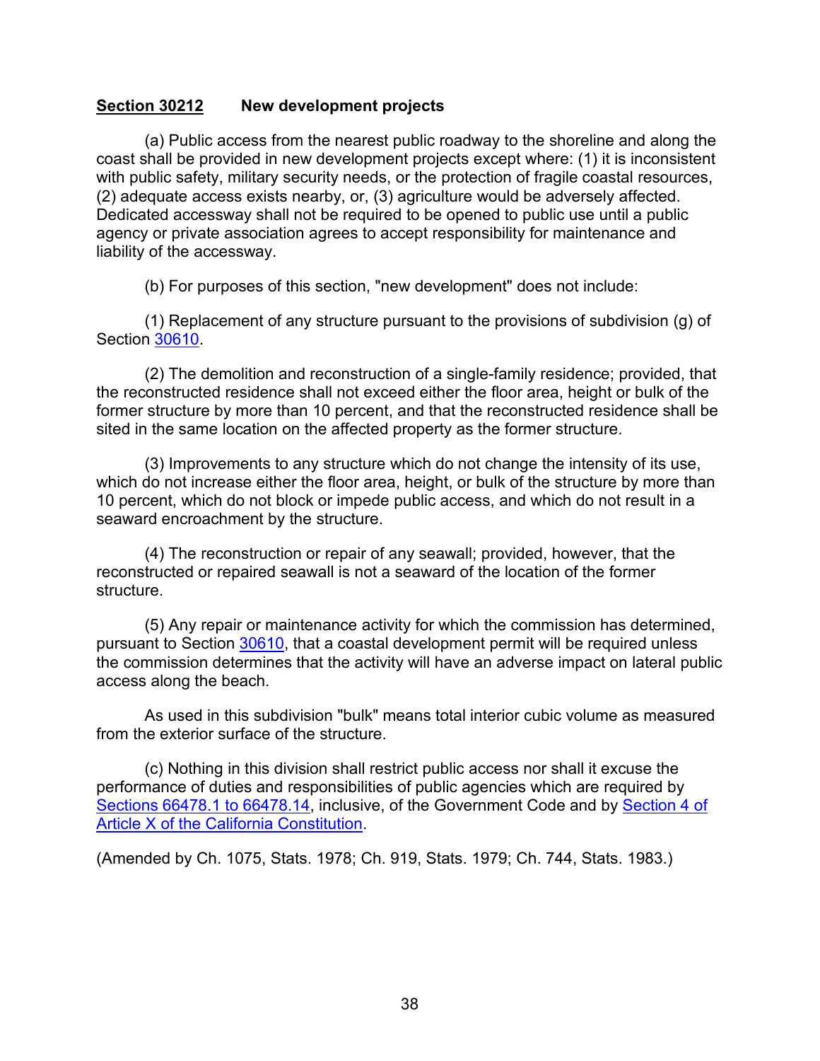**Section 30212** **New development projects**

(a) Public access from the nearest public roadway to the shoreline and along the coast shall be provided in new development projects except where: (1) it is inconsistent with public safety, military security needs, or the protection of fragile coastal resources, (2) adequate access exists nearby, or, (3) agriculture would be adversely affected. Dedicated accessway shall not be required to be opened to public use until a public agency or private association agrees to accept responsibility for maintenance and liability of the accessway.

(b) For purposes of this section, "new development" does not include:

(1) Replacement of any structure pursuant to the provisions of subdivision (g) of Section 30610.

(2) The demolition and reconstruction of a single-family residence; provided, that the reconstructed residence shall not exceed either the floor area, height or bulk of the former structure by more than 10 percent, and that the reconstructed residence shall be sited in the same location on the affected property as the former structure.

(3) Improvements to any structure which do not change the intensity of its use, which do not increase either the floor area, height, or bulk of the structure by more than 10 percent, which do not block or impede public access, and which do not result in a seaward encroachment by the structure.

(4) The reconstruction or repair of any seawall; provided, however, that the reconstructed or repaired seawall is not a seaward of the location of the former structure.

(5) Any repair or maintenance activity for which the commission has determined, pursuant to Section 30610, that a coastal development permit will be required unless the commission determines that the activity will have an adverse impact on lateral public access along the beach.

As used in this subdivision "bulk" means total interior cubic volume as measured from the exterior surface of the structure.

(c) Nothing in this division shall restrict public access nor shall it excuse the performance of duties and responsibilities of public agencies which are required by Sections 66478.1 to 66478.14, inclusive, of the Government Code and by Section 4 of Article X of the California Constitution.

(Amended by Ch. 1075, Stats. 1978; Ch. 919, Stats. 1979; Ch. 744, Stats. 1983.)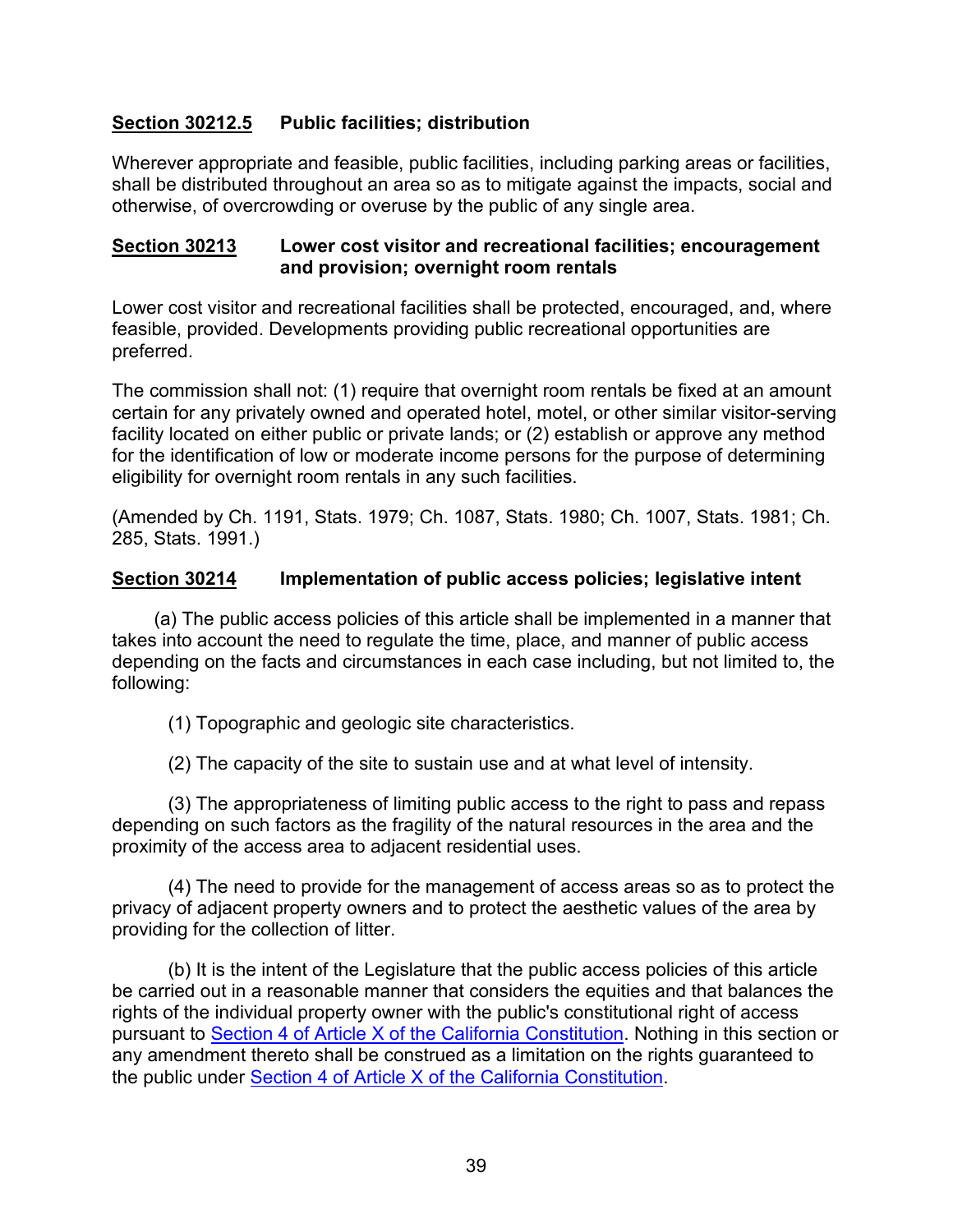**Section 30212.5    Public facilities; distribution**

Wherever appropriate and feasible, public facilities, including parking areas or facilities, shall be distributed throughout an area so as to mitigate against the impacts, social and otherwise, of overcrowding or overuse by the public of any single area.

**Section 30213    Lower cost visitor and recreational facilities; encouragement and provision; overnight room rentals**

Lower cost visitor and recreational facilities shall be protected, encouraged, and, where feasible, provided. Developments providing public recreational opportunities are preferred.

The commission shall not: (1) require that overnight room rentals be fixed at an amount certain for any privately owned and operated hotel, motel, or other similar visitor-serving facility located on either public or private lands; or (2) establish or approve any method for the identification of low or moderate income persons for the purpose of determining eligibility for overnight room rentals in any such facilities.

(Amended by Ch. 1191, Stats. 1979; Ch. 1087, Stats. 1980; Ch. 1007, Stats. 1981; Ch. 285, Stats. 1991.)

**Section 30214    Implementation of public access policies; legislative intent**

(a) The public access policies of this article shall be implemented in a manner that takes into account the need to regulate the time, place, and manner of public access depending on the facts and circumstances in each case including, but not limited to, the following:

(1) Topographic and geologic site characteristics.

(2) The capacity of the site to sustain use and at what level of intensity.

(3) The appropriateness of limiting public access to the right to pass and repass depending on such factors as the fragility of the natural resources in the area and the proximity of the access area to adjacent residential uses.

(4) The need to provide for the management of access areas so as to protect the privacy of adjacent property owners and to protect the aesthetic values of the area by providing for the collection of litter.

(b) It is the intent of the Legislature that the public access policies of this article be carried out in a reasonable manner that considers the equities and that balances the rights of the individual property owner with the public's constitutional right of access pursuant to Section 4 of Article X of the California Constitution. Nothing in this section or any amendment thereto shall be construed as a limitation on the rights guaranteed to the public under Section 4 of Article X of the California Constitution.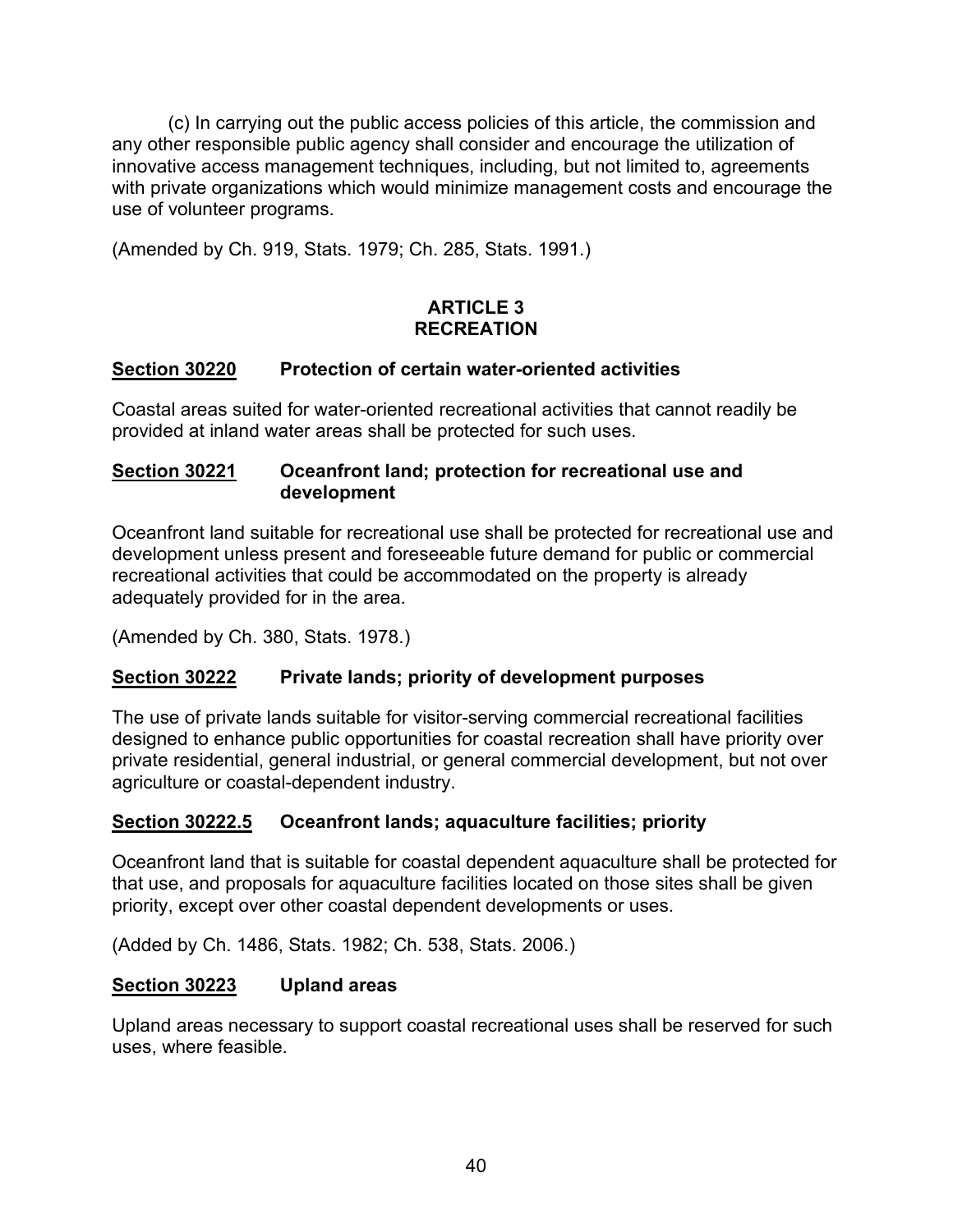(c) In carrying out the public access policies of this article, the commission and any other responsible public agency shall consider and encourage the utilization of innovative access management techniques, including, but not limited to, agreements with private organizations which would minimize management costs and encourage the use of volunteer programs.

(Amended by Ch. 919, Stats. 1979; Ch. 285, Stats. 1991.)

## ARTICLE 3
## RECREATION

### <u>Section 30220</u> Protection of certain water-oriented activities

Coastal areas suited for water-oriented recreational activities that cannot readily be provided at inland water areas shall be protected for such uses.

### <u>Section 30221</u> Oceanfront land; protection for recreational use and development

Oceanfront land suitable for recreational use shall be protected for recreational use and development unless present and foreseeable future demand for public or commercial recreational activities that could be accommodated on the property is already adequately provided for in the area.

(Amended by Ch. 380, Stats. 1978.)

### <u>Section 30222</u> Private lands; priority of development purposes

The use of private lands suitable for visitor-serving commercial recreational facilities designed to enhance public opportunities for coastal recreation shall have priority over private residential, general industrial, or general commercial development, but not over agriculture or coastal-dependent industry.

### <u>Section 30222.5</u> Oceanfront lands; aquaculture facilities; priority

Oceanfront land that is suitable for coastal dependent aquaculture shall be protected for that use, and proposals for aquaculture facilities located on those sites shall be given priority, except over other coastal dependent developments or uses.

(Added by Ch. 1486, Stats. 1982; Ch. 538, Stats. 2006.)

### <u>Section 30223</u> Upland areas

Upland areas necessary to support coastal recreational uses shall be reserved for such uses, where feasible.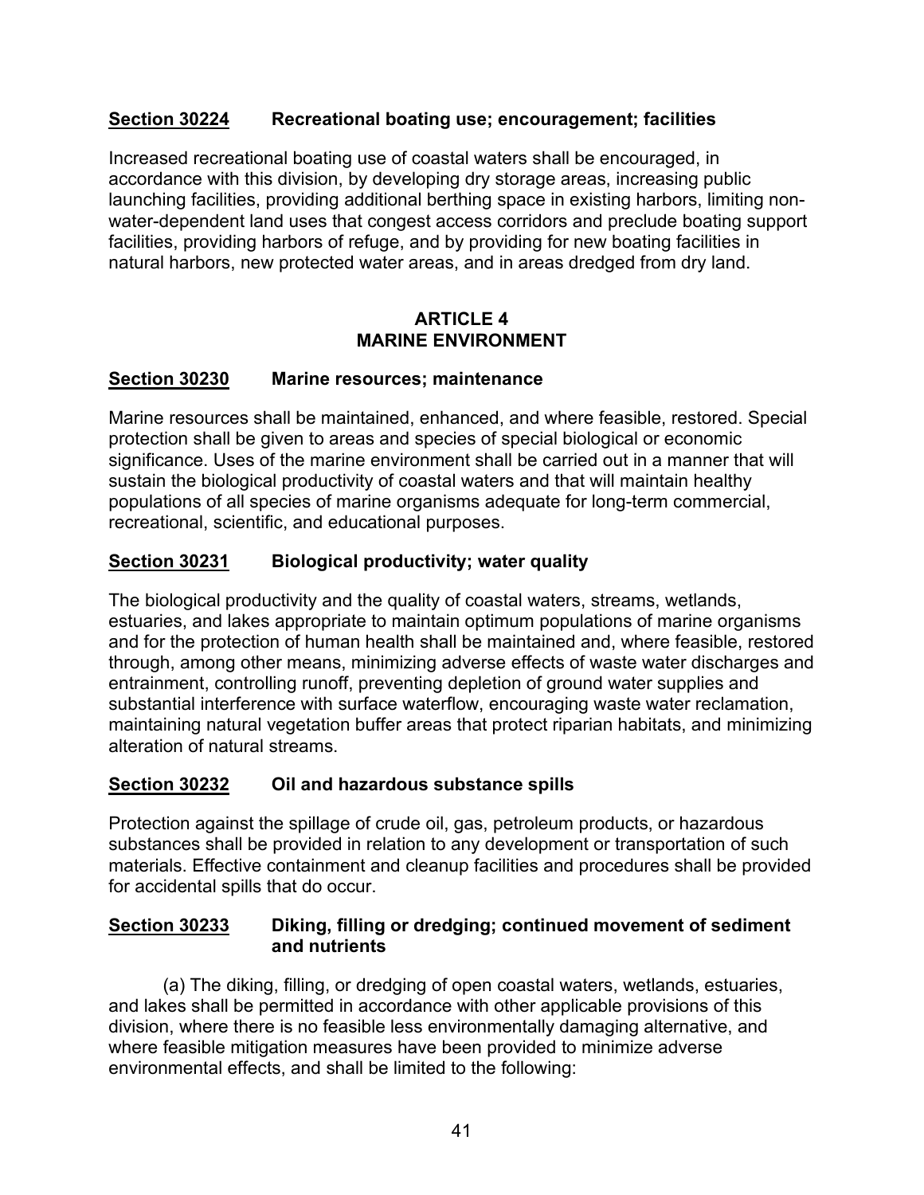**<u>Section 30224</u> Recreational boating use; encouragement; facilities**

Increased recreational boating use of coastal waters shall be encouraged, in accordance with this division, by developing dry storage areas, increasing public launching facilities, providing additional berthing space in existing harbors, limiting non-water-dependent land uses that congest access corridors and preclude boating support facilities, providing harbors of refuge, and by providing for new boating facilities in natural harbors, new protected water areas, and in areas dredged from dry land.

## ARTICLE 4
## MARINE ENVIRONMENT

**<u>Section 30230</u> Marine resources; maintenance**

Marine resources shall be maintained, enhanced, and where feasible, restored. Special protection shall be given to areas and species of special biological or economic significance. Uses of the marine environment shall be carried out in a manner that will sustain the biological productivity of coastal waters and that will maintain healthy populations of all species of marine organisms adequate for long-term commercial, recreational, scientific, and educational purposes.

**<u>Section 30231</u> Biological productivity; water quality**

The biological productivity and the quality of coastal waters, streams, wetlands, estuaries, and lakes appropriate to maintain optimum populations of marine organisms and for the protection of human health shall be maintained and, where feasible, restored through, among other means, minimizing adverse effects of waste water discharges and entrainment, controlling runoff, preventing depletion of ground water supplies and substantial interference with surface waterflow, encouraging waste water reclamation, maintaining natural vegetation buffer areas that protect riparian habitats, and minimizing alteration of natural streams.

**<u>Section 30232</u> Oil and hazardous substance spills**

Protection against the spillage of crude oil, gas, petroleum products, or hazardous substances shall be provided in relation to any development or transportation of such materials. Effective containment and cleanup facilities and procedures shall be provided for accidental spills that do occur.

**<u>Section 30233</u> Diking, filling or dredging; continued movement of sediment and nutrients**

(a) The diking, filling, or dredging of open coastal waters, wetlands, estuaries, and lakes shall be permitted in accordance with other applicable provisions of this division, where there is no feasible less environmentally damaging alternative, and where feasible mitigation measures have been provided to minimize adverse environmental effects, and shall be limited to the following: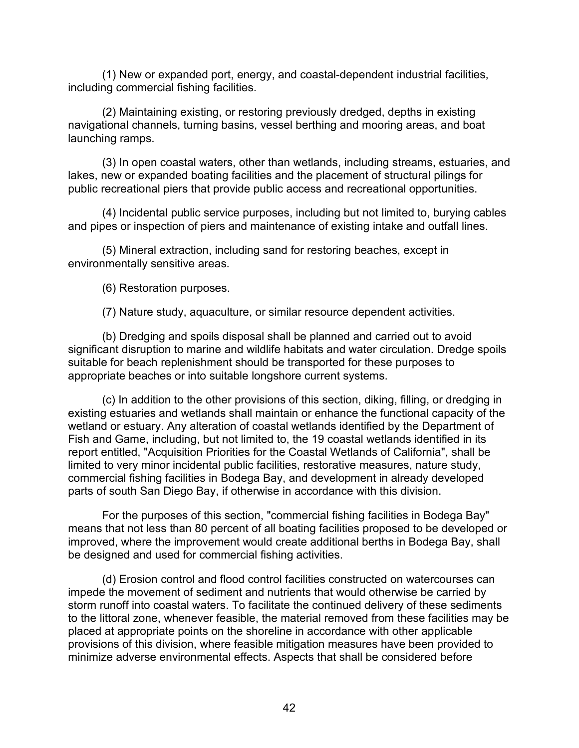(1) New or expanded port, energy, and coastal-dependent industrial facilities, including commercial fishing facilities.

(2) Maintaining existing, or restoring previously dredged, depths in existing navigational channels, turning basins, vessel berthing and mooring areas, and boat launching ramps.

(3) In open coastal waters, other than wetlands, including streams, estuaries, and lakes, new or expanded boating facilities and the placement of structural pilings for public recreational piers that provide public access and recreational opportunities.

(4) Incidental public service purposes, including but not limited to, burying cables and pipes or inspection of piers and maintenance of existing intake and outfall lines.

(5) Mineral extraction, including sand for restoring beaches, except in environmentally sensitive areas.

(6) Restoration purposes.

(7) Nature study, aquaculture, or similar resource dependent activities.

(b) Dredging and spoils disposal shall be planned and carried out to avoid significant disruption to marine and wildlife habitats and water circulation. Dredge spoils suitable for beach replenishment should be transported for these purposes to appropriate beaches or into suitable longshore current systems.

(c) In addition to the other provisions of this section, diking, filling, or dredging in existing estuaries and wetlands shall maintain or enhance the functional capacity of the wetland or estuary. Any alteration of coastal wetlands identified by the Department of Fish and Game, including, but not limited to, the 19 coastal wetlands identified in its report entitled, "Acquisition Priorities for the Coastal Wetlands of California", shall be limited to very minor incidental public facilities, restorative measures, nature study, commercial fishing facilities in Bodega Bay, and development in already developed parts of south San Diego Bay, if otherwise in accordance with this division.

For the purposes of this section, "commercial fishing facilities in Bodega Bay" means that not less than 80 percent of all boating facilities proposed to be developed or improved, where the improvement would create additional berths in Bodega Bay, shall be designed and used for commercial fishing activities.

(d) Erosion control and flood control facilities constructed on watercourses can impede the movement of sediment and nutrients that would otherwise be carried by storm runoff into coastal waters. To facilitate the continued delivery of these sediments to the littoral zone, whenever feasible, the material removed from these facilities may be placed at appropriate points on the shoreline in accordance with other applicable provisions of this division, where feasible mitigation measures have been provided to minimize adverse environmental effects. Aspects that shall be considered before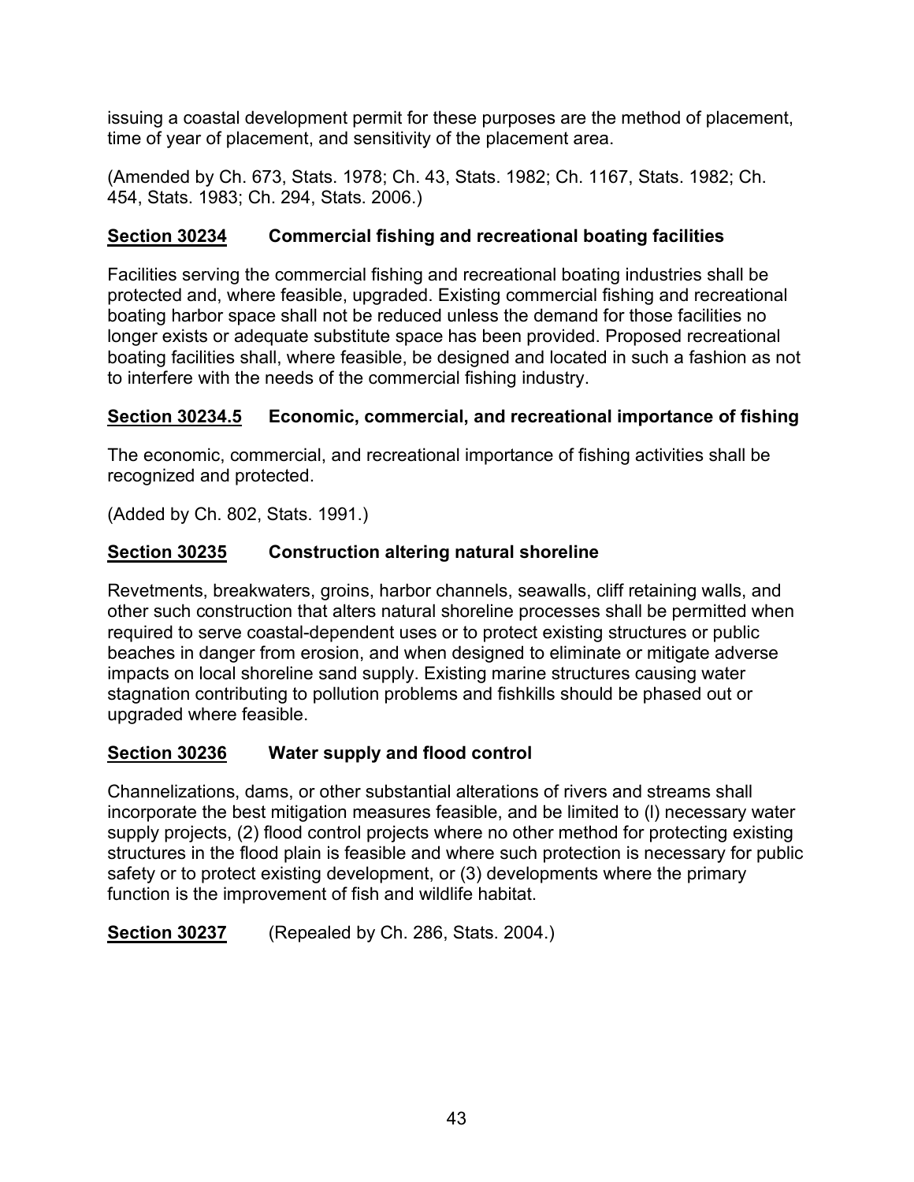issuing a coastal development permit for these purposes are the method of placement, time of year of placement, and sensitivity of the placement area.

(Amended by Ch. 673, Stats. 1978; Ch. 43, Stats. 1982; Ch. 1167, Stats. 1982; Ch. 454, Stats. 1983; Ch. 294, Stats. 2006.)

### Section 30234 Commercial fishing and recreational boating facilities

Facilities serving the commercial fishing and recreational boating industries shall be protected and, where feasible, upgraded. Existing commercial fishing and recreational boating harbor space shall not be reduced unless the demand for those facilities no longer exists or adequate substitute space has been provided. Proposed recreational boating facilities shall, where feasible, be designed and located in such a fashion as not to interfere with the needs of the commercial fishing industry.

### Section 30234.5 Economic, commercial, and recreational importance of fishing

The economic, commercial, and recreational importance of fishing activities shall be recognized and protected.

(Added by Ch. 802, Stats. 1991.)

### Section 30235 Construction altering natural shoreline

Revetments, breakwaters, groins, harbor channels, seawalls, cliff retaining walls, and other such construction that alters natural shoreline processes shall be permitted when required to serve coastal-dependent uses or to protect existing structures or public beaches in danger from erosion, and when designed to eliminate or mitigate adverse impacts on local shoreline sand supply. Existing marine structures causing water stagnation contributing to pollution problems and fishkills should be phased out or upgraded where feasible.

### Section 30236 Water supply and flood control

Channelizations, dams, or other substantial alterations of rivers and streams shall incorporate the best mitigation measures feasible, and be limited to (l) necessary water supply projects, (2) flood control projects where no other method for protecting existing structures in the flood plain is feasible and where such protection is necessary for public safety or to protect existing development, or (3) developments where the primary function is the improvement of fish and wildlife habitat.

**Section 30237** (Repealed by Ch. 286, Stats. 2004.)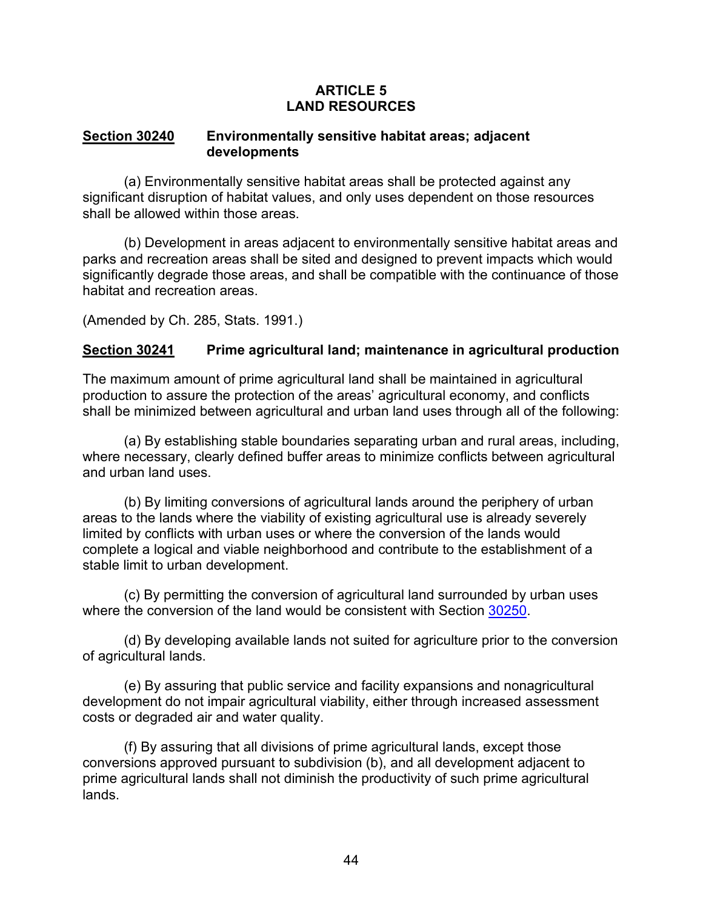## ARTICLE 5
## LAND RESOURCES

### Section 30240 Environmentally sensitive habitat areas; adjacent developments

(a) Environmentally sensitive habitat areas shall be protected against any significant disruption of habitat values, and only uses dependent on those resources shall be allowed within those areas.

(b) Development in areas adjacent to environmentally sensitive habitat areas and parks and recreation areas shall be sited and designed to prevent impacts which would significantly degrade those areas, and shall be compatible with the continuance of those habitat and recreation areas.

(Amended by Ch. 285, Stats. 1991.)

### Section 30241 Prime agricultural land; maintenance in agricultural production

The maximum amount of prime agricultural land shall be maintained in agricultural production to assure the protection of the areas' agricultural economy, and conflicts shall be minimized between agricultural and urban land uses through all of the following:

(a) By establishing stable boundaries separating urban and rural areas, including, where necessary, clearly defined buffer areas to minimize conflicts between agricultural and urban land uses.

(b) By limiting conversions of agricultural lands around the periphery of urban areas to the lands where the viability of existing agricultural use is already severely limited by conflicts with urban uses or where the conversion of the lands would complete a logical and viable neighborhood and contribute to the establishment of a stable limit to urban development.

(c) By permitting the conversion of agricultural land surrounded by urban uses where the conversion of the land would be consistent with Section 30250.

(d) By developing available lands not suited for agriculture prior to the conversion of agricultural lands.

(e) By assuring that public service and facility expansions and nonagricultural development do not impair agricultural viability, either through increased assessment costs or degraded air and water quality.

(f) By assuring that all divisions of prime agricultural lands, except those conversions approved pursuant to subdivision (b), and all development adjacent to prime agricultural lands shall not diminish the productivity of such prime agricultural lands.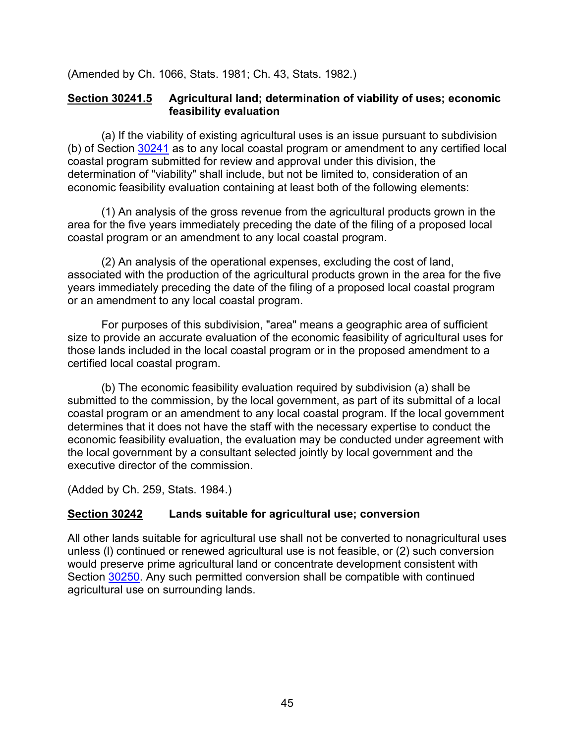(Amended by Ch. 1066, Stats. 1981; Ch. 43, Stats. 1982.)

**Section 30241.5 Agricultural land; determination of viability of uses; economic feasibility evaluation**

(a) If the viability of existing agricultural uses is an issue pursuant to subdivision (b) of Section 30241 as to any local coastal program or amendment to any certified local coastal program submitted for review and approval under this division, the determination of "viability" shall include, but not be limited to, consideration of an economic feasibility evaluation containing at least both of the following elements:

(1) An analysis of the gross revenue from the agricultural products grown in the area for the five years immediately preceding the date of the filing of a proposed local coastal program or an amendment to any local coastal program.

(2) An analysis of the operational expenses, excluding the cost of land, associated with the production of the agricultural products grown in the area for the five years immediately preceding the date of the filing of a proposed local coastal program or an amendment to any local coastal program.

For purposes of this subdivision, "area" means a geographic area of sufficient size to provide an accurate evaluation of the economic feasibility of agricultural uses for those lands included in the local coastal program or in the proposed amendment to a certified local coastal program.

(b) The economic feasibility evaluation required by subdivision (a) shall be submitted to the commission, by the local government, as part of its submittal of a local coastal program or an amendment to any local coastal program. If the local government determines that it does not have the staff with the necessary expertise to conduct the economic feasibility evaluation, the evaluation may be conducted under agreement with the local government by a consultant selected jointly by local government and the executive director of the commission.

(Added by Ch. 259, Stats. 1984.)

**Section 30242 Lands suitable for agricultural use; conversion**

All other lands suitable for agricultural use shall not be converted to nonagricultural uses unless (l) continued or renewed agricultural use is not feasible, or (2) such conversion would preserve prime agricultural land or concentrate development consistent with Section 30250. Any such permitted conversion shall be compatible with continued agricultural use on surrounding lands.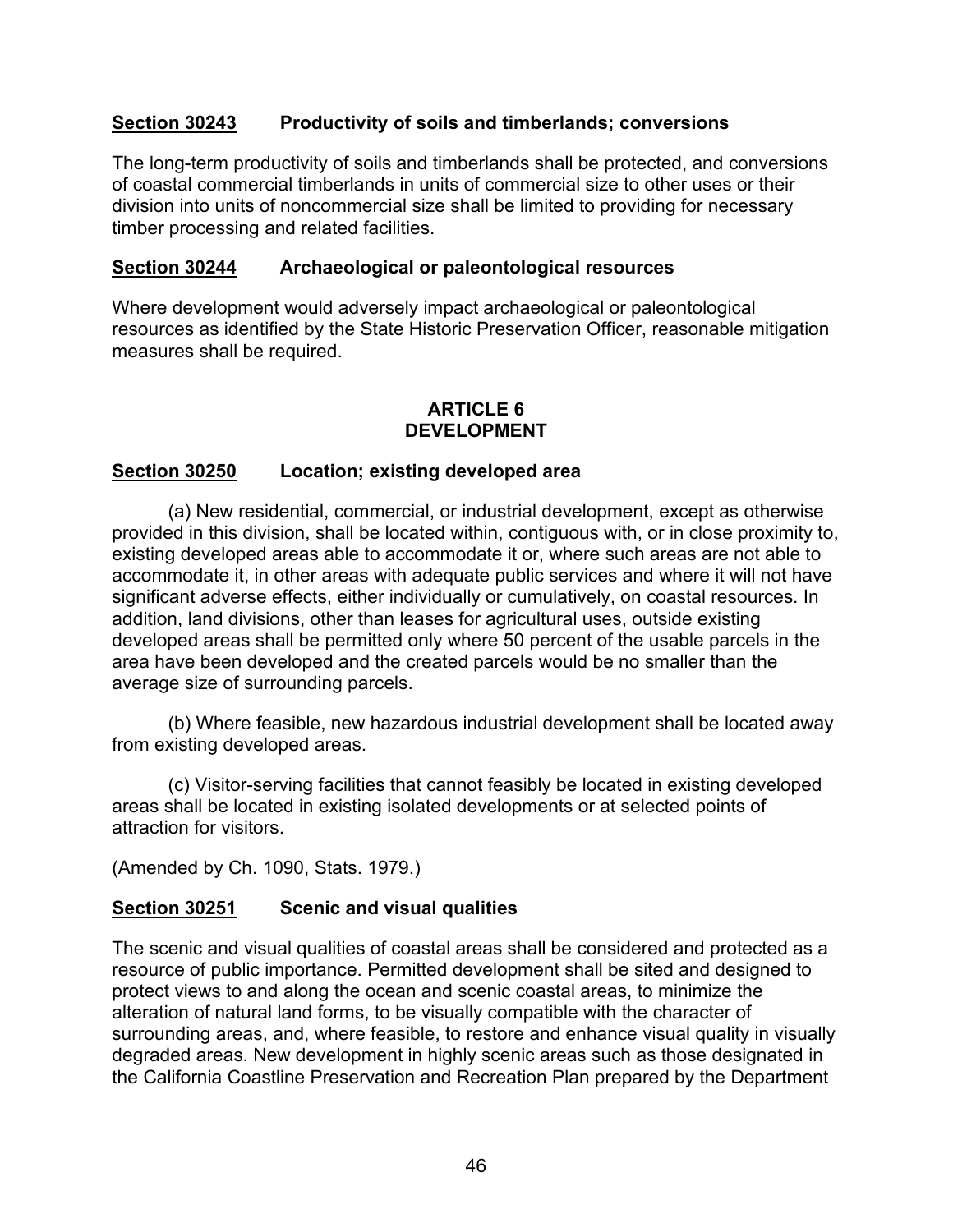**Section 30243 Productivity of soils and timberlands; conversions**

The long-term productivity of soils and timberlands shall be protected, and conversions of coastal commercial timberlands in units of commercial size to other uses or their division into units of noncommercial size shall be limited to providing for necessary timber processing and related facilities.

**Section 30244 Archaeological or paleontological resources**

Where development would adversely impact archaeological or paleontological resources as identified by the State Historic Preservation Officer, reasonable mitigation measures shall be required.

## ARTICLE 6
## DEVELOPMENT

**Section 30250 Location; existing developed area**

(a) New residential, commercial, or industrial development, except as otherwise provided in this division, shall be located within, contiguous with, or in close proximity to, existing developed areas able to accommodate it or, where such areas are not able to accommodate it, in other areas with adequate public services and where it will not have significant adverse effects, either individually or cumulatively, on coastal resources. In addition, land divisions, other than leases for agricultural uses, outside existing developed areas shall be permitted only where 50 percent of the usable parcels in the area have been developed and the created parcels would be no smaller than the average size of surrounding parcels.

(b) Where feasible, new hazardous industrial development shall be located away from existing developed areas.

(c) Visitor-serving facilities that cannot feasibly be located in existing developed areas shall be located in existing isolated developments or at selected points of attraction for visitors.

(Amended by Ch. 1090, Stats. 1979.)

**Section 30251 Scenic and visual qualities**

The scenic and visual qualities of coastal areas shall be considered and protected as a resource of public importance. Permitted development shall be sited and designed to protect views to and along the ocean and scenic coastal areas, to minimize the alteration of natural land forms, to be visually compatible with the character of surrounding areas, and, where feasible, to restore and enhance visual quality in visually degraded areas. New development in highly scenic areas such as those designated in the California Coastline Preservation and Recreation Plan prepared by the Department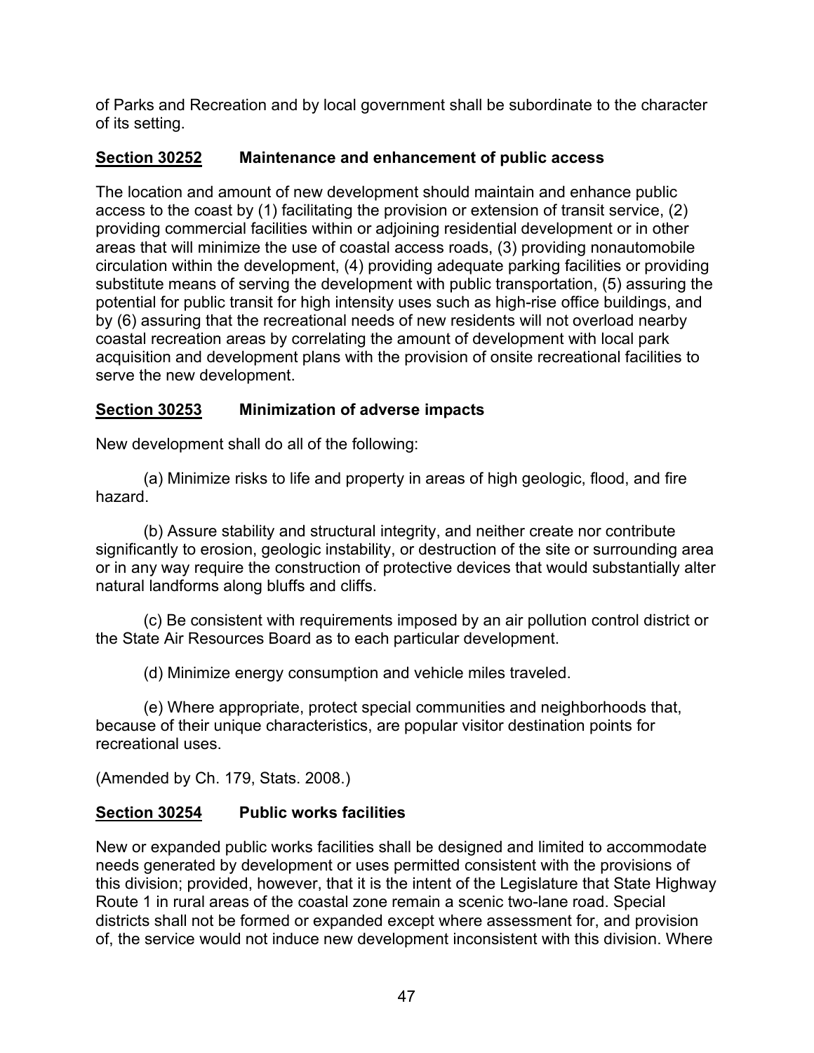of Parks and Recreation and by local government shall be subordinate to the character of its setting.

### Section 30252 Maintenance and enhancement of public access

The location and amount of new development should maintain and enhance public access to the coast by (1) facilitating the provision or extension of transit service, (2) providing commercial facilities within or adjoining residential development or in other areas that will minimize the use of coastal access roads, (3) providing nonautomobile circulation within the development, (4) providing adequate parking facilities or providing substitute means of serving the development with public transportation, (5) assuring the potential for public transit for high intensity uses such as high-rise office buildings, and by (6) assuring that the recreational needs of new residents will not overload nearby coastal recreation areas by correlating the amount of development with local park acquisition and development plans with the provision of onsite recreational facilities to serve the new development.

### Section 30253 Minimization of adverse impacts

New development shall do all of the following:

(a) Minimize risks to life and property in areas of high geologic, flood, and fire hazard.

(b) Assure stability and structural integrity, and neither create nor contribute significantly to erosion, geologic instability, or destruction of the site or surrounding area or in any way require the construction of protective devices that would substantially alter natural landforms along bluffs and cliffs.

(c) Be consistent with requirements imposed by an air pollution control district or the State Air Resources Board as to each particular development.

(d) Minimize energy consumption and vehicle miles traveled.

(e) Where appropriate, protect special communities and neighborhoods that, because of their unique characteristics, are popular visitor destination points for recreational uses.

(Amended by Ch. 179, Stats. 2008.)

### Section 30254 Public works facilities

New or expanded public works facilities shall be designed and limited to accommodate needs generated by development or uses permitted consistent with the provisions of this division; provided, however, that it is the intent of the Legislature that State Highway Route 1 in rural areas of the coastal zone remain a scenic two-lane road. Special districts shall not be formed or expanded except where assessment for, and provision of, the service would not induce new development inconsistent with this division. Where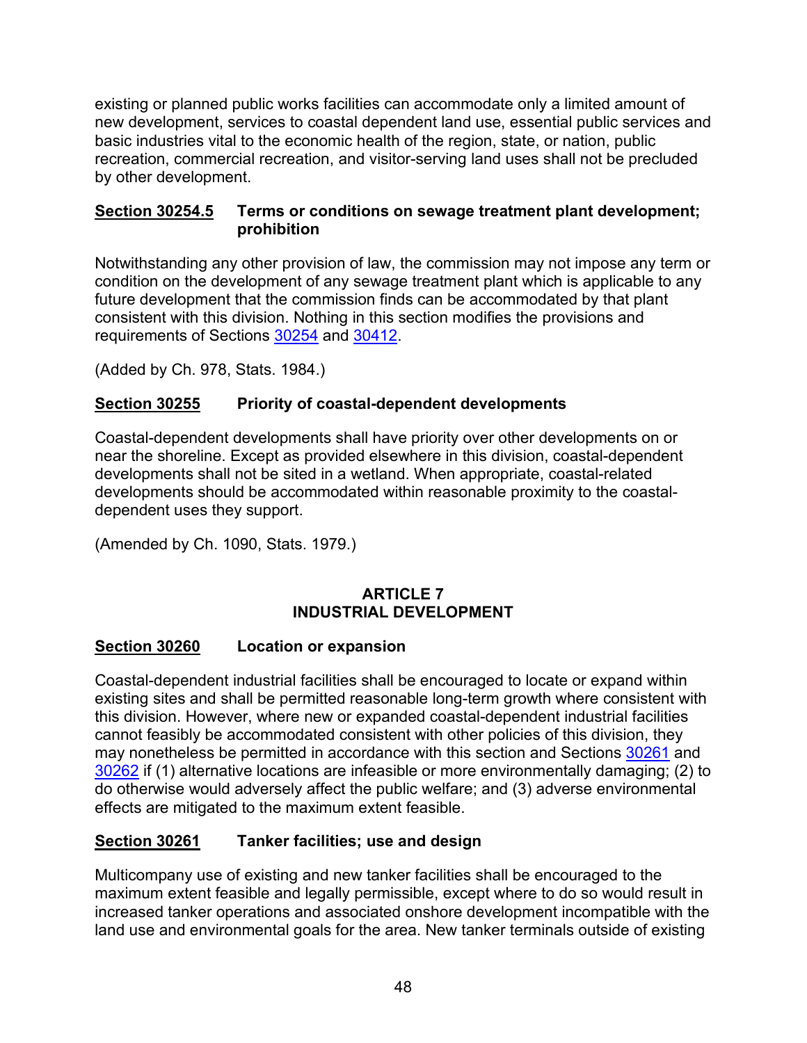existing or planned public works facilities can accommodate only a limited amount of new development, services to coastal dependent land use, essential public services and basic industries vital to the economic health of the region, state, or nation, public recreation, commercial recreation, and visitor-serving land uses shall not be precluded by other development.

**Section 30254.5 Terms or conditions on sewage treatment plant development; prohibition**

Notwithstanding any other provision of law, the commission may not impose any term or condition on the development of any sewage treatment plant which is applicable to any future development that the commission finds can be accommodated by that plant consistent with this division. Nothing in this section modifies the provisions and requirements of Sections 30254 and 30412.

(Added by Ch. 978, Stats. 1984.)

**Section 30255 Priority of coastal-dependent developments**

Coastal-dependent developments shall have priority over other developments on or near the shoreline. Except as provided elsewhere in this division, coastal-dependent developments shall not be sited in a wetland. When appropriate, coastal-related developments should be accommodated within reasonable proximity to the coastal-dependent uses they support.

(Amended by Ch. 1090, Stats. 1979.)

## ARTICLE 7
## INDUSTRIAL DEVELOPMENT

**Section 30260 Location or expansion**

Coastal-dependent industrial facilities shall be encouraged to locate or expand within existing sites and shall be permitted reasonable long-term growth where consistent with this division. However, where new or expanded coastal-dependent industrial facilities cannot feasibly be accommodated consistent with other policies of this division, they may nonetheless be permitted in accordance with this section and Sections 30261 and 30262 if (1) alternative locations are infeasible or more environmentally damaging; (2) to do otherwise would adversely affect the public welfare; and (3) adverse environmental effects are mitigated to the maximum extent feasible.

**Section 30261 Tanker facilities; use and design**

Multicompany use of existing and new tanker facilities shall be encouraged to the maximum extent feasible and legally permissible, except where to do so would result in increased tanker operations and associated onshore development incompatible with the land use and environmental goals for the area. New tanker terminals outside of existing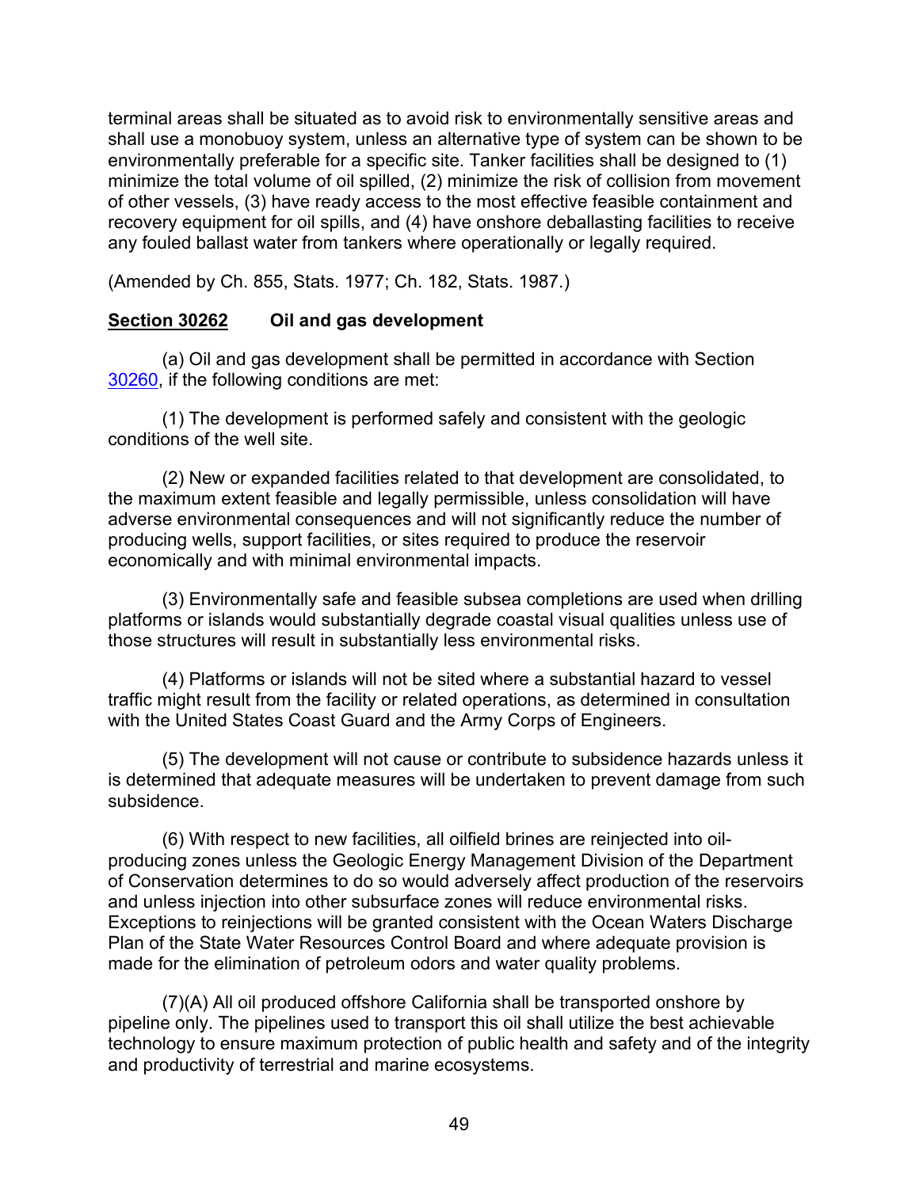terminal areas shall be situated as to avoid risk to environmentally sensitive areas and shall use a monobuoy system, unless an alternative type of system can be shown to be environmentally preferable for a specific site. Tanker facilities shall be designed to (1) minimize the total volume of oil spilled, (2) minimize the risk of collision from movement of other vessels, (3) have ready access to the most effective feasible containment and recovery equipment for oil spills, and (4) have onshore deballasting facilities to receive any fouled ballast water from tankers where operationally or legally required.

(Amended by Ch. 855, Stats. 1977; Ch. 182, Stats. 1987.)

**Section 30262** **Oil and gas development**

(a) Oil and gas development shall be permitted in accordance with Section 30260, if the following conditions are met:

(1) The development is performed safely and consistent with the geologic conditions of the well site.

(2) New or expanded facilities related to that development are consolidated, to the maximum extent feasible and legally permissible, unless consolidation will have adverse environmental consequences and will not significantly reduce the number of producing wells, support facilities, or sites required to produce the reservoir economically and with minimal environmental impacts.

(3) Environmentally safe and feasible subsea completions are used when drilling platforms or islands would substantially degrade coastal visual qualities unless use of those structures will result in substantially less environmental risks.

(4) Platforms or islands will not be sited where a substantial hazard to vessel traffic might result from the facility or related operations, as determined in consultation with the United States Coast Guard and the Army Corps of Engineers.

(5) The development will not cause or contribute to subsidence hazards unless it is determined that adequate measures will be undertaken to prevent damage from such subsidence.

(6) With respect to new facilities, all oilfield brines are reinjected into oil-producing zones unless the Geologic Energy Management Division of the Department of Conservation determines to do so would adversely affect production of the reservoirs and unless injection into other subsurface zones will reduce environmental risks. Exceptions to reinjections will be granted consistent with the Ocean Waters Discharge Plan of the State Water Resources Control Board and where adequate provision is made for the elimination of petroleum odors and water quality problems.

(7)(A) All oil produced offshore California shall be transported onshore by pipeline only. The pipelines used to transport this oil shall utilize the best achievable technology to ensure maximum protection of public health and safety and of the integrity and productivity of terrestrial and marine ecosystems.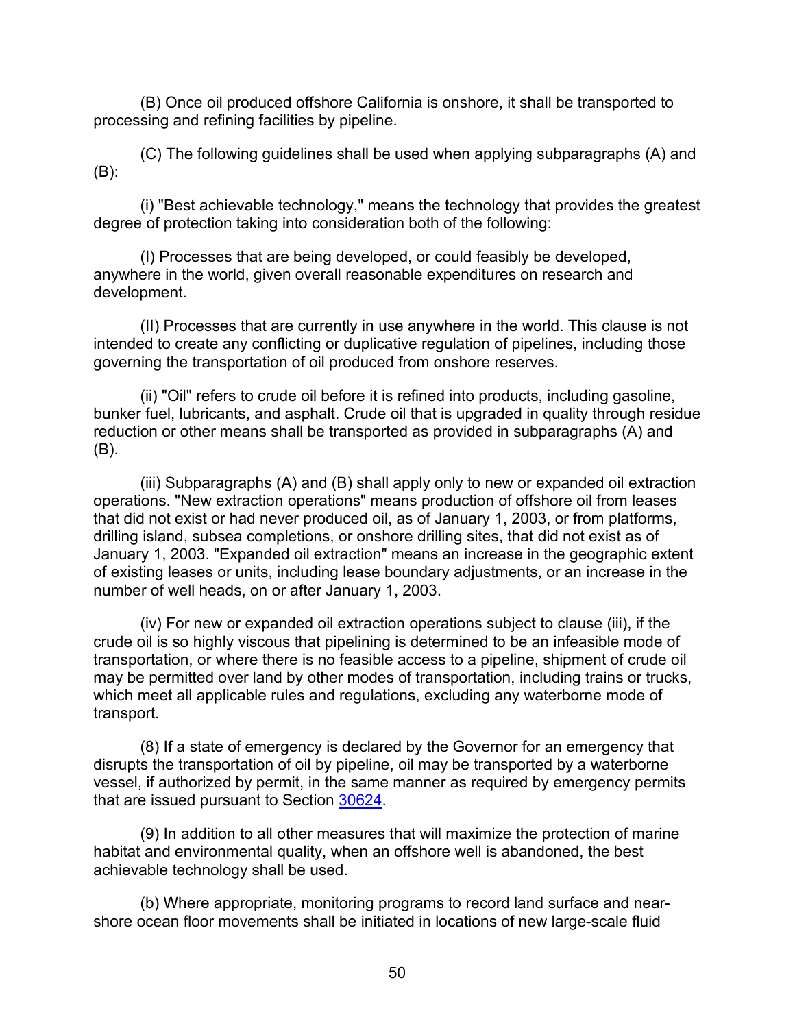(B) Once oil produced offshore California is onshore, it shall be transported to processing and refining facilities by pipeline.

(C) The following guidelines shall be used when applying subparagraphs (A) and (B):

(i) "Best achievable technology," means the technology that provides the greatest degree of protection taking into consideration both of the following:

(I) Processes that are being developed, or could feasibly be developed, anywhere in the world, given overall reasonable expenditures on research and development.

(II) Processes that are currently in use anywhere in the world. This clause is not intended to create any conflicting or duplicative regulation of pipelines, including those governing the transportation of oil produced from onshore reserves.

(ii) "Oil" refers to crude oil before it is refined into products, including gasoline, bunker fuel, lubricants, and asphalt. Crude oil that is upgraded in quality through residue reduction or other means shall be transported as provided in subparagraphs (A) and (B).

(iii) Subparagraphs (A) and (B) shall apply only to new or expanded oil extraction operations. "New extraction operations" means production of offshore oil from leases that did not exist or had never produced oil, as of January 1, 2003, or from platforms, drilling island, subsea completions, or onshore drilling sites, that did not exist as of January 1, 2003. "Expanded oil extraction" means an increase in the geographic extent of existing leases or units, including lease boundary adjustments, or an increase in the number of well heads, on or after January 1, 2003.

(iv) For new or expanded oil extraction operations subject to clause (iii), if the crude oil is so highly viscous that pipelining is determined to be an infeasible mode of transportation, or where there is no feasible access to a pipeline, shipment of crude oil may be permitted over land by other modes of transportation, including trains or trucks, which meet all applicable rules and regulations, excluding any waterborne mode of transport.

(8) If a state of emergency is declared by the Governor for an emergency that disrupts the transportation of oil by pipeline, oil may be transported by a waterborne vessel, if authorized by permit, in the same manner as required by emergency permits that are issued pursuant to Section 30624.

(9) In addition to all other measures that will maximize the protection of marine habitat and environmental quality, when an offshore well is abandoned, the best achievable technology shall be used.

(b) Where appropriate, monitoring programs to record land surface and near-shore ocean floor movements shall be initiated in locations of new large-scale fluid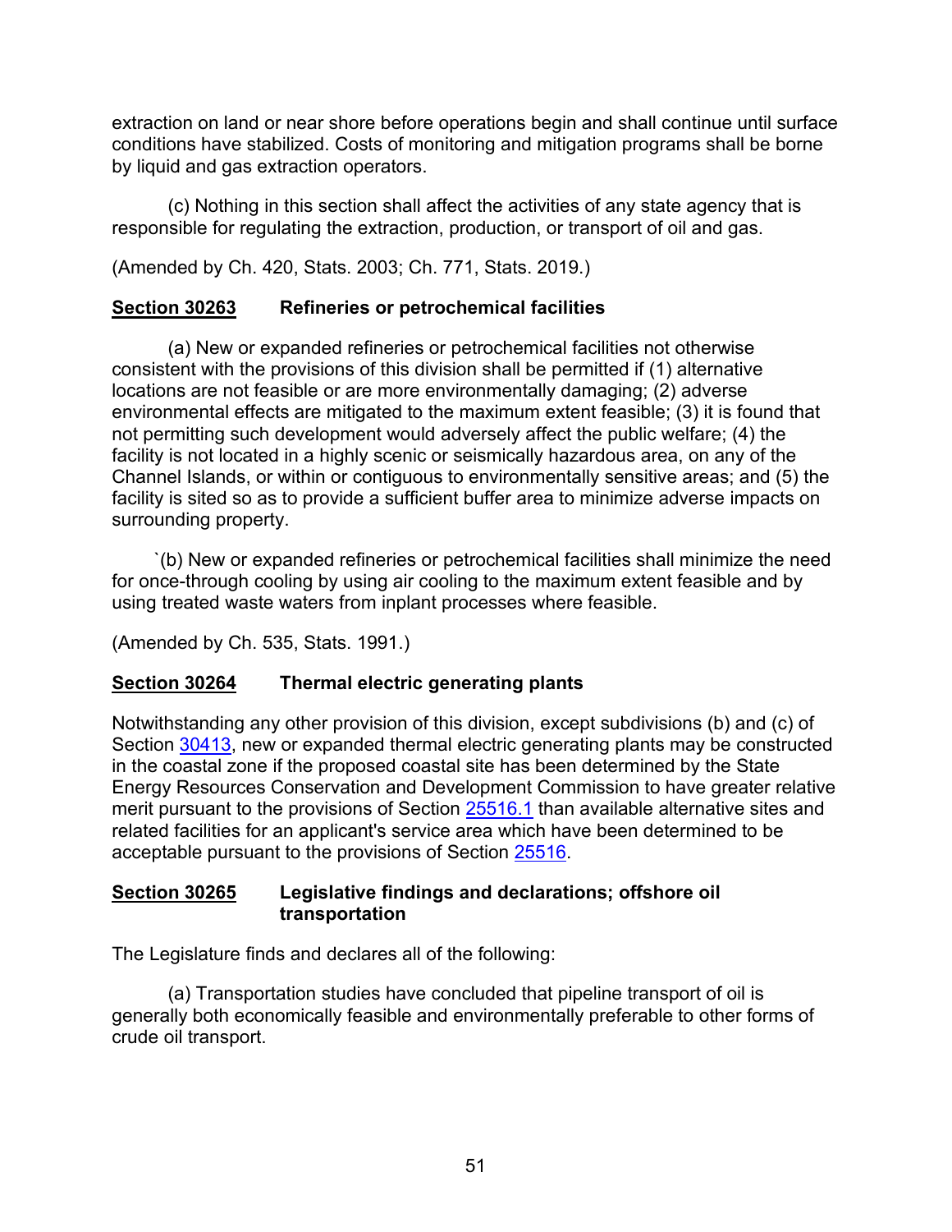extraction on land or near shore before operations begin and shall continue until surface conditions have stabilized. Costs of monitoring and mitigation programs shall be borne by liquid and gas extraction operators.

(c) Nothing in this section shall affect the activities of any state agency that is responsible for regulating the extraction, production, or transport of oil and gas.

(Amended by Ch. 420, Stats. 2003; Ch. 771, Stats. 2019.)

### Section 30263 Refineries or petrochemical facilities

(a) New or expanded refineries or petrochemical facilities not otherwise consistent with the provisions of this division shall be permitted if (1) alternative locations are not feasible or are more environmentally damaging; (2) adverse environmental effects are mitigated to the maximum extent feasible; (3) it is found that not permitting such development would adversely affect the public welfare; (4) the facility is not located in a highly scenic or seismically hazardous area, on any of the Channel Islands, or within or contiguous to environmentally sensitive areas; and (5) the facility is sited so as to provide a sufficient buffer area to minimize adverse impacts on surrounding property.

`(b) New or expanded refineries or petrochemical facilities shall minimize the need for once-through cooling by using air cooling to the maximum extent feasible and by using treated waste waters from inplant processes where feasible.

(Amended by Ch. 535, Stats. 1991.)

### Section 30264 Thermal electric generating plants

Notwithstanding any other provision of this division, except subdivisions (b) and (c) of Section 30413, new or expanded thermal electric generating plants may be constructed in the coastal zone if the proposed coastal site has been determined by the State Energy Resources Conservation and Development Commission to have greater relative merit pursuant to the provisions of Section 25516.1 than available alternative sites and related facilities for an applicant's service area which have been determined to be acceptable pursuant to the provisions of Section 25516.

### Section 30265 Legislative findings and declarations; offshore oil transportation

The Legislature finds and declares all of the following:

(a) Transportation studies have concluded that pipeline transport of oil is generally both economically feasible and environmentally preferable to other forms of crude oil transport.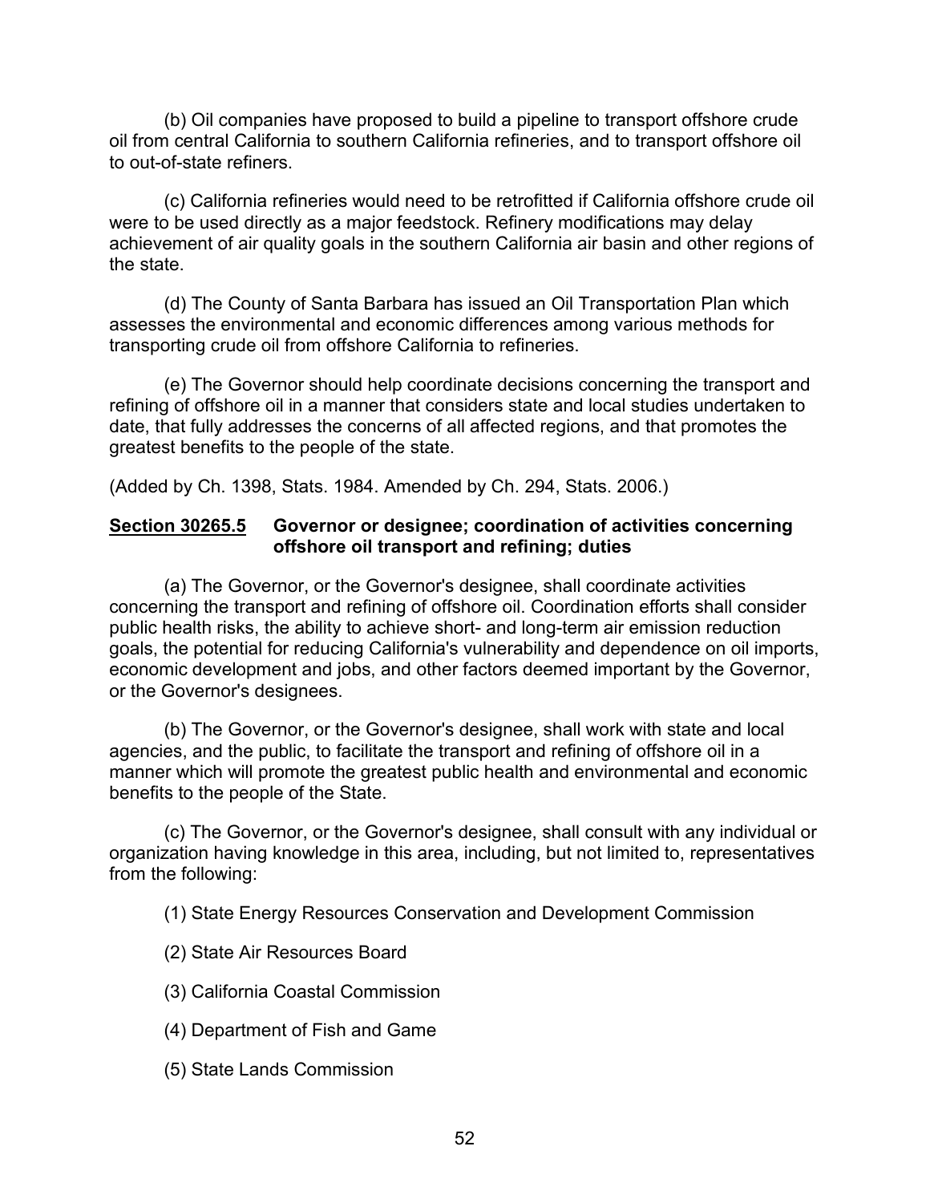(b) Oil companies have proposed to build a pipeline to transport offshore crude oil from central California to southern California refineries, and to transport offshore oil to out-of-state refiners.

(c) California refineries would need to be retrofitted if California offshore crude oil were to be used directly as a major feedstock. Refinery modifications may delay achievement of air quality goals in the southern California air basin and other regions of the state.

(d) The County of Santa Barbara has issued an Oil Transportation Plan which assesses the environmental and economic differences among various methods for transporting crude oil from offshore California to refineries.

(e) The Governor should help coordinate decisions concerning the transport and refining of offshore oil in a manner that considers state and local studies undertaken to date, that fully addresses the concerns of all affected regions, and that promotes the greatest benefits to the people of the state.

(Added by Ch. 1398, Stats. 1984. Amended by Ch. 294, Stats. 2006.)

**Section 30265.5 Governor or designee; coordination of activities concerning offshore oil transport and refining; duties**

(a) The Governor, or the Governor's designee, shall coordinate activities concerning the transport and refining of offshore oil. Coordination efforts shall consider public health risks, the ability to achieve short- and long-term air emission reduction goals, the potential for reducing California's vulnerability and dependence on oil imports, economic development and jobs, and other factors deemed important by the Governor, or the Governor's designees.

(b) The Governor, or the Governor's designee, shall work with state and local agencies, and the public, to facilitate the transport and refining of offshore oil in a manner which will promote the greatest public health and environmental and economic benefits to the people of the State.

(c) The Governor, or the Governor's designee, shall consult with any individual or organization having knowledge in this area, including, but not limited to, representatives from the following:

(1) State Energy Resources Conservation and Development Commission

(2) State Air Resources Board

(3) California Coastal Commission

(4) Department of Fish and Game

(5) State Lands Commission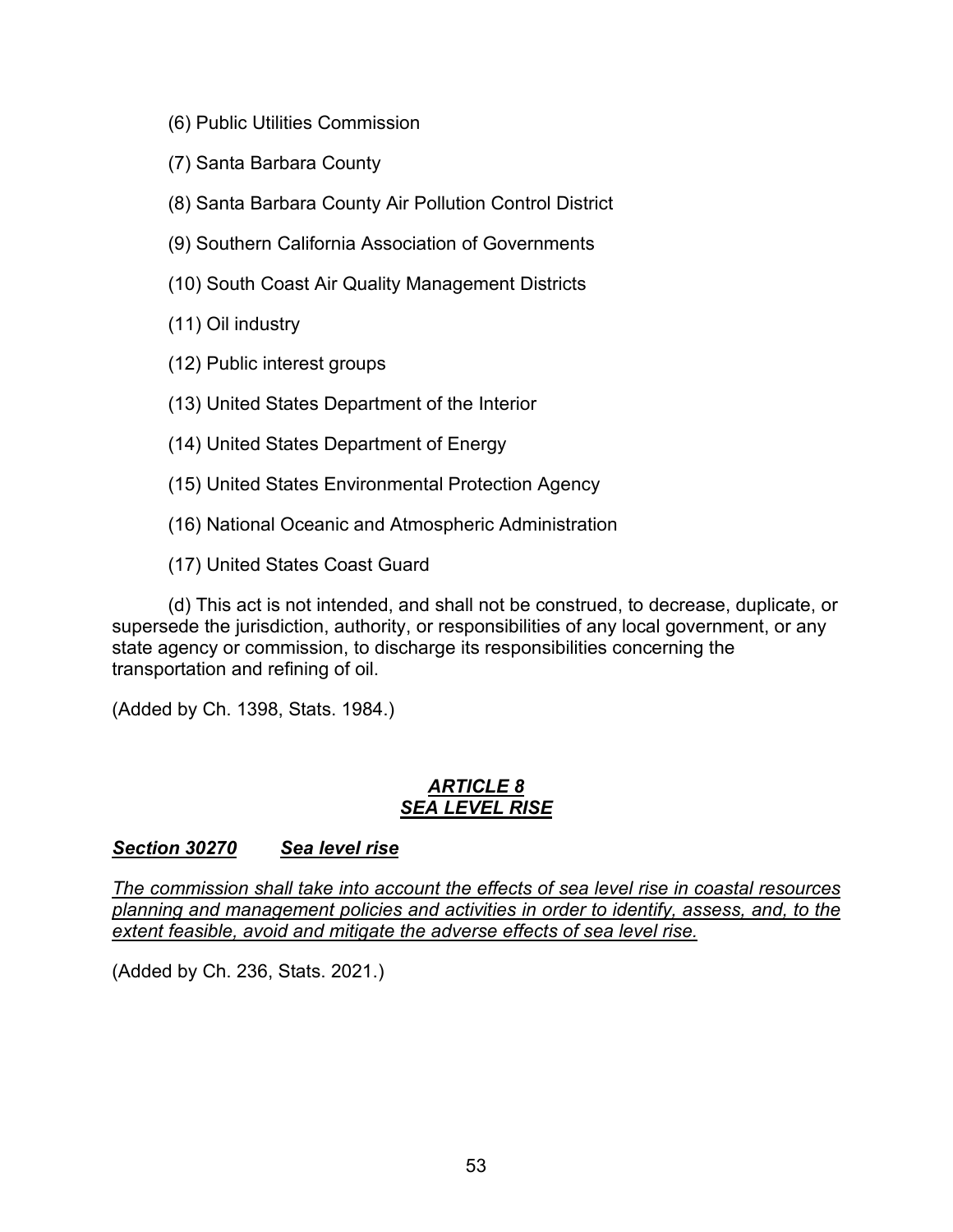(6) Public Utilities Commission

(7) Santa Barbara County

(8) Santa Barbara County Air Pollution Control District

(9) Southern California Association of Governments

(10) South Coast Air Quality Management Districts

(11) Oil industry

(12) Public interest groups

(13) United States Department of the Interior

(14) United States Department of Energy

(15) United States Environmental Protection Agency

(16) National Oceanic and Atmospheric Administration

(17) United States Coast Guard

(d) This act is not intended, and shall not be construed, to decrease, duplicate, or supersede the jurisdiction, authority, or responsibilities of any local government, or any state agency or commission, to discharge its responsibilities concerning the transportation and refining of oil.

(Added by Ch. 1398, Stats. 1984.)

## *ARTICLE 8*
## *SEA LEVEL RISE*

### *Section 30270 Sea level rise*

*The commission shall take into account the effects of sea level rise in coastal resources planning and management policies and activities in order to identify, assess, and, to the extent feasible, avoid and mitigate the adverse effects of sea level rise.*

(Added by Ch. 236, Stats. 2021.)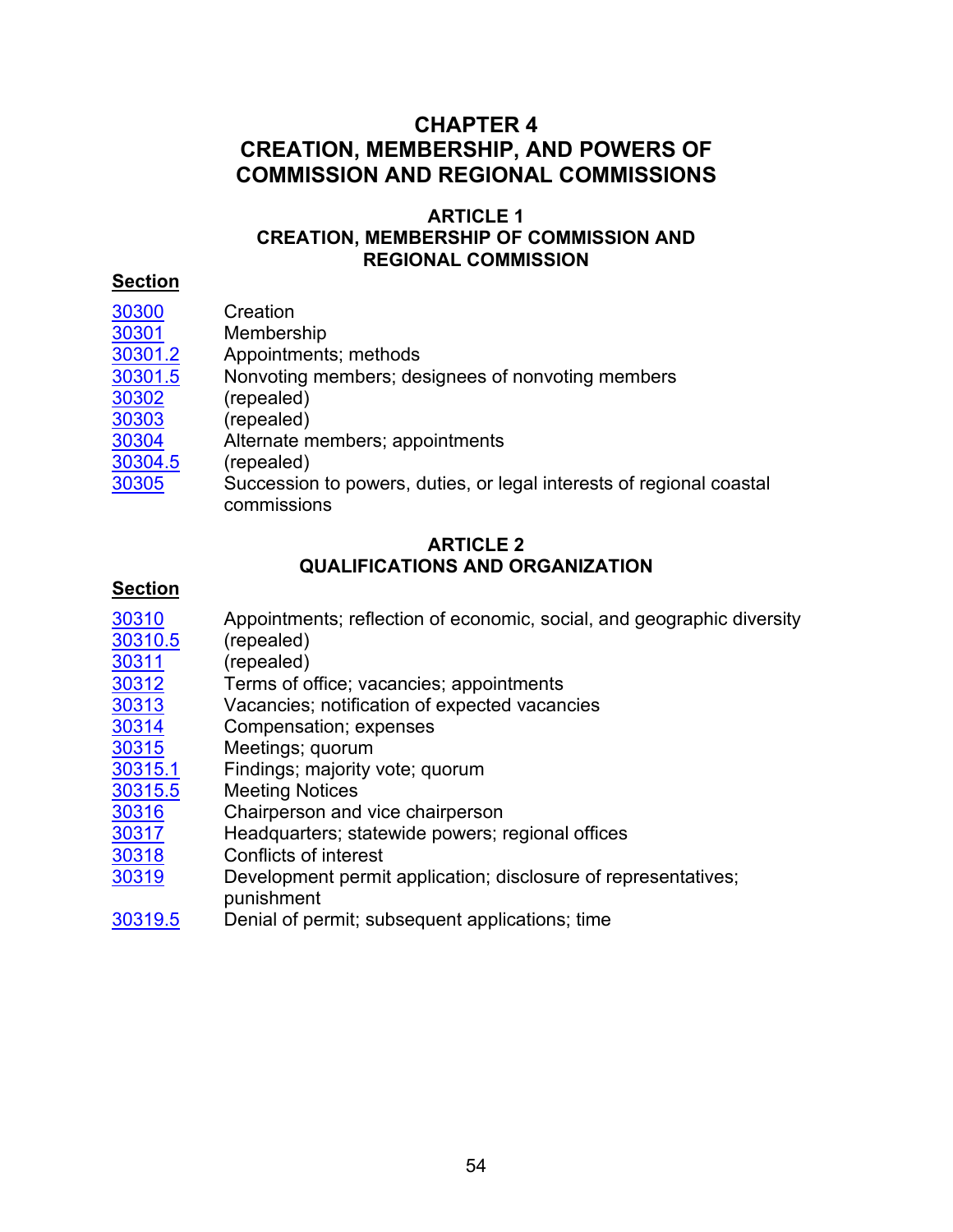# CHAPTER 4
# CREATION, MEMBERSHIP, AND POWERS OF COMMISSION AND REGIONAL COMMISSIONS

## ARTICLE 1
## CREATION, MEMBERSHIP OF COMMISSION AND REGIONAL COMMISSION

| Section | |
|---|---|
| 30300 | Creation |
| 30301 | Membership |
| 30301.2 | Appointments; methods |
| 30301.5 | Nonvoting members; designees of nonvoting members |
| 30302 | (repealed) |
| 30303 | (repealed) |
| 30304 | Alternate members; appointments |
| 30304.5 | (repealed) |
| 30305 | Succession to powers, duties, or legal interests of regional coastal commissions |

## ARTICLE 2
## QUALIFICATIONS AND ORGANIZATION

| Section | |
|---|---|
| 30310 | Appointments; reflection of economic, social, and geographic diversity |
| 30310.5 | (repealed) |
| 30311 | (repealed) |
| 30312 | Terms of office; vacancies; appointments |
| 30313 | Vacancies; notification of expected vacancies |
| 30314 | Compensation; expenses |
| 30315 | Meetings; quorum |
| 30315.1 | Findings; majority vote; quorum |
| 30315.5 | Meeting Notices |
| 30316 | Chairperson and vice chairperson |
| 30317 | Headquarters; statewide powers; regional offices |
| 30318 | Conflicts of interest |
| 30319 | Development permit application; disclosure of representatives; punishment |
| 30319.5 | Denial of permit; subsequent applications; time |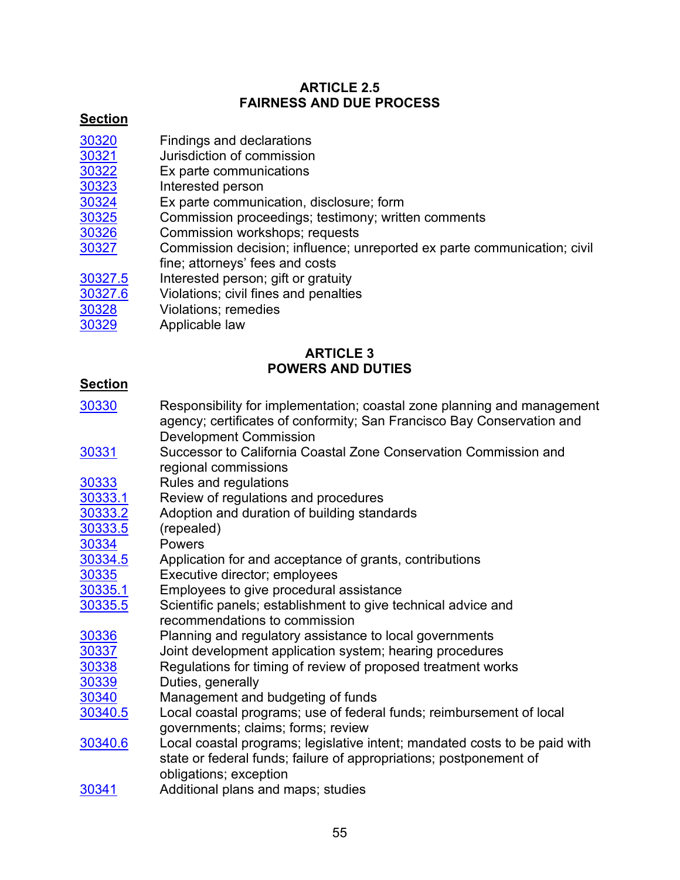## ARTICLE 2.5
## FAIRNESS AND DUE PROCESS

| Section | |
|---|---|
| 30320 | Findings and declarations |
| 30321 | Jurisdiction of commission |
| 30322 | Ex parte communications |
| 30323 | Interested person |
| 30324 | Ex parte communication, disclosure; form |
| 30325 | Commission proceedings; testimony; written comments |
| 30326 | Commission workshops; requests |
| 30327 | Commission decision; influence; unreported ex parte communication; civil fine; attorneys' fees and costs |
| 30327.5 | Interested person; gift or gratuity |
| 30327.6 | Violations; civil fines and penalties |
| 30328 | Violations; remedies |
| 30329 | Applicable law |

## ARTICLE 3
## POWERS AND DUTIES

| Section | |
|---|---|
| 30330 | Responsibility for implementation; coastal zone planning and management agency; certificates of conformity; San Francisco Bay Conservation and Development Commission |
| 30331 | Successor to California Coastal Zone Conservation Commission and regional commissions |
| 30333 | Rules and regulations |
| 30333.1 | Review of regulations and procedures |
| 30333.2 | Adoption and duration of building standards |
| 30333.5 | (repealed) |
| 30334 | Powers |
| 30334.5 | Application for and acceptance of grants, contributions |
| 30335 | Executive director; employees |
| 30335.1 | Employees to give procedural assistance |
| 30335.5 | Scientific panels; establishment to give technical advice and recommendations to commission |
| 30336 | Planning and regulatory assistance to local governments |
| 30337 | Joint development application system; hearing procedures |
| 30338 | Regulations for timing of review of proposed treatment works |
| 30339 | Duties, generally |
| 30340 | Management and budgeting of funds |
| 30340.5 | Local coastal programs; use of federal funds; reimbursement of local governments; claims; forms; review |
| 30340.6 | Local coastal programs; legislative intent; mandated costs to be paid with state or federal funds; failure of appropriations; postponement of obligations; exception |
| 30341 | Additional plans and maps; studies |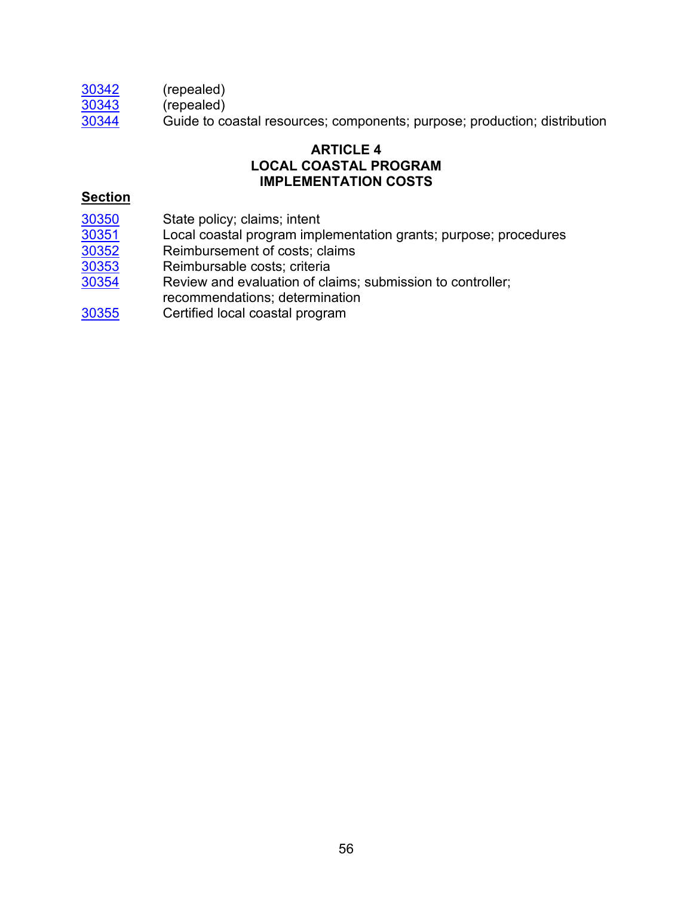30342 (repealed)
30343 (repealed)
30344 Guide to coastal resources; components; purpose; production; distribution

## ARTICLE 4
## LOCAL COASTAL PROGRAM IMPLEMENTATION COSTS

**Section**

30350 State policy; claims; intent
30351 Local coastal program implementation grants; purpose; procedures
30352 Reimbursement of costs; claims
30353 Reimbursable costs; criteria
30354 Review and evaluation of claims; submission to controller; recommendations; determination
30355 Certified local coastal program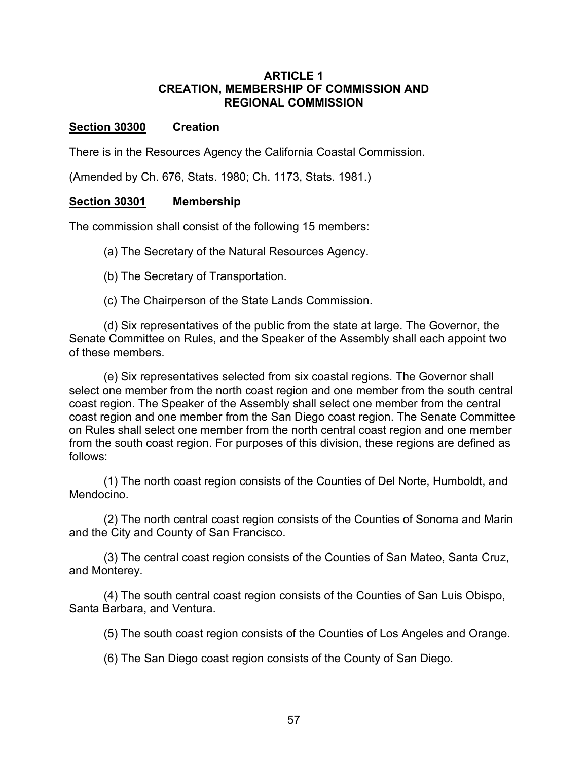## ARTICLE 1
## CREATION, MEMBERSHIP OF COMMISSION AND REGIONAL COMMISSION

### <u>Section 30300</u> Creation

There is in the Resources Agency the California Coastal Commission.

(Amended by Ch. 676, Stats. 1980; Ch. 1173, Stats. 1981.)

### <u>Section 30301</u> Membership

The commission shall consist of the following 15 members:

(a) The Secretary of the Natural Resources Agency.

(b) The Secretary of Transportation.

(c) The Chairperson of the State Lands Commission.

(d) Six representatives of the public from the state at large. The Governor, the Senate Committee on Rules, and the Speaker of the Assembly shall each appoint two of these members.

(e) Six representatives selected from six coastal regions. The Governor shall select one member from the north coast region and one member from the south central coast region. The Speaker of the Assembly shall select one member from the central coast region and one member from the San Diego coast region. The Senate Committee on Rules shall select one member from the north central coast region and one member from the south coast region. For purposes of this division, these regions are defined as follows:

(1) The north coast region consists of the Counties of Del Norte, Humboldt, and Mendocino.

(2) The north central coast region consists of the Counties of Sonoma and Marin and the City and County of San Francisco.

(3) The central coast region consists of the Counties of San Mateo, Santa Cruz, and Monterey.

(4) The south central coast region consists of the Counties of San Luis Obispo, Santa Barbara, and Ventura.

(5) The south coast region consists of the Counties of Los Angeles and Orange.

(6) The San Diego coast region consists of the County of San Diego.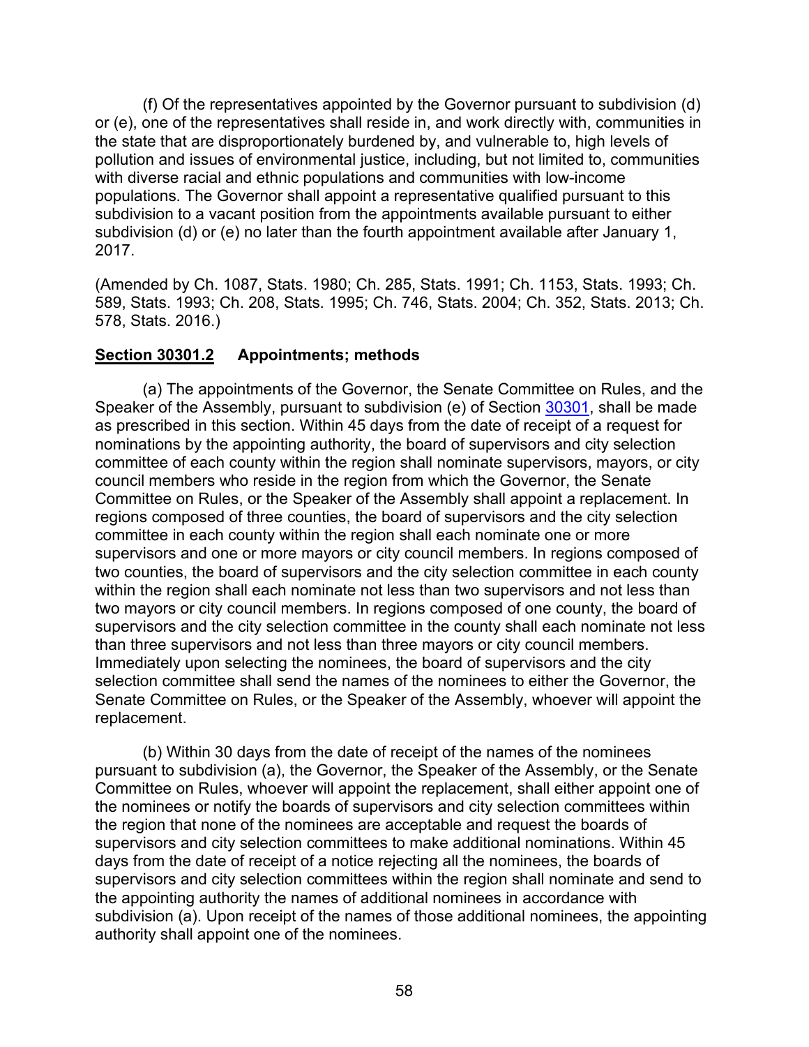(f) Of the representatives appointed by the Governor pursuant to subdivision (d) or (e), one of the representatives shall reside in, and work directly with, communities in the state that are disproportionately burdened by, and vulnerable to, high levels of pollution and issues of environmental justice, including, but not limited to, communities with diverse racial and ethnic populations and communities with low-income populations. The Governor shall appoint a representative qualified pursuant to this subdivision to a vacant position from the appointments available pursuant to either subdivision (d) or (e) no later than the fourth appointment available after January 1, 2017.

(Amended by Ch. 1087, Stats. 1980; Ch. 285, Stats. 1991; Ch. 1153, Stats. 1993; Ch. 589, Stats. 1993; Ch. 208, Stats. 1995; Ch. 746, Stats. 2004; Ch. 352, Stats. 2013; Ch. 578, Stats. 2016.)

### Section 30301.2 Appointments; methods

(a) The appointments of the Governor, the Senate Committee on Rules, and the Speaker of the Assembly, pursuant to subdivision (e) of Section 30301, shall be made as prescribed in this section. Within 45 days from the date of receipt of a request for nominations by the appointing authority, the board of supervisors and city selection committee of each county within the region shall nominate supervisors, mayors, or city council members who reside in the region from which the Governor, the Senate Committee on Rules, or the Speaker of the Assembly shall appoint a replacement. In regions composed of three counties, the board of supervisors and the city selection committee in each county within the region shall each nominate one or more supervisors and one or more mayors or city council members. In regions composed of two counties, the board of supervisors and the city selection committee in each county within the region shall each nominate not less than two supervisors and not less than two mayors or city council members. In regions composed of one county, the board of supervisors and the city selection committee in the county shall each nominate not less than three supervisors and not less than three mayors or city council members. Immediately upon selecting the nominees, the board of supervisors and the city selection committee shall send the names of the nominees to either the Governor, the Senate Committee on Rules, or the Speaker of the Assembly, whoever will appoint the replacement.

(b) Within 30 days from the date of receipt of the names of the nominees pursuant to subdivision (a), the Governor, the Speaker of the Assembly, or the Senate Committee on Rules, whoever will appoint the replacement, shall either appoint one of the nominees or notify the boards of supervisors and city selection committees within the region that none of the nominees are acceptable and request the boards of supervisors and city selection committees to make additional nominations. Within 45 days from the date of receipt of a notice rejecting all the nominees, the boards of supervisors and city selection committees within the region shall nominate and send to the appointing authority the names of additional nominees in accordance with subdivision (a). Upon receipt of the names of those additional nominees, the appointing authority shall appoint one of the nominees.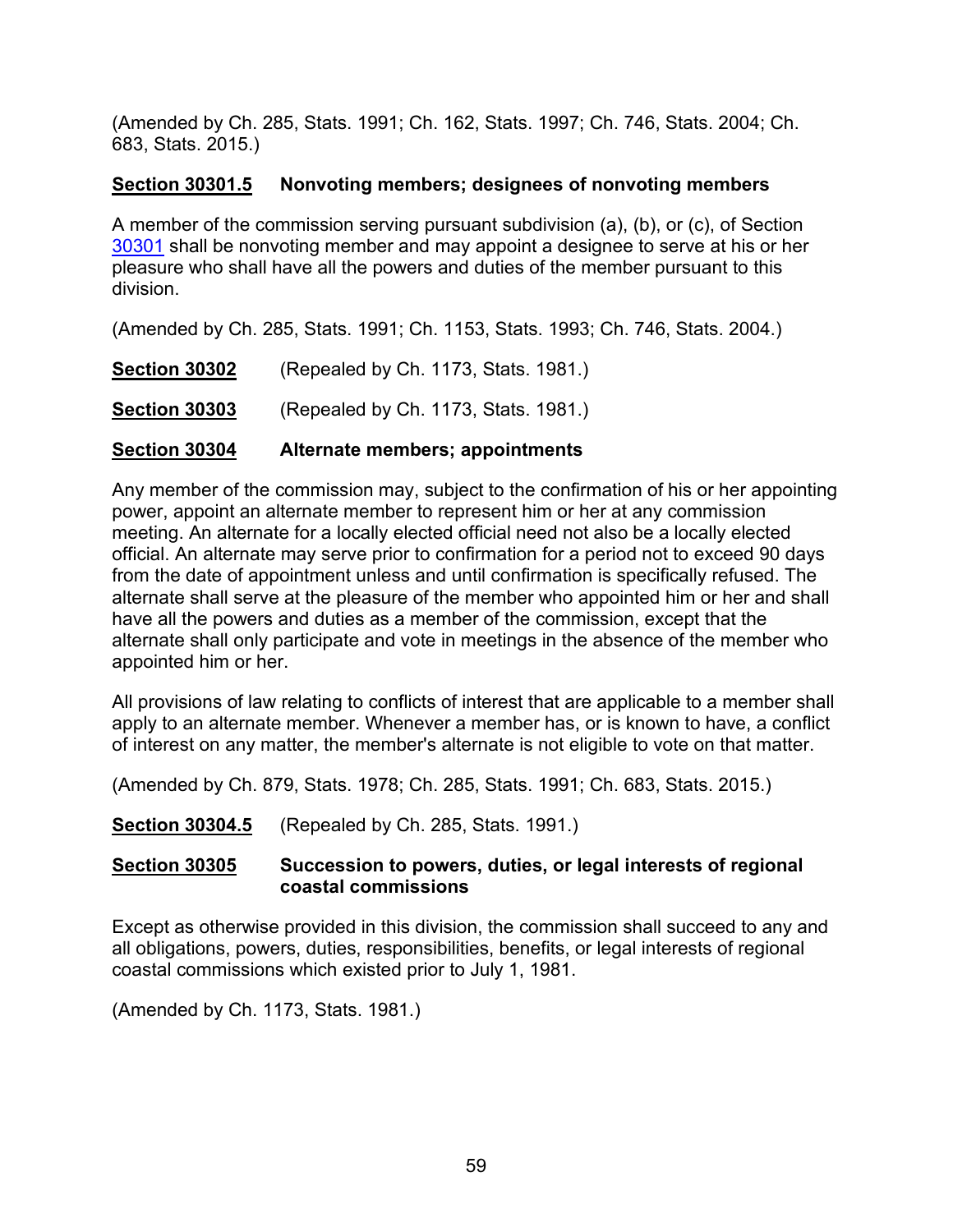(Amended by Ch. 285, Stats. 1991; Ch. 162, Stats. 1997; Ch. 746, Stats. 2004; Ch. 683, Stats. 2015.)

### **Section 30301.5** Nonvoting members; designees of nonvoting members

A member of the commission serving pursuant subdivision (a), (b), or (c), of Section 30301 shall be nonvoting member and may appoint a designee to serve at his or her pleasure who shall have all the powers and duties of the member pursuant to this division.

(Amended by Ch. 285, Stats. 1991; Ch. 1153, Stats. 1993; Ch. 746, Stats. 2004.)

**Section 30302** (Repealed by Ch. 1173, Stats. 1981.)

**Section 30303** (Repealed by Ch. 1173, Stats. 1981.)

### **Section 30304** Alternate members; appointments

Any member of the commission may, subject to the confirmation of his or her appointing power, appoint an alternate member to represent him or her at any commission meeting. An alternate for a locally elected official need not also be a locally elected official. An alternate may serve prior to confirmation for a period not to exceed 90 days from the date of appointment unless and until confirmation is specifically refused. The alternate shall serve at the pleasure of the member who appointed him or her and shall have all the powers and duties as a member of the commission, except that the alternate shall only participate and vote in meetings in the absence of the member who appointed him or her.

All provisions of law relating to conflicts of interest that are applicable to a member shall apply to an alternate member. Whenever a member has, or is known to have, a conflict of interest on any matter, the member's alternate is not eligible to vote on that matter.

(Amended by Ch. 879, Stats. 1978; Ch. 285, Stats. 1991; Ch. 683, Stats. 2015.)

**Section 30304.5** (Repealed by Ch. 285, Stats. 1991.)

### **Section 30305** Succession to powers, duties, or legal interests of regional coastal commissions

Except as otherwise provided in this division, the commission shall succeed to any and all obligations, powers, duties, responsibilities, benefits, or legal interests of regional coastal commissions which existed prior to July 1, 1981.

(Amended by Ch. 1173, Stats. 1981.)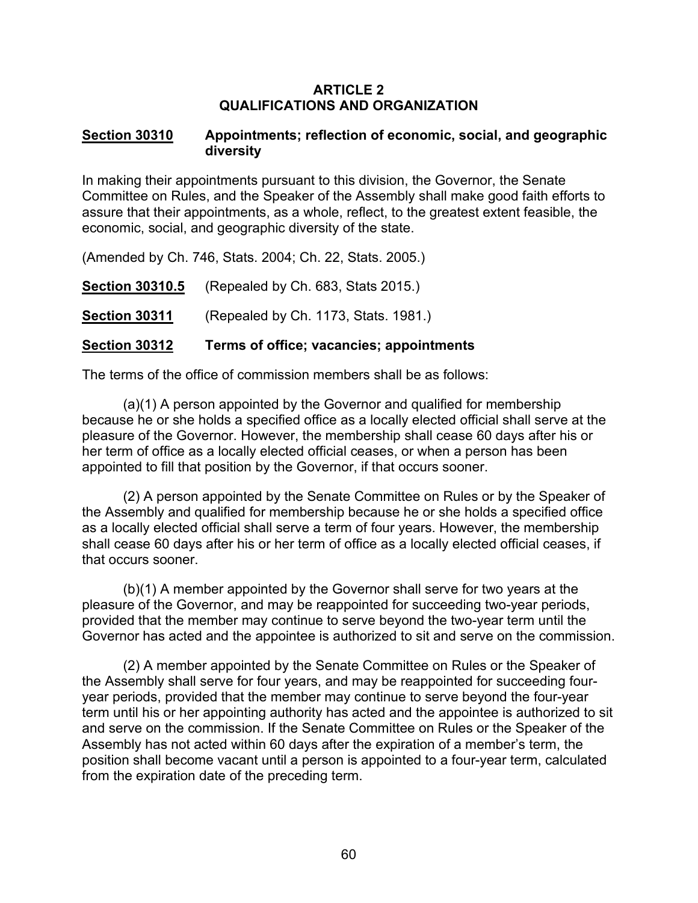## ARTICLE 2
## QUALIFICATIONS AND ORGANIZATION

### Section 30310 Appointments; reflection of economic, social, and geographic diversity

In making their appointments pursuant to this division, the Governor, the Senate Committee on Rules, and the Speaker of the Assembly shall make good faith efforts to assure that their appointments, as a whole, reflect, to the greatest extent feasible, the economic, social, and geographic diversity of the state.

(Amended by Ch. 746, Stats. 2004; Ch. 22, Stats. 2005.)

**Section 30310.5** (Repealed by Ch. 683, Stats 2015.)

**Section 30311** (Repealed by Ch. 1173, Stats. 1981.)

### Section 30312 Terms of office; vacancies; appointments

The terms of the office of commission members shall be as follows:

(a)(1) A person appointed by the Governor and qualified for membership because he or she holds a specified office as a locally elected official shall serve at the pleasure of the Governor. However, the membership shall cease 60 days after his or her term of office as a locally elected official ceases, or when a person has been appointed to fill that position by the Governor, if that occurs sooner.

(2) A person appointed by the Senate Committee on Rules or by the Speaker of the Assembly and qualified for membership because he or she holds a specified office as a locally elected official shall serve a term of four years. However, the membership shall cease 60 days after his or her term of office as a locally elected official ceases, if that occurs sooner.

(b)(1) A member appointed by the Governor shall serve for two years at the pleasure of the Governor, and may be reappointed for succeeding two-year periods, provided that the member may continue to serve beyond the two-year term until the Governor has acted and the appointee is authorized to sit and serve on the commission.

(2) A member appointed by the Senate Committee on Rules or the Speaker of the Assembly shall serve for four years, and may be reappointed for succeeding four-year periods, provided that the member may continue to serve beyond the four-year term until his or her appointing authority has acted and the appointee is authorized to sit and serve on the commission. If the Senate Committee on Rules or the Speaker of the Assembly has not acted within 60 days after the expiration of a member's term, the position shall become vacant until a person is appointed to a four-year term, calculated from the expiration date of the preceding term.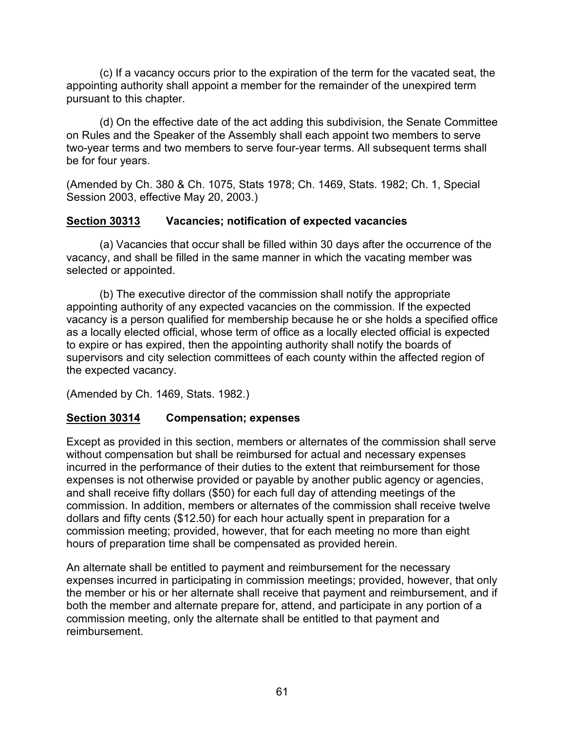(c) If a vacancy occurs prior to the expiration of the term for the vacated seat, the appointing authority shall appoint a member for the remainder of the unexpired term pursuant to this chapter.

(d) On the effective date of the act adding this subdivision, the Senate Committee on Rules and the Speaker of the Assembly shall each appoint two members to serve two-year terms and two members to serve four-year terms. All subsequent terms shall be for four years.

(Amended by Ch. 380 & Ch. 1075, Stats 1978; Ch. 1469, Stats. 1982; Ch. 1, Special Session 2003, effective May 20, 2003.)

### Section 30313 Vacancies; notification of expected vacancies

(a) Vacancies that occur shall be filled within 30 days after the occurrence of the vacancy, and shall be filled in the same manner in which the vacating member was selected or appointed.

(b) The executive director of the commission shall notify the appropriate appointing authority of any expected vacancies on the commission. If the expected vacancy is a person qualified for membership because he or she holds a specified office as a locally elected official, whose term of office as a locally elected official is expected to expire or has expired, then the appointing authority shall notify the boards of supervisors and city selection committees of each county within the affected region of the expected vacancy.

(Amended by Ch. 1469, Stats. 1982.)

### Section 30314 Compensation; expenses

Except as provided in this section, members or alternates of the commission shall serve without compensation but shall be reimbursed for actual and necessary expenses incurred in the performance of their duties to the extent that reimbursement for those expenses is not otherwise provided or payable by another public agency or agencies, and shall receive fifty dollars ($50) for each full day of attending meetings of the commission. In addition, members or alternates of the commission shall receive twelve dollars and fifty cents ($12.50) for each hour actually spent in preparation for a commission meeting; provided, however, that for each meeting no more than eight hours of preparation time shall be compensated as provided herein.

An alternate shall be entitled to payment and reimbursement for the necessary expenses incurred in participating in commission meetings; provided, however, that only the member or his or her alternate shall receive that payment and reimbursement, and if both the member and alternate prepare for, attend, and participate in any portion of a commission meeting, only the alternate shall be entitled to that payment and reimbursement.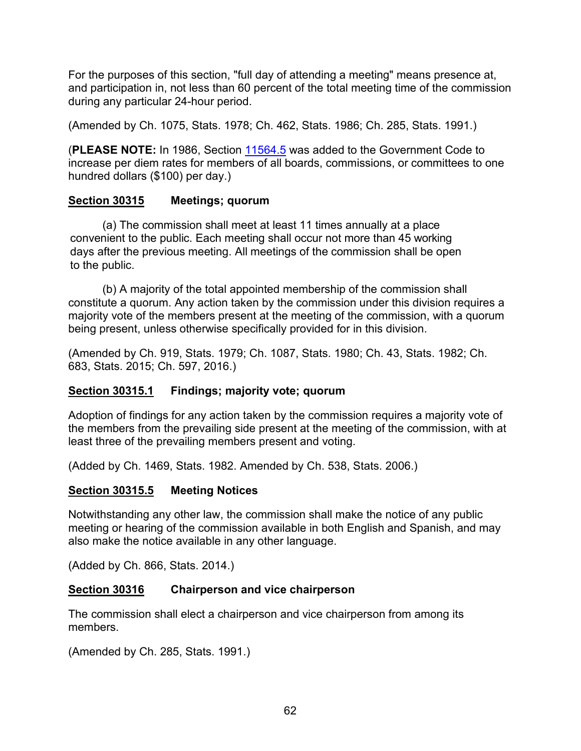For the purposes of this section, "full day of attending a meeting" means presence at, and participation in, not less than 60 percent of the total meeting time of the commission during any particular 24-hour period.

(Amended by Ch. 1075, Stats. 1978; Ch. 462, Stats. 1986; Ch. 285, Stats. 1991.)

(**PLEASE NOTE:** In 1986, Section 11564.5 was added to the Government Code to increase per diem rates for members of all boards, commissions, or committees to one hundred dollars ($100) per day.)

### Section 30315 Meetings; quorum

(a) The commission shall meet at least 11 times annually at a place convenient to the public. Each meeting shall occur not more than 45 working days after the previous meeting. All meetings of the commission shall be open to the public.

(b) A majority of the total appointed membership of the commission shall constitute a quorum. Any action taken by the commission under this division requires a majority vote of the members present at the meeting of the commission, with a quorum being present, unless otherwise specifically provided for in this division.

(Amended by Ch. 919, Stats. 1979; Ch. 1087, Stats. 1980; Ch. 43, Stats. 1982; Ch. 683, Stats. 2015; Ch. 597, 2016.)

### Section 30315.1 Findings; majority vote; quorum

Adoption of findings for any action taken by the commission requires a majority vote of the members from the prevailing side present at the meeting of the commission, with at least three of the prevailing members present and voting.

(Added by Ch. 1469, Stats. 1982. Amended by Ch. 538, Stats. 2006.)

### Section 30315.5 Meeting Notices

Notwithstanding any other law, the commission shall make the notice of any public meeting or hearing of the commission available in both English and Spanish, and may also make the notice available in any other language.

(Added by Ch. 866, Stats. 2014.)

### Section 30316 Chairperson and vice chairperson

The commission shall elect a chairperson and vice chairperson from among its members.

(Amended by Ch. 285, Stats. 1991.)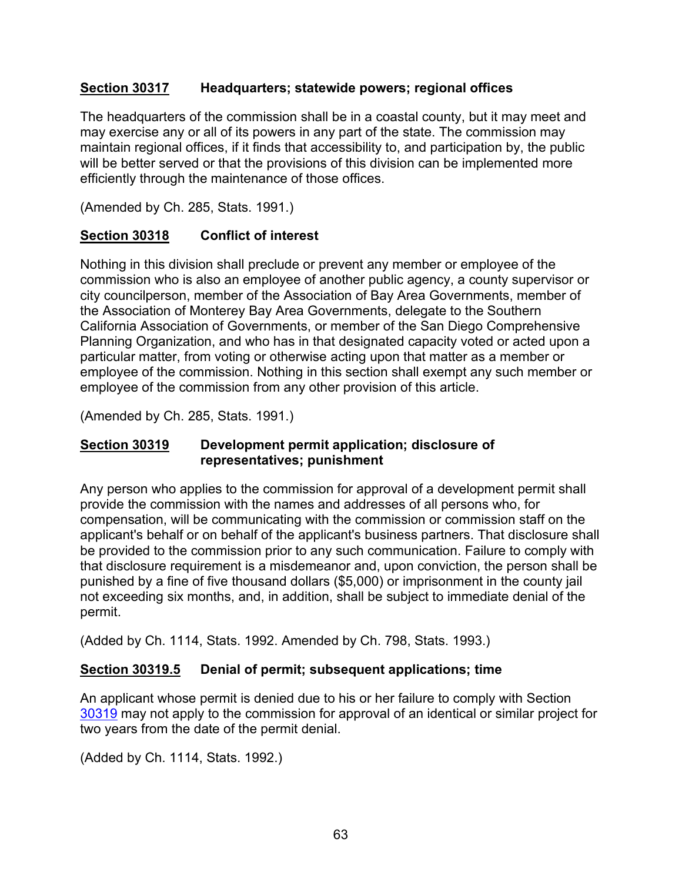**Section 30317** **Headquarters; statewide powers; regional offices**

The headquarters of the commission shall be in a coastal county, but it may meet and may exercise any or all of its powers in any part of the state. The commission may maintain regional offices, if it finds that accessibility to, and participation by, the public will be better served or that the provisions of this division can be implemented more efficiently through the maintenance of those offices.

(Amended by Ch. 285, Stats. 1991.)

**Section 30318** **Conflict of interest**

Nothing in this division shall preclude or prevent any member or employee of the commission who is also an employee of another public agency, a county supervisor or city councilperson, member of the Association of Bay Area Governments, member of the Association of Monterey Bay Area Governments, delegate to the Southern California Association of Governments, or member of the San Diego Comprehensive Planning Organization, and who has in that designated capacity voted or acted upon a particular matter, from voting or otherwise acting upon that matter as a member or employee of the commission. Nothing in this section shall exempt any such member or employee of the commission from any other provision of this article.

(Amended by Ch. 285, Stats. 1991.)

**Section 30319** **Development permit application; disclosure of representatives; punishment**

Any person who applies to the commission for approval of a development permit shall provide the commission with the names and addresses of all persons who, for compensation, will be communicating with the commission or commission staff on the applicant's behalf or on behalf of the applicant's business partners. That disclosure shall be provided to the commission prior to any such communication. Failure to comply with that disclosure requirement is a misdemeanor and, upon conviction, the person shall be punished by a fine of five thousand dollars ($5,000) or imprisonment in the county jail not exceeding six months, and, in addition, shall be subject to immediate denial of the permit.

(Added by Ch. 1114, Stats. 1992. Amended by Ch. 798, Stats. 1993.)

**Section 30319.5** **Denial of permit; subsequent applications; time**

An applicant whose permit is denied due to his or her failure to comply with Section 30319 may not apply to the commission for approval of an identical or similar project for two years from the date of the permit denial.

(Added by Ch. 1114, Stats. 1992.)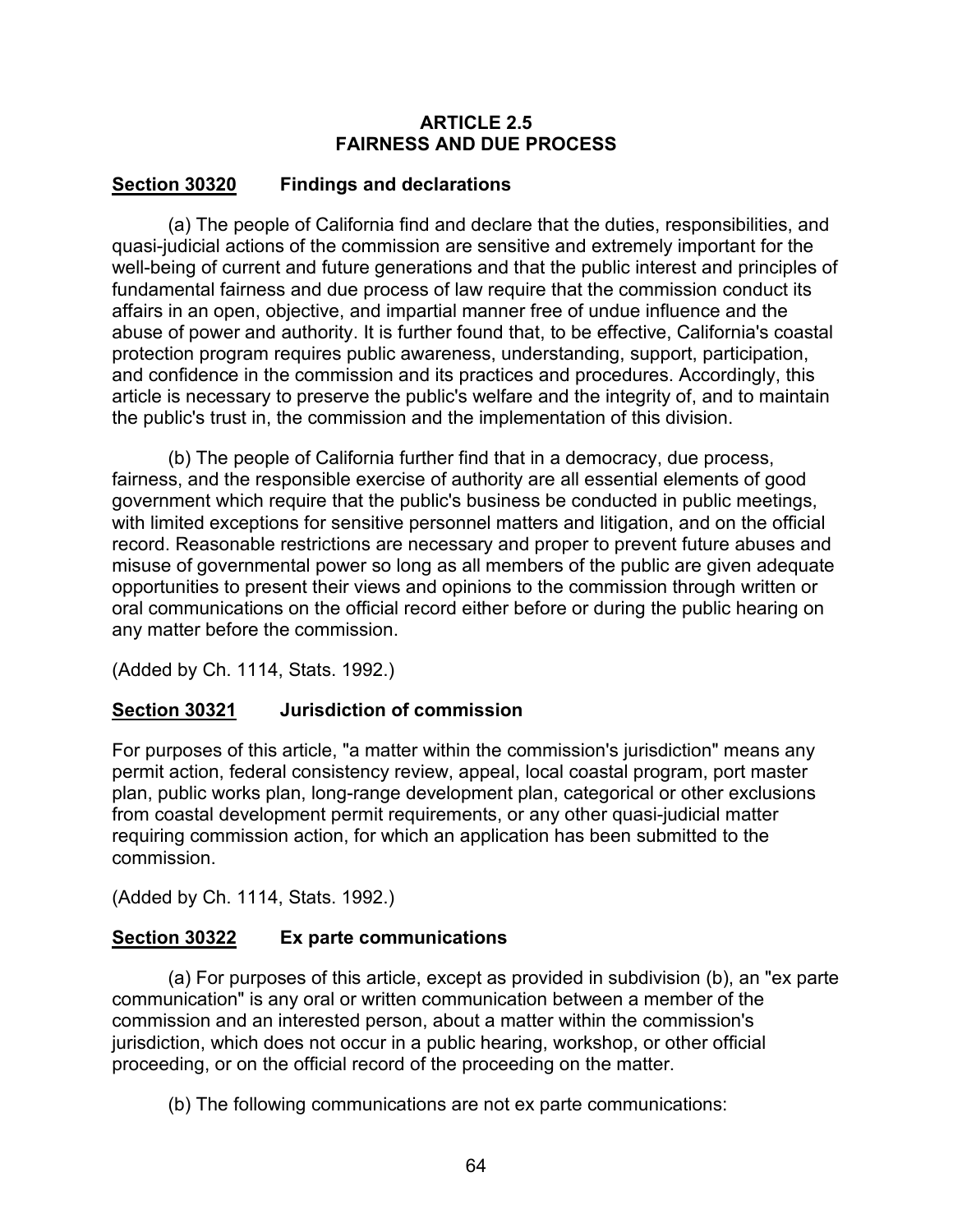## ARTICLE 2.5
## FAIRNESS AND DUE PROCESS

### **Section 30320** Findings and declarations

(a) The people of California find and declare that the duties, responsibilities, and quasi-judicial actions of the commission are sensitive and extremely important for the well-being of current and future generations and that the public interest and principles of fundamental fairness and due process of law require that the commission conduct its affairs in an open, objective, and impartial manner free of undue influence and the abuse of power and authority. It is further found that, to be effective, California's coastal protection program requires public awareness, understanding, support, participation, and confidence in the commission and its practices and procedures. Accordingly, this article is necessary to preserve the public's welfare and the integrity of, and to maintain the public's trust in, the commission and the implementation of this division.

(b) The people of California further find that in a democracy, due process, fairness, and the responsible exercise of authority are all essential elements of good government which require that the public's business be conducted in public meetings, with limited exceptions for sensitive personnel matters and litigation, and on the official record. Reasonable restrictions are necessary and proper to prevent future abuses and misuse of governmental power so long as all members of the public are given adequate opportunities to present their views and opinions to the commission through written or oral communications on the official record either before or during the public hearing on any matter before the commission.

(Added by Ch. 1114, Stats. 1992.)

### **Section 30321** Jurisdiction of commission

For purposes of this article, "a matter within the commission's jurisdiction" means any permit action, federal consistency review, appeal, local coastal program, port master plan, public works plan, long-range development plan, categorical or other exclusions from coastal development permit requirements, or any other quasi-judicial matter requiring commission action, for which an application has been submitted to the commission.

(Added by Ch. 1114, Stats. 1992.)

### **Section 30322** Ex parte communications

(a) For purposes of this article, except as provided in subdivision (b), an "ex parte communication" is any oral or written communication between a member of the commission and an interested person, about a matter within the commission's jurisdiction, which does not occur in a public hearing, workshop, or other official proceeding, or on the official record of the proceeding on the matter.

(b) The following communications are not ex parte communications: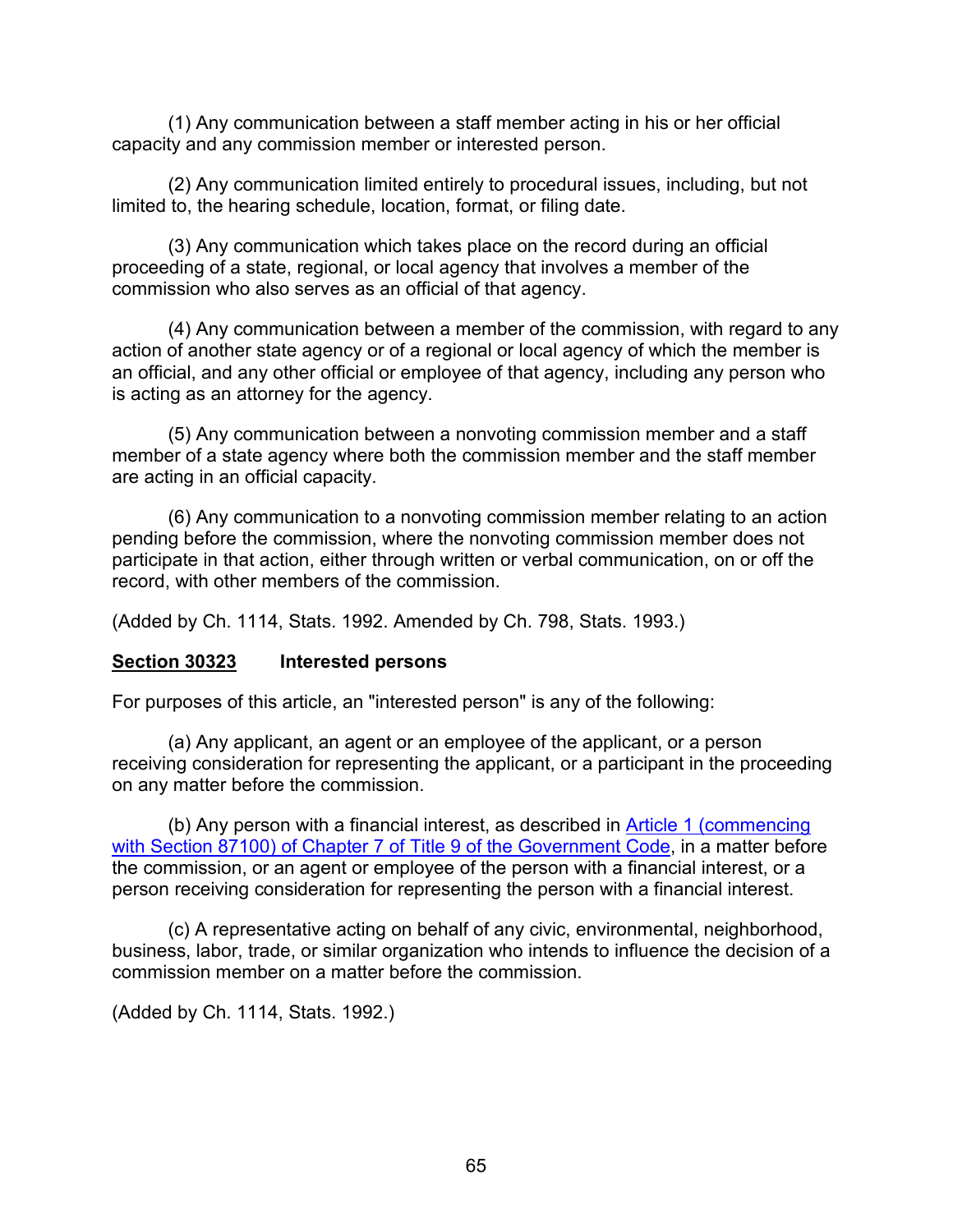(1) Any communication between a staff member acting in his or her official capacity and any commission member or interested person.

(2) Any communication limited entirely to procedural issues, including, but not limited to, the hearing schedule, location, format, or filing date.

(3) Any communication which takes place on the record during an official proceeding of a state, regional, or local agency that involves a member of the commission who also serves as an official of that agency.

(4) Any communication between a member of the commission, with regard to any action of another state agency or of a regional or local agency of which the member is an official, and any other official or employee of that agency, including any person who is acting as an attorney for the agency.

(5) Any communication between a nonvoting commission member and a staff member of a state agency where both the commission member and the staff member are acting in an official capacity.

(6) Any communication to a nonvoting commission member relating to an action pending before the commission, where the nonvoting commission member does not participate in that action, either through written or verbal communication, on or off the record, with other members of the commission.

(Added by Ch. 1114, Stats. 1992. Amended by Ch. 798, Stats. 1993.)

### Section 30323 Interested persons

For purposes of this article, an "interested person" is any of the following:

(a) Any applicant, an agent or an employee of the applicant, or a person receiving consideration for representing the applicant, or a participant in the proceeding on any matter before the commission.

(b) Any person with a financial interest, as described in Article 1 (commencing with Section 87100) of Chapter 7 of Title 9 of the Government Code, in a matter before the commission, or an agent or employee of the person with a financial interest, or a person receiving consideration for representing the person with a financial interest.

(c) A representative acting on behalf of any civic, environmental, neighborhood, business, labor, trade, or similar organization who intends to influence the decision of a commission member on a matter before the commission.

(Added by Ch. 1114, Stats. 1992.)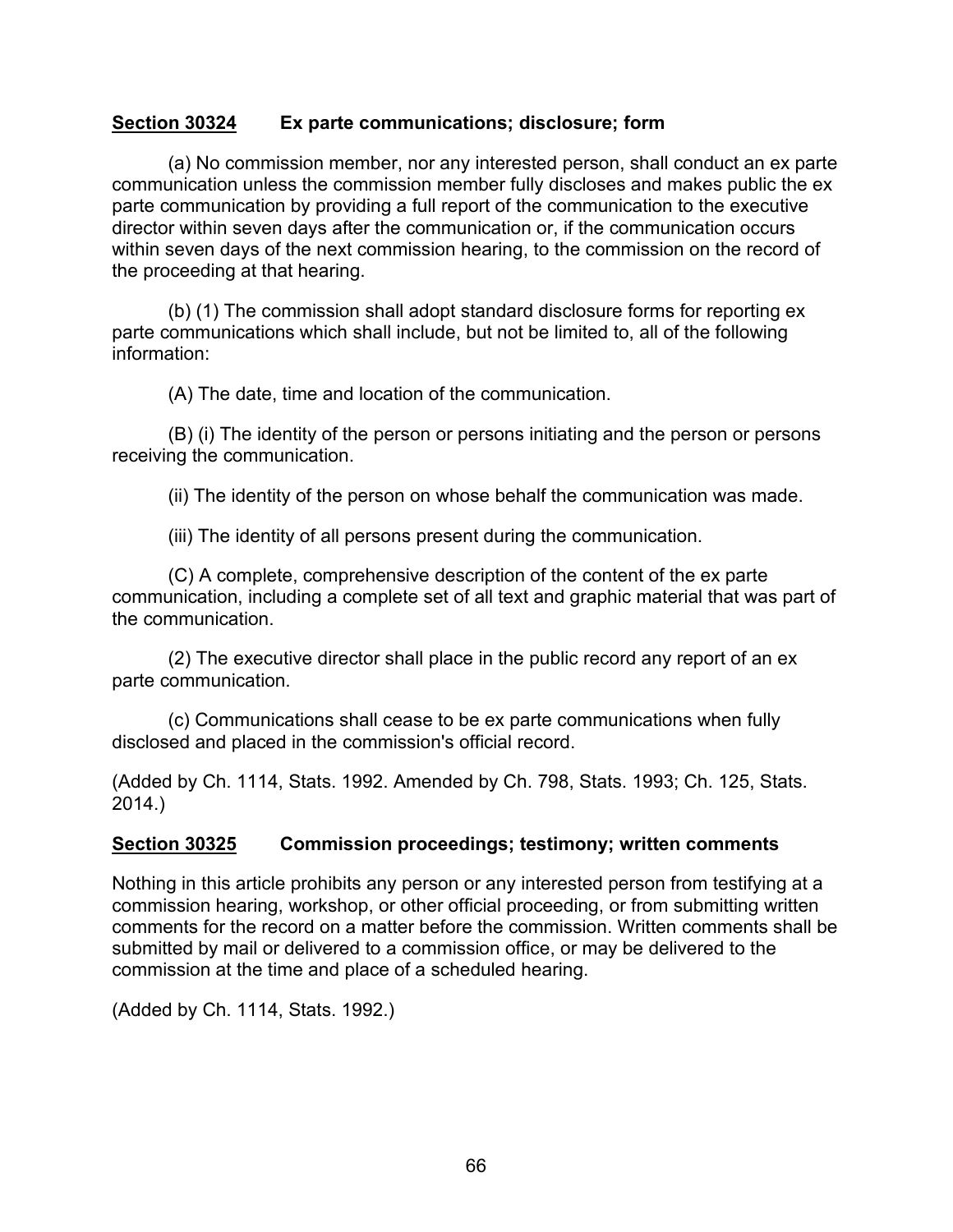**Section 30324** **Ex parte communications; disclosure; form**

(a) No commission member, nor any interested person, shall conduct an ex parte communication unless the commission member fully discloses and makes public the ex parte communication by providing a full report of the communication to the executive director within seven days after the communication or, if the communication occurs within seven days of the next commission hearing, to the commission on the record of the proceeding at that hearing.

(b) (1) The commission shall adopt standard disclosure forms for reporting ex parte communications which shall include, but not be limited to, all of the following information:

(A) The date, time and location of the communication.

(B) (i) The identity of the person or persons initiating and the person or persons receiving the communication.

(ii) The identity of the person on whose behalf the communication was made.

(iii) The identity of all persons present during the communication.

(C) A complete, comprehensive description of the content of the ex parte communication, including a complete set of all text and graphic material that was part of the communication.

(2) The executive director shall place in the public record any report of an ex parte communication.

(c) Communications shall cease to be ex parte communications when fully disclosed and placed in the commission's official record.

(Added by Ch. 1114, Stats. 1992. Amended by Ch. 798, Stats. 1993; Ch. 125, Stats. 2014.)

**Section 30325** **Commission proceedings; testimony; written comments**

Nothing in this article prohibits any person or any interested person from testifying at a commission hearing, workshop, or other official proceeding, or from submitting written comments for the record on a matter before the commission. Written comments shall be submitted by mail or delivered to a commission office, or may be delivered to the commission at the time and place of a scheduled hearing.

(Added by Ch. 1114, Stats. 1992.)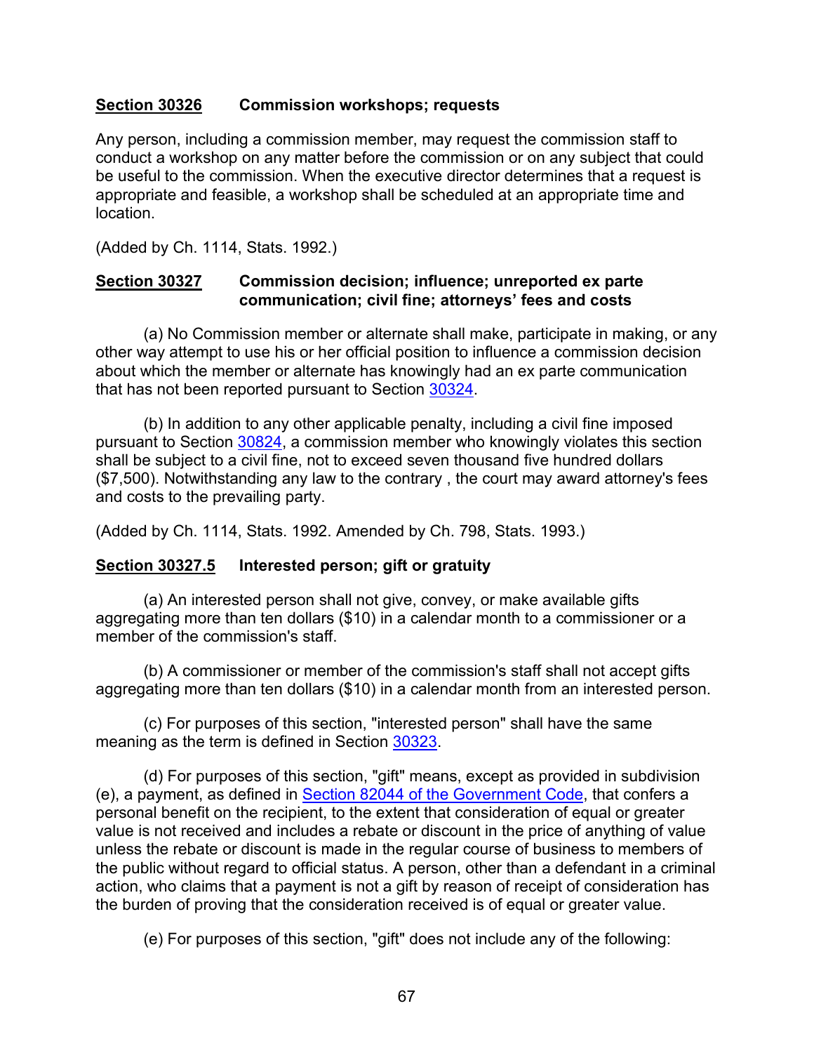**Section 30326** **Commission workshops; requests**

Any person, including a commission member, may request the commission staff to conduct a workshop on any matter before the commission or on any subject that could be useful to the commission. When the executive director determines that a request is appropriate and feasible, a workshop shall be scheduled at an appropriate time and location.

(Added by Ch. 1114, Stats. 1992.)

**Section 30327** **Commission decision; influence; unreported ex parte communication; civil fine; attorneys' fees and costs**

(a) No Commission member or alternate shall make, participate in making, or any other way attempt to use his or her official position to influence a commission decision about which the member or alternate has knowingly had an ex parte communication that has not been reported pursuant to Section 30324.

(b) In addition to any other applicable penalty, including a civil fine imposed pursuant to Section 30824, a commission member who knowingly violates this section shall be subject to a civil fine, not to exceed seven thousand five hundred dollars ($7,500). Notwithstanding any law to the contrary , the court may award attorney's fees and costs to the prevailing party.

(Added by Ch. 1114, Stats. 1992. Amended by Ch. 798, Stats. 1993.)

**Section 30327.5** **Interested person; gift or gratuity**

(a) An interested person shall not give, convey, or make available gifts aggregating more than ten dollars ($10) in a calendar month to a commissioner or a member of the commission's staff.

(b) A commissioner or member of the commission's staff shall not accept gifts aggregating more than ten dollars ($10) in a calendar month from an interested person.

(c) For purposes of this section, "interested person" shall have the same meaning as the term is defined in Section 30323.

(d) For purposes of this section, "gift" means, except as provided in subdivision (e), a payment, as defined in Section 82044 of the Government Code, that confers a personal benefit on the recipient, to the extent that consideration of equal or greater value is not received and includes a rebate or discount in the price of anything of value unless the rebate or discount is made in the regular course of business to members of the public without regard to official status. A person, other than a defendant in a criminal action, who claims that a payment is not a gift by reason of receipt of consideration has the burden of proving that the consideration received is of equal or greater value.

(e) For purposes of this section, "gift" does not include any of the following: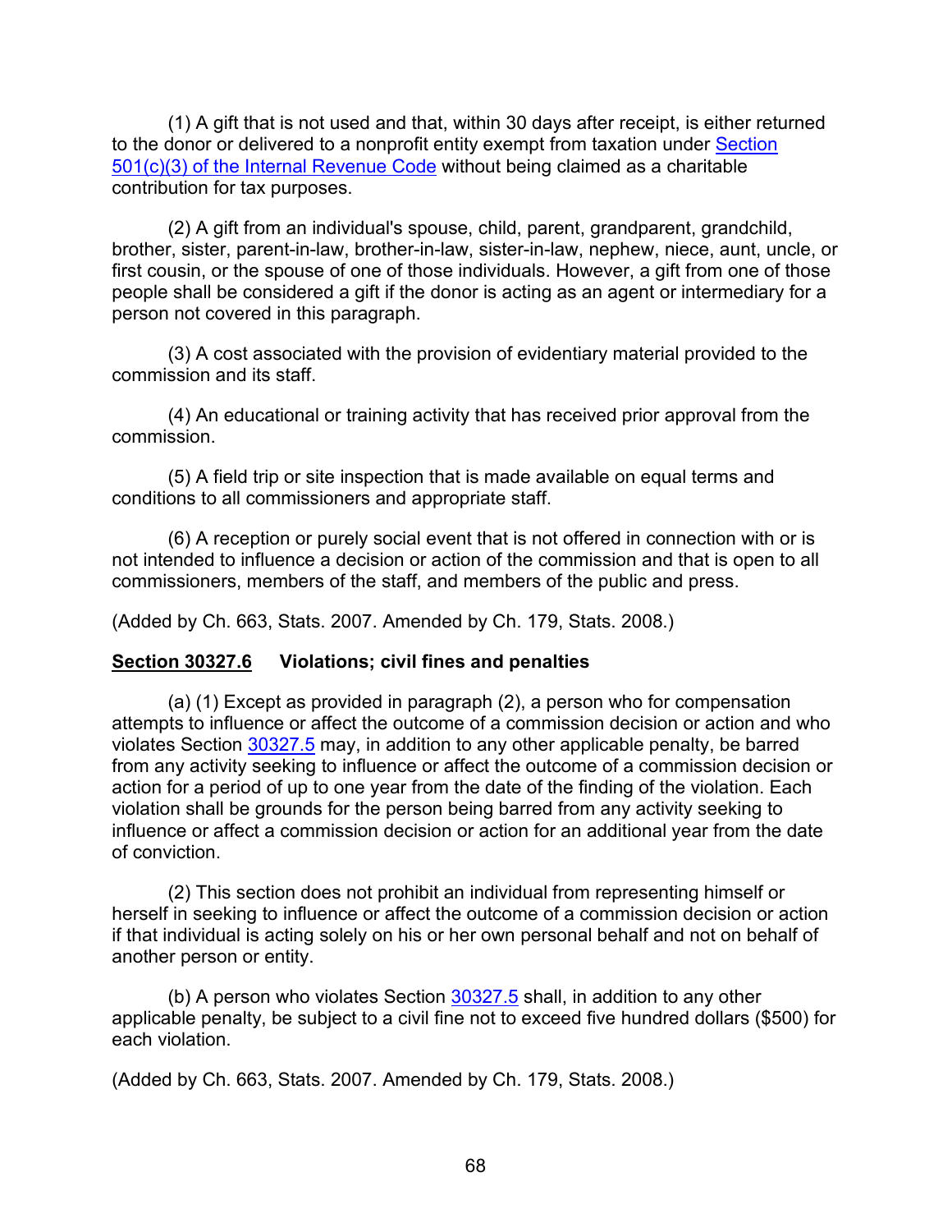(1) A gift that is not used and that, within 30 days after receipt, is either returned to the donor or delivered to a nonprofit entity exempt from taxation under Section 501(c)(3) of the Internal Revenue Code without being claimed as a charitable contribution for tax purposes.

(2) A gift from an individual's spouse, child, parent, grandparent, grandchild, brother, sister, parent-in-law, brother-in-law, sister-in-law, nephew, niece, aunt, uncle, or first cousin, or the spouse of one of those individuals. However, a gift from one of those people shall be considered a gift if the donor is acting as an agent or intermediary for a person not covered in this paragraph.

(3) A cost associated with the provision of evidentiary material provided to the commission and its staff.

(4) An educational or training activity that has received prior approval from the commission.

(5) A field trip or site inspection that is made available on equal terms and conditions to all commissioners and appropriate staff.

(6) A reception or purely social event that is not offered in connection with or is not intended to influence a decision or action of the commission and that is open to all commissioners, members of the staff, and members of the public and press.

(Added by Ch. 663, Stats. 2007. Amended by Ch. 179, Stats. 2008.)

**Section 30327.6 Violations; civil fines and penalties**

(a) (1) Except as provided in paragraph (2), a person who for compensation attempts to influence or affect the outcome of a commission decision or action and who violates Section 30327.5 may, in addition to any other applicable penalty, be barred from any activity seeking to influence or affect the outcome of a commission decision or action for a period of up to one year from the date of the finding of the violation. Each violation shall be grounds for the person being barred from any activity seeking to influence or affect a commission decision or action for an additional year from the date of conviction.

(2) This section does not prohibit an individual from representing himself or herself in seeking to influence or affect the outcome of a commission decision or action if that individual is acting solely on his or her own personal behalf and not on behalf of another person or entity.

(b) A person who violates Section 30327.5 shall, in addition to any other applicable penalty, be subject to a civil fine not to exceed five hundred dollars ($500) for each violation.

(Added by Ch. 663, Stats. 2007. Amended by Ch. 179, Stats. 2008.)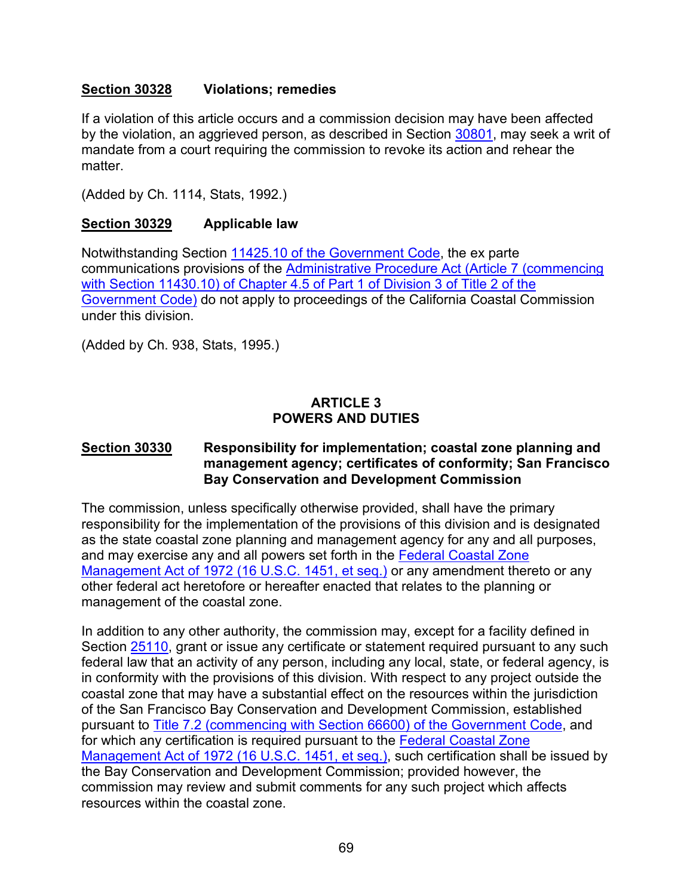**Section 30328 Violations; remedies**

If a violation of this article occurs and a commission decision may have been affected by the violation, an aggrieved person, as described in Section 30801, may seek a writ of mandate from a court requiring the commission to revoke its action and rehear the matter.

(Added by Ch. 1114, Stats, 1992.)

**Section 30329 Applicable law**

Notwithstanding Section 11425.10 of the Government Code, the ex parte communications provisions of the Administrative Procedure Act (Article 7 (commencing with Section 11430.10) of Chapter 4.5 of Part 1 of Division 3 of Title 2 of the Government Code) do not apply to proceedings of the California Coastal Commission under this division.

(Added by Ch. 938, Stats, 1995.)

## ARTICLE 3
## POWERS AND DUTIES

**Section 30330 Responsibility for implementation; coastal zone planning and management agency; certificates of conformity; San Francisco Bay Conservation and Development Commission**

The commission, unless specifically otherwise provided, shall have the primary responsibility for the implementation of the provisions of this division and is designated as the state coastal zone planning and management agency for any and all purposes, and may exercise any and all powers set forth in the Federal Coastal Zone Management Act of 1972 (16 U.S.C. 1451, et seq.) or any amendment thereto or any other federal act heretofore or hereafter enacted that relates to the planning or management of the coastal zone.

In addition to any other authority, the commission may, except for a facility defined in Section 25110, grant or issue any certificate or statement required pursuant to any such federal law that an activity of any person, including any local, state, or federal agency, is in conformity with the provisions of this division. With respect to any project outside the coastal zone that may have a substantial effect on the resources within the jurisdiction of the San Francisco Bay Conservation and Development Commission, established pursuant to Title 7.2 (commencing with Section 66600) of the Government Code, and for which any certification is required pursuant to the Federal Coastal Zone Management Act of 1972 (16 U.S.C. 1451, et seq.), such certification shall be issued by the Bay Conservation and Development Commission; provided however, the commission may review and submit comments for any such project which affects resources within the coastal zone.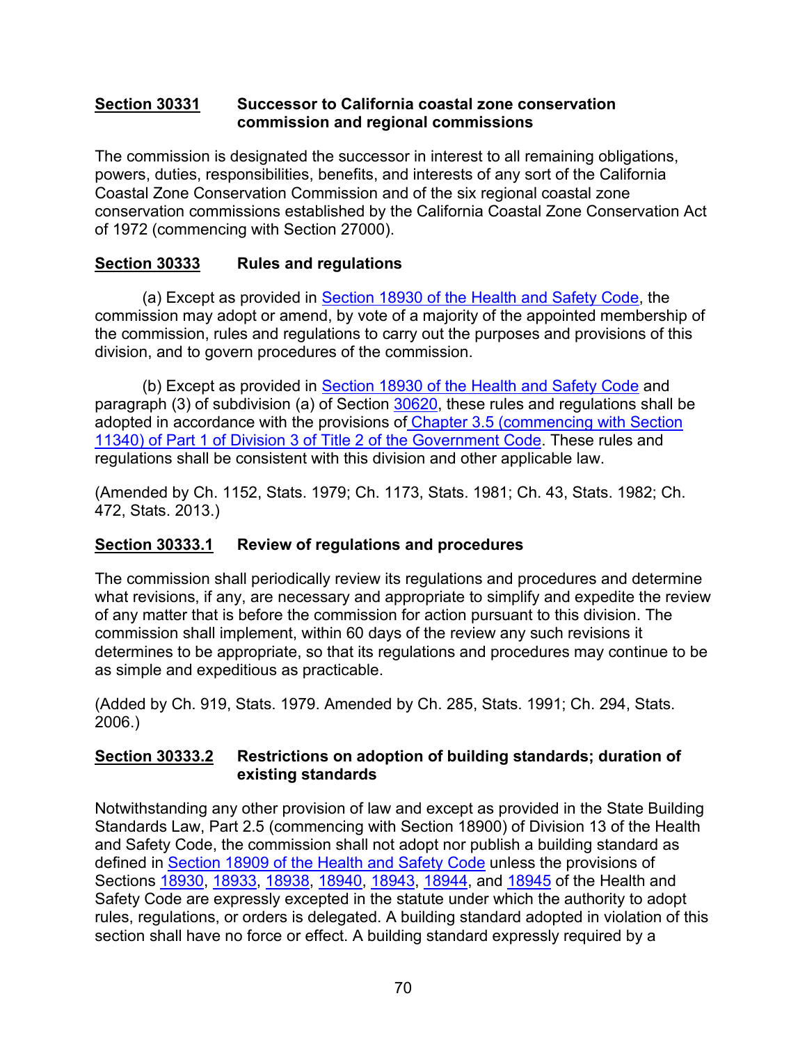**Section 30331 Successor to California coastal zone conservation commission and regional commissions**

The commission is designated the successor in interest to all remaining obligations, powers, duties, responsibilities, benefits, and interests of any sort of the California Coastal Zone Conservation Commission and of the six regional coastal zone conservation commissions established by the California Coastal Zone Conservation Act of 1972 (commencing with Section 27000).

**Section 30333 Rules and regulations**

(a) Except as provided in Section 18930 of the Health and Safety Code, the commission may adopt or amend, by vote of a majority of the appointed membership of the commission, rules and regulations to carry out the purposes and provisions of this division, and to govern procedures of the commission.

(b) Except as provided in Section 18930 of the Health and Safety Code and paragraph (3) of subdivision (a) of Section 30620, these rules and regulations shall be adopted in accordance with the provisions of Chapter 3.5 (commencing with Section 11340) of Part 1 of Division 3 of Title 2 of the Government Code. These rules and regulations shall be consistent with this division and other applicable law.

(Amended by Ch. 1152, Stats. 1979; Ch. 1173, Stats. 1981; Ch. 43, Stats. 1982; Ch. 472, Stats. 2013.)

**Section 30333.1 Review of regulations and procedures**

The commission shall periodically review its regulations and procedures and determine what revisions, if any, are necessary and appropriate to simplify and expedite the review of any matter that is before the commission for action pursuant to this division. The commission shall implement, within 60 days of the review any such revisions it determines to be appropriate, so that its regulations and procedures may continue to be as simple and expeditious as practicable.

(Added by Ch. 919, Stats. 1979. Amended by Ch. 285, Stats. 1991; Ch. 294, Stats. 2006.)

**Section 30333.2 Restrictions on adoption of building standards; duration of existing standards**

Notwithstanding any other provision of law and except as provided in the State Building Standards Law, Part 2.5 (commencing with Section 18900) of Division 13 of the Health and Safety Code, the commission shall not adopt nor publish a building standard as defined in Section 18909 of the Health and Safety Code unless the provisions of Sections 18930, 18933, 18938, 18940, 18943, 18944, and 18945 of the Health and Safety Code are expressly excepted in the statute under which the authority to adopt rules, regulations, or orders is delegated. A building standard adopted in violation of this section shall have no force or effect. A building standard expressly required by a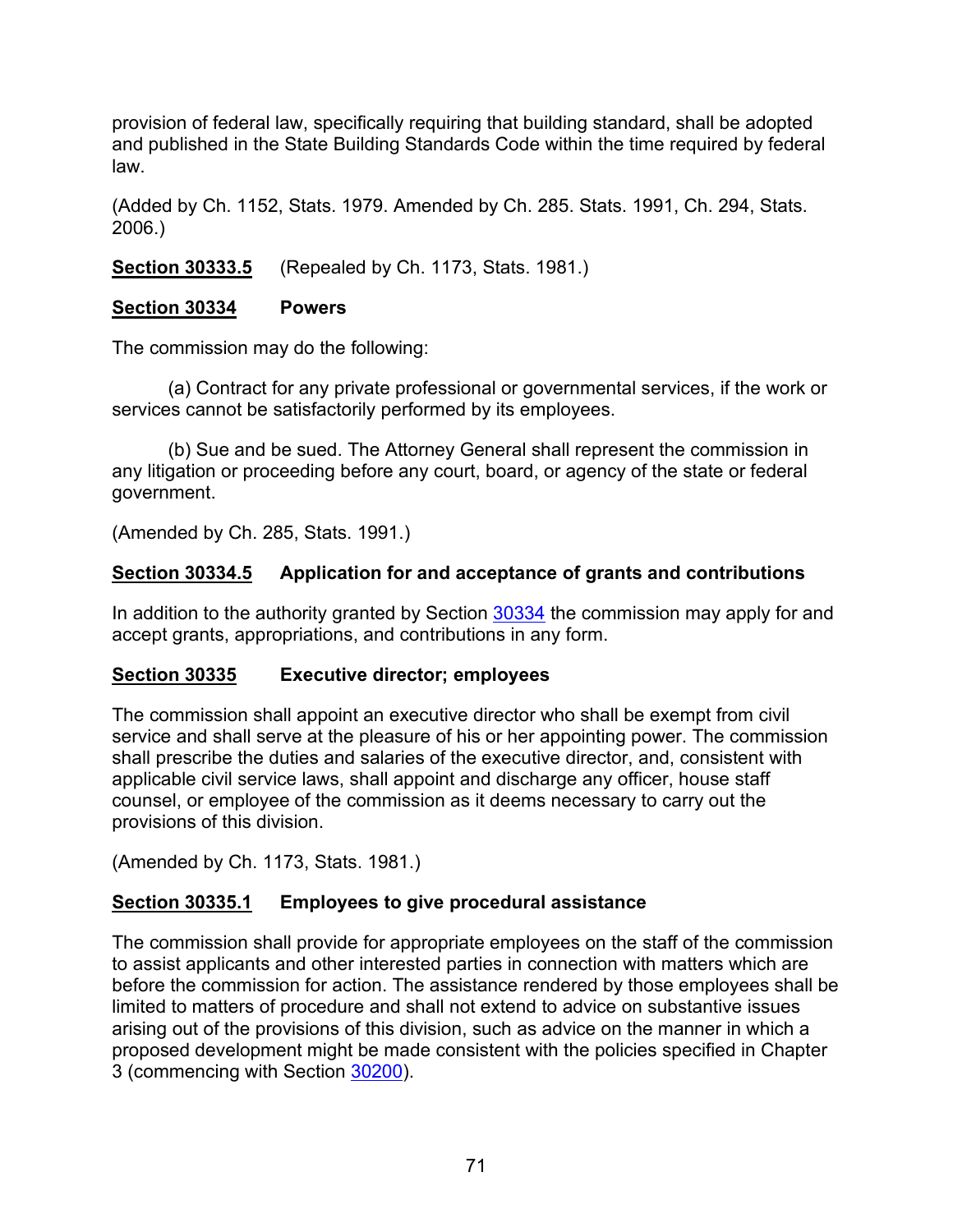provision of federal law, specifically requiring that building standard, shall be adopted and published in the State Building Standards Code within the time required by federal law.

(Added by Ch. 1152, Stats. 1979. Amended by Ch. 285. Stats. 1991, Ch. 294, Stats. 2006.)

**Section 30333.5** (Repealed by Ch. 1173, Stats. 1981.)

**Section 30334 Powers**

The commission may do the following:

(a) Contract for any private professional or governmental services, if the work or services cannot be satisfactorily performed by its employees.

(b) Sue and be sued. The Attorney General shall represent the commission in any litigation or proceeding before any court, board, or agency of the state or federal government.

(Amended by Ch. 285, Stats. 1991.)

**Section 30334.5 Application for and acceptance of grants and contributions**

In addition to the authority granted by Section 30334 the commission may apply for and accept grants, appropriations, and contributions in any form.

**Section 30335 Executive director; employees**

The commission shall appoint an executive director who shall be exempt from civil service and shall serve at the pleasure of his or her appointing power. The commission shall prescribe the duties and salaries of the executive director, and, consistent with applicable civil service laws, shall appoint and discharge any officer, house staff counsel, or employee of the commission as it deems necessary to carry out the provisions of this division.

(Amended by Ch. 1173, Stats. 1981.)

**Section 30335.1 Employees to give procedural assistance**

The commission shall provide for appropriate employees on the staff of the commission to assist applicants and other interested parties in connection with matters which are before the commission for action. The assistance rendered by those employees shall be limited to matters of procedure and shall not extend to advice on substantive issues arising out of the provisions of this division, such as advice on the manner in which a proposed development might be made consistent with the policies specified in Chapter 3 (commencing with Section 30200).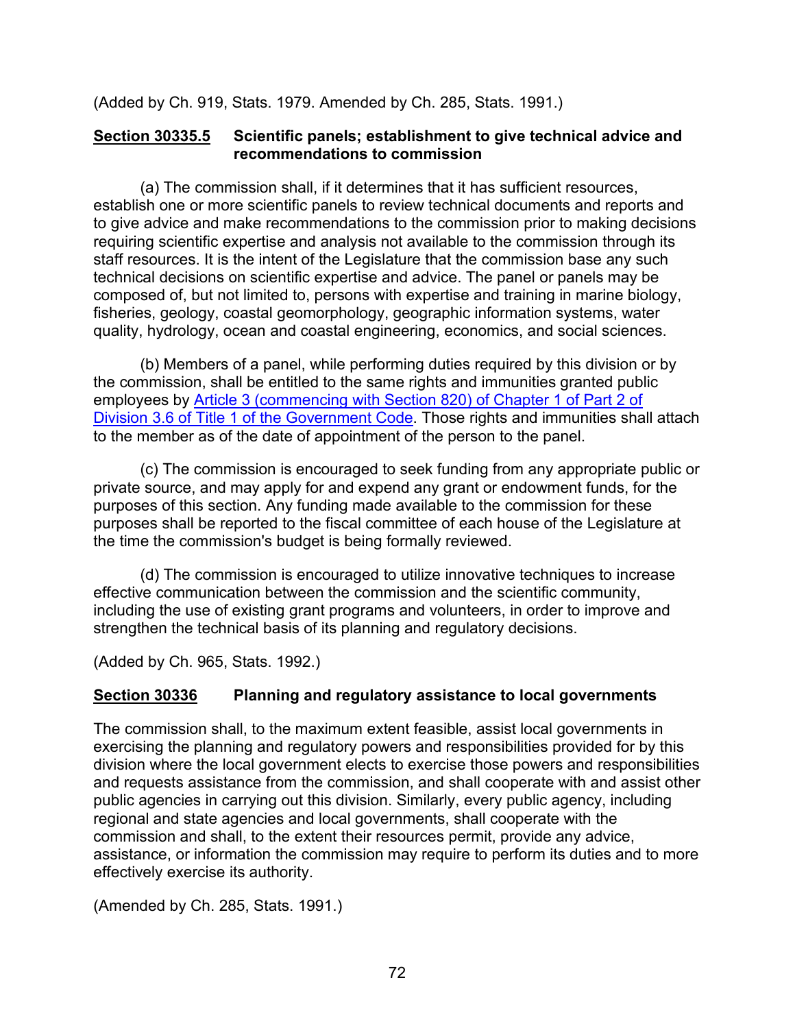(Added by Ch. 919, Stats. 1979. Amended by Ch. 285, Stats. 1991.)

### **Section 30335.5 Scientific panels; establishment to give technical advice and recommendations to commission**

(a) The commission shall, if it determines that it has sufficient resources, establish one or more scientific panels to review technical documents and reports and to give advice and make recommendations to the commission prior to making decisions requiring scientific expertise and analysis not available to the commission through its staff resources. It is the intent of the Legislature that the commission base any such technical decisions on scientific expertise and advice. The panel or panels may be composed of, but not limited to, persons with expertise and training in marine biology, fisheries, geology, coastal geomorphology, geographic information systems, water quality, hydrology, ocean and coastal engineering, economics, and social sciences.

(b) Members of a panel, while performing duties required by this division or by the commission, shall be entitled to the same rights and immunities granted public employees by Article 3 (commencing with Section 820) of Chapter 1 of Part 2 of Division 3.6 of Title 1 of the Government Code. Those rights and immunities shall attach to the member as of the date of appointment of the person to the panel.

(c) The commission is encouraged to seek funding from any appropriate public or private source, and may apply for and expend any grant or endowment funds, for the purposes of this section. Any funding made available to the commission for these purposes shall be reported to the fiscal committee of each house of the Legislature at the time the commission's budget is being formally reviewed.

(d) The commission is encouraged to utilize innovative techniques to increase effective communication between the commission and the scientific community, including the use of existing grant programs and volunteers, in order to improve and strengthen the technical basis of its planning and regulatory decisions.

(Added by Ch. 965, Stats. 1992.)

### **Section 30336 Planning and regulatory assistance to local governments**

The commission shall, to the maximum extent feasible, assist local governments in exercising the planning and regulatory powers and responsibilities provided for by this division where the local government elects to exercise those powers and responsibilities and requests assistance from the commission, and shall cooperate with and assist other public agencies in carrying out this division. Similarly, every public agency, including regional and state agencies and local governments, shall cooperate with the commission and shall, to the extent their resources permit, provide any advice, assistance, or information the commission may require to perform its duties and to more effectively exercise its authority.

(Amended by Ch. 285, Stats. 1991.)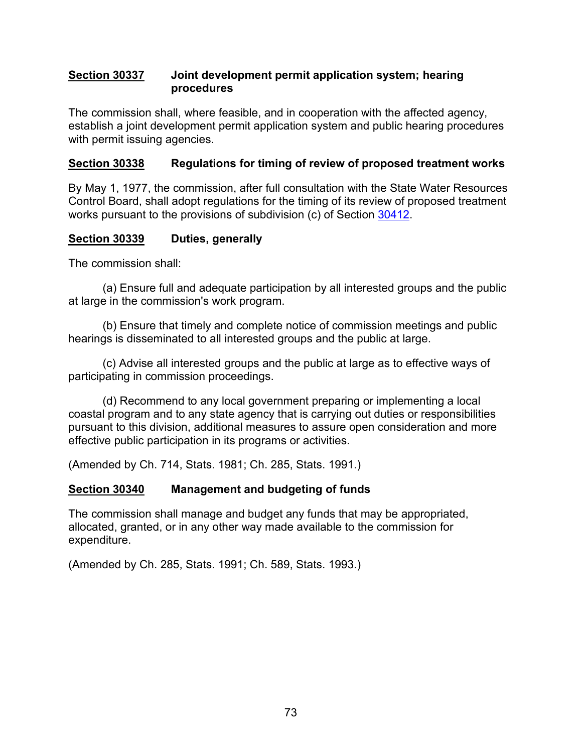### **Section 30337** **Joint development permit application system; hearing procedures**

The commission shall, where feasible, and in cooperation with the affected agency, establish a joint development permit application system and public hearing procedures with permit issuing agencies.

### **Section 30338** **Regulations for timing of review of proposed treatment works**

By May 1, 1977, the commission, after full consultation with the State Water Resources Control Board, shall adopt regulations for the timing of its review of proposed treatment works pursuant to the provisions of subdivision (c) of Section 30412.

### **Section 30339** **Duties, generally**

The commission shall:

(a) Ensure full and adequate participation by all interested groups and the public at large in the commission's work program.

(b) Ensure that timely and complete notice of commission meetings and public hearings is disseminated to all interested groups and the public at large.

(c) Advise all interested groups and the public at large as to effective ways of participating in commission proceedings.

(d) Recommend to any local government preparing or implementing a local coastal program and to any state agency that is carrying out duties or responsibilities pursuant to this division, additional measures to assure open consideration and more effective public participation in its programs or activities.

(Amended by Ch. 714, Stats. 1981; Ch. 285, Stats. 1991.)

### **Section 30340** **Management and budgeting of funds**

The commission shall manage and budget any funds that may be appropriated, allocated, granted, or in any other way made available to the commission for expenditure.

(Amended by Ch. 285, Stats. 1991; Ch. 589, Stats. 1993.)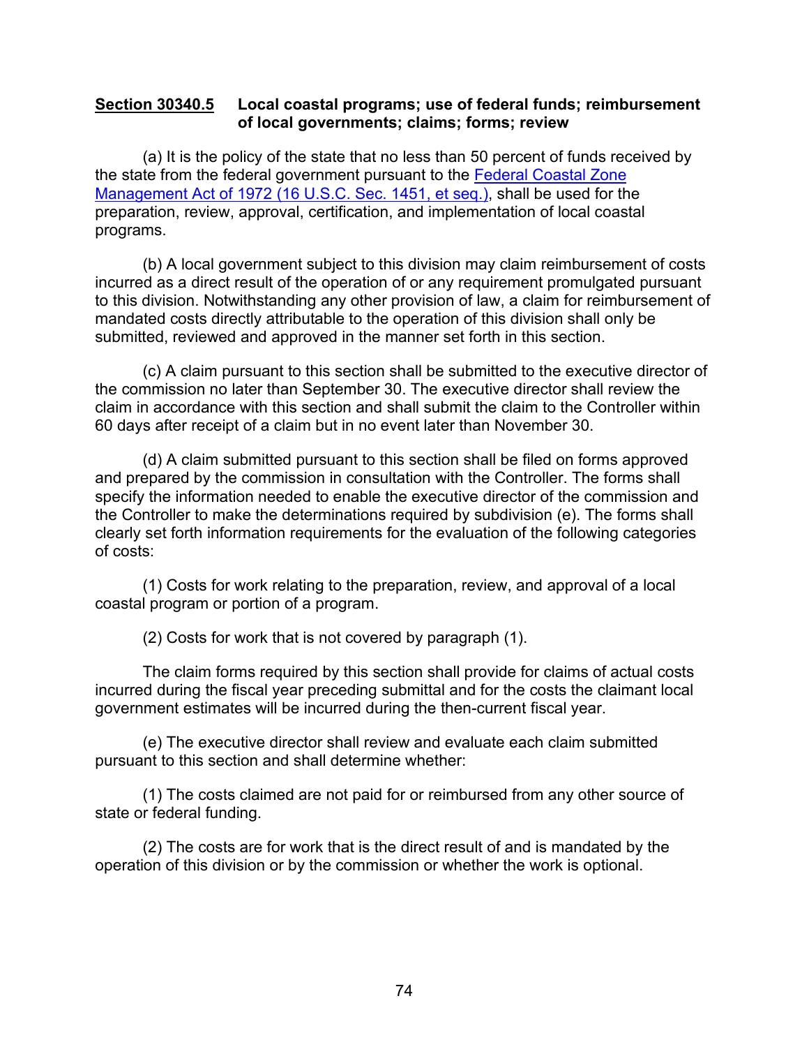**Section 30340.5 Local coastal programs; use of federal funds; reimbursement of local governments; claims; forms; review**

(a) It is the policy of the state that no less than 50 percent of funds received by the state from the federal government pursuant to the [Federal Coastal Zone Management Act of 1972 (16 U.S.C. Sec. 1451, et seq.)](), shall be used for the preparation, review, approval, certification, and implementation of local coastal programs.

(b) A local government subject to this division may claim reimbursement of costs incurred as a direct result of the operation of or any requirement promulgated pursuant to this division. Notwithstanding any other provision of law, a claim for reimbursement of mandated costs directly attributable to the operation of this division shall only be submitted, reviewed and approved in the manner set forth in this section.

(c) A claim pursuant to this section shall be submitted to the executive director of the commission no later than September 30. The executive director shall review the claim in accordance with this section and shall submit the claim to the Controller within 60 days after receipt of a claim but in no event later than November 30.

(d) A claim submitted pursuant to this section shall be filed on forms approved and prepared by the commission in consultation with the Controller. The forms shall specify the information needed to enable the executive director of the commission and the Controller to make the determinations required by subdivision (e). The forms shall clearly set forth information requirements for the evaluation of the following categories of costs:

(1) Costs for work relating to the preparation, review, and approval of a local coastal program or portion of a program.

(2) Costs for work that is not covered by paragraph (1).

The claim forms required by this section shall provide for claims of actual costs incurred during the fiscal year preceding submittal and for the costs the claimant local government estimates will be incurred during the then-current fiscal year.

(e) The executive director shall review and evaluate each claim submitted pursuant to this section and shall determine whether:

(1) The costs claimed are not paid for or reimbursed from any other source of state or federal funding.

(2) The costs are for work that is the direct result of and is mandated by the operation of this division or by the commission or whether the work is optional.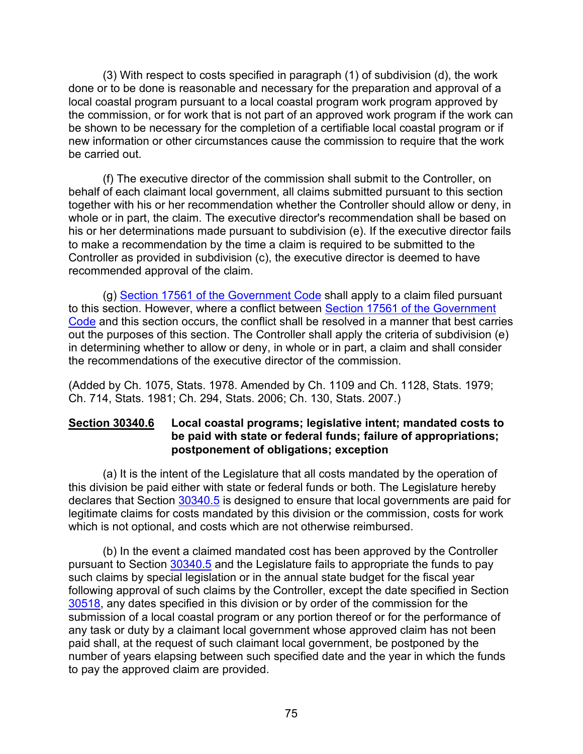(3) With respect to costs specified in paragraph (1) of subdivision (d), the work done or to be done is reasonable and necessary for the preparation and approval of a local coastal program pursuant to a local coastal program work program approved by the commission, or for work that is not part of an approved work program if the work can be shown to be necessary for the completion of a certifiable local coastal program or if new information or other circumstances cause the commission to require that the work be carried out.

(f) The executive director of the commission shall submit to the Controller, on behalf of each claimant local government, all claims submitted pursuant to this section together with his or her recommendation whether the Controller should allow or deny, in whole or in part, the claim. The executive director's recommendation shall be based on his or her determinations made pursuant to subdivision (e). If the executive director fails to make a recommendation by the time a claim is required to be submitted to the Controller as provided in subdivision (c), the executive director is deemed to have recommended approval of the claim.

(g) Section 17561 of the Government Code shall apply to a claim filed pursuant to this section. However, where a conflict between Section 17561 of the Government Code and this section occurs, the conflict shall be resolved in a manner that best carries out the purposes of this section. The Controller shall apply the criteria of subdivision (e) in determining whether to allow or deny, in whole or in part, a claim and shall consider the recommendations of the executive director of the commission.

(Added by Ch. 1075, Stats. 1978. Amended by Ch. 1109 and Ch. 1128, Stats. 1979; Ch. 714, Stats. 1981; Ch. 294, Stats. 2006; Ch. 130, Stats. 2007.)

**Section 30340.6 Local coastal programs; legislative intent; mandated costs to be paid with state or federal funds; failure of appropriations; postponement of obligations; exception**

(a) It is the intent of the Legislature that all costs mandated by the operation of this division be paid either with state or federal funds or both. The Legislature hereby declares that Section 30340.5 is designed to ensure that local governments are paid for legitimate claims for costs mandated by this division or the commission, costs for work which is not optional, and costs which are not otherwise reimbursed.

(b) In the event a claimed mandated cost has been approved by the Controller pursuant to Section 30340.5 and the Legislature fails to appropriate the funds to pay such claims by special legislation or in the annual state budget for the fiscal year following approval of such claims by the Controller, except the date specified in Section 30518, any dates specified in this division or by order of the commission for the submission of a local coastal program or any portion thereof or for the performance of any task or duty by a claimant local government whose approved claim has not been paid shall, at the request of such claimant local government, be postponed by the number of years elapsing between such specified date and the year in which the funds to pay the approved claim are provided.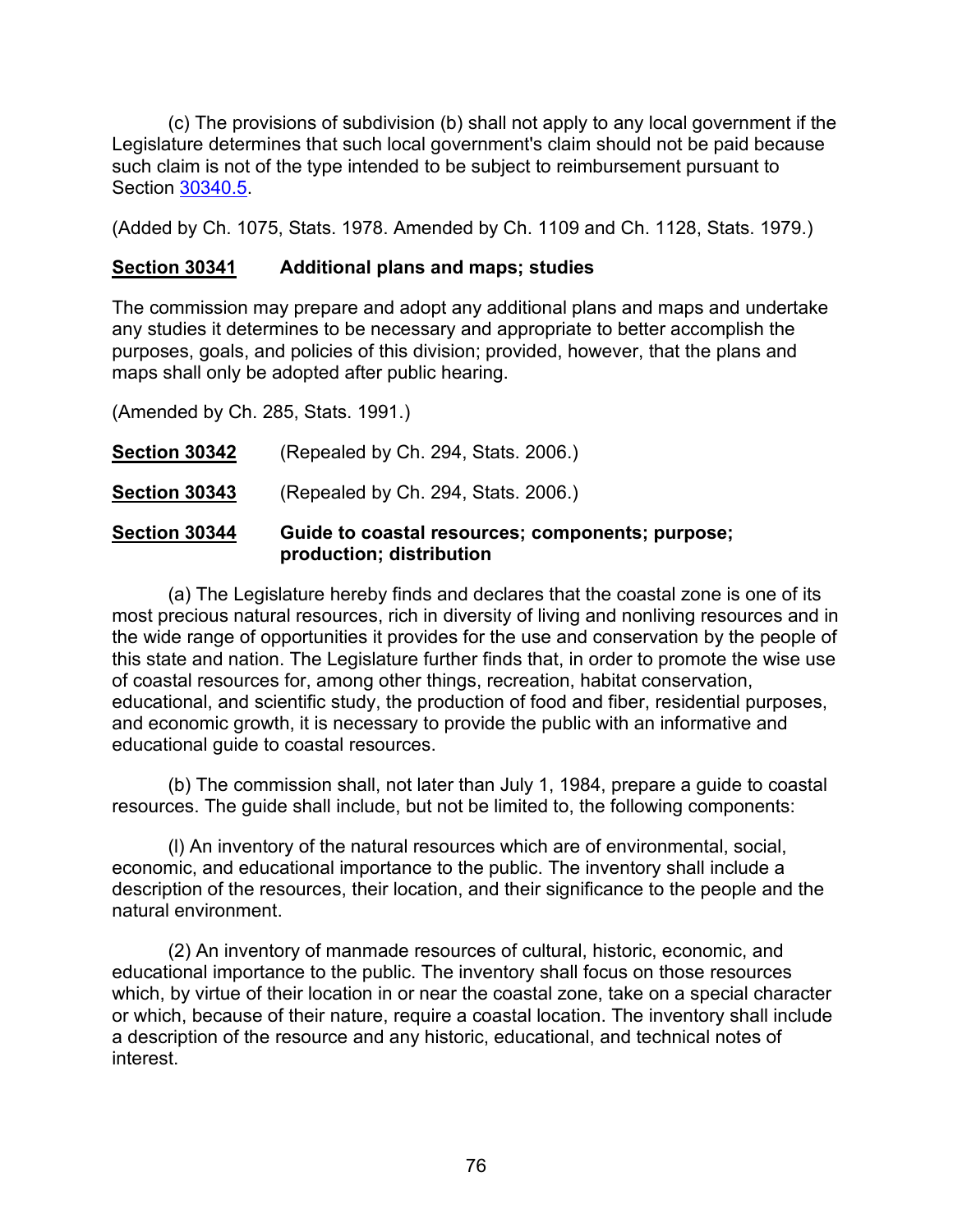(c) The provisions of subdivision (b) shall not apply to any local government if the Legislature determines that such local government's claim should not be paid because such claim is not of the type intended to be subject to reimbursement pursuant to Section 30340.5.

(Added by Ch. 1075, Stats. 1978. Amended by Ch. 1109 and Ch. 1128, Stats. 1979.)

### **Section 30341** Additional plans and maps; studies

The commission may prepare and adopt any additional plans and maps and undertake any studies it determines to be necessary and appropriate to better accomplish the purposes, goals, and policies of this division; provided, however, that the plans and maps shall only be adopted after public hearing.

(Amended by Ch. 285, Stats. 1991.)

**Section 30342** (Repealed by Ch. 294, Stats. 2006.)

**Section 30343** (Repealed by Ch. 294, Stats. 2006.)

### **Section 30344** Guide to coastal resources; components; purpose; production; distribution

(a) The Legislature hereby finds and declares that the coastal zone is one of its most precious natural resources, rich in diversity of living and nonliving resources and in the wide range of opportunities it provides for the use and conservation by the people of this state and nation. The Legislature further finds that, in order to promote the wise use of coastal resources for, among other things, recreation, habitat conservation, educational, and scientific study, the production of food and fiber, residential purposes, and economic growth, it is necessary to provide the public with an informative and educational guide to coastal resources.

(b) The commission shall, not later than July 1, 1984, prepare a guide to coastal resources. The guide shall include, but not be limited to, the following components:

(l) An inventory of the natural resources which are of environmental, social, economic, and educational importance to the public. The inventory shall include a description of the resources, their location, and their significance to the people and the natural environment.

(2) An inventory of manmade resources of cultural, historic, economic, and educational importance to the public. The inventory shall focus on those resources which, by virtue of their location in or near the coastal zone, take on a special character or which, because of their nature, require a coastal location. The inventory shall include a description of the resource and any historic, educational, and technical notes of interest.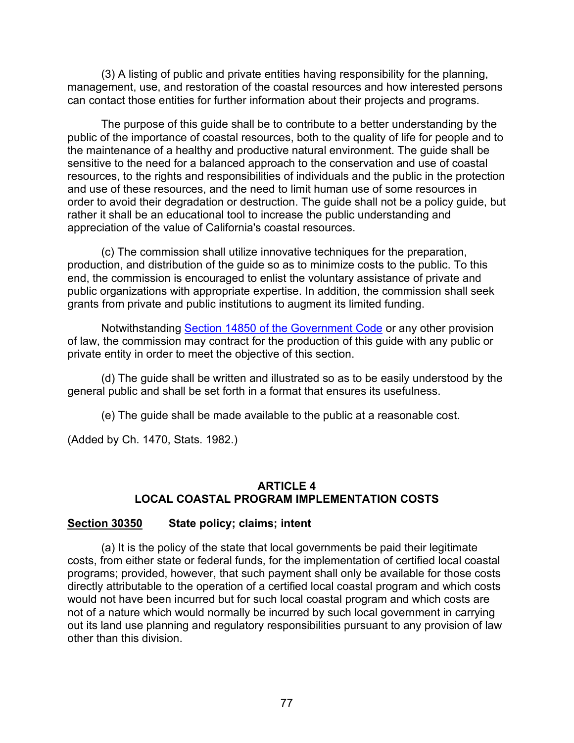(3) A listing of public and private entities having responsibility for the planning, management, use, and restoration of the coastal resources and how interested persons can contact those entities for further information about their projects and programs.

The purpose of this guide shall be to contribute to a better understanding by the public of the importance of coastal resources, both to the quality of life for people and to the maintenance of a healthy and productive natural environment. The guide shall be sensitive to the need for a balanced approach to the conservation and use of coastal resources, to the rights and responsibilities of individuals and the public in the protection and use of these resources, and the need to limit human use of some resources in order to avoid their degradation or destruction. The guide shall not be a policy guide, but rather it shall be an educational tool to increase the public understanding and appreciation of the value of California's coastal resources.

(c) The commission shall utilize innovative techniques for the preparation, production, and distribution of the guide so as to minimize costs to the public. To this end, the commission is encouraged to enlist the voluntary assistance of private and public organizations with appropriate expertise. In addition, the commission shall seek grants from private and public institutions to augment its limited funding.

Notwithstanding Section 14850 of the Government Code or any other provision of law, the commission may contract for the production of this guide with any public or private entity in order to meet the objective of this section.

(d) The guide shall be written and illustrated so as to be easily understood by the general public and shall be set forth in a format that ensures its usefulness.

(e) The guide shall be made available to the public at a reasonable cost.

(Added by Ch. 1470, Stats. 1982.)

## ARTICLE 4
## LOCAL COASTAL PROGRAM IMPLEMENTATION COSTS

### Section 30350 State policy; claims; intent

(a) It is the policy of the state that local governments be paid their legitimate costs, from either state or federal funds, for the implementation of certified local coastal programs; provided, however, that such payment shall only be available for those costs directly attributable to the operation of a certified local coastal program and which costs would not have been incurred but for such local coastal program and which costs are not of a nature which would normally be incurred by such local government in carrying out its land use planning and regulatory responsibilities pursuant to any provision of law other than this division.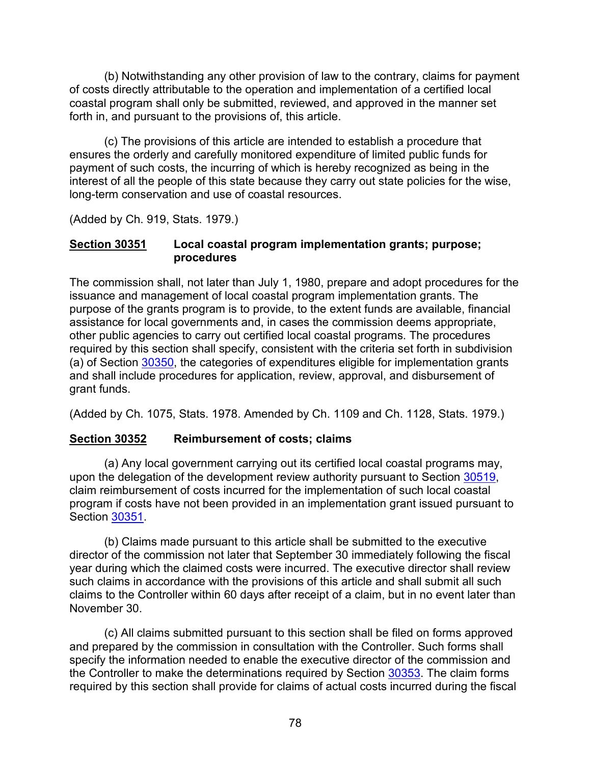(b) Notwithstanding any other provision of law to the contrary, claims for payment of costs directly attributable to the operation and implementation of a certified local coastal program shall only be submitted, reviewed, and approved in the manner set forth in, and pursuant to the provisions of, this article.

(c) The provisions of this article are intended to establish a procedure that ensures the orderly and carefully monitored expenditure of limited public funds for payment of such costs, the incurring of which is hereby recognized as being in the interest of all the people of this state because they carry out state policies for the wise, long-term conservation and use of coastal resources.

(Added by Ch. 919, Stats. 1979.)

**Section 30351 Local coastal program implementation grants; purpose; procedures**

The commission shall, not later than July 1, 1980, prepare and adopt procedures for the issuance and management of local coastal program implementation grants. The purpose of the grants program is to provide, to the extent funds are available, financial assistance for local governments and, in cases the commission deems appropriate, other public agencies to carry out certified local coastal programs. The procedures required by this section shall specify, consistent with the criteria set forth in subdivision (a) of Section 30350, the categories of expenditures eligible for implementation grants and shall include procedures for application, review, approval, and disbursement of grant funds.

(Added by Ch. 1075, Stats. 1978. Amended by Ch. 1109 and Ch. 1128, Stats. 1979.)

**Section 30352 Reimbursement of costs; claims**

(a) Any local government carrying out its certified local coastal programs may, upon the delegation of the development review authority pursuant to Section 30519, claim reimbursement of costs incurred for the implementation of such local coastal program if costs have not been provided in an implementation grant issued pursuant to Section 30351.

(b) Claims made pursuant to this article shall be submitted to the executive director of the commission not later that September 30 immediately following the fiscal year during which the claimed costs were incurred. The executive director shall review such claims in accordance with the provisions of this article and shall submit all such claims to the Controller within 60 days after receipt of a claim, but in no event later than November 30.

(c) All claims submitted pursuant to this section shall be filed on forms approved and prepared by the commission in consultation with the Controller. Such forms shall specify the information needed to enable the executive director of the commission and the Controller to make the determinations required by Section 30353. The claim forms required by this section shall provide for claims of actual costs incurred during the fiscal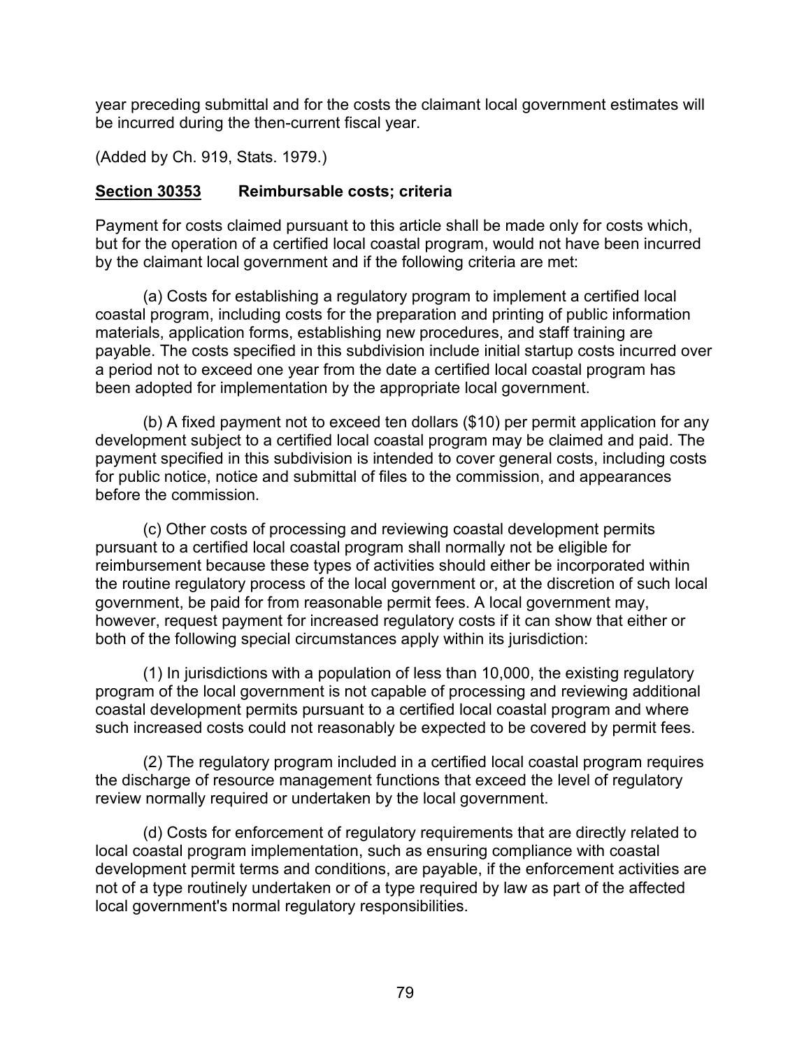year preceding submittal and for the costs the claimant local government estimates will be incurred during the then-current fiscal year.

(Added by Ch. 919, Stats. 1979.)

### **Section 30353** **Reimbursable costs; criteria**

Payment for costs claimed pursuant to this article shall be made only for costs which, but for the operation of a certified local coastal program, would not have been incurred by the claimant local government and if the following criteria are met:

(a) Costs for establishing a regulatory program to implement a certified local coastal program, including costs for the preparation and printing of public information materials, application forms, establishing new procedures, and staff training are payable. The costs specified in this subdivision include initial startup costs incurred over a period not to exceed one year from the date a certified local coastal program has been adopted for implementation by the appropriate local government.

(b) A fixed payment not to exceed ten dollars ($10) per permit application for any development subject to a certified local coastal program may be claimed and paid. The payment specified in this subdivision is intended to cover general costs, including costs for public notice, notice and submittal of files to the commission, and appearances before the commission.

(c) Other costs of processing and reviewing coastal development permits pursuant to a certified local coastal program shall normally not be eligible for reimbursement because these types of activities should either be incorporated within the routine regulatory process of the local government or, at the discretion of such local government, be paid for from reasonable permit fees. A local government may, however, request payment for increased regulatory costs if it can show that either or both of the following special circumstances apply within its jurisdiction:

(1) In jurisdictions with a population of less than 10,000, the existing regulatory program of the local government is not capable of processing and reviewing additional coastal development permits pursuant to a certified local coastal program and where such increased costs could not reasonably be expected to be covered by permit fees.

(2) The regulatory program included in a certified local coastal program requires the discharge of resource management functions that exceed the level of regulatory review normally required or undertaken by the local government.

(d) Costs for enforcement of regulatory requirements that are directly related to local coastal program implementation, such as ensuring compliance with coastal development permit terms and conditions, are payable, if the enforcement activities are not of a type routinely undertaken or of a type required by law as part of the affected local government's normal regulatory responsibilities.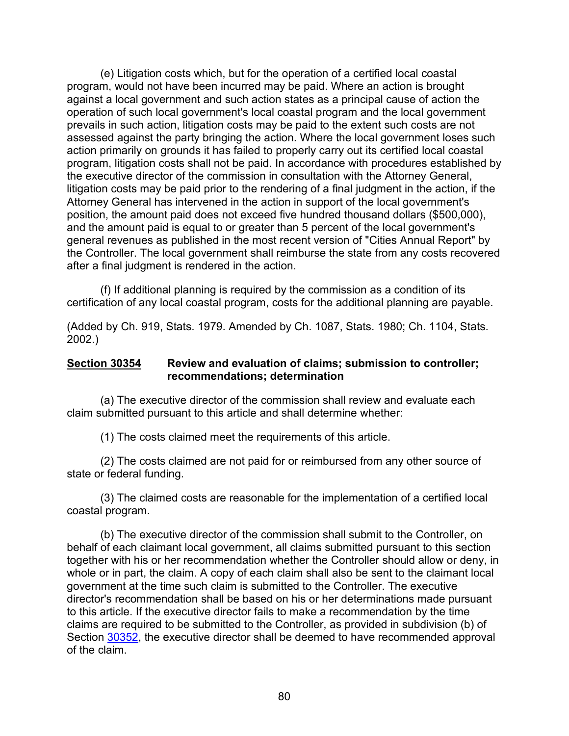(e) Litigation costs which, but for the operation of a certified local coastal program, would not have been incurred may be paid. Where an action is brought against a local government and such action states as a principal cause of action the operation of such local government's local coastal program and the local government prevails in such action, litigation costs may be paid to the extent such costs are not assessed against the party bringing the action. Where the local government loses such action primarily on grounds it has failed to properly carry out its certified local coastal program, litigation costs shall not be paid. In accordance with procedures established by the executive director of the commission in consultation with the Attorney General, litigation costs may be paid prior to the rendering of a final judgment in the action, if the Attorney General has intervened in the action in support of the local government's position, the amount paid does not exceed five hundred thousand dollars ($500,000), and the amount paid is equal to or greater than 5 percent of the local government's general revenues as published in the most recent version of "Cities Annual Report" by the Controller. The local government shall reimburse the state from any costs recovered after a final judgment is rendered in the action.

(f) If additional planning is required by the commission as a condition of its certification of any local coastal program, costs for the additional planning are payable.

(Added by Ch. 919, Stats. 1979. Amended by Ch. 1087, Stats. 1980; Ch. 1104, Stats. 2002.)

### Section 30354 Review and evaluation of claims; submission to controller; recommendations; determination

(a) The executive director of the commission shall review and evaluate each claim submitted pursuant to this article and shall determine whether:

(1) The costs claimed meet the requirements of this article.

(2) The costs claimed are not paid for or reimbursed from any other source of state or federal funding.

(3) The claimed costs are reasonable for the implementation of a certified local coastal program.

(b) The executive director of the commission shall submit to the Controller, on behalf of each claimant local government, all claims submitted pursuant to this section together with his or her recommendation whether the Controller should allow or deny, in whole or in part, the claim. A copy of each claim shall also be sent to the claimant local government at the time such claim is submitted to the Controller. The executive director's recommendation shall be based on his or her determinations made pursuant to this article. If the executive director fails to make a recommendation by the time claims are required to be submitted to the Controller, as provided in subdivision (b) of Section 30352, the executive director shall be deemed to have recommended approval of the claim.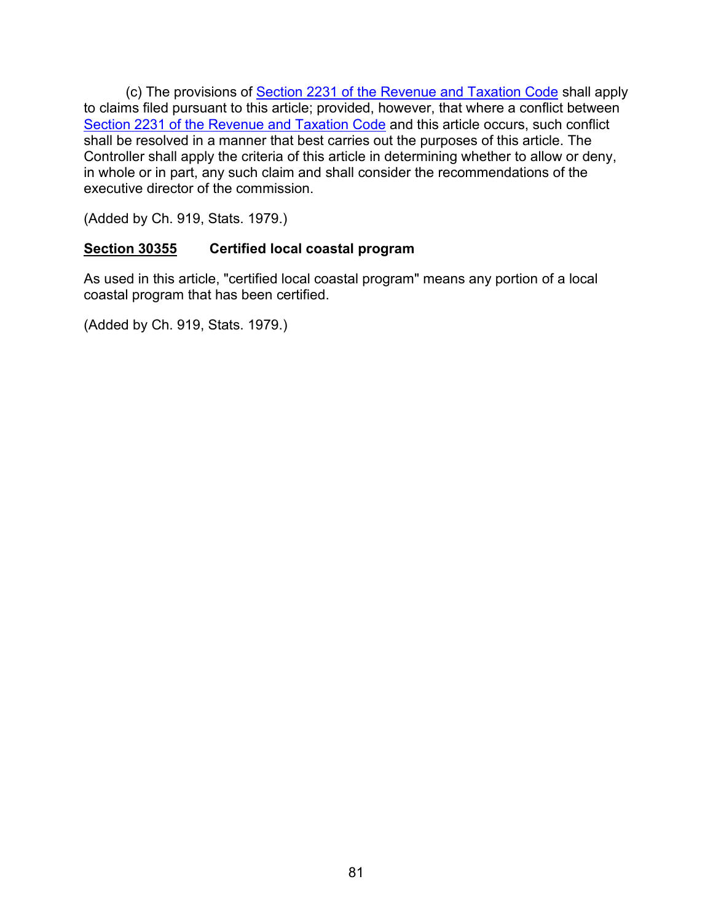(c) The provisions of Section 2231 of the Revenue and Taxation Code shall apply to claims filed pursuant to this article; provided, however, that where a conflict between Section 2231 of the Revenue and Taxation Code and this article occurs, such conflict shall be resolved in a manner that best carries out the purposes of this article. The Controller shall apply the criteria of this article in determining whether to allow or deny, in whole or in part, any such claim and shall consider the recommendations of the executive director of the commission.

(Added by Ch. 919, Stats. 1979.)

### Section 30355 Certified local coastal program

As used in this article, "certified local coastal program" means any portion of a local coastal program that has been certified.

(Added by Ch. 919, Stats. 1979.)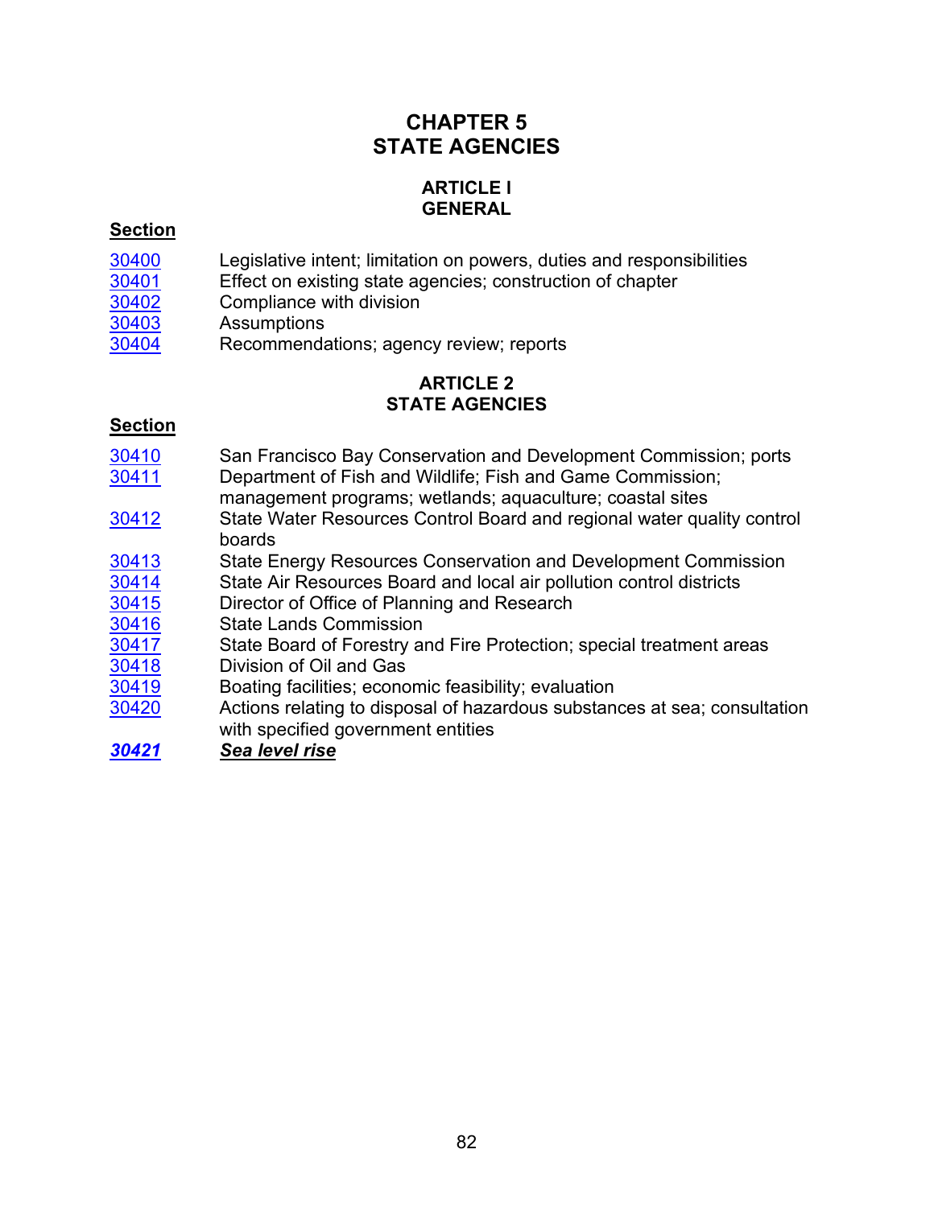# CHAPTER 5
# STATE AGENCIES

## ARTICLE I
## GENERAL

**Section**

| | |
|---|---|
| 30400 | Legislative intent; limitation on powers, duties and responsibilities |
| 30401 | Effect on existing state agencies; construction of chapter |
| 30402 | Compliance with division |
| 30403 | Assumptions |
| 30404 | Recommendations; agency review; reports |

## ARTICLE 2
## STATE AGENCIES

**Section**

| | |
|---|---|
| 30410 | San Francisco Bay Conservation and Development Commission; ports |
| 30411 | Department of Fish and Wildlife; Fish and Game Commission; management programs; wetlands; aquaculture; coastal sites |
| 30412 | State Water Resources Control Board and regional water quality control boards |
| 30413 | State Energy Resources Conservation and Development Commission |
| 30414 | State Air Resources Board and local air pollution control districts |
| 30415 | Director of Office of Planning and Research |
| 30416 | State Lands Commission |
| 30417 | State Board of Forestry and Fire Protection; special treatment areas |
| 30418 | Division of Oil and Gas |
| 30419 | Boating facilities; economic feasibility; evaluation |
| 30420 | Actions relating to disposal of hazardous substances at sea; consultation with specified government entities |
| ***30421*** | ***Sea level rise*** |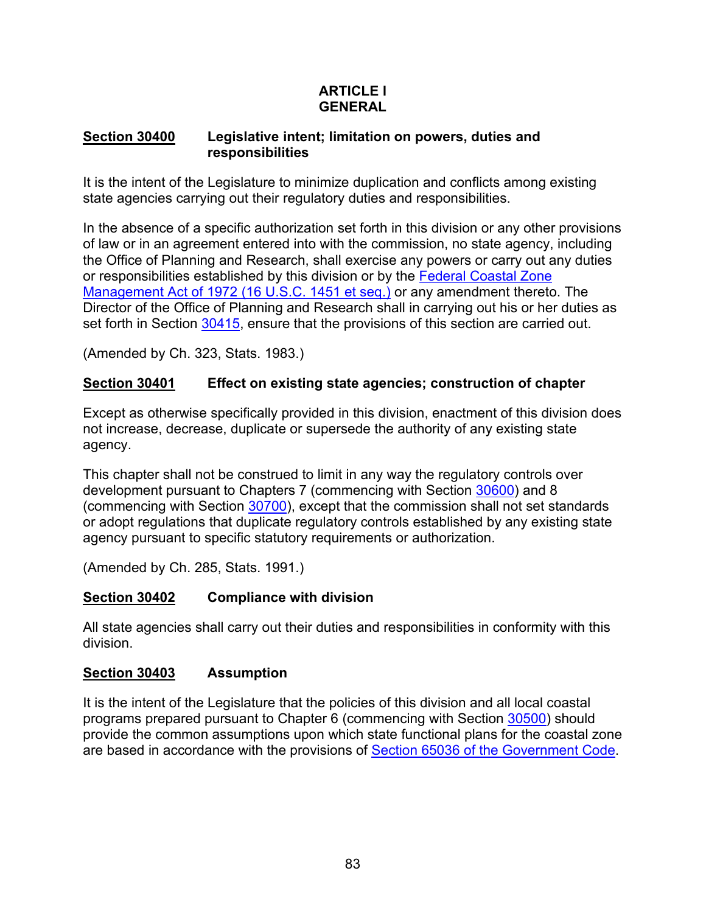# ARTICLE I
# GENERAL

**Section 30400** **Legislative intent; limitation on powers, duties and responsibilities**

It is the intent of the Legislature to minimize duplication and conflicts among existing state agencies carrying out their regulatory duties and responsibilities.

In the absence of a specific authorization set forth in this division or any other provisions of law or in an agreement entered into with the commission, no state agency, including the Office of Planning and Research, shall exercise any powers or carry out any duties or responsibilities established by this division or by the Federal Coastal Zone Management Act of 1972 (16 U.S.C. 1451 et seq.) or any amendment thereto. The Director of the Office of Planning and Research shall in carrying out his or her duties as set forth in Section 30415, ensure that the provisions of this section are carried out.

(Amended by Ch. 323, Stats. 1983.)

**Section 30401** **Effect on existing state agencies; construction of chapter**

Except as otherwise specifically provided in this division, enactment of this division does not increase, decrease, duplicate or supersede the authority of any existing state agency.

This chapter shall not be construed to limit in any way the regulatory controls over development pursuant to Chapters 7 (commencing with Section 30600) and 8 (commencing with Section 30700), except that the commission shall not set standards or adopt regulations that duplicate regulatory controls established by any existing state agency pursuant to specific statutory requirements or authorization.

(Amended by Ch. 285, Stats. 1991.)

**Section 30402** **Compliance with division**

All state agencies shall carry out their duties and responsibilities in conformity with this division.

**Section 30403** **Assumption**

It is the intent of the Legislature that the policies of this division and all local coastal programs prepared pursuant to Chapter 6 (commencing with Section 30500) should provide the common assumptions upon which state functional plans for the coastal zone are based in accordance with the provisions of Section 65036 of the Government Code.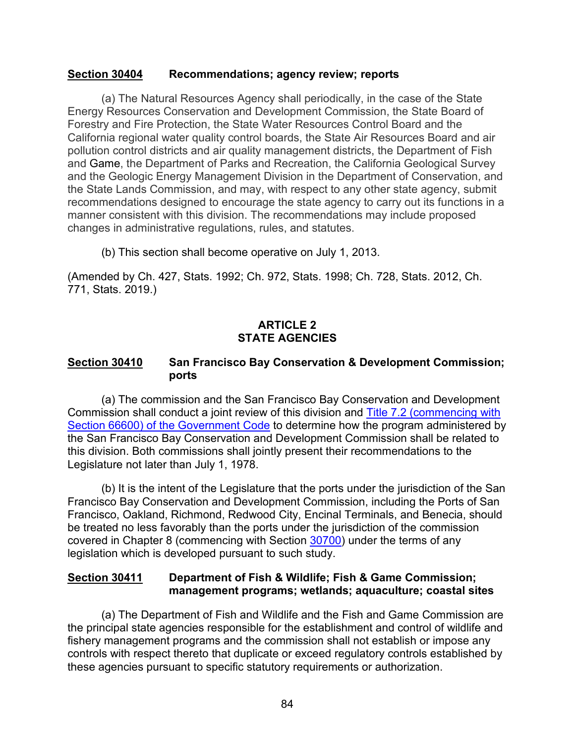**Section 30404 Recommendations; agency review; reports**

(a) The Natural Resources Agency shall periodically, in the case of the State Energy Resources Conservation and Development Commission, the State Board of Forestry and Fire Protection, the State Water Resources Control Board and the California regional water quality control boards, the State Air Resources Board and air pollution control districts and air quality management districts, the Department of Fish and Game, the Department of Parks and Recreation, the California Geological Survey and the Geologic Energy Management Division in the Department of Conservation, and the State Lands Commission, and may, with respect to any other state agency, submit recommendations designed to encourage the state agency to carry out its functions in a manner consistent with this division. The recommendations may include proposed changes in administrative regulations, rules, and statutes.

(b) This section shall become operative on July 1, 2013.

(Amended by Ch. 427, Stats. 1992; Ch. 972, Stats. 1998; Ch. 728, Stats. 2012, Ch. 771, Stats. 2019.)

## ARTICLE 2
## STATE AGENCIES

**Section 30410 San Francisco Bay Conservation & Development Commission; ports**

(a) The commission and the San Francisco Bay Conservation and Development Commission shall conduct a joint review of this division and Title 7.2 (commencing with Section 66600) of the Government Code to determine how the program administered by the San Francisco Bay Conservation and Development Commission shall be related to this division. Both commissions shall jointly present their recommendations to the Legislature not later than July 1, 1978.

(b) It is the intent of the Legislature that the ports under the jurisdiction of the San Francisco Bay Conservation and Development Commission, including the Ports of San Francisco, Oakland, Richmond, Redwood City, Encinal Terminals, and Benecia, should be treated no less favorably than the ports under the jurisdiction of the commission covered in Chapter 8 (commencing with Section 30700) under the terms of any legislation which is developed pursuant to such study.

**Section 30411 Department of Fish & Wildlife; Fish & Game Commission; management programs; wetlands; aquaculture; coastal sites**

(a) The Department of Fish and Wildlife and the Fish and Game Commission are the principal state agencies responsible for the establishment and control of wildlife and fishery management programs and the commission shall not establish or impose any controls with respect thereto that duplicate or exceed regulatory controls established by these agencies pursuant to specific statutory requirements or authorization.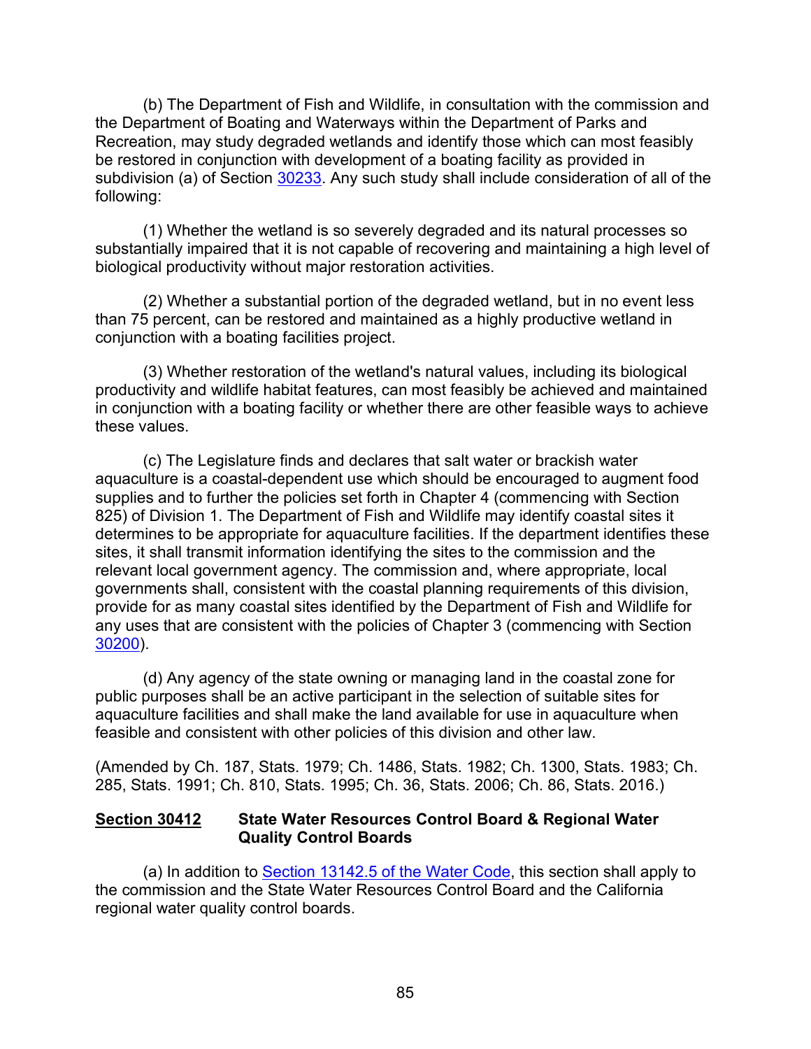(b) The Department of Fish and Wildlife, in consultation with the commission and the Department of Boating and Waterways within the Department of Parks and Recreation, may study degraded wetlands and identify those which can most feasibly be restored in conjunction with development of a boating facility as provided in subdivision (a) of Section [30233](). Any such study shall include consideration of all of the following:

(1) Whether the wetland is so severely degraded and its natural processes so substantially impaired that it is not capable of recovering and maintaining a high level of biological productivity without major restoration activities.

(2) Whether a substantial portion of the degraded wetland, but in no event less than 75 percent, can be restored and maintained as a highly productive wetland in conjunction with a boating facilities project.

(3) Whether restoration of the wetland's natural values, including its biological productivity and wildlife habitat features, can most feasibly be achieved and maintained in conjunction with a boating facility or whether there are other feasible ways to achieve these values.

(c) The Legislature finds and declares that salt water or brackish water aquaculture is a coastal-dependent use which should be encouraged to augment food supplies and to further the policies set forth in Chapter 4 (commencing with Section 825) of Division 1. The Department of Fish and Wildlife may identify coastal sites it determines to be appropriate for aquaculture facilities. If the department identifies these sites, it shall transmit information identifying the sites to the commission and the relevant local government agency. The commission and, where appropriate, local governments shall, consistent with the coastal planning requirements of this division, provide for as many coastal sites identified by the Department of Fish and Wildlife for any uses that are consistent with the policies of Chapter 3 (commencing with Section [30200]()).

(d) Any agency of the state owning or managing land in the coastal zone for public purposes shall be an active participant in the selection of suitable sites for aquaculture facilities and shall make the land available for use in aquaculture when feasible and consistent with other policies of this division and other law.

(Amended by Ch. 187, Stats. 1979; Ch. 1486, Stats. 1982; Ch. 1300, Stats. 1983; Ch. 285, Stats. 1991; Ch. 810, Stats. 1995; Ch. 36, Stats. 2006; Ch. 86, Stats. 2016.)

### **Section 30412** State Water Resources Control Board & Regional Water Quality Control Boards

(a) In addition to [Section 13142.5 of the Water Code](), this section shall apply to the commission and the State Water Resources Control Board and the California regional water quality control boards.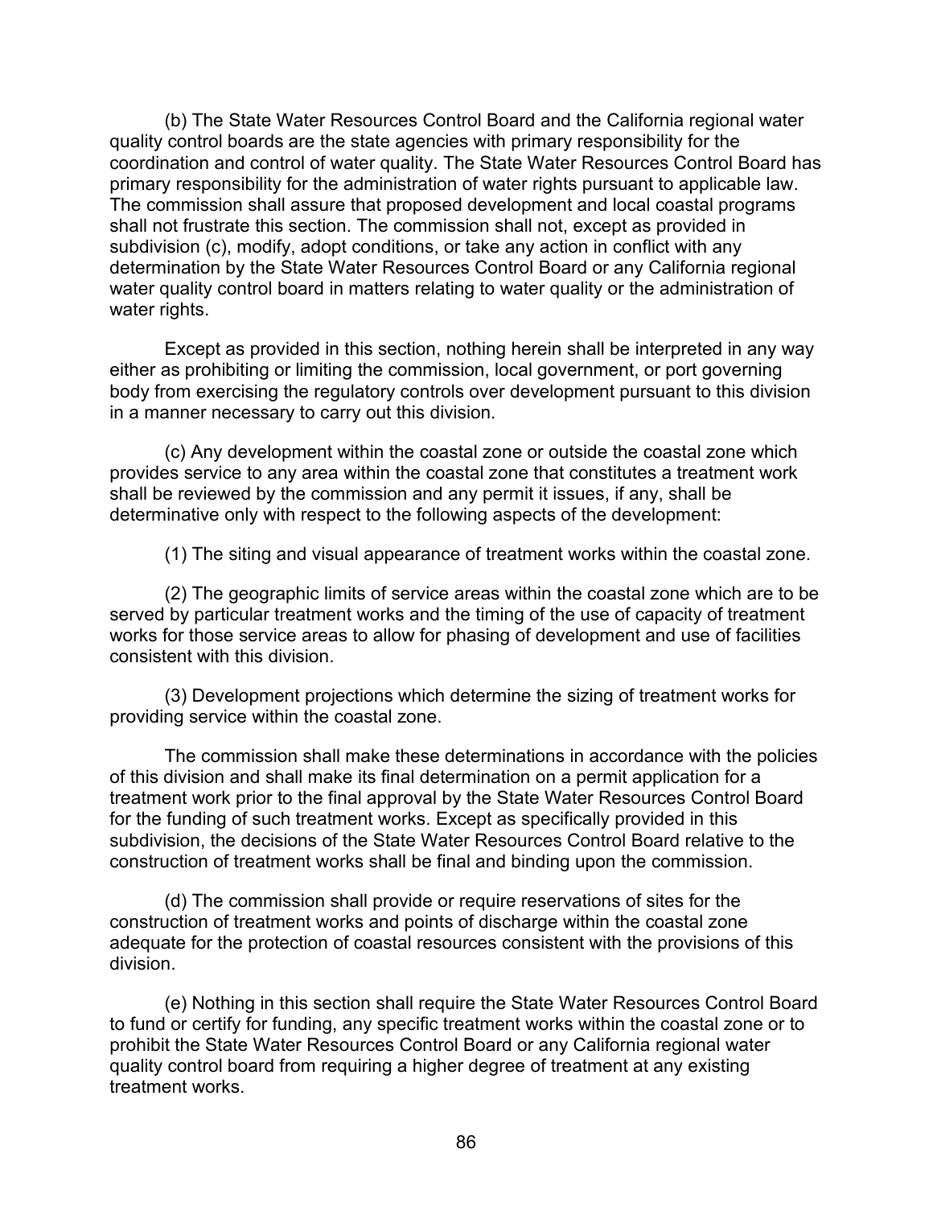(b) The State Water Resources Control Board and the California regional water quality control boards are the state agencies with primary responsibility for the coordination and control of water quality. The State Water Resources Control Board has primary responsibility for the administration of water rights pursuant to applicable law. The commission shall assure that proposed development and local coastal programs shall not frustrate this section. The commission shall not, except as provided in subdivision (c), modify, adopt conditions, or take any action in conflict with any determination by the State Water Resources Control Board or any California regional water quality control board in matters relating to water quality or the administration of water rights.

Except as provided in this section, nothing herein shall be interpreted in any way either as prohibiting or limiting the commission, local government, or port governing body from exercising the regulatory controls over development pursuant to this division in a manner necessary to carry out this division.

(c) Any development within the coastal zone or outside the coastal zone which provides service to any area within the coastal zone that constitutes a treatment work shall be reviewed by the commission and any permit it issues, if any, shall be determinative only with respect to the following aspects of the development:

(1) The siting and visual appearance of treatment works within the coastal zone.

(2) The geographic limits of service areas within the coastal zone which are to be served by particular treatment works and the timing of the use of capacity of treatment works for those service areas to allow for phasing of development and use of facilities consistent with this division.

(3) Development projections which determine the sizing of treatment works for providing service within the coastal zone.

The commission shall make these determinations in accordance with the policies of this division and shall make its final determination on a permit application for a treatment work prior to the final approval by the State Water Resources Control Board for the funding of such treatment works. Except as specifically provided in this subdivision, the decisions of the State Water Resources Control Board relative to the construction of treatment works shall be final and binding upon the commission.

(d) The commission shall provide or require reservations of sites for the construction of treatment works and points of discharge within the coastal zone adequate for the protection of coastal resources consistent with the provisions of this division.

(e) Nothing in this section shall require the State Water Resources Control Board to fund or certify for funding, any specific treatment works within the coastal zone or to prohibit the State Water Resources Control Board or any California regional water quality control board from requiring a higher degree of treatment at any existing treatment works.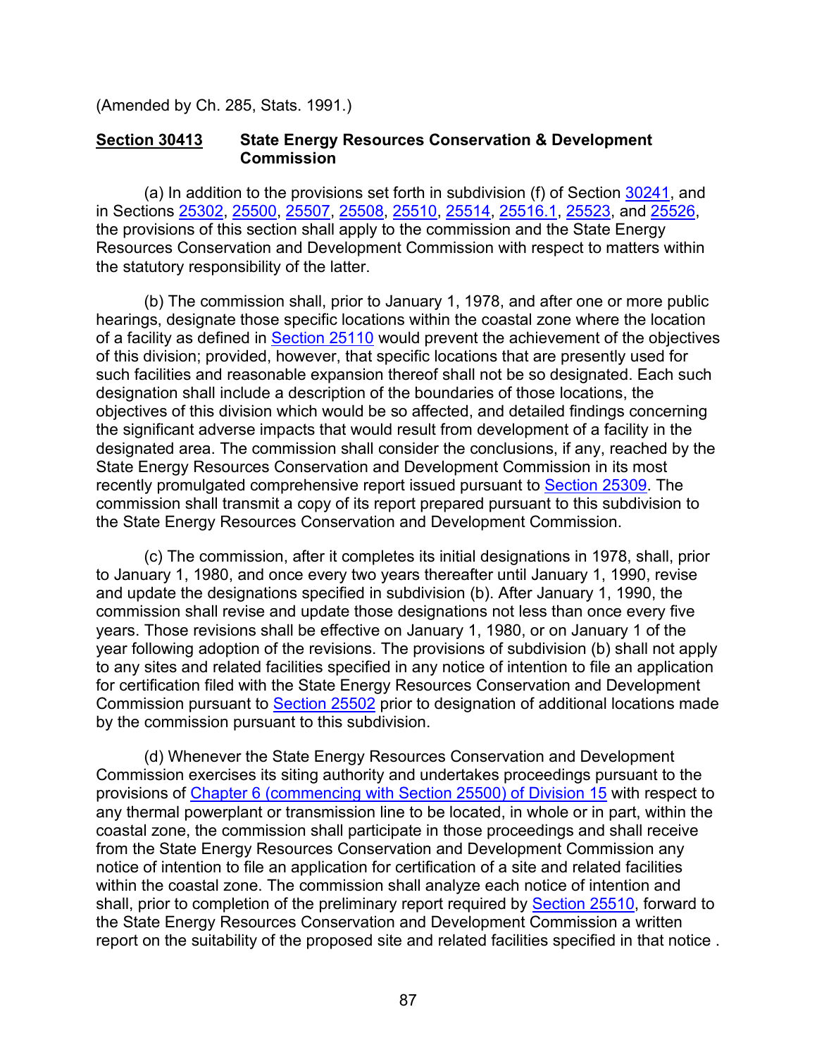(Amended by Ch. 285, Stats. 1991.)

**Section 30413 State Energy Resources Conservation & Development Commission**

(a) In addition to the provisions set forth in subdivision (f) of Section 30241, and in Sections 25302, 25500, 25507, 25508, 25510, 25514, 25516.1, 25523, and 25526, the provisions of this section shall apply to the commission and the State Energy Resources Conservation and Development Commission with respect to matters within the statutory responsibility of the latter.

(b) The commission shall, prior to January 1, 1978, and after one or more public hearings, designate those specific locations within the coastal zone where the location of a facility as defined in Section 25110 would prevent the achievement of the objectives of this division; provided, however, that specific locations that are presently used for such facilities and reasonable expansion thereof shall not be so designated. Each such designation shall include a description of the boundaries of those locations, the objectives of this division which would be so affected, and detailed findings concerning the significant adverse impacts that would result from development of a facility in the designated area. The commission shall consider the conclusions, if any, reached by the State Energy Resources Conservation and Development Commission in its most recently promulgated comprehensive report issued pursuant to Section 25309. The commission shall transmit a copy of its report prepared pursuant to this subdivision to the State Energy Resources Conservation and Development Commission.

(c) The commission, after it completes its initial designations in 1978, shall, prior to January 1, 1980, and once every two years thereafter until January 1, 1990, revise and update the designations specified in subdivision (b). After January 1, 1990, the commission shall revise and update those designations not less than once every five years. Those revisions shall be effective on January 1, 1980, or on January 1 of the year following adoption of the revisions. The provisions of subdivision (b) shall not apply to any sites and related facilities specified in any notice of intention to file an application for certification filed with the State Energy Resources Conservation and Development Commission pursuant to Section 25502 prior to designation of additional locations made by the commission pursuant to this subdivision.

(d) Whenever the State Energy Resources Conservation and Development Commission exercises its siting authority and undertakes proceedings pursuant to the provisions of Chapter 6 (commencing with Section 25500) of Division 15 with respect to any thermal powerplant or transmission line to be located, in whole or in part, within the coastal zone, the commission shall participate in those proceedings and shall receive from the State Energy Resources Conservation and Development Commission any notice of intention to file an application for certification of a site and related facilities within the coastal zone. The commission shall analyze each notice of intention and shall, prior to completion of the preliminary report required by Section 25510, forward to the State Energy Resources Conservation and Development Commission a written report on the suitability of the proposed site and related facilities specified in that notice .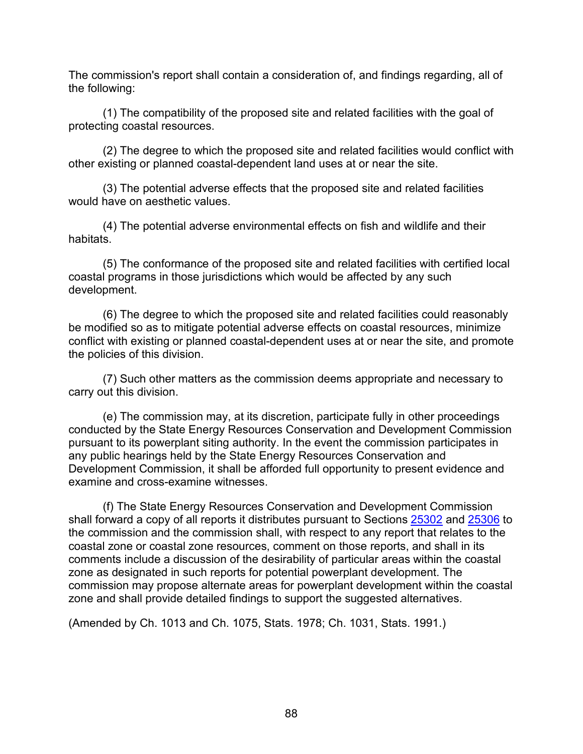The commission's report shall contain a consideration of, and findings regarding, all of the following:

(1) The compatibility of the proposed site and related facilities with the goal of protecting coastal resources.

(2) The degree to which the proposed site and related facilities would conflict with other existing or planned coastal-dependent land uses at or near the site.

(3) The potential adverse effects that the proposed site and related facilities would have on aesthetic values.

(4) The potential adverse environmental effects on fish and wildlife and their habitats.

(5) The conformance of the proposed site and related facilities with certified local coastal programs in those jurisdictions which would be affected by any such development.

(6) The degree to which the proposed site and related facilities could reasonably be modified so as to mitigate potential adverse effects on coastal resources, minimize conflict with existing or planned coastal-dependent uses at or near the site, and promote the policies of this division.

(7) Such other matters as the commission deems appropriate and necessary to carry out this division.

(e) The commission may, at its discretion, participate fully in other proceedings conducted by the State Energy Resources Conservation and Development Commission pursuant to its powerplant siting authority. In the event the commission participates in any public hearings held by the State Energy Resources Conservation and Development Commission, it shall be afforded full opportunity to present evidence and examine and cross-examine witnesses.

(f) The State Energy Resources Conservation and Development Commission shall forward a copy of all reports it distributes pursuant to Sections 25302 and 25306 to the commission and the commission shall, with respect to any report that relates to the coastal zone or coastal zone resources, comment on those reports, and shall in its comments include a discussion of the desirability of particular areas within the coastal zone as designated in such reports for potential powerplant development. The commission may propose alternate areas for powerplant development within the coastal zone and shall provide detailed findings to support the suggested alternatives.

(Amended by Ch. 1013 and Ch. 1075, Stats. 1978; Ch. 1031, Stats. 1991.)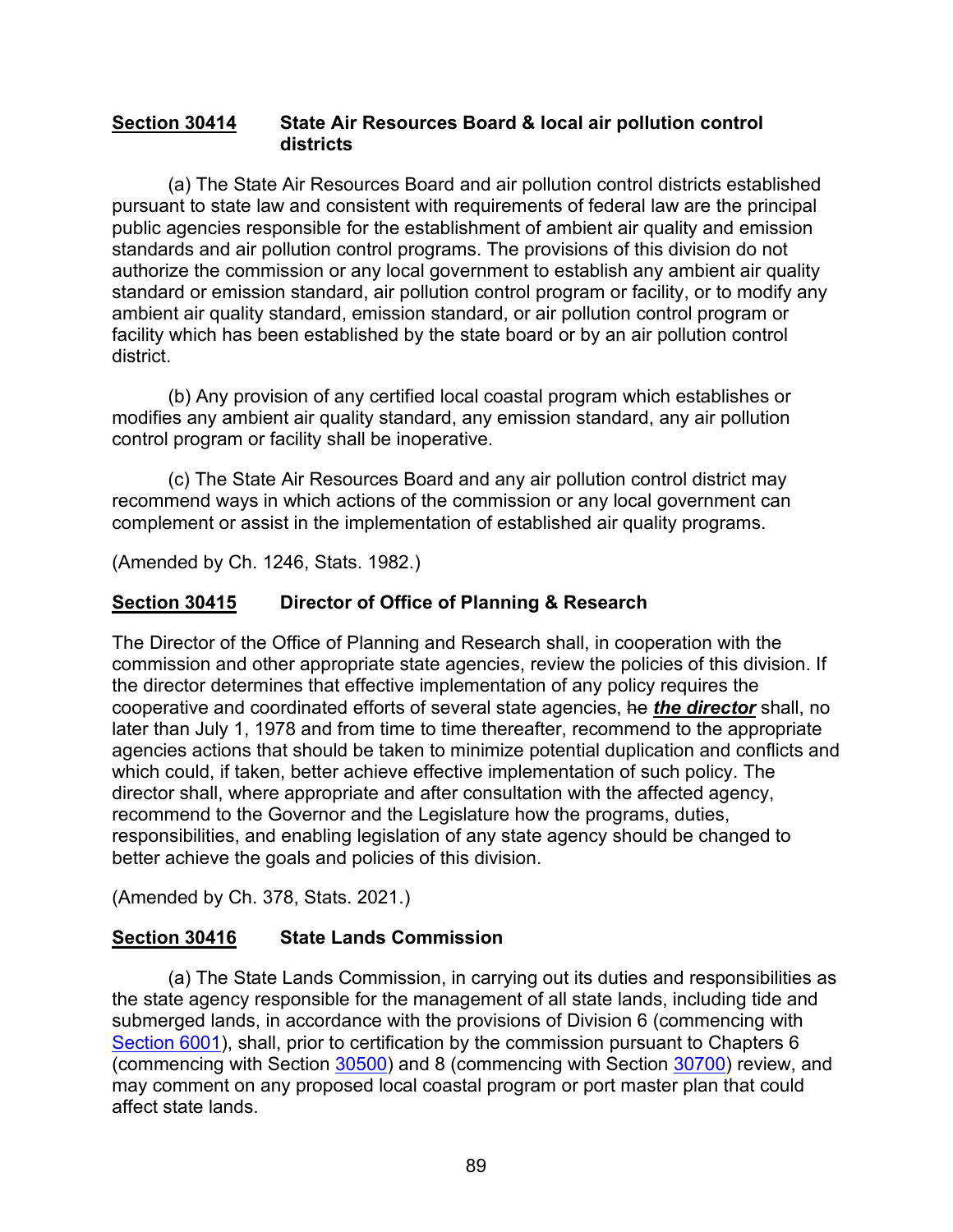**Section 30414 State Air Resources Board & local air pollution control districts**

(a) The State Air Resources Board and air pollution control districts established pursuant to state law and consistent with requirements of federal law are the principal public agencies responsible for the establishment of ambient air quality and emission standards and air pollution control programs. The provisions of this division do not authorize the commission or any local government to establish any ambient air quality standard or emission standard, air pollution control program or facility, or to modify any ambient air quality standard, emission standard, or air pollution control program or facility which has been established by the state board or by an air pollution control district.

(b) Any provision of any certified local coastal program which establishes or modifies any ambient air quality standard, any emission standard, any air pollution control program or facility shall be inoperative.

(c) The State Air Resources Board and any air pollution control district may recommend ways in which actions of the commission or any local government can complement or assist in the implementation of established air quality programs.

(Amended by Ch. 1246, Stats. 1982.)

**Section 30415 Director of Office of Planning & Research**

The Director of the Office of Planning and Research shall, in cooperation with the commission and other appropriate state agencies, review the policies of this division. If the director determines that effective implementation of any policy requires the cooperative and coordinated efforts of several state agencies, ~~he~~ ***the director*** shall, no later than July 1, 1978 and from time to time thereafter, recommend to the appropriate agencies actions that should be taken to minimize potential duplication and conflicts and which could, if taken, better achieve effective implementation of such policy. The director shall, where appropriate and after consultation with the affected agency, recommend to the Governor and the Legislature how the programs, duties, responsibilities, and enabling legislation of any state agency should be changed to better achieve the goals and policies of this division.

(Amended by Ch. 378, Stats. 2021.)

**Section 30416 State Lands Commission**

(a) The State Lands Commission, in carrying out its duties and responsibilities as the state agency responsible for the management of all state lands, including tide and submerged lands, in accordance with the provisions of Division 6 (commencing with Section 6001), shall, prior to certification by the commission pursuant to Chapters 6 (commencing with Section 30500) and 8 (commencing with Section 30700) review, and may comment on any proposed local coastal program or port master plan that could affect state lands.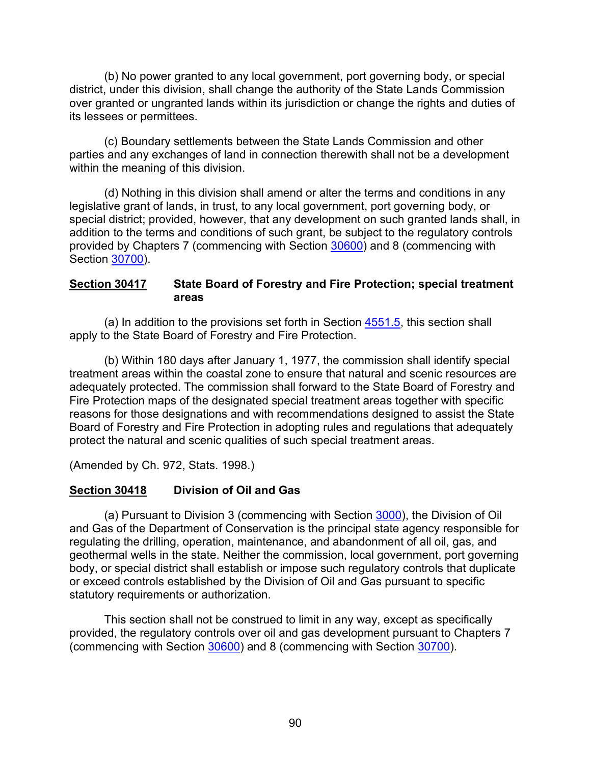(b) No power granted to any local government, port governing body, or special district, under this division, shall change the authority of the State Lands Commission over granted or ungranted lands within its jurisdiction or change the rights and duties of its lessees or permittees.

(c) Boundary settlements between the State Lands Commission and other parties and any exchanges of land in connection therewith shall not be a development within the meaning of this division.

(d) Nothing in this division shall amend or alter the terms and conditions in any legislative grant of lands, in trust, to any local government, port governing body, or special district; provided, however, that any development on such granted lands shall, in addition to the terms and conditions of such grant, be subject to the regulatory controls provided by Chapters 7 (commencing with Section 30600) and 8 (commencing with Section 30700).

### Section 30417 State Board of Forestry and Fire Protection; special treatment areas

(a) In addition to the provisions set forth in Section 4551.5, this section shall apply to the State Board of Forestry and Fire Protection.

(b) Within 180 days after January 1, 1977, the commission shall identify special treatment areas within the coastal zone to ensure that natural and scenic resources are adequately protected. The commission shall forward to the State Board of Forestry and Fire Protection maps of the designated special treatment areas together with specific reasons for those designations and with recommendations designed to assist the State Board of Forestry and Fire Protection in adopting rules and regulations that adequately protect the natural and scenic qualities of such special treatment areas.

(Amended by Ch. 972, Stats. 1998.)

### Section 30418 Division of Oil and Gas

(a) Pursuant to Division 3 (commencing with Section 3000), the Division of Oil and Gas of the Department of Conservation is the principal state agency responsible for regulating the drilling, operation, maintenance, and abandonment of all oil, gas, and geothermal wells in the state. Neither the commission, local government, port governing body, or special district shall establish or impose such regulatory controls that duplicate or exceed controls established by the Division of Oil and Gas pursuant to specific statutory requirements or authorization.

This section shall not be construed to limit in any way, except as specifically provided, the regulatory controls over oil and gas development pursuant to Chapters 7 (commencing with Section 30600) and 8 (commencing with Section 30700).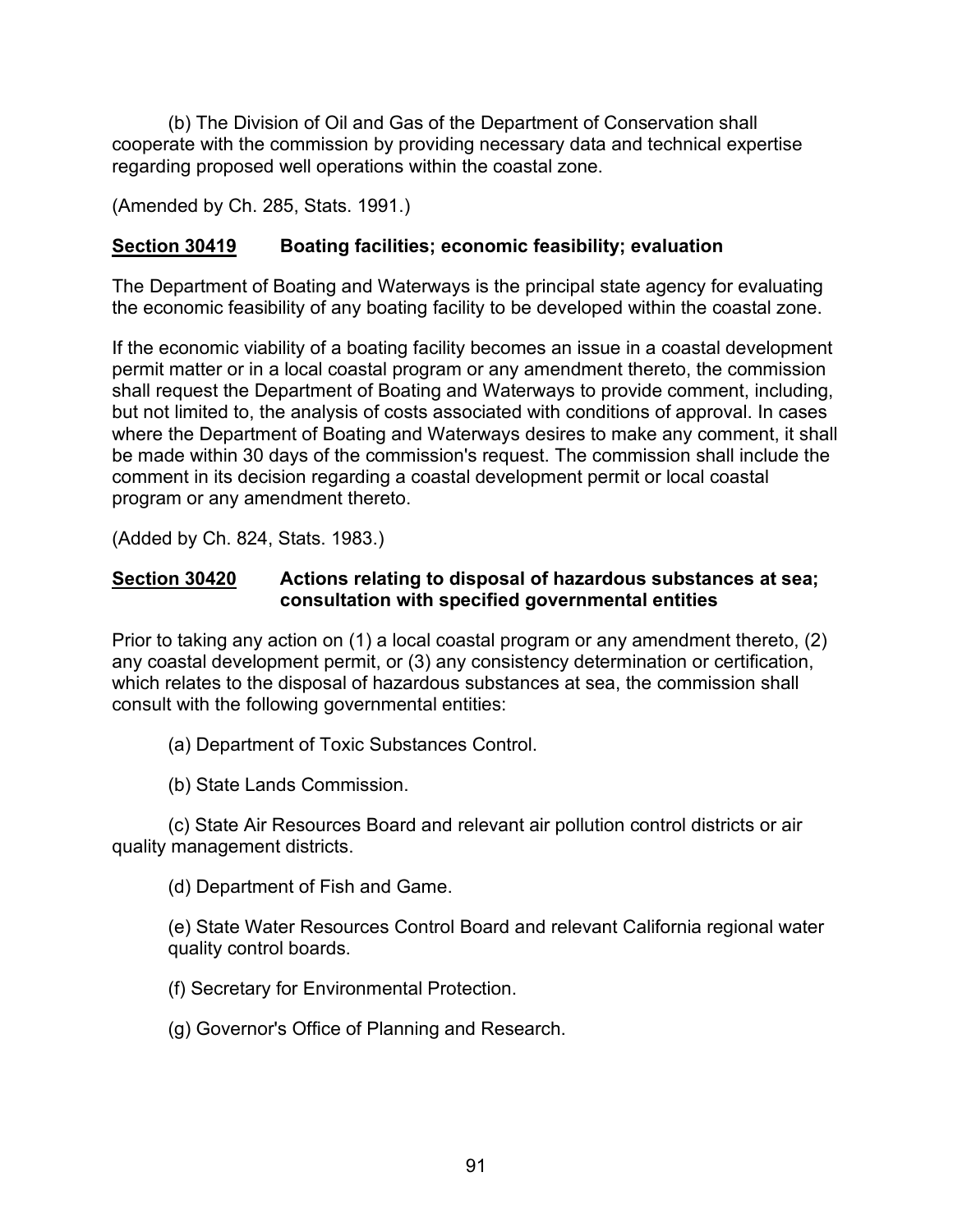(b) The Division of Oil and Gas of the Department of Conservation shall cooperate with the commission by providing necessary data and technical expertise regarding proposed well operations within the coastal zone.

(Amended by Ch. 285, Stats. 1991.)

### <u>Section 30419</u> Boating facilities; economic feasibility; evaluation

The Department of Boating and Waterways is the principal state agency for evaluating the economic feasibility of any boating facility to be developed within the coastal zone.

If the economic viability of a boating facility becomes an issue in a coastal development permit matter or in a local coastal program or any amendment thereto, the commission shall request the Department of Boating and Waterways to provide comment, including, but not limited to, the analysis of costs associated with conditions of approval. In cases where the Department of Boating and Waterways desires to make any comment, it shall be made within 30 days of the commission's request. The commission shall include the comment in its decision regarding a coastal development permit or local coastal program or any amendment thereto.

(Added by Ch. 824, Stats. 1983.)

### <u>Section 30420</u> Actions relating to disposal of hazardous substances at sea; consultation with specified governmental entities

Prior to taking any action on (1) a local coastal program or any amendment thereto, (2) any coastal development permit, or (3) any consistency determination or certification, which relates to the disposal of hazardous substances at sea, the commission shall consult with the following governmental entities:

(a) Department of Toxic Substances Control.

(b) State Lands Commission.

(c) State Air Resources Board and relevant air pollution control districts or air quality management districts.

(d) Department of Fish and Game.

(e) State Water Resources Control Board and relevant California regional water quality control boards.

(f) Secretary for Environmental Protection.

(g) Governor's Office of Planning and Research.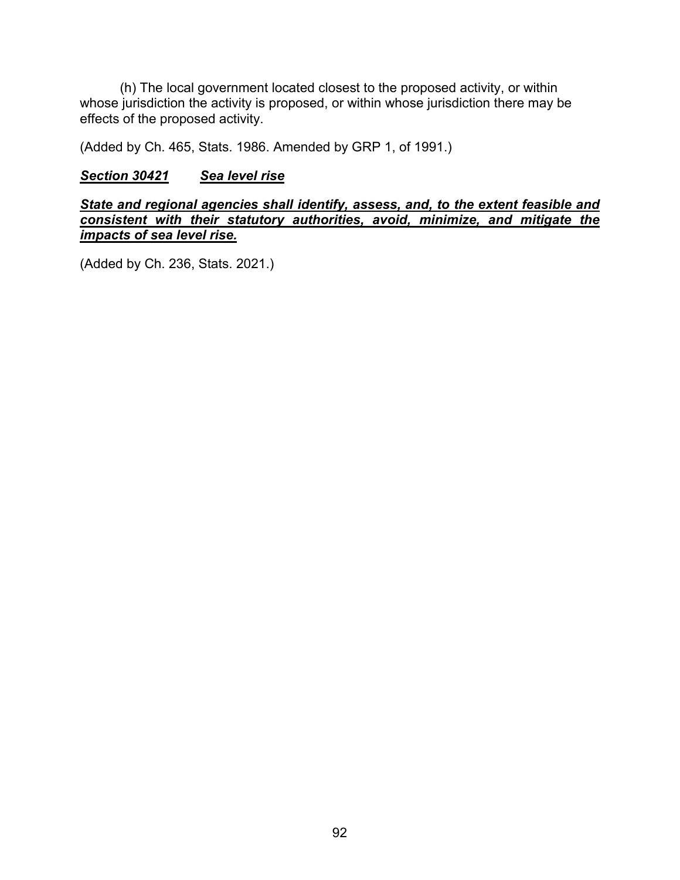(h) The local government located closest to the proposed activity, or within whose jurisdiction the activity is proposed, or within whose jurisdiction there may be effects of the proposed activity.

(Added by Ch. 465, Stats. 1986. Amended by GRP 1, of 1991.)

### ***Section 30421 Sea level rise***

***State and regional agencies shall identify, assess, and, to the extent feasible and consistent with their statutory authorities, avoid, minimize, and mitigate the impacts of sea level rise.***

(Added by Ch. 236, Stats. 2021.)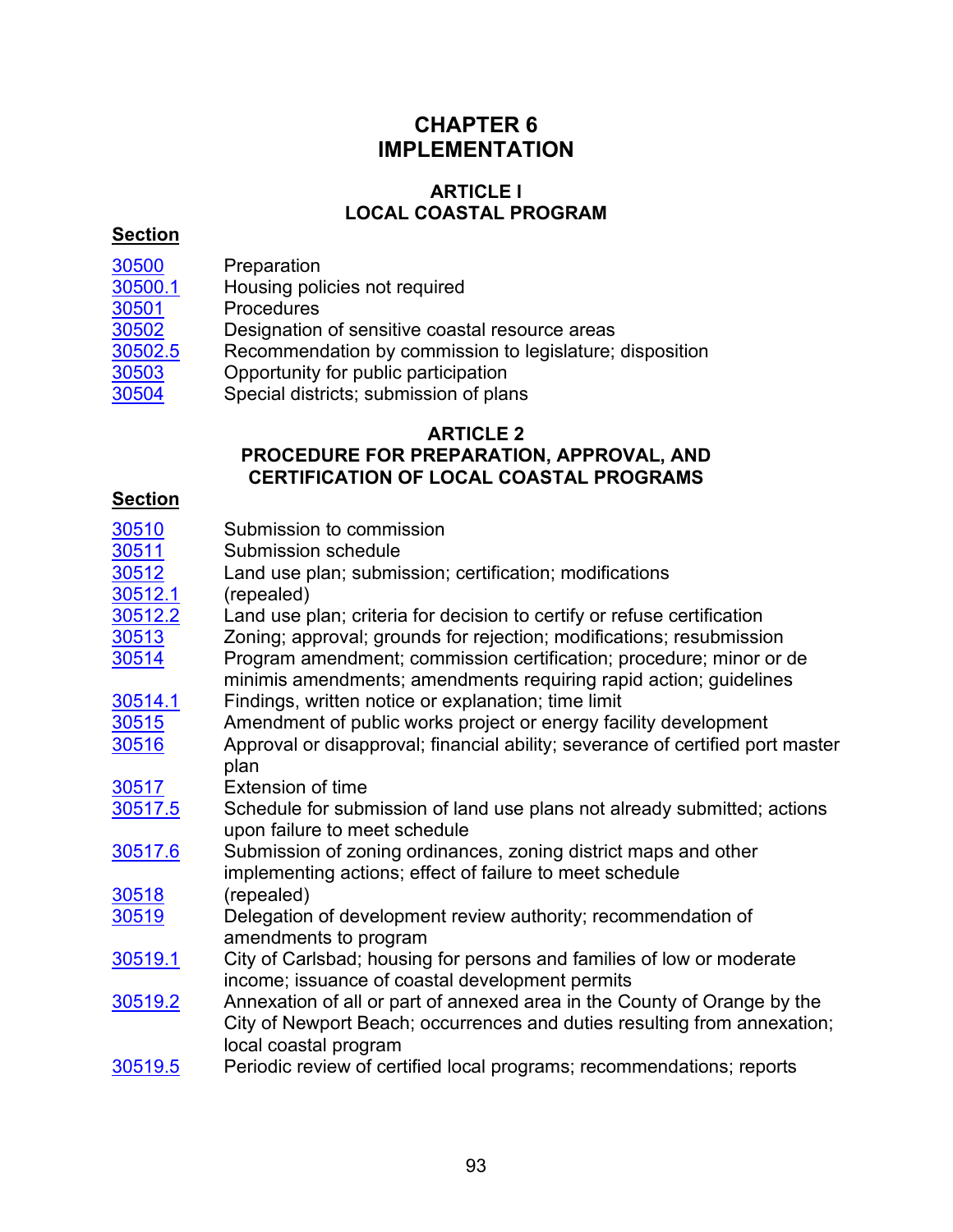# CHAPTER 6
# IMPLEMENTATION

## ARTICLE I
## LOCAL COASTAL PROGRAM

| Section | |
|---|---|
| 30500 | Preparation |
| 30500.1 | Housing policies not required |
| 30501 | Procedures |
| 30502 | Designation of sensitive coastal resource areas |
| 30502.5 | Recommendation by commission to legislature; disposition |
| 30503 | Opportunity for public participation |
| 30504 | Special districts; submission of plans |

## ARTICLE 2
## PROCEDURE FOR PREPARATION, APPROVAL, AND CERTIFICATION OF LOCAL COASTAL PROGRAMS

| Section | |
|---|---|
| 30510 | Submission to commission |
| 30511 | Submission schedule |
| 30512 | Land use plan; submission; certification; modifications |
| 30512.1 | (repealed) |
| 30512.2 | Land use plan; criteria for decision to certify or refuse certification |
| 30513 | Zoning; approval; grounds for rejection; modifications; resubmission |
| 30514 | Program amendment; commission certification; procedure; minor or de minimis amendments; amendments requiring rapid action; guidelines |
| 30514.1 | Findings, written notice or explanation; time limit |
| 30515 | Amendment of public works project or energy facility development |
| 30516 | Approval or disapproval; financial ability; severance of certified port master plan |
| 30517 | Extension of time |
| 30517.5 | Schedule for submission of land use plans not already submitted; actions upon failure to meet schedule |
| 30517.6 | Submission of zoning ordinances, zoning district maps and other implementing actions; effect of failure to meet schedule |
| 30518 | (repealed) |
| 30519 | Delegation of development review authority; recommendation of amendments to program |
| 30519.1 | City of Carlsbad; housing for persons and families of low or moderate income; issuance of coastal development permits |
| 30519.2 | Annexation of all or part of annexed area in the County of Orange by the City of Newport Beach; occurrences and duties resulting from annexation; local coastal program |
| 30519.5 | Periodic review of certified local programs; recommendations; reports |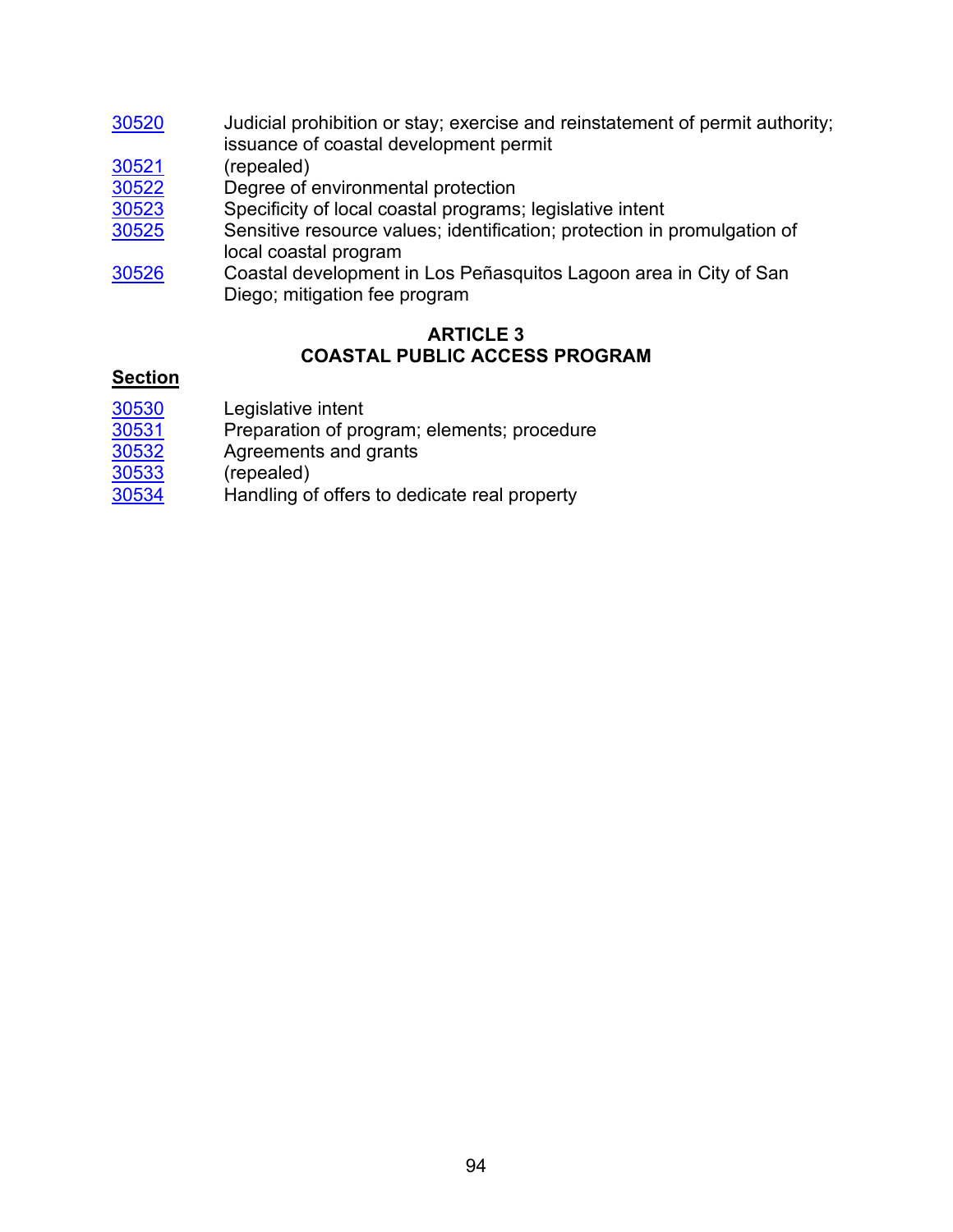| | |
|---|---|
| 30520 | Judicial prohibition or stay; exercise and reinstatement of permit authority; issuance of coastal development permit |
| 30521 | (repealed) |
| 30522 | Degree of environmental protection |
| 30523 | Specificity of local coastal programs; legislative intent |
| 30525 | Sensitive resource values; identification; protection in promulgation of local coastal program |
| 30526 | Coastal development in Los Peñasquitos Lagoon area in City of San Diego; mitigation fee program |

## ARTICLE 3
## COASTAL PUBLIC ACCESS PROGRAM

**Section**

| | |
|---|---|
| 30530 | Legislative intent |
| 30531 | Preparation of program; elements; procedure |
| 30532 | Agreements and grants |
| 30533 | (repealed) |
| 30534 | Handling of offers to dedicate real property |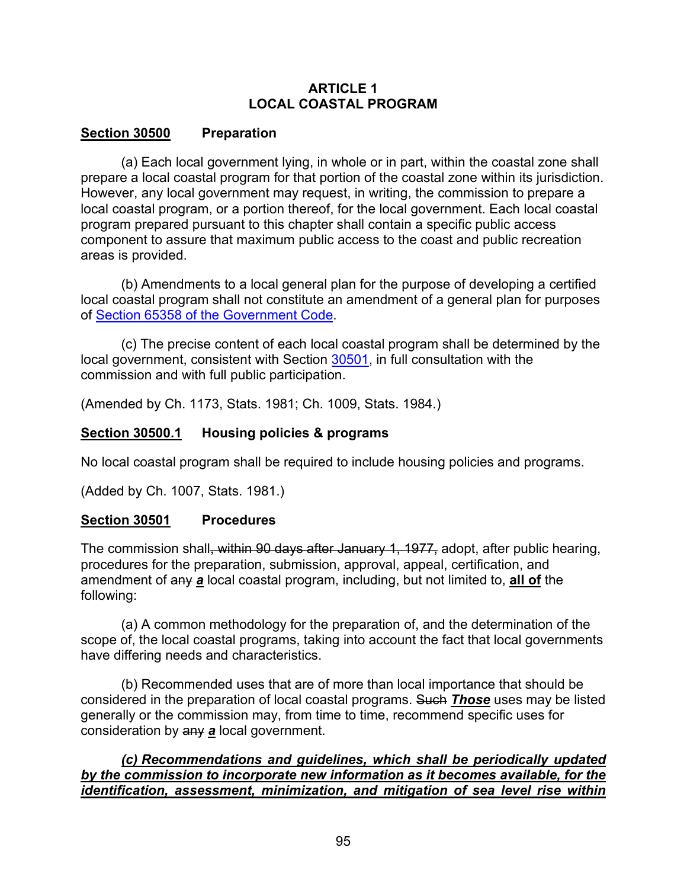## ARTICLE 1
## LOCAL COASTAL PROGRAM

**Section 30500** **Preparation**

(a) Each local government lying, in whole or in part, within the coastal zone shall prepare a local coastal program for that portion of the coastal zone within its jurisdiction. However, any local government may request, in writing, the commission to prepare a local coastal program, or a portion thereof, for the local government. Each local coastal program prepared pursuant to this chapter shall contain a specific public access component to assure that maximum public access to the coast and public recreation areas is provided.

(b) Amendments to a local general plan for the purpose of developing a certified local coastal program shall not constitute an amendment of a general plan for purposes of Section 65358 of the Government Code.

(c) The precise content of each local coastal program shall be determined by the local government, consistent with Section 30501, in full consultation with the commission and with full public participation.

(Amended by Ch. 1173, Stats. 1981; Ch. 1009, Stats. 1984.)

**Section 30500.1** **Housing policies & programs**

No local coastal program shall be required to include housing policies and programs.

(Added by Ch. 1007, Stats. 1981.)

**Section 30501** **Procedures**

The commission shall~~, within 90 days after January 1, 1977,~~ adopt, after public hearing, procedures for the preparation, submission, approval, appeal, certification, and amendment of ~~any~~ ***a*** local coastal program, including, but not limited to, **all of** the following:

(a) A common methodology for the preparation of, and the determination of the scope of, the local coastal programs, taking into account the fact that local governments have differing needs and characteristics.

(b) Recommended uses that are of more than local importance that should be considered in the preparation of local coastal programs. ~~Such~~ ***Those*** uses may be listed generally or the commission may, from time to time, recommend specific uses for consideration by ~~any~~ ***a*** local government.

***(c) Recommendations and guidelines, which shall be periodically updated by the commission to incorporate new information as it becomes available, for the identification, assessment, minimization, and mitigation of sea level rise within***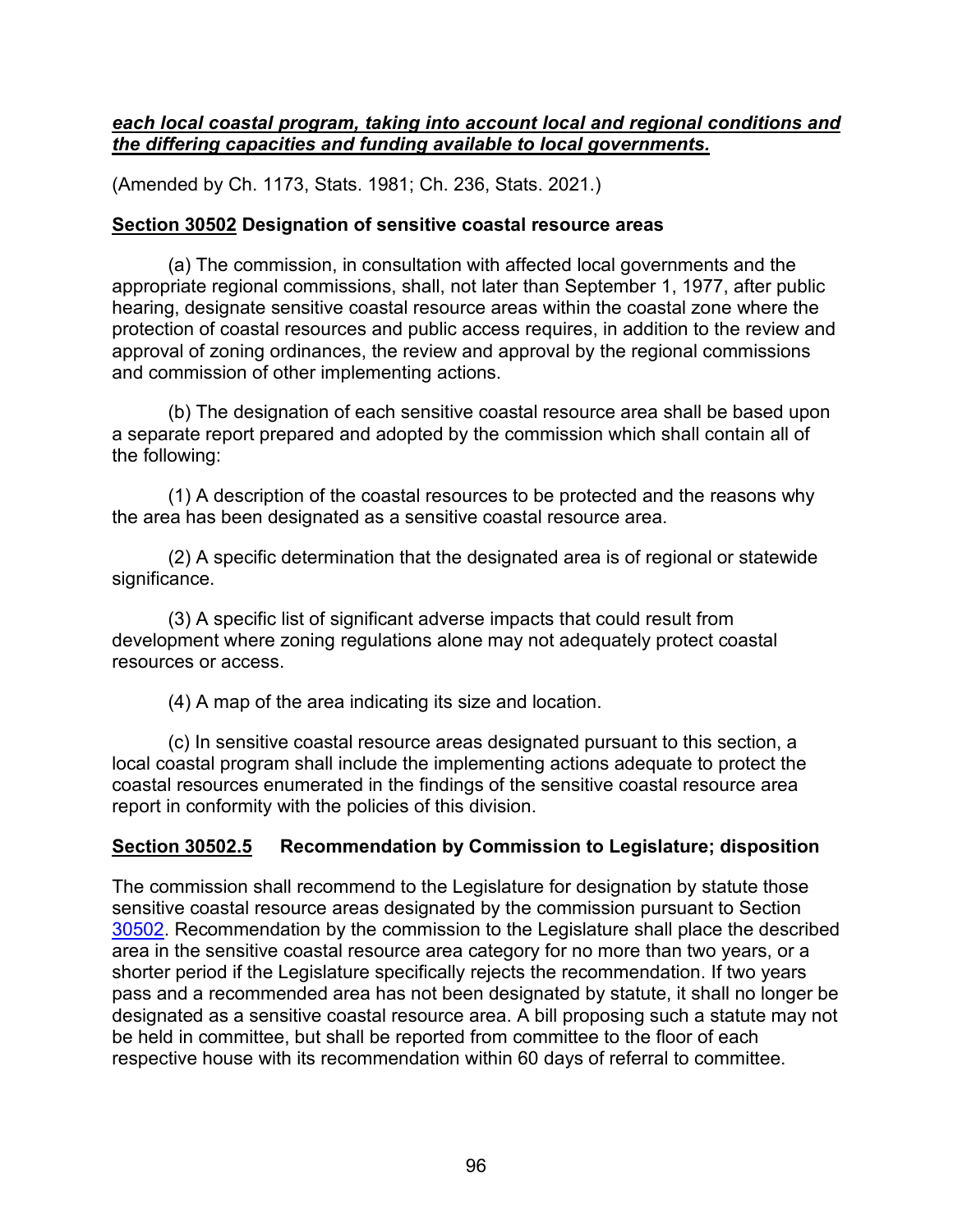***each local coastal program, taking into account local and regional conditions and the differing capacities and funding available to local governments.***

(Amended by Ch. 1173, Stats. 1981; Ch. 236, Stats. 2021.)

**Section 30502 Designation of sensitive coastal resource areas**

(a) The commission, in consultation with affected local governments and the appropriate regional commissions, shall, not later than September 1, 1977, after public hearing, designate sensitive coastal resource areas within the coastal zone where the protection of coastal resources and public access requires, in addition to the review and approval of zoning ordinances, the review and approval by the regional commissions and commission of other implementing actions.

(b) The designation of each sensitive coastal resource area shall be based upon a separate report prepared and adopted by the commission which shall contain all of the following:

(1) A description of the coastal resources to be protected and the reasons why the area has been designated as a sensitive coastal resource area.

(2) A specific determination that the designated area is of regional or statewide significance.

(3) A specific list of significant adverse impacts that could result from development where zoning regulations alone may not adequately protect coastal resources or access.

(4) A map of the area indicating its size and location.

(c) In sensitive coastal resource areas designated pursuant to this section, a local coastal program shall include the implementing actions adequate to protect the coastal resources enumerated in the findings of the sensitive coastal resource area report in conformity with the policies of this division.

**Section 30502.5 Recommendation by Commission to Legislature; disposition**

The commission shall recommend to the Legislature for designation by statute those sensitive coastal resource areas designated by the commission pursuant to Section 30502. Recommendation by the commission to the Legislature shall place the described area in the sensitive coastal resource area category for no more than two years, or a shorter period if the Legislature specifically rejects the recommendation. If two years pass and a recommended area has not been designated by statute, it shall no longer be designated as a sensitive coastal resource area. A bill proposing such a statute may not be held in committee, but shall be reported from committee to the floor of each respective house with its recommendation within 60 days of referral to committee.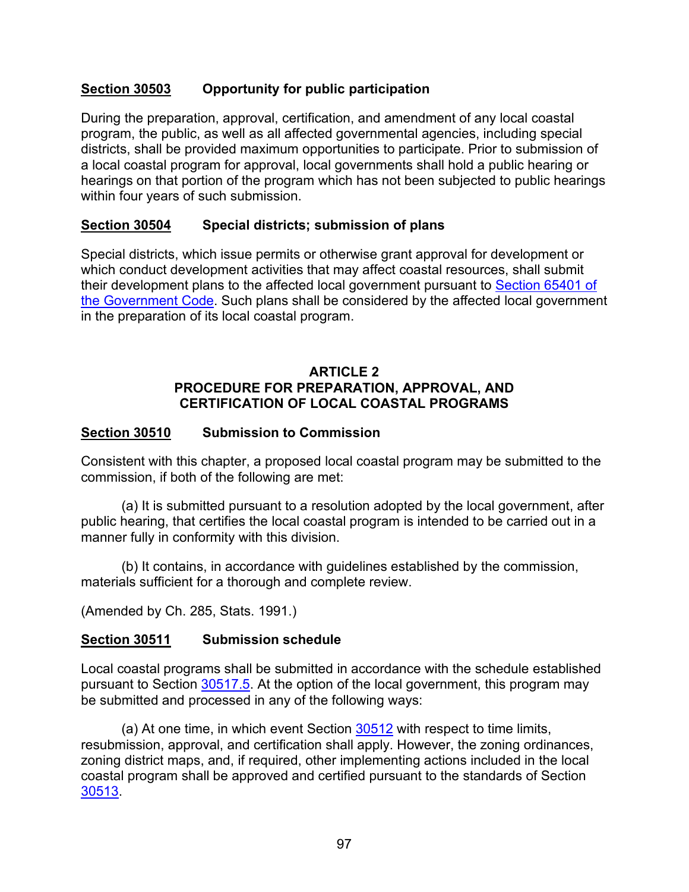**Section 30503 Opportunity for public participation**

During the preparation, approval, certification, and amendment of any local coastal program, the public, as well as all affected governmental agencies, including special districts, shall be provided maximum opportunities to participate. Prior to submission of a local coastal program for approval, local governments shall hold a public hearing or hearings on that portion of the program which has not been subjected to public hearings within four years of such submission.

**Section 30504 Special districts; submission of plans**

Special districts, which issue permits or otherwise grant approval for development or which conduct development activities that may affect coastal resources, shall submit their development plans to the affected local government pursuant to Section 65401 of the Government Code. Such plans shall be considered by the affected local government in the preparation of its local coastal program.

## ARTICLE 2
## PROCEDURE FOR PREPARATION, APPROVAL, AND CERTIFICATION OF LOCAL COASTAL PROGRAMS

**Section 30510 Submission to Commission**

Consistent with this chapter, a proposed local coastal program may be submitted to the commission, if both of the following are met:

(a) It is submitted pursuant to a resolution adopted by the local government, after public hearing, that certifies the local coastal program is intended to be carried out in a manner fully in conformity with this division.

(b) It contains, in accordance with guidelines established by the commission, materials sufficient for a thorough and complete review.

(Amended by Ch. 285, Stats. 1991.)

**Section 30511 Submission schedule**

Local coastal programs shall be submitted in accordance with the schedule established pursuant to Section 30517.5. At the option of the local government, this program may be submitted and processed in any of the following ways:

(a) At one time, in which event Section 30512 with respect to time limits, resubmission, approval, and certification shall apply. However, the zoning ordinances, zoning district maps, and, if required, other implementing actions included in the local coastal program shall be approved and certified pursuant to the standards of Section 30513.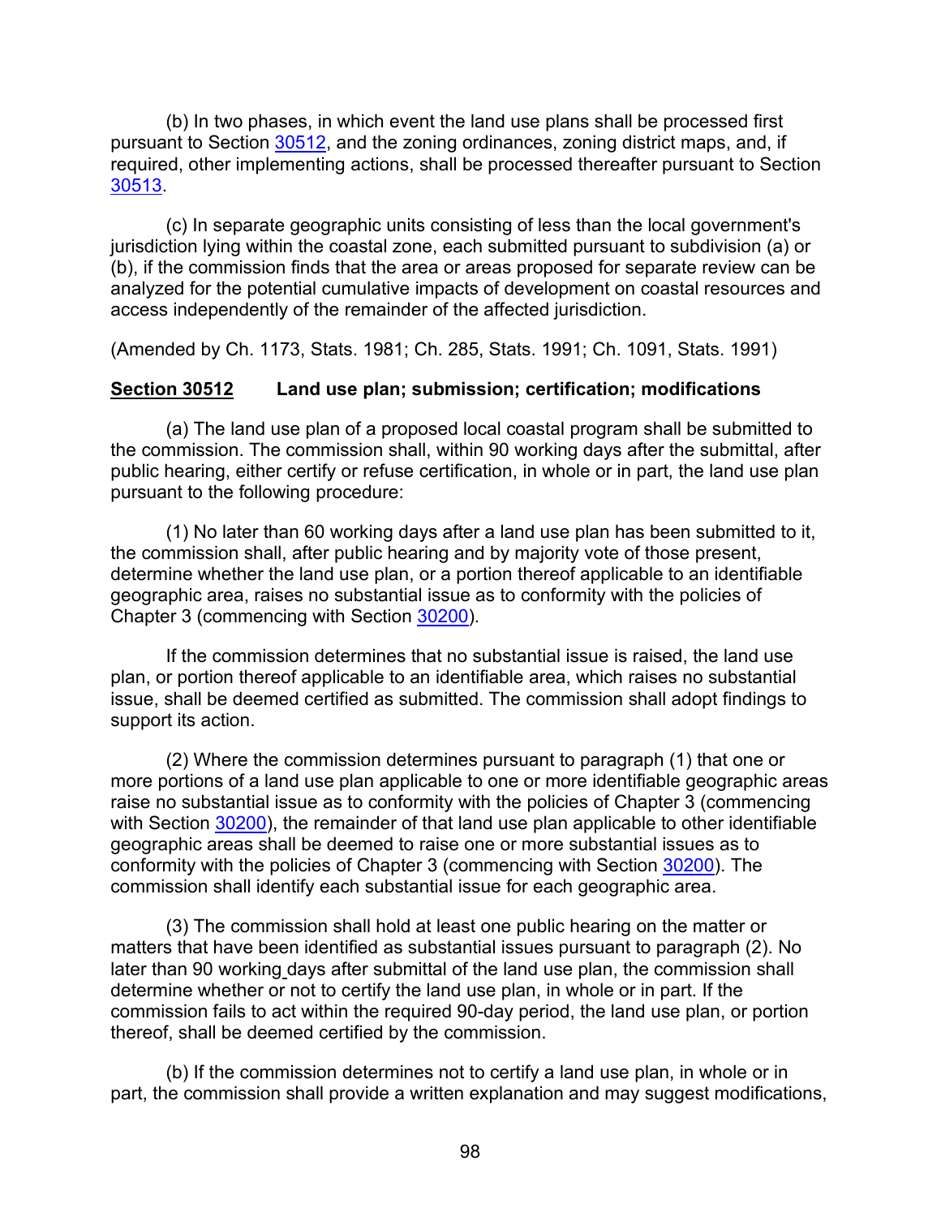(b) In two phases, in which event the land use plans shall be processed first pursuant to Section 30512, and the zoning ordinances, zoning district maps, and, if required, other implementing actions, shall be processed thereafter pursuant to Section 30513.

(c) In separate geographic units consisting of less than the local government's jurisdiction lying within the coastal zone, each submitted pursuant to subdivision (a) or (b), if the commission finds that the area or areas proposed for separate review can be analyzed for the potential cumulative impacts of development on coastal resources and access independently of the remainder of the affected jurisdiction.

(Amended by Ch. 1173, Stats. 1981; Ch. 285, Stats. 1991; Ch. 1091, Stats. 1991)

**Section 30512 Land use plan; submission; certification; modifications**

(a) The land use plan of a proposed local coastal program shall be submitted to the commission. The commission shall, within 90 working days after the submittal, after public hearing, either certify or refuse certification, in whole or in part, the land use plan pursuant to the following procedure:

(1) No later than 60 working days after a land use plan has been submitted to it, the commission shall, after public hearing and by majority vote of those present, determine whether the land use plan, or a portion thereof applicable to an identifiable geographic area, raises no substantial issue as to conformity with the policies of Chapter 3 (commencing with Section 30200).

If the commission determines that no substantial issue is raised, the land use plan, or portion thereof applicable to an identifiable area, which raises no substantial issue, shall be deemed certified as submitted. The commission shall adopt findings to support its action.

(2) Where the commission determines pursuant to paragraph (1) that one or more portions of a land use plan applicable to one or more identifiable geographic areas raise no substantial issue as to conformity with the policies of Chapter 3 (commencing with Section 30200), the remainder of that land use plan applicable to other identifiable geographic areas shall be deemed to raise one or more substantial issues as to conformity with the policies of Chapter 3 (commencing with Section 30200). The commission shall identify each substantial issue for each geographic area.

(3) The commission shall hold at least one public hearing on the matter or matters that have been identified as substantial issues pursuant to paragraph (2). No later than 90 working days after submittal of the land use plan, the commission shall determine whether or not to certify the land use plan, in whole or in part. If the commission fails to act within the required 90-day period, the land use plan, or portion thereof, shall be deemed certified by the commission.

(b) If the commission determines not to certify a land use plan, in whole or in part, the commission shall provide a written explanation and may suggest modifications,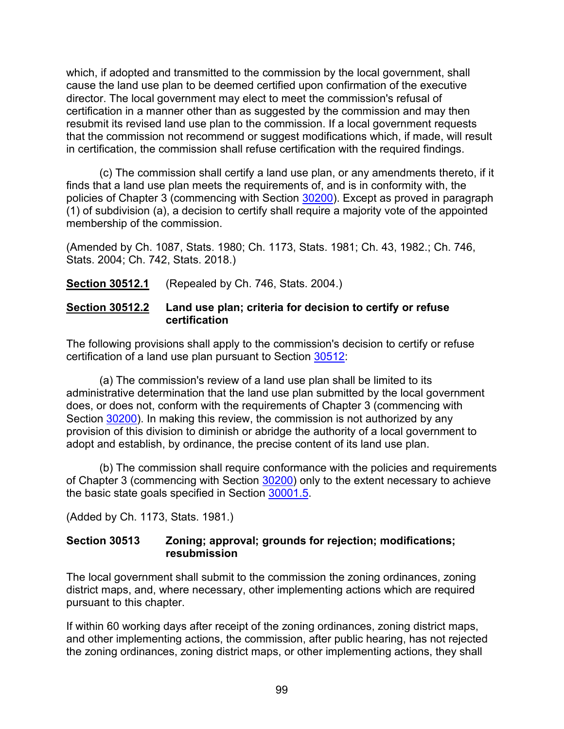which, if adopted and transmitted to the commission by the local government, shall cause the land use plan to be deemed certified upon confirmation of the executive director. The local government may elect to meet the commission's refusal of certification in a manner other than as suggested by the commission and may then resubmit its revised land use plan to the commission. If a local government requests that the commission not recommend or suggest modifications which, if made, will result in certification, the commission shall refuse certification with the required findings.

(c) The commission shall certify a land use plan, or any amendments thereto, if it finds that a land use plan meets the requirements of, and is in conformity with, the policies of Chapter 3 (commencing with Section 30200). Except as proved in paragraph (1) of subdivision (a), a decision to certify shall require a majority vote of the appointed membership of the commission.

(Amended by Ch. 1087, Stats. 1980; Ch. 1173, Stats. 1981; Ch. 43, 1982.; Ch. 746, Stats. 2004; Ch. 742, Stats. 2018.)

**Section 30512.1** (Repealed by Ch. 746, Stats. 2004.)

**Section 30512.2 Land use plan; criteria for decision to certify or refuse certification**

The following provisions shall apply to the commission's decision to certify or refuse certification of a land use plan pursuant to Section 30512:

(a) The commission's review of a land use plan shall be limited to its administrative determination that the land use plan submitted by the local government does, or does not, conform with the requirements of Chapter 3 (commencing with Section 30200). In making this review, the commission is not authorized by any provision of this division to diminish or abridge the authority of a local government to adopt and establish, by ordinance, the precise content of its land use plan.

(b) The commission shall require conformance with the policies and requirements of Chapter 3 (commencing with Section 30200) only to the extent necessary to achieve the basic state goals specified in Section 30001.5.

(Added by Ch. 1173, Stats. 1981.)

**Section 30513 Zoning; approval; grounds for rejection; modifications; resubmission**

The local government shall submit to the commission the zoning ordinances, zoning district maps, and, where necessary, other implementing actions which are required pursuant to this chapter.

If within 60 working days after receipt of the zoning ordinances, zoning district maps, and other implementing actions, the commission, after public hearing, has not rejected the zoning ordinances, zoning district maps, or other implementing actions, they shall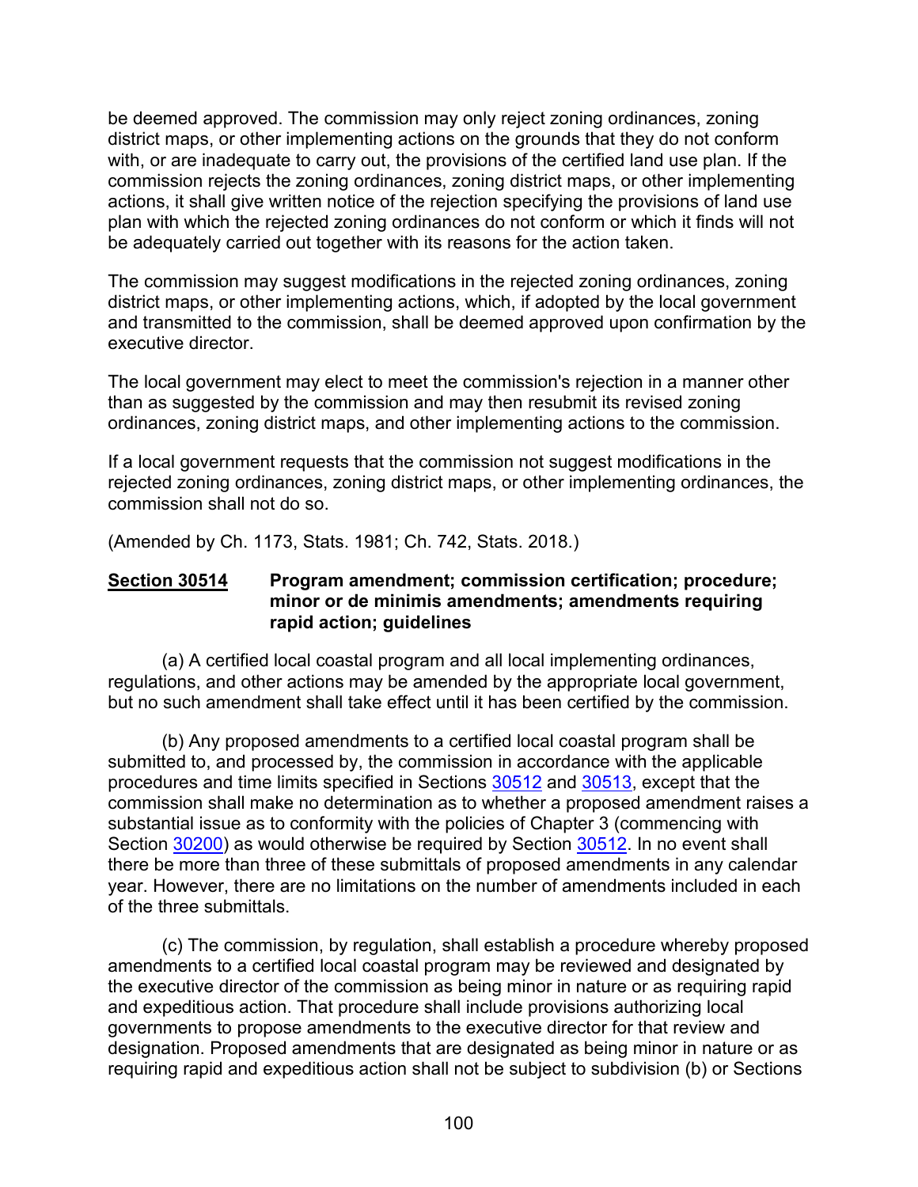be deemed approved. The commission may only reject zoning ordinances, zoning district maps, or other implementing actions on the grounds that they do not conform with, or are inadequate to carry out, the provisions of the certified land use plan. If the commission rejects the zoning ordinances, zoning district maps, or other implementing actions, it shall give written notice of the rejection specifying the provisions of land use plan with which the rejected zoning ordinances do not conform or which it finds will not be adequately carried out together with its reasons for the action taken.

The commission may suggest modifications in the rejected zoning ordinances, zoning district maps, or other implementing actions, which, if adopted by the local government and transmitted to the commission, shall be deemed approved upon confirmation by the executive director.

The local government may elect to meet the commission's rejection in a manner other than as suggested by the commission and may then resubmit its revised zoning ordinances, zoning district maps, and other implementing actions to the commission.

If a local government requests that the commission not suggest modifications in the rejected zoning ordinances, zoning district maps, or other implementing ordinances, the commission shall not do so.

(Amended by Ch. 1173, Stats. 1981; Ch. 742, Stats. 2018.)

### <u>Section 30514</u> Program amendment; commission certification; procedure; minor or de minimis amendments; amendments requiring rapid action; guidelines

(a) A certified local coastal program and all local implementing ordinances, regulations, and other actions may be amended by the appropriate local government, but no such amendment shall take effect until it has been certified by the commission.

(b) Any proposed amendments to a certified local coastal program shall be submitted to, and processed by, the commission in accordance with the applicable procedures and time limits specified in Sections 30512 and 30513, except that the commission shall make no determination as to whether a proposed amendment raises a substantial issue as to conformity with the policies of Chapter 3 (commencing with Section 30200) as would otherwise be required by Section 30512. In no event shall there be more than three of these submittals of proposed amendments in any calendar year. However, there are no limitations on the number of amendments included in each of the three submittals.

(c) The commission, by regulation, shall establish a procedure whereby proposed amendments to a certified local coastal program may be reviewed and designated by the executive director of the commission as being minor in nature or as requiring rapid and expeditious action. That procedure shall include provisions authorizing local governments to propose amendments to the executive director for that review and designation. Proposed amendments that are designated as being minor in nature or as requiring rapid and expeditious action shall not be subject to subdivision (b) or Sections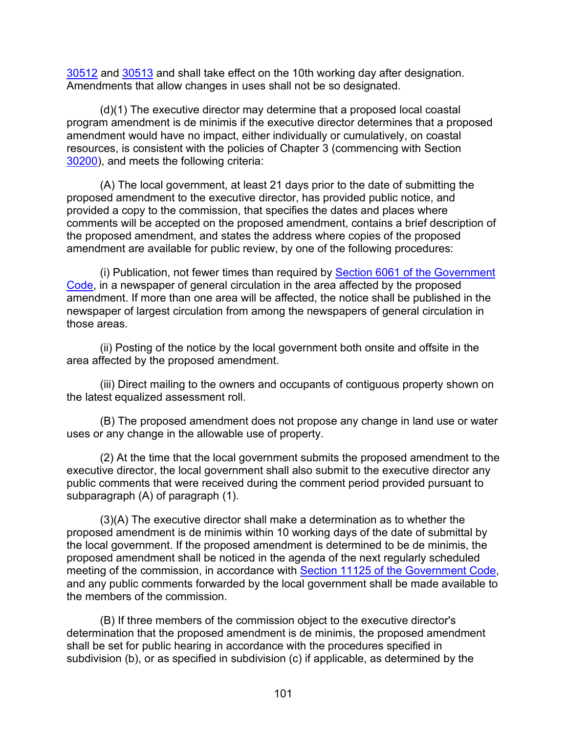30512 and 30513 and shall take effect on the 10th working day after designation. Amendments that allow changes in uses shall not be so designated.

(d)(1) The executive director may determine that a proposed local coastal program amendment is de minimis if the executive director determines that a proposed amendment would have no impact, either individually or cumulatively, on coastal resources, is consistent with the policies of Chapter 3 (commencing with Section 30200), and meets the following criteria:

(A) The local government, at least 21 days prior to the date of submitting the proposed amendment to the executive director, has provided public notice, and provided a copy to the commission, that specifies the dates and places where comments will be accepted on the proposed amendment, contains a brief description of the proposed amendment, and states the address where copies of the proposed amendment are available for public review, by one of the following procedures:

(i) Publication, not fewer times than required by Section 6061 of the Government Code, in a newspaper of general circulation in the area affected by the proposed amendment. If more than one area will be affected, the notice shall be published in the newspaper of largest circulation from among the newspapers of general circulation in those areas.

(ii) Posting of the notice by the local government both onsite and offsite in the area affected by the proposed amendment.

(iii) Direct mailing to the owners and occupants of contiguous property shown on the latest equalized assessment roll.

(B) The proposed amendment does not propose any change in land use or water uses or any change in the allowable use of property.

(2) At the time that the local government submits the proposed amendment to the executive director, the local government shall also submit to the executive director any public comments that were received during the comment period provided pursuant to subparagraph (A) of paragraph (1).

(3)(A) The executive director shall make a determination as to whether the proposed amendment is de minimis within 10 working days of the date of submittal by the local government. If the proposed amendment is determined to be de minimis, the proposed amendment shall be noticed in the agenda of the next regularly scheduled meeting of the commission, in accordance with Section 11125 of the Government Code, and any public comments forwarded by the local government shall be made available to the members of the commission.

(B) If three members of the commission object to the executive director's determination that the proposed amendment is de minimis, the proposed amendment shall be set for public hearing in accordance with the procedures specified in subdivision (b), or as specified in subdivision (c) if applicable, as determined by the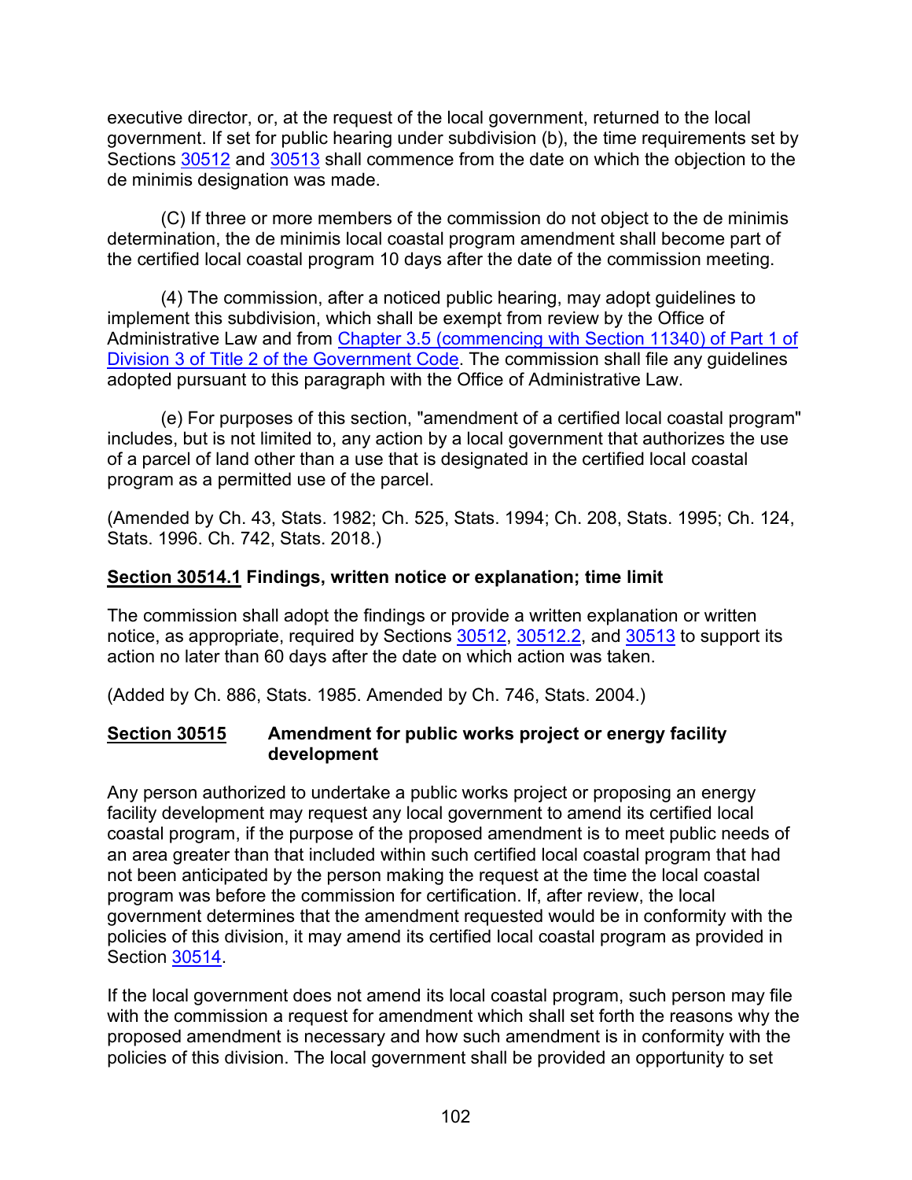executive director, or, at the request of the local government, returned to the local government. If set for public hearing under subdivision (b), the time requirements set by Sections 30512 and 30513 shall commence from the date on which the objection to the de minimis designation was made.

(C) If three or more members of the commission do not object to the de minimis determination, the de minimis local coastal program amendment shall become part of the certified local coastal program 10 days after the date of the commission meeting.

(4) The commission, after a noticed public hearing, may adopt guidelines to implement this subdivision, which shall be exempt from review by the Office of Administrative Law and from Chapter 3.5 (commencing with Section 11340) of Part 1 of Division 3 of Title 2 of the Government Code. The commission shall file any guidelines adopted pursuant to this paragraph with the Office of Administrative Law.

(e) For purposes of this section, "amendment of a certified local coastal program" includes, but is not limited to, any action by a local government that authorizes the use of a parcel of land other than a use that is designated in the certified local coastal program as a permitted use of the parcel.

(Amended by Ch. 43, Stats. 1982; Ch. 525, Stats. 1994; Ch. 208, Stats. 1995; Ch. 124, Stats. 1996. Ch. 742, Stats. 2018.)

### Section 30514.1 Findings, written notice or explanation; time limit

The commission shall adopt the findings or provide a written explanation or written notice, as appropriate, required by Sections 30512, 30512.2, and 30513 to support its action no later than 60 days after the date on which action was taken.

(Added by Ch. 886, Stats. 1985. Amended by Ch. 746, Stats. 2004.)

### Section 30515 Amendment for public works project or energy facility development

Any person authorized to undertake a public works project or proposing an energy facility development may request any local government to amend its certified local coastal program, if the purpose of the proposed amendment is to meet public needs of an area greater than that included within such certified local coastal program that had not been anticipated by the person making the request at the time the local coastal program was before the commission for certification. If, after review, the local government determines that the amendment requested would be in conformity with the policies of this division, it may amend its certified local coastal program as provided in Section 30514.

If the local government does not amend its local coastal program, such person may file with the commission a request for amendment which shall set forth the reasons why the proposed amendment is necessary and how such amendment is in conformity with the policies of this division. The local government shall be provided an opportunity to set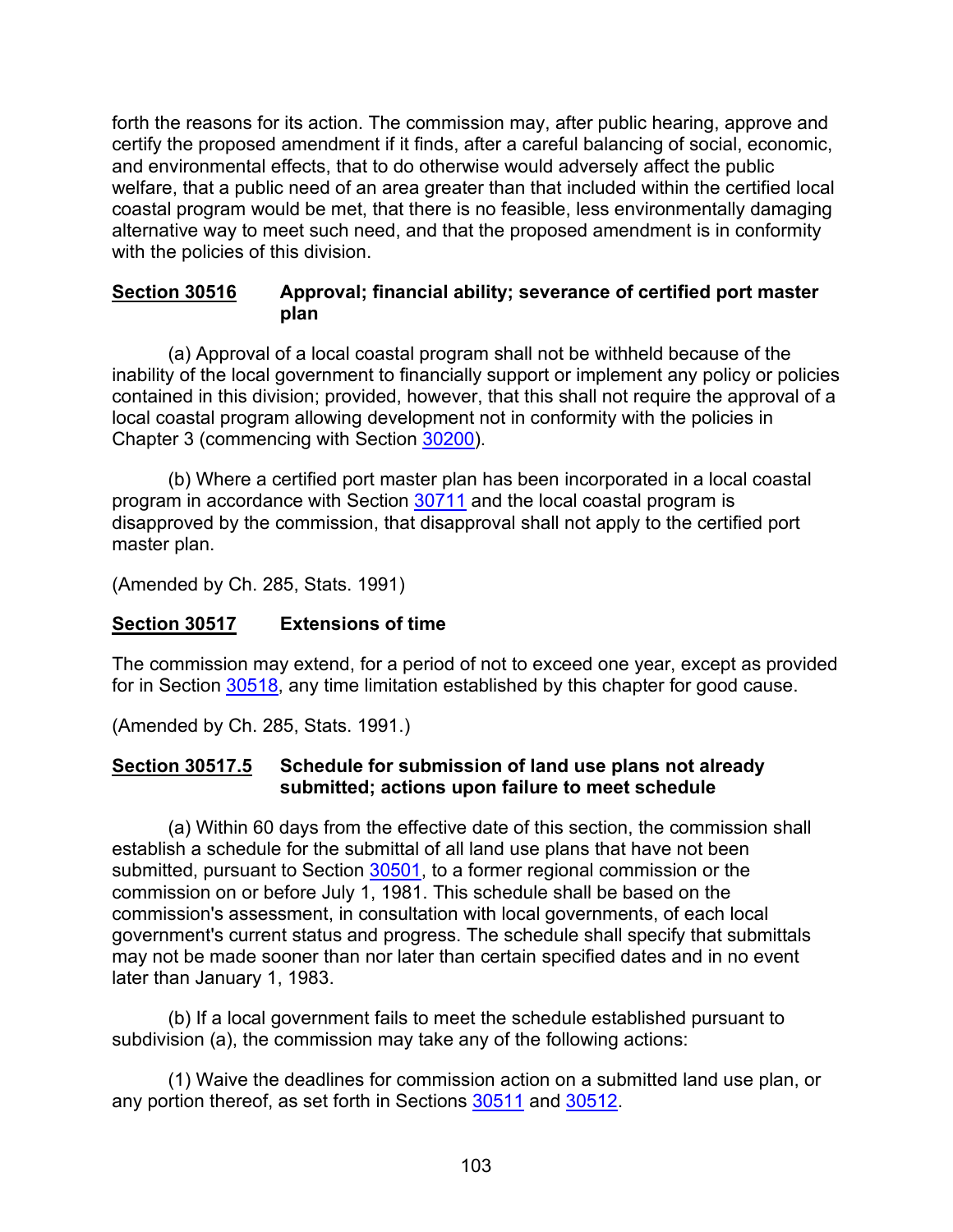forth the reasons for its action. The commission may, after public hearing, approve and certify the proposed amendment if it finds, after a careful balancing of social, economic, and environmental effects, that to do otherwise would adversely affect the public welfare, that a public need of an area greater than that included within the certified local coastal program would be met, that there is no feasible, less environmentally damaging alternative way to meet such need, and that the proposed amendment is in conformity with the policies of this division.

### Section 30516 Approval; financial ability; severance of certified port master plan

(a) Approval of a local coastal program shall not be withheld because of the inability of the local government to financially support or implement any policy or policies contained in this division; provided, however, that this shall not require the approval of a local coastal program allowing development not in conformity with the policies in Chapter 3 (commencing with Section 30200).

(b) Where a certified port master plan has been incorporated in a local coastal program in accordance with Section 30711 and the local coastal program is disapproved by the commission, that disapproval shall not apply to the certified port master plan.

(Amended by Ch. 285, Stats. 1991)

### Section 30517 Extensions of time

The commission may extend, for a period of not to exceed one year, except as provided for in Section 30518, any time limitation established by this chapter for good cause.

(Amended by Ch. 285, Stats. 1991.)

### Section 30517.5 Schedule for submission of land use plans not already submitted; actions upon failure to meet schedule

(a) Within 60 days from the effective date of this section, the commission shall establish a schedule for the submittal of all land use plans that have not been submitted, pursuant to Section 30501, to a former regional commission or the commission on or before July 1, 1981. This schedule shall be based on the commission's assessment, in consultation with local governments, of each local government's current status and progress. The schedule shall specify that submittals may not be made sooner than nor later than certain specified dates and in no event later than January 1, 1983.

(b) If a local government fails to meet the schedule established pursuant to subdivision (a), the commission may take any of the following actions:

(1) Waive the deadlines for commission action on a submitted land use plan, or any portion thereof, as set forth in Sections 30511 and 30512.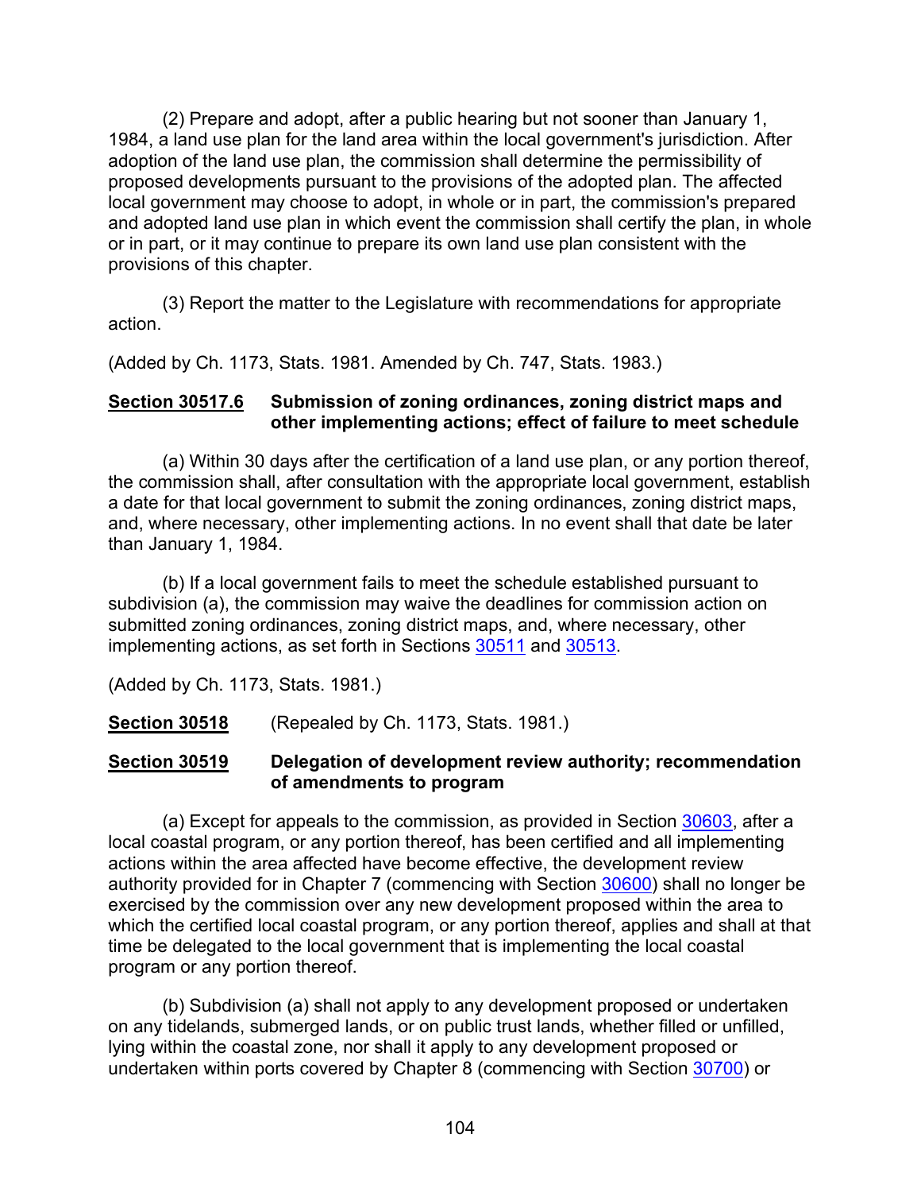(2) Prepare and adopt, after a public hearing but not sooner than January 1, 1984, a land use plan for the land area within the local government's jurisdiction. After adoption of the land use plan, the commission shall determine the permissibility of proposed developments pursuant to the provisions of the adopted plan. The affected local government may choose to adopt, in whole or in part, the commission's prepared and adopted land use plan in which event the commission shall certify the plan, in whole or in part, or it may continue to prepare its own land use plan consistent with the provisions of this chapter.

(3) Report the matter to the Legislature with recommendations for appropriate action.

(Added by Ch. 1173, Stats. 1981. Amended by Ch. 747, Stats. 1983.)

**Section 30517.6** **Submission of zoning ordinances, zoning district maps and other implementing actions; effect of failure to meet schedule**

(a) Within 30 days after the certification of a land use plan, or any portion thereof, the commission shall, after consultation with the appropriate local government, establish a date for that local government to submit the zoning ordinances, zoning district maps, and, where necessary, other implementing actions. In no event shall that date be later than January 1, 1984.

(b) If a local government fails to meet the schedule established pursuant to subdivision (a), the commission may waive the deadlines for commission action on submitted zoning ordinances, zoning district maps, and, where necessary, other implementing actions, as set forth in Sections 30511 and 30513.

(Added by Ch. 1173, Stats. 1981.)

**Section 30518** (Repealed by Ch. 1173, Stats. 1981.)

**Section 30519** **Delegation of development review authority; recommendation of amendments to program**

(a) Except for appeals to the commission, as provided in Section 30603, after a local coastal program, or any portion thereof, has been certified and all implementing actions within the area affected have become effective, the development review authority provided for in Chapter 7 (commencing with Section 30600) shall no longer be exercised by the commission over any new development proposed within the area to which the certified local coastal program, or any portion thereof, applies and shall at that time be delegated to the local government that is implementing the local coastal program or any portion thereof.

(b) Subdivision (a) shall not apply to any development proposed or undertaken on any tidelands, submerged lands, or on public trust lands, whether filled or unfilled, lying within the coastal zone, nor shall it apply to any development proposed or undertaken within ports covered by Chapter 8 (commencing with Section 30700) or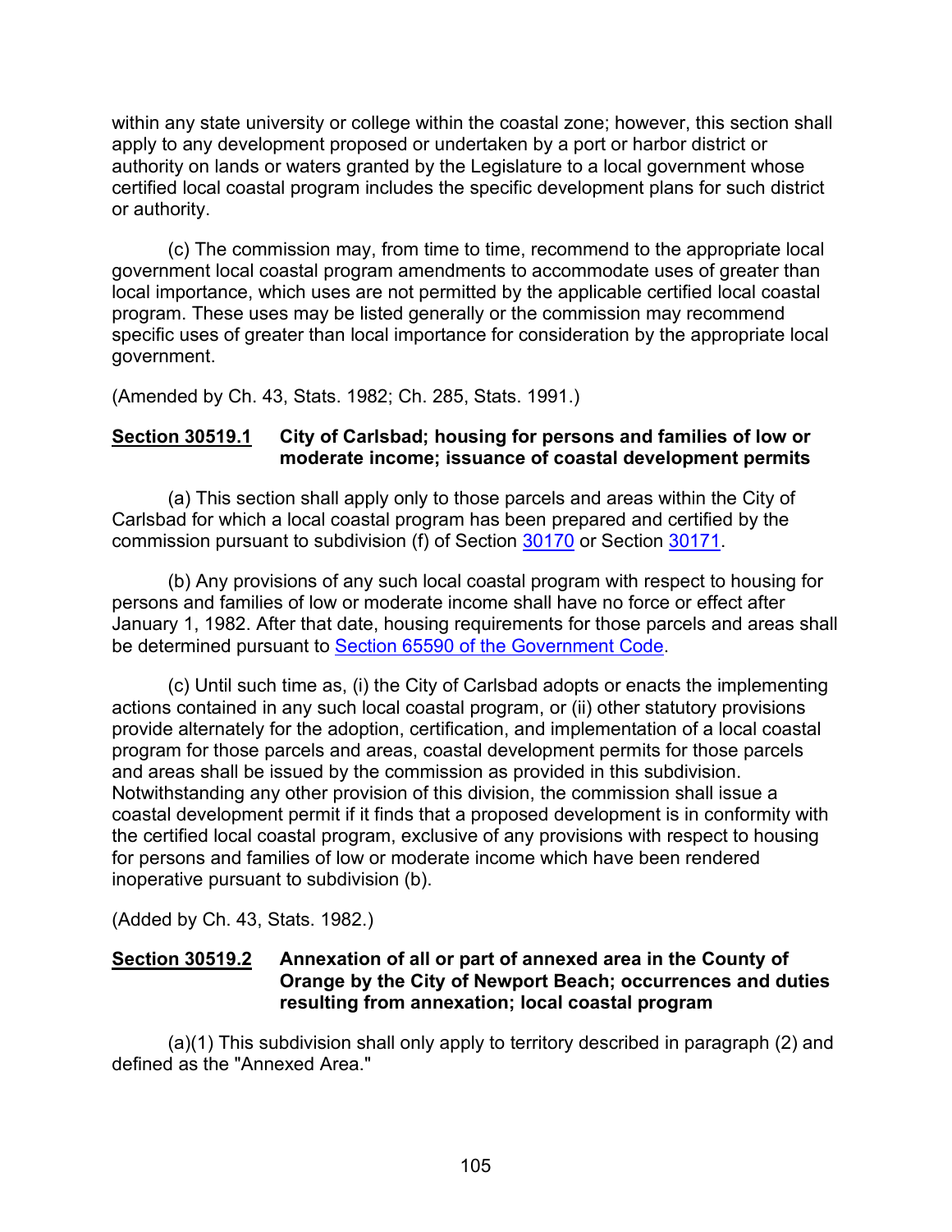within any state university or college within the coastal zone; however, this section shall apply to any development proposed or undertaken by a port or harbor district or authority on lands or waters granted by the Legislature to a local government whose certified local coastal program includes the specific development plans for such district or authority.

(c) The commission may, from time to time, recommend to the appropriate local government local coastal program amendments to accommodate uses of greater than local importance, which uses are not permitted by the applicable certified local coastal program. These uses may be listed generally or the commission may recommend specific uses of greater than local importance for consideration by the appropriate local government.

(Amended by Ch. 43, Stats. 1982; Ch. 285, Stats. 1991.)

### Section 30519.1 City of Carlsbad; housing for persons and families of low or moderate income; issuance of coastal development permits

(a) This section shall apply only to those parcels and areas within the City of Carlsbad for which a local coastal program has been prepared and certified by the commission pursuant to subdivision (f) of Section 30170 or Section 30171.

(b) Any provisions of any such local coastal program with respect to housing for persons and families of low or moderate income shall have no force or effect after January 1, 1982. After that date, housing requirements for those parcels and areas shall be determined pursuant to Section 65590 of the Government Code.

(c) Until such time as, (i) the City of Carlsbad adopts or enacts the implementing actions contained in any such local coastal program, or (ii) other statutory provisions provide alternately for the adoption, certification, and implementation of a local coastal program for those parcels and areas, coastal development permits for those parcels and areas shall be issued by the commission as provided in this subdivision. Notwithstanding any other provision of this division, the commission shall issue a coastal development permit if it finds that a proposed development is in conformity with the certified local coastal program, exclusive of any provisions with respect to housing for persons and families of low or moderate income which have been rendered inoperative pursuant to subdivision (b).

(Added by Ch. 43, Stats. 1982.)

### Section 30519.2 Annexation of all or part of annexed area in the County of Orange by the City of Newport Beach; occurrences and duties resulting from annexation; local coastal program

(a)(1) This subdivision shall only apply to territory described in paragraph (2) and defined as the "Annexed Area."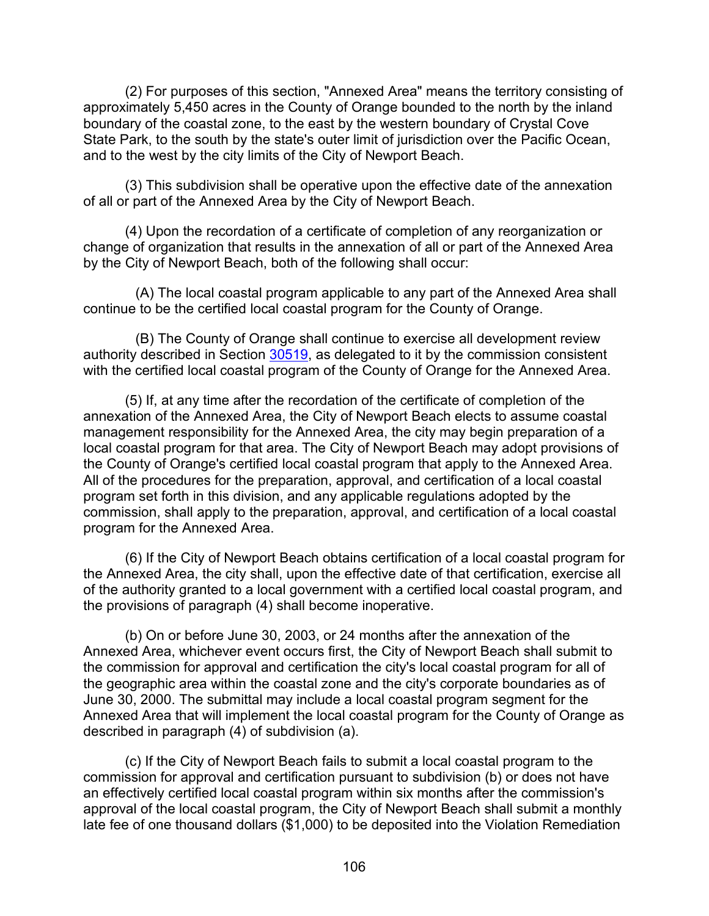(2) For purposes of this section, "Annexed Area" means the territory consisting of approximately 5,450 acres in the County of Orange bounded to the north by the inland boundary of the coastal zone, to the east by the western boundary of Crystal Cove State Park, to the south by the state's outer limit of jurisdiction over the Pacific Ocean, and to the west by the city limits of the City of Newport Beach.

(3) This subdivision shall be operative upon the effective date of the annexation of all or part of the Annexed Area by the City of Newport Beach.

(4) Upon the recordation of a certificate of completion of any reorganization or change of organization that results in the annexation of all or part of the Annexed Area by the City of Newport Beach, both of the following shall occur:

(A) The local coastal program applicable to any part of the Annexed Area shall continue to be the certified local coastal program for the County of Orange.

(B) The County of Orange shall continue to exercise all development review authority described in Section 30519, as delegated to it by the commission consistent with the certified local coastal program of the County of Orange for the Annexed Area.

(5) If, at any time after the recordation of the certificate of completion of the annexation of the Annexed Area, the City of Newport Beach elects to assume coastal management responsibility for the Annexed Area, the city may begin preparation of a local coastal program for that area. The City of Newport Beach may adopt provisions of the County of Orange's certified local coastal program that apply to the Annexed Area. All of the procedures for the preparation, approval, and certification of a local coastal program set forth in this division, and any applicable regulations adopted by the commission, shall apply to the preparation, approval, and certification of a local coastal program for the Annexed Area.

(6) If the City of Newport Beach obtains certification of a local coastal program for the Annexed Area, the city shall, upon the effective date of that certification, exercise all of the authority granted to a local government with a certified local coastal program, and the provisions of paragraph (4) shall become inoperative.

(b) On or before June 30, 2003, or 24 months after the annexation of the Annexed Area, whichever event occurs first, the City of Newport Beach shall submit to the commission for approval and certification the city's local coastal program for all of the geographic area within the coastal zone and the city's corporate boundaries as of June 30, 2000. The submittal may include a local coastal program segment for the Annexed Area that will implement the local coastal program for the County of Orange as described in paragraph (4) of subdivision (a).

(c) If the City of Newport Beach fails to submit a local coastal program to the commission for approval and certification pursuant to subdivision (b) or does not have an effectively certified local coastal program within six months after the commission's approval of the local coastal program, the City of Newport Beach shall submit a monthly late fee of one thousand dollars ($1,000) to be deposited into the Violation Remediation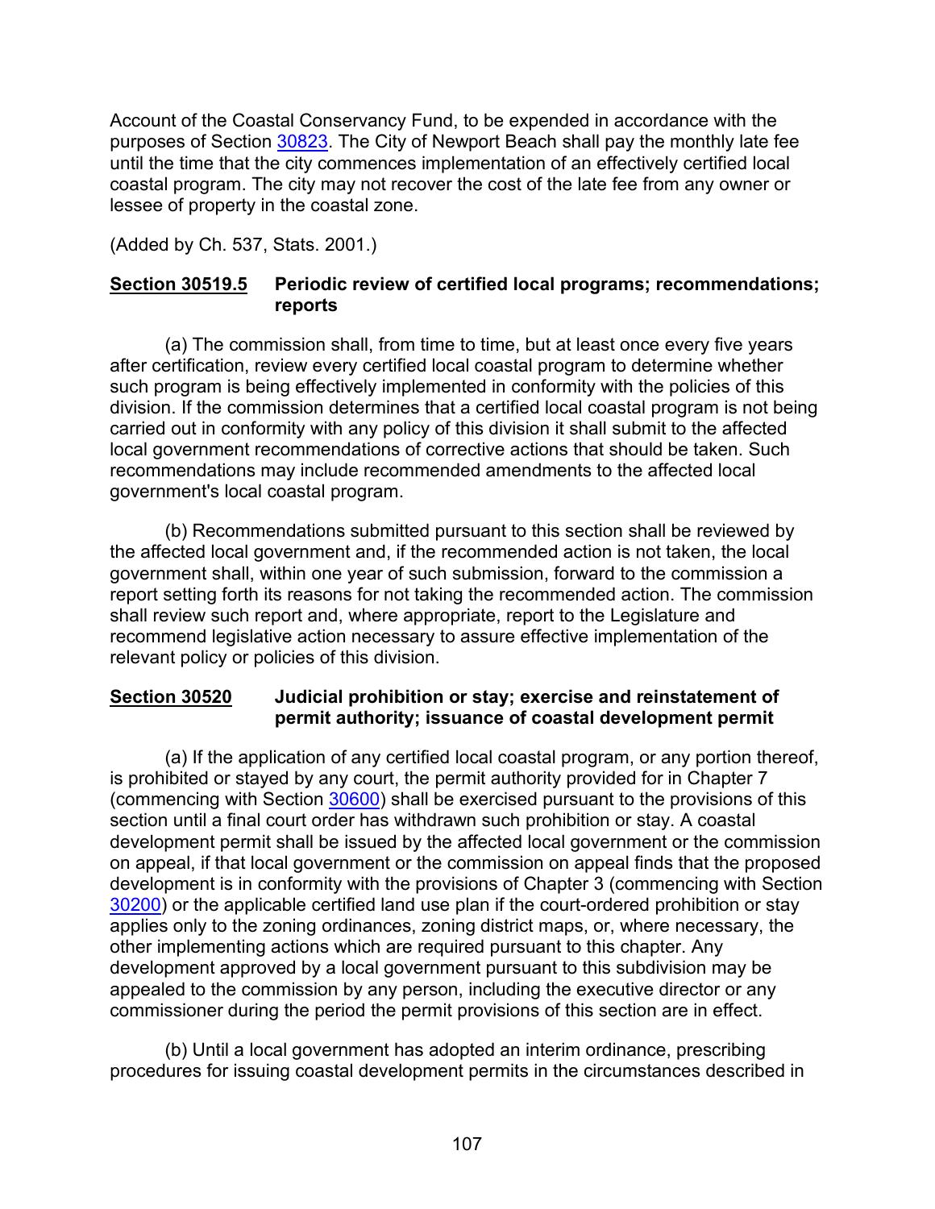Account of the Coastal Conservancy Fund, to be expended in accordance with the purposes of Section 30823. The City of Newport Beach shall pay the monthly late fee until the time that the city commences implementation of an effectively certified local coastal program. The city may not recover the cost of the late fee from any owner or lessee of property in the coastal zone.

(Added by Ch. 537, Stats. 2001.)

**Section 30519.5 Periodic review of certified local programs; recommendations; reports**

(a) The commission shall, from time to time, but at least once every five years after certification, review every certified local coastal program to determine whether such program is being effectively implemented in conformity with the policies of this division. If the commission determines that a certified local coastal program is not being carried out in conformity with any policy of this division it shall submit to the affected local government recommendations of corrective actions that should be taken. Such recommendations may include recommended amendments to the affected local government's local coastal program.

(b) Recommendations submitted pursuant to this section shall be reviewed by the affected local government and, if the recommended action is not taken, the local government shall, within one year of such submission, forward to the commission a report setting forth its reasons for not taking the recommended action. The commission shall review such report and, where appropriate, report to the Legislature and recommend legislative action necessary to assure effective implementation of the relevant policy or policies of this division.

**Section 30520 Judicial prohibition or stay; exercise and reinstatement of permit authority; issuance of coastal development permit**

(a) If the application of any certified local coastal program, or any portion thereof, is prohibited or stayed by any court, the permit authority provided for in Chapter 7 (commencing with Section 30600) shall be exercised pursuant to the provisions of this section until a final court order has withdrawn such prohibition or stay. A coastal development permit shall be issued by the affected local government or the commission on appeal, if that local government or the commission on appeal finds that the proposed development is in conformity with the provisions of Chapter 3 (commencing with Section 30200) or the applicable certified land use plan if the court-ordered prohibition or stay applies only to the zoning ordinances, zoning district maps, or, where necessary, the other implementing actions which are required pursuant to this chapter. Any development approved by a local government pursuant to this subdivision may be appealed to the commission by any person, including the executive director or any commissioner during the period the permit provisions of this section are in effect.

(b) Until a local government has adopted an interim ordinance, prescribing procedures for issuing coastal development permits in the circumstances described in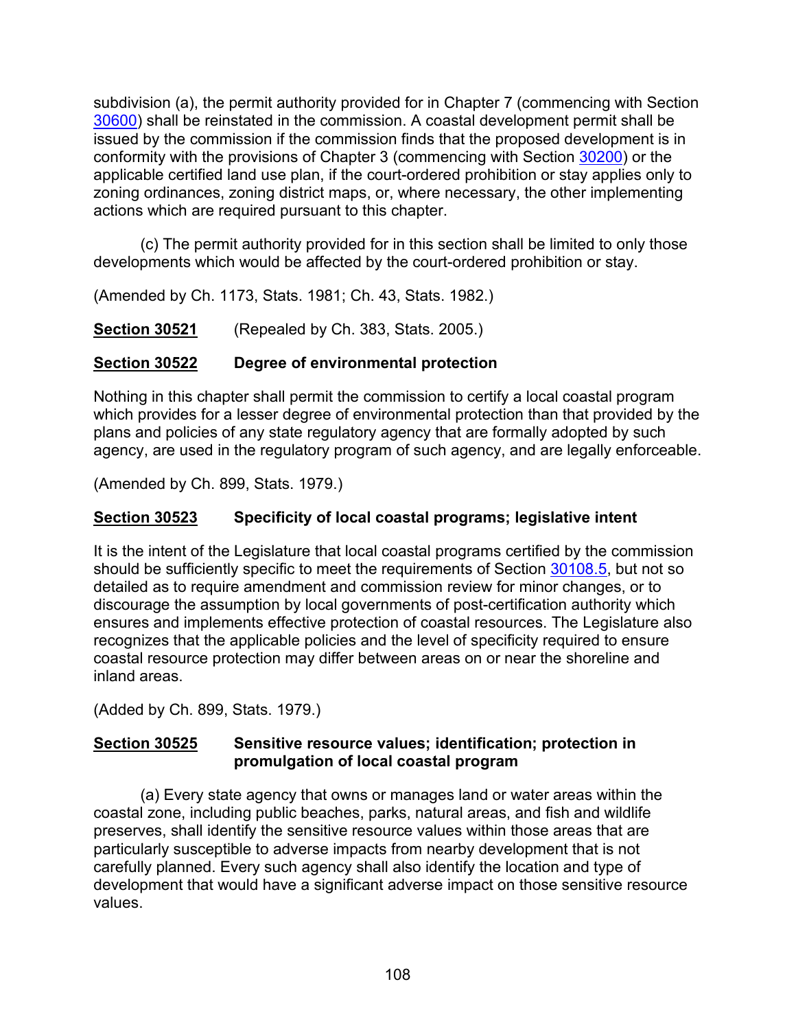subdivision (a), the permit authority provided for in Chapter 7 (commencing with Section 30600) shall be reinstated in the commission. A coastal development permit shall be issued by the commission if the commission finds that the proposed development is in conformity with the provisions of Chapter 3 (commencing with Section 30200) or the applicable certified land use plan, if the court-ordered prohibition or stay applies only to zoning ordinances, zoning district maps, or, where necessary, the other implementing actions which are required pursuant to this chapter.

(c) The permit authority provided for in this section shall be limited to only those developments which would be affected by the court-ordered prohibition or stay.

(Amended by Ch. 1173, Stats. 1981; Ch. 43, Stats. 1982.)

**Section 30521** (Repealed by Ch. 383, Stats. 2005.)

**Section 30522 Degree of environmental protection**

Nothing in this chapter shall permit the commission to certify a local coastal program which provides for a lesser degree of environmental protection than that provided by the plans and policies of any state regulatory agency that are formally adopted by such agency, are used in the regulatory program of such agency, and are legally enforceable.

(Amended by Ch. 899, Stats. 1979.)

**Section 30523 Specificity of local coastal programs; legislative intent**

It is the intent of the Legislature that local coastal programs certified by the commission should be sufficiently specific to meet the requirements of Section 30108.5, but not so detailed as to require amendment and commission review for minor changes, or to discourage the assumption by local governments of post-certification authority which ensures and implements effective protection of coastal resources. The Legislature also recognizes that the applicable policies and the level of specificity required to ensure coastal resource protection may differ between areas on or near the shoreline and inland areas.

(Added by Ch. 899, Stats. 1979.)

**Section 30525 Sensitive resource values; identification; protection in promulgation of local coastal program**

(a) Every state agency that owns or manages land or water areas within the coastal zone, including public beaches, parks, natural areas, and fish and wildlife preserves, shall identify the sensitive resource values within those areas that are particularly susceptible to adverse impacts from nearby development that is not carefully planned. Every such agency shall also identify the location and type of development that would have a significant adverse impact on those sensitive resource values.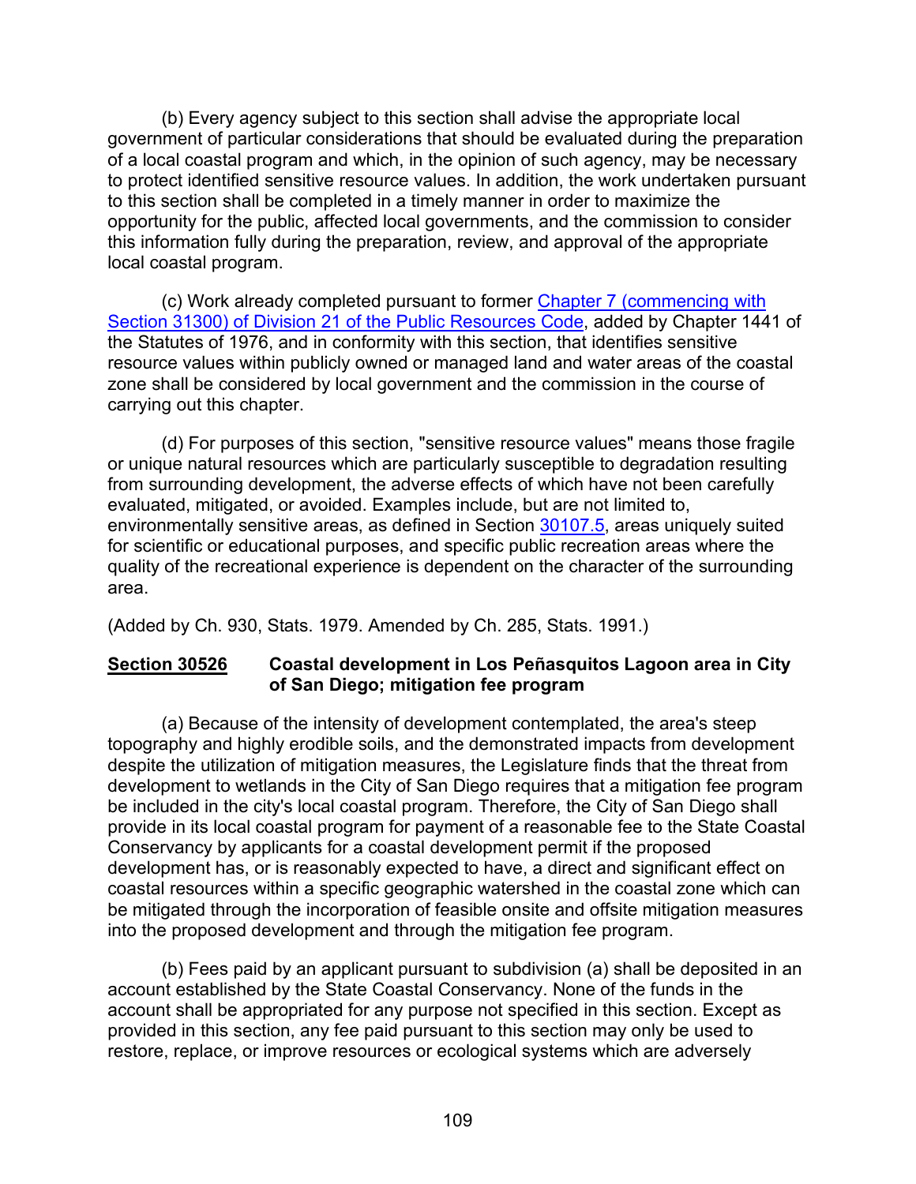(b) Every agency subject to this section shall advise the appropriate local government of particular considerations that should be evaluated during the preparation of a local coastal program and which, in the opinion of such agency, may be necessary to protect identified sensitive resource values. In addition, the work undertaken pursuant to this section shall be completed in a timely manner in order to maximize the opportunity for the public, affected local governments, and the commission to consider this information fully during the preparation, review, and approval of the appropriate local coastal program.

(c) Work already completed pursuant to former Chapter 7 (commencing with Section 31300) of Division 21 of the Public Resources Code, added by Chapter 1441 of the Statutes of 1976, and in conformity with this section, that identifies sensitive resource values within publicly owned or managed land and water areas of the coastal zone shall be considered by local government and the commission in the course of carrying out this chapter.

(d) For purposes of this section, "sensitive resource values" means those fragile or unique natural resources which are particularly susceptible to degradation resulting from surrounding development, the adverse effects of which have not been carefully evaluated, mitigated, or avoided. Examples include, but are not limited to, environmentally sensitive areas, as defined in Section 30107.5, areas uniquely suited for scientific or educational purposes, and specific public recreation areas where the quality of the recreational experience is dependent on the character of the surrounding area.

(Added by Ch. 930, Stats. 1979. Amended by Ch. 285, Stats. 1991.)

**Section 30526 Coastal development in Los Peñasquitos Lagoon area in City of San Diego; mitigation fee program**

(a) Because of the intensity of development contemplated, the area's steep topography and highly erodible soils, and the demonstrated impacts from development despite the utilization of mitigation measures, the Legislature finds that the threat from development to wetlands in the City of San Diego requires that a mitigation fee program be included in the city's local coastal program. Therefore, the City of San Diego shall provide in its local coastal program for payment of a reasonable fee to the State Coastal Conservancy by applicants for a coastal development permit if the proposed development has, or is reasonably expected to have, a direct and significant effect on coastal resources within a specific geographic watershed in the coastal zone which can be mitigated through the incorporation of feasible onsite and offsite mitigation measures into the proposed development and through the mitigation fee program.

(b) Fees paid by an applicant pursuant to subdivision (a) shall be deposited in an account established by the State Coastal Conservancy. None of the funds in the account shall be appropriated for any purpose not specified in this section. Except as provided in this section, any fee paid pursuant to this section may only be used to restore, replace, or improve resources or ecological systems which are adversely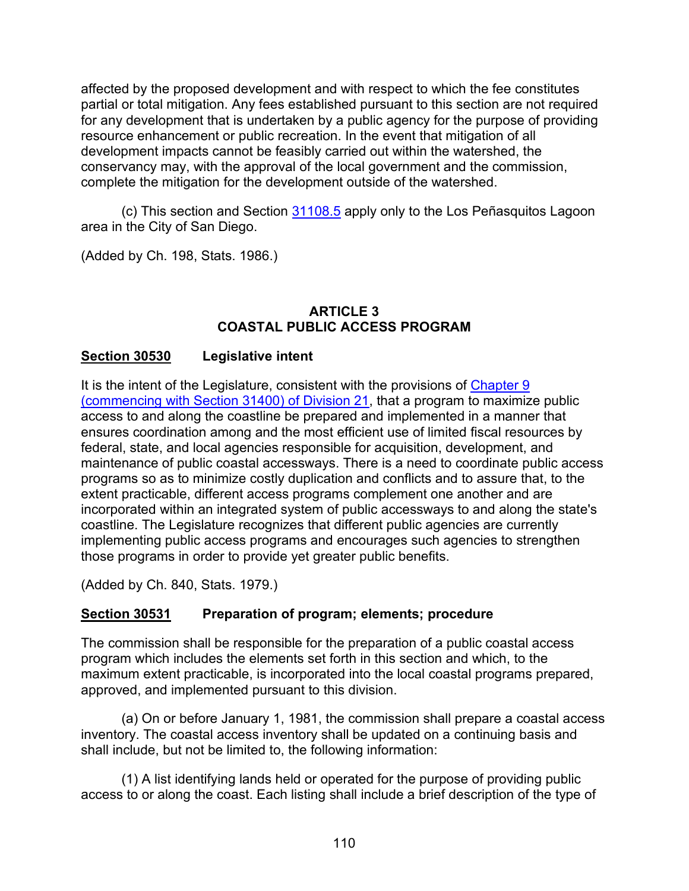affected by the proposed development and with respect to which the fee constitutes partial or total mitigation. Any fees established pursuant to this section are not required for any development that is undertaken by a public agency for the purpose of providing resource enhancement or public recreation. In the event that mitigation of all development impacts cannot be feasibly carried out within the watershed, the conservancy may, with the approval of the local government and the commission, complete the mitigation for the development outside of the watershed.

(c) This section and Section 31108.5 apply only to the Los Peñasquitos Lagoon area in the City of San Diego.

(Added by Ch. 198, Stats. 1986.)

## ARTICLE 3
## COASTAL PUBLIC ACCESS PROGRAM

### Section 30530 Legislative intent

It is the intent of the Legislature, consistent with the provisions of Chapter 9 (commencing with Section 31400) of Division 21, that a program to maximize public access to and along the coastline be prepared and implemented in a manner that ensures coordination among and the most efficient use of limited fiscal resources by federal, state, and local agencies responsible for acquisition, development, and maintenance of public coastal accessways. There is a need to coordinate public access programs so as to minimize costly duplication and conflicts and to assure that, to the extent practicable, different access programs complement one another and are incorporated within an integrated system of public accessways to and along the state's coastline. The Legislature recognizes that different public agencies are currently implementing public access programs and encourages such agencies to strengthen those programs in order to provide yet greater public benefits.

(Added by Ch. 840, Stats. 1979.)

### Section 30531 Preparation of program; elements; procedure

The commission shall be responsible for the preparation of a public coastal access program which includes the elements set forth in this section and which, to the maximum extent practicable, is incorporated into the local coastal programs prepared, approved, and implemented pursuant to this division.

(a) On or before January 1, 1981, the commission shall prepare a coastal access inventory. The coastal access inventory shall be updated on a continuing basis and shall include, but not be limited to, the following information:

(1) A list identifying lands held or operated for the purpose of providing public access to or along the coast. Each listing shall include a brief description of the type of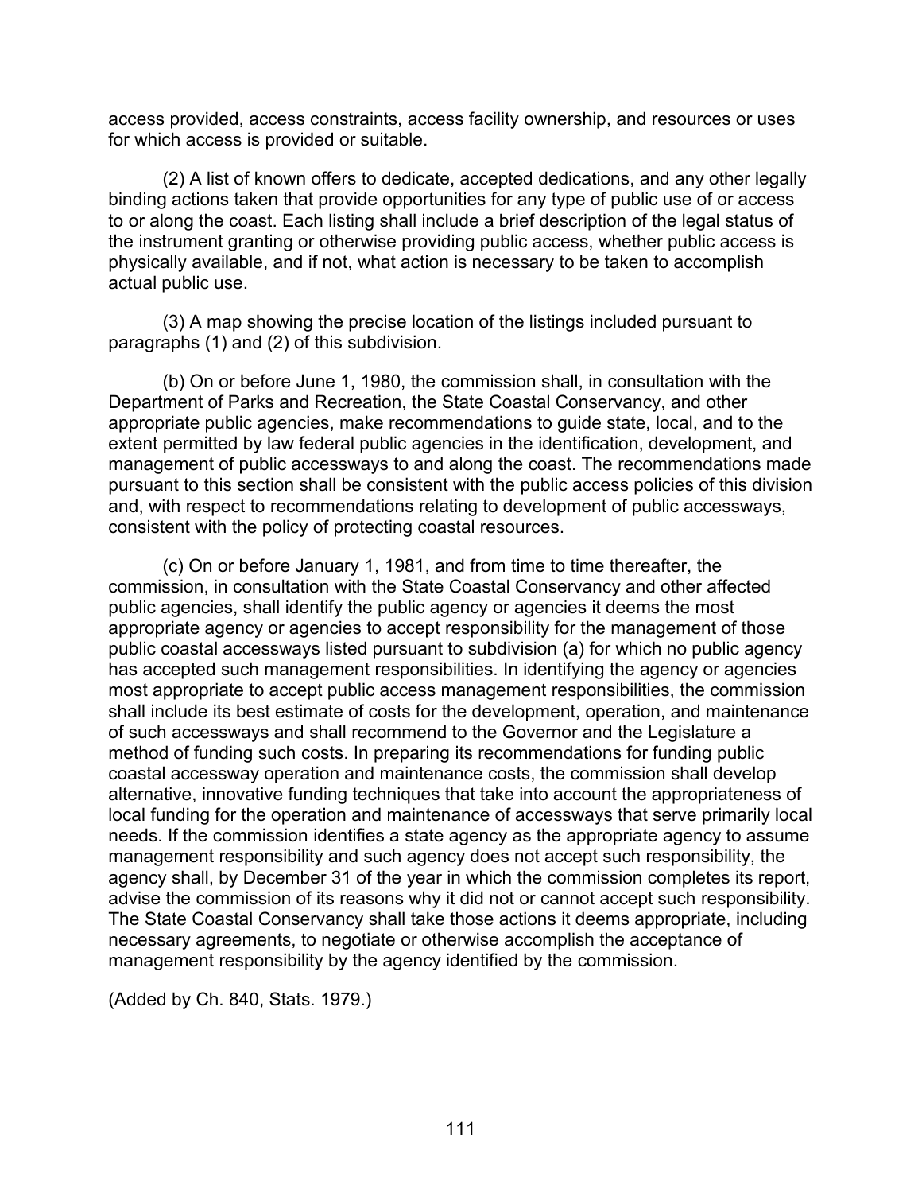access provided, access constraints, access facility ownership, and resources or uses for which access is provided or suitable.

(2) A list of known offers to dedicate, accepted dedications, and any other legally binding actions taken that provide opportunities for any type of public use of or access to or along the coast. Each listing shall include a brief description of the legal status of the instrument granting or otherwise providing public access, whether public access is physically available, and if not, what action is necessary to be taken to accomplish actual public use.

(3) A map showing the precise location of the listings included pursuant to paragraphs (1) and (2) of this subdivision.

(b) On or before June 1, 1980, the commission shall, in consultation with the Department of Parks and Recreation, the State Coastal Conservancy, and other appropriate public agencies, make recommendations to guide state, local, and to the extent permitted by law federal public agencies in the identification, development, and management of public accessways to and along the coast. The recommendations made pursuant to this section shall be consistent with the public access policies of this division and, with respect to recommendations relating to development of public accessways, consistent with the policy of protecting coastal resources.

(c) On or before January 1, 1981, and from time to time thereafter, the commission, in consultation with the State Coastal Conservancy and other affected public agencies, shall identify the public agency or agencies it deems the most appropriate agency or agencies to accept responsibility for the management of those public coastal accessways listed pursuant to subdivision (a) for which no public agency has accepted such management responsibilities. In identifying the agency or agencies most appropriate to accept public access management responsibilities, the commission shall include its best estimate of costs for the development, operation, and maintenance of such accessways and shall recommend to the Governor and the Legislature a method of funding such costs. In preparing its recommendations for funding public coastal accessway operation and maintenance costs, the commission shall develop alternative, innovative funding techniques that take into account the appropriateness of local funding for the operation and maintenance of accessways that serve primarily local needs. If the commission identifies a state agency as the appropriate agency to assume management responsibility and such agency does not accept such responsibility, the agency shall, by December 31 of the year in which the commission completes its report, advise the commission of its reasons why it did not or cannot accept such responsibility. The State Coastal Conservancy shall take those actions it deems appropriate, including necessary agreements, to negotiate or otherwise accomplish the acceptance of management responsibility by the agency identified by the commission.

(Added by Ch. 840, Stats. 1979.)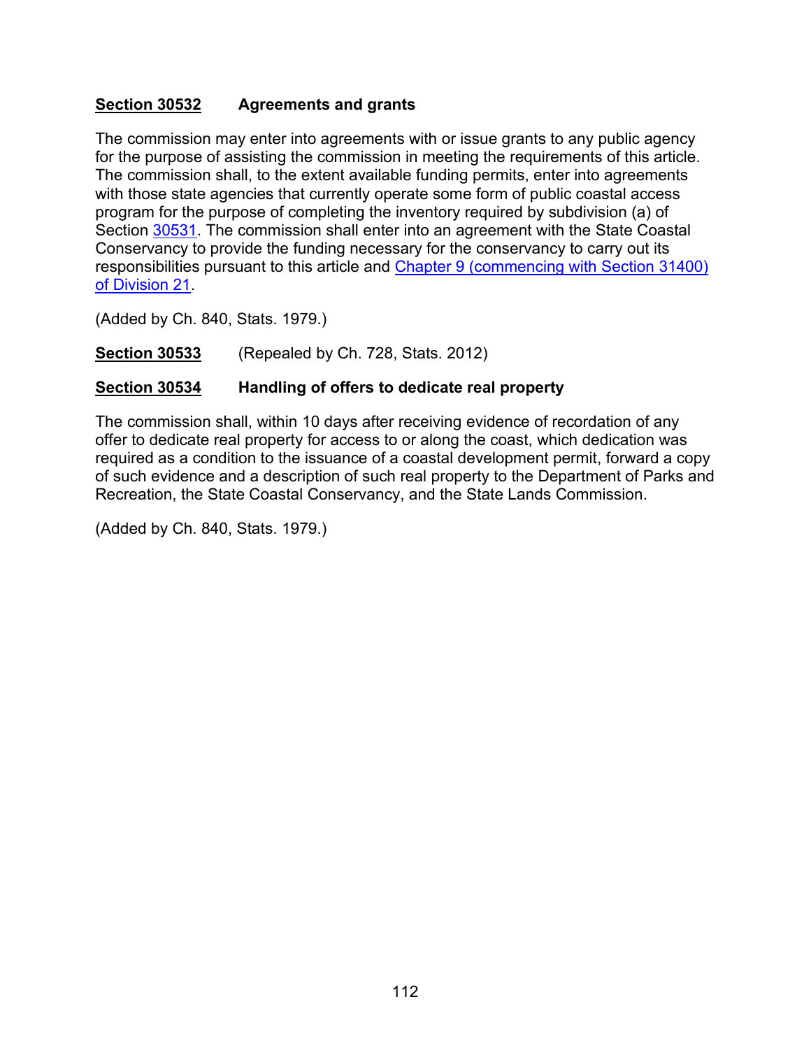**Section 30532 Agreements and grants**

The commission may enter into agreements with or issue grants to any public agency for the purpose of assisting the commission in meeting the requirements of this article. The commission shall, to the extent available funding permits, enter into agreements with those state agencies that currently operate some form of public coastal access program for the purpose of completing the inventory required by subdivision (a) of Section 30531. The commission shall enter into an agreement with the State Coastal Conservancy to provide the funding necessary for the conservancy to carry out its responsibilities pursuant to this article and Chapter 9 (commencing with Section 31400) of Division 21.

(Added by Ch. 840, Stats. 1979.)

**Section 30533** (Repealed by Ch. 728, Stats. 2012)

**Section 30534 Handling of offers to dedicate real property**

The commission shall, within 10 days after receiving evidence of recordation of any offer to dedicate real property for access to or along the coast, which dedication was required as a condition to the issuance of a coastal development permit, forward a copy of such evidence and a description of such real property to the Department of Parks and Recreation, the State Coastal Conservancy, and the State Lands Commission.

(Added by Ch. 840, Stats. 1979.)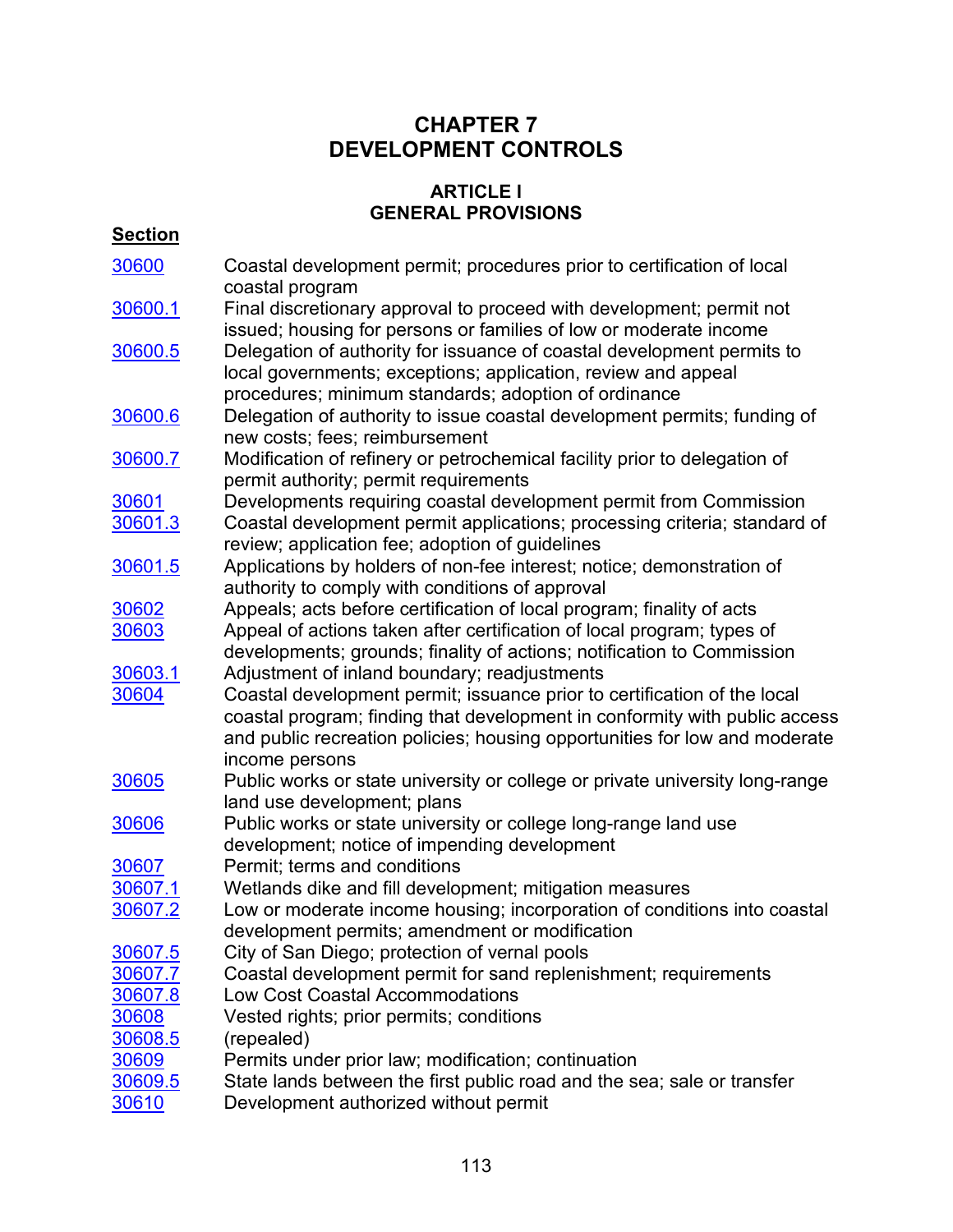# CHAPTER 7
# DEVELOPMENT CONTROLS

## ARTICLE I
## GENERAL PROVISIONS

| Section | |
|---|---|
| 30600 | Coastal development permit; procedures prior to certification of local coastal program |
| 30600.1 | Final discretionary approval to proceed with development; permit not issued; housing for persons or families of low or moderate income |
| 30600.5 | Delegation of authority for issuance of coastal development permits to local governments; exceptions; application, review and appeal procedures; minimum standards; adoption of ordinance |
| 30600.6 | Delegation of authority to issue coastal development permits; funding of new costs; fees; reimbursement |
| 30600.7 | Modification of refinery or petrochemical facility prior to delegation of permit authority; permit requirements |
| 30601 | Developments requiring coastal development permit from Commission |
| 30601.3 | Coastal development permit applications; processing criteria; standard of review; application fee; adoption of guidelines |
| 30601.5 | Applications by holders of non-fee interest; notice; demonstration of authority to comply with conditions of approval |
| 30602 | Appeals; acts before certification of local program; finality of acts |
| 30603 | Appeal of actions taken after certification of local program; types of developments; grounds; finality of actions; notification to Commission |
| 30603.1 | Adjustment of inland boundary; readjustments |
| 30604 | Coastal development permit; issuance prior to certification of the local coastal program; finding that development in conformity with public access and public recreation policies; housing opportunities for low and moderate income persons |
| 30605 | Public works or state university or college or private university long-range land use development; plans |
| 30606 | Public works or state university or college long-range land use development; notice of impending development |
| 30607 | Permit; terms and conditions |
| 30607.1 | Wetlands dike and fill development; mitigation measures |
| 30607.2 | Low or moderate income housing; incorporation of conditions into coastal development permits; amendment or modification |
| 30607.5 | City of San Diego; protection of vernal pools |
| 30607.7 | Coastal development permit for sand replenishment; requirements |
| 30607.8 | Low Cost Coastal Accommodations |
| 30608 | Vested rights; prior permits; conditions |
| 30608.5 | (repealed) |
| 30609 | Permits under prior law; modification; continuation |
| 30609.5 | State lands between the first public road and the sea; sale or transfer |
| 30610 | Development authorized without permit |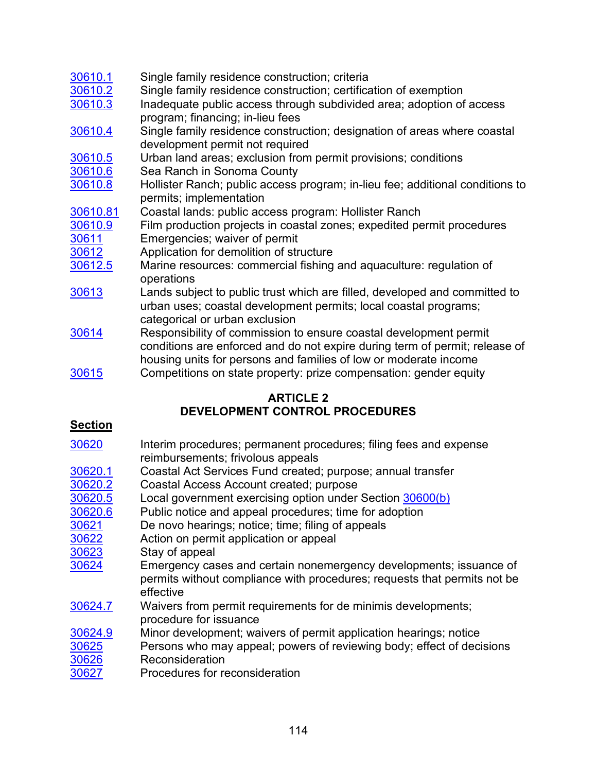| | |
|---|---|
| 30610.1 | Single family residence construction; criteria |
| 30610.2 | Single family residence construction; certification of exemption |
| 30610.3 | Inadequate public access through subdivided area; adoption of access program; financing; in-lieu fees |
| 30610.4 | Single family residence construction; designation of areas where coastal development permit not required |
| 30610.5 | Urban land areas; exclusion from permit provisions; conditions |
| 30610.6 | Sea Ranch in Sonoma County |
| 30610.8 | Hollister Ranch; public access program; in-lieu fee; additional conditions to permits; implementation |
| 30610.81 | Coastal lands: public access program: Hollister Ranch |
| 30610.9 | Film production projects in coastal zones; expedited permit procedures |
| 30611 | Emergencies; waiver of permit |
| 30612 | Application for demolition of structure |
| 30612.5 | Marine resources: commercial fishing and aquaculture: regulation of operations |
| 30613 | Lands subject to public trust which are filled, developed and committed to urban uses; coastal development permits; local coastal programs; categorical or urban exclusion |
| 30614 | Responsibility of commission to ensure coastal development permit conditions are enforced and do not expire during term of permit; release of housing units for persons and families of low or moderate income |
| 30615 | Competitions on state property: prize compensation: gender equity |

## ARTICLE 2
## DEVELOPMENT CONTROL PROCEDURES

| **Section** | |
|---|---|
| 30620 | Interim procedures; permanent procedures; filing fees and expense reimbursements; frivolous appeals |
| 30620.1 | Coastal Act Services Fund created; purpose; annual transfer |
| 30620.2 | Coastal Access Account created; purpose |
| 30620.5 | Local government exercising option under Section 30600(b) |
| 30620.6 | Public notice and appeal procedures; time for adoption |
| 30621 | De novo hearings; notice; time; filing of appeals |
| 30622 | Action on permit application or appeal |
| 30623 | Stay of appeal |
| 30624 | Emergency cases and certain nonemergency developments; issuance of permits without compliance with procedures; requests that permits not be effective |
| 30624.7 | Waivers from permit requirements for de minimis developments; procedure for issuance |
| 30624.9 | Minor development; waivers of permit application hearings; notice |
| 30625 | Persons who may appeal; powers of reviewing body; effect of decisions |
| 30626 | Reconsideration |
| 30627 | Procedures for reconsideration |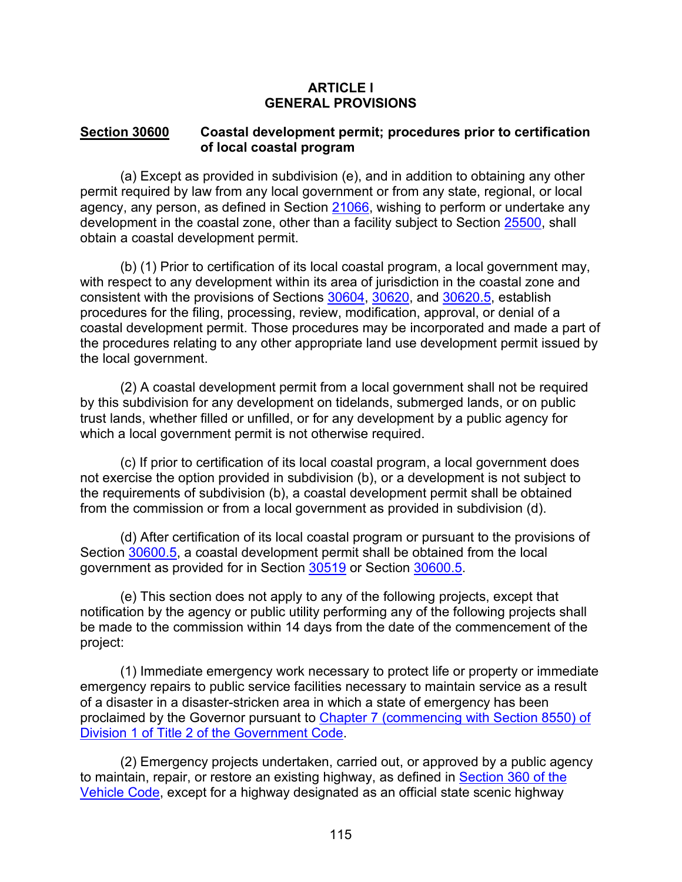## ARTICLE I
## GENERAL PROVISIONS

**Section 30600** **Coastal development permit; procedures prior to certification of local coastal program**

(a) Except as provided in subdivision (e), and in addition to obtaining any other permit required by law from any local government or from any state, regional, or local agency, any person, as defined in Section 21066, wishing to perform or undertake any development in the coastal zone, other than a facility subject to Section 25500, shall obtain a coastal development permit.

(b) (1) Prior to certification of its local coastal program, a local government may, with respect to any development within its area of jurisdiction in the coastal zone and consistent with the provisions of Sections 30604, 30620, and 30620.5, establish procedures for the filing, processing, review, modification, approval, or denial of a coastal development permit. Those procedures may be incorporated and made a part of the procedures relating to any other appropriate land use development permit issued by the local government.

(2) A coastal development permit from a local government shall not be required by this subdivision for any development on tidelands, submerged lands, or on public trust lands, whether filled or unfilled, or for any development by a public agency for which a local government permit is not otherwise required.

(c) If prior to certification of its local coastal program, a local government does not exercise the option provided in subdivision (b), or a development is not subject to the requirements of subdivision (b), a coastal development permit shall be obtained from the commission or from a local government as provided in subdivision (d).

(d) After certification of its local coastal program or pursuant to the provisions of Section 30600.5, a coastal development permit shall be obtained from the local government as provided for in Section 30519 or Section 30600.5.

(e) This section does not apply to any of the following projects, except that notification by the agency or public utility performing any of the following projects shall be made to the commission within 14 days from the date of the commencement of the project:

(1) Immediate emergency work necessary to protect life or property or immediate emergency repairs to public service facilities necessary to maintain service as a result of a disaster in a disaster-stricken area in which a state of emergency has been proclaimed by the Governor pursuant to Chapter 7 (commencing with Section 8550) of Division 1 of Title 2 of the Government Code.

(2) Emergency projects undertaken, carried out, or approved by a public agency to maintain, repair, or restore an existing highway, as defined in Section 360 of the Vehicle Code, except for a highway designated as an official state scenic highway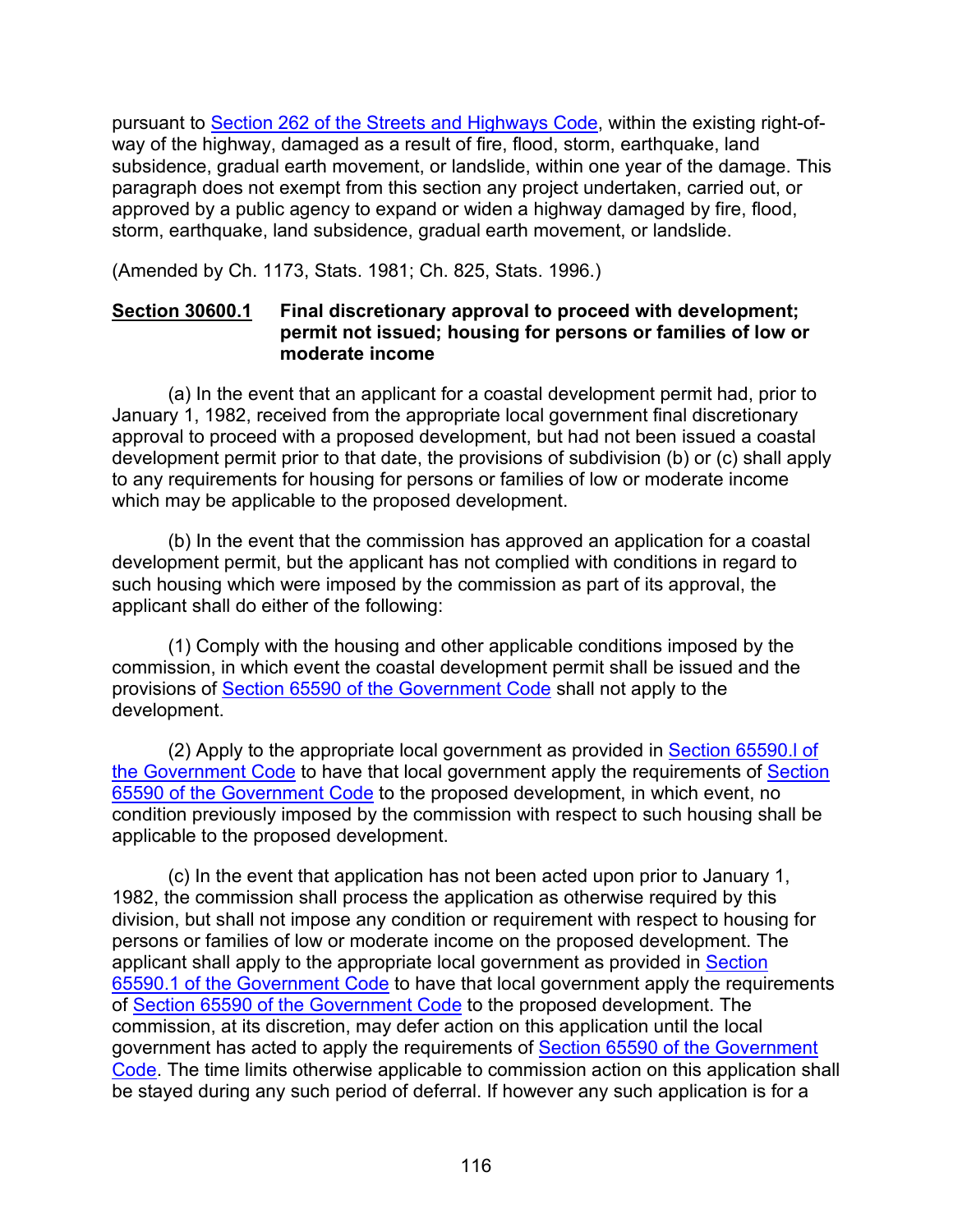pursuant to Section 262 of the Streets and Highways Code, within the existing right-of-way of the highway, damaged as a result of fire, flood, storm, earthquake, land subsidence, gradual earth movement, or landslide, within one year of the damage. This paragraph does not exempt from this section any project undertaken, carried out, or approved by a public agency to expand or widen a highway damaged by fire, flood, storm, earthquake, land subsidence, gradual earth movement, or landslide.

(Amended by Ch. 1173, Stats. 1981; Ch. 825, Stats. 1996.)

**Section 30600.1 Final discretionary approval to proceed with development; permit not issued; housing for persons or families of low or moderate income**

(a) In the event that an applicant for a coastal development permit had, prior to January 1, 1982, received from the appropriate local government final discretionary approval to proceed with a proposed development, but had not been issued a coastal development permit prior to that date, the provisions of subdivision (b) or (c) shall apply to any requirements for housing for persons or families of low or moderate income which may be applicable to the proposed development.

(b) In the event that the commission has approved an application for a coastal development permit, but the applicant has not complied with conditions in regard to such housing which were imposed by the commission as part of its approval, the applicant shall do either of the following:

(1) Comply with the housing and other applicable conditions imposed by the commission, in which event the coastal development permit shall be issued and the provisions of Section 65590 of the Government Code shall not apply to the development.

(2) Apply to the appropriate local government as provided in Section 65590.l of the Government Code to have that local government apply the requirements of Section 65590 of the Government Code to the proposed development, in which event, no condition previously imposed by the commission with respect to such housing shall be applicable to the proposed development.

(c) In the event that application has not been acted upon prior to January 1, 1982, the commission shall process the application as otherwise required by this division, but shall not impose any condition or requirement with respect to housing for persons or families of low or moderate income on the proposed development. The applicant shall apply to the appropriate local government as provided in Section 65590.1 of the Government Code to have that local government apply the requirements of Section 65590 of the Government Code to the proposed development. The commission, at its discretion, may defer action on this application until the local government has acted to apply the requirements of Section 65590 of the Government Code. The time limits otherwise applicable to commission action on this application shall be stayed during any such period of deferral. If however any such application is for a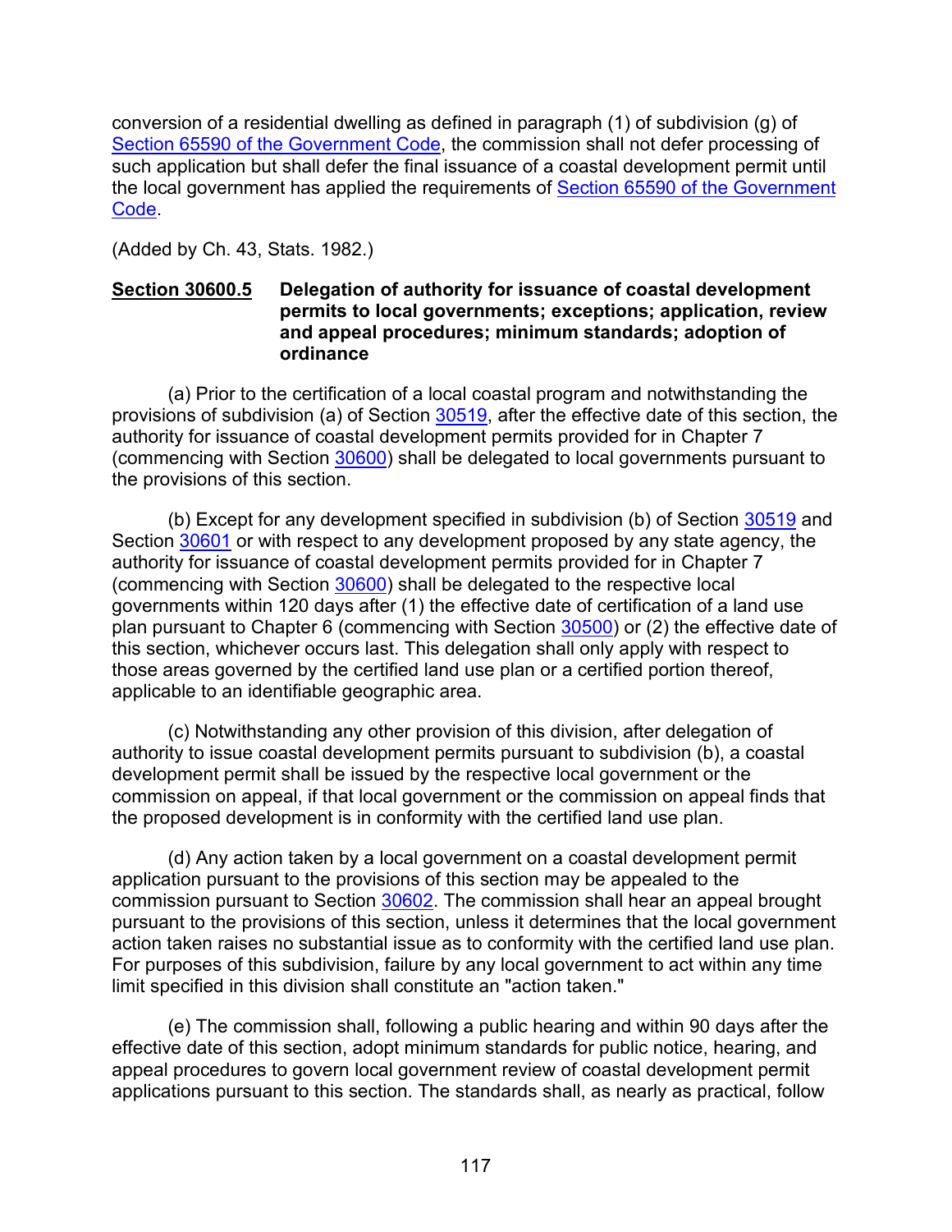conversion of a residential dwelling as defined in paragraph (1) of subdivision (g) of Section 65590 of the Government Code, the commission shall not defer processing of such application but shall defer the final issuance of a coastal development permit until the local government has applied the requirements of Section 65590 of the Government Code.

(Added by Ch. 43, Stats. 1982.)

**Section 30600.5 Delegation of authority for issuance of coastal development permits to local governments; exceptions; application, review and appeal procedures; minimum standards; adoption of ordinance**

(a) Prior to the certification of a local coastal program and notwithstanding the provisions of subdivision (a) of Section 30519, after the effective date of this section, the authority for issuance of coastal development permits provided for in Chapter 7 (commencing with Section 30600) shall be delegated to local governments pursuant to the provisions of this section.

(b) Except for any development specified in subdivision (b) of Section 30519 and Section 30601 or with respect to any development proposed by any state agency, the authority for issuance of coastal development permits provided for in Chapter 7 (commencing with Section 30600) shall be delegated to the respective local governments within 120 days after (1) the effective date of certification of a land use plan pursuant to Chapter 6 (commencing with Section 30500) or (2) the effective date of this section, whichever occurs last. This delegation shall only apply with respect to those areas governed by the certified land use plan or a certified portion thereof, applicable to an identifiable geographic area.

(c) Notwithstanding any other provision of this division, after delegation of authority to issue coastal development permits pursuant to subdivision (b), a coastal development permit shall be issued by the respective local government or the commission on appeal, if that local government or the commission on appeal finds that the proposed development is in conformity with the certified land use plan.

(d) Any action taken by a local government on a coastal development permit application pursuant to the provisions of this section may be appealed to the commission pursuant to Section 30602. The commission shall hear an appeal brought pursuant to the provisions of this section, unless it determines that the local government action taken raises no substantial issue as to conformity with the certified land use plan. For purposes of this subdivision, failure by any local government to act within any time limit specified in this division shall constitute an "action taken."

(e) The commission shall, following a public hearing and within 90 days after the effective date of this section, adopt minimum standards for public notice, hearing, and appeal procedures to govern local government review of coastal development permit applications pursuant to this section. The standards shall, as nearly as practical, follow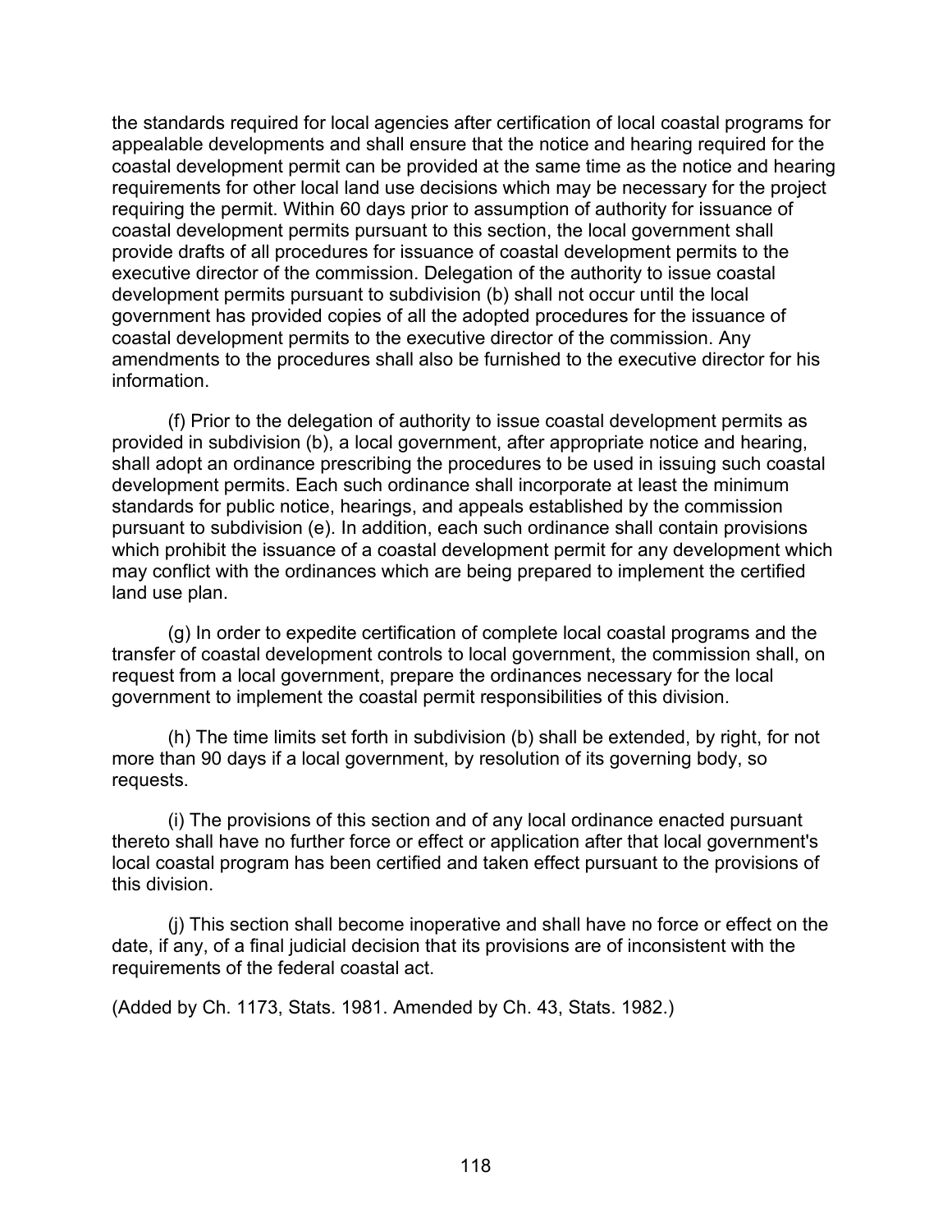the standards required for local agencies after certification of local coastal programs for appealable developments and shall ensure that the notice and hearing required for the coastal development permit can be provided at the same time as the notice and hearing requirements for other local land use decisions which may be necessary for the project requiring the permit. Within 60 days prior to assumption of authority for issuance of coastal development permits pursuant to this section, the local government shall provide drafts of all procedures for issuance of coastal development permits to the executive director of the commission. Delegation of the authority to issue coastal development permits pursuant to subdivision (b) shall not occur until the local government has provided copies of all the adopted procedures for the issuance of coastal development permits to the executive director of the commission. Any amendments to the procedures shall also be furnished to the executive director for his information.

(f) Prior to the delegation of authority to issue coastal development permits as provided in subdivision (b), a local government, after appropriate notice and hearing, shall adopt an ordinance prescribing the procedures to be used in issuing such coastal development permits. Each such ordinance shall incorporate at least the minimum standards for public notice, hearings, and appeals established by the commission pursuant to subdivision (e). In addition, each such ordinance shall contain provisions which prohibit the issuance of a coastal development permit for any development which may conflict with the ordinances which are being prepared to implement the certified land use plan.

(g) In order to expedite certification of complete local coastal programs and the transfer of coastal development controls to local government, the commission shall, on request from a local government, prepare the ordinances necessary for the local government to implement the coastal permit responsibilities of this division.

(h) The time limits set forth in subdivision (b) shall be extended, by right, for not more than 90 days if a local government, by resolution of its governing body, so requests.

(i) The provisions of this section and of any local ordinance enacted pursuant thereto shall have no further force or effect or application after that local government's local coastal program has been certified and taken effect pursuant to the provisions of this division.

(j) This section shall become inoperative and shall have no force or effect on the date, if any, of a final judicial decision that its provisions are of inconsistent with the requirements of the federal coastal act.

(Added by Ch. 1173, Stats. 1981. Amended by Ch. 43, Stats. 1982.)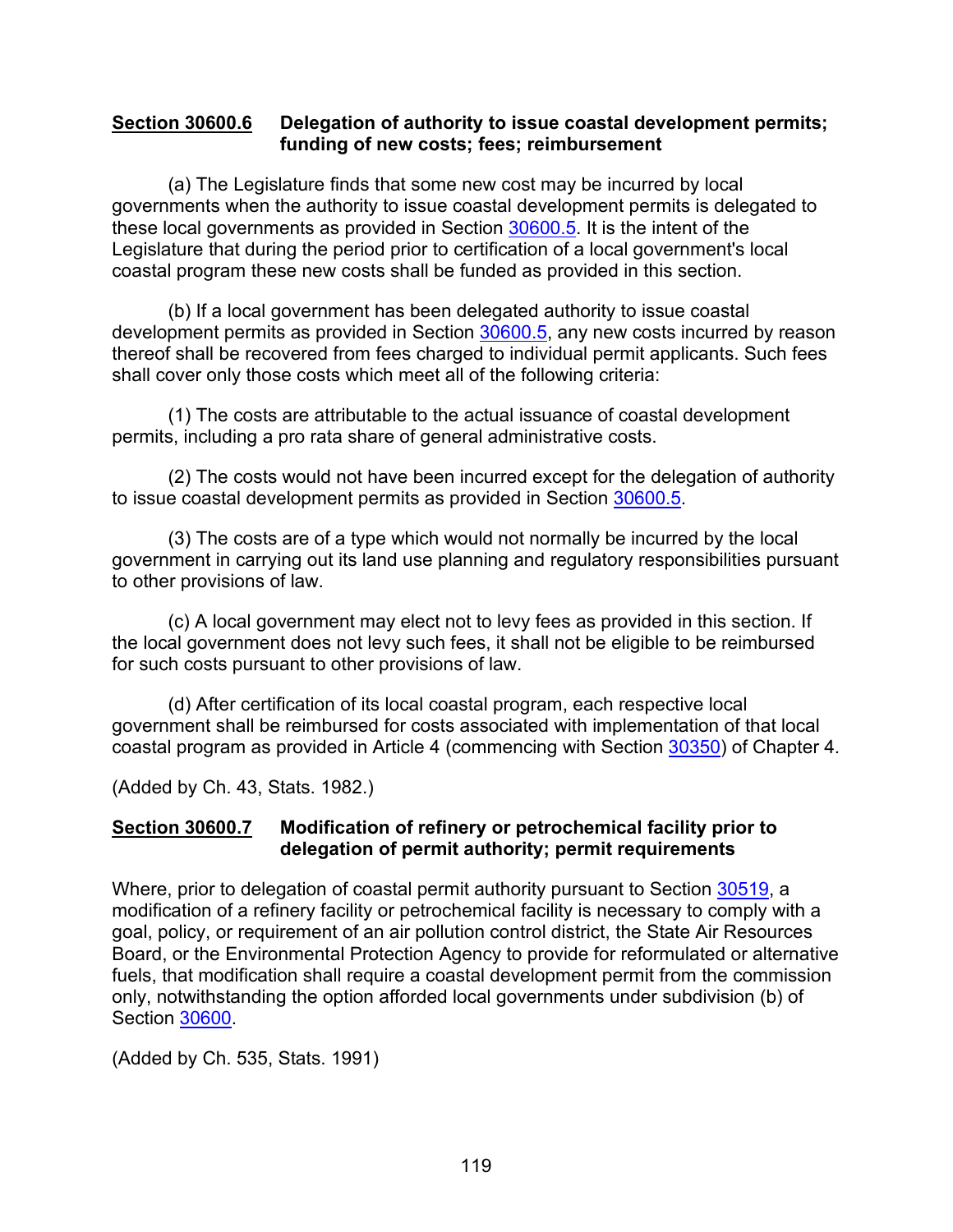**<u>Section 30600.6</u>    Delegation of authority to issue coastal development permits; funding of new costs; fees; reimbursement**

(a) The Legislature finds that some new cost may be incurred by local governments when the authority to issue coastal development permits is delegated to these local governments as provided in Section 30600.5. It is the intent of the Legislature that during the period prior to certification of a local government's local coastal program these new costs shall be funded as provided in this section.

(b) If a local government has been delegated authority to issue coastal development permits as provided in Section 30600.5, any new costs incurred by reason thereof shall be recovered from fees charged to individual permit applicants. Such fees shall cover only those costs which meet all of the following criteria:

(1) The costs are attributable to the actual issuance of coastal development permits, including a pro rata share of general administrative costs.

(2) The costs would not have been incurred except for the delegation of authority to issue coastal development permits as provided in Section 30600.5.

(3) The costs are of a type which would not normally be incurred by the local government in carrying out its land use planning and regulatory responsibilities pursuant to other provisions of law.

(c) A local government may elect not to levy fees as provided in this section. If the local government does not levy such fees, it shall not be eligible to be reimbursed for such costs pursuant to other provisions of law.

(d) After certification of its local coastal program, each respective local government shall be reimbursed for costs associated with implementation of that local coastal program as provided in Article 4 (commencing with Section 30350) of Chapter 4.

(Added by Ch. 43, Stats. 1982.)

**<u>Section 30600.7</u>    Modification of refinery or petrochemical facility prior to delegation of permit authority; permit requirements**

Where, prior to delegation of coastal permit authority pursuant to Section 30519, a modification of a refinery facility or petrochemical facility is necessary to comply with a goal, policy, or requirement of an air pollution control district, the State Air Resources Board, or the Environmental Protection Agency to provide for reformulated or alternative fuels, that modification shall require a coastal development permit from the commission only, notwithstanding the option afforded local governments under subdivision (b) of Section 30600.

(Added by Ch. 535, Stats. 1991)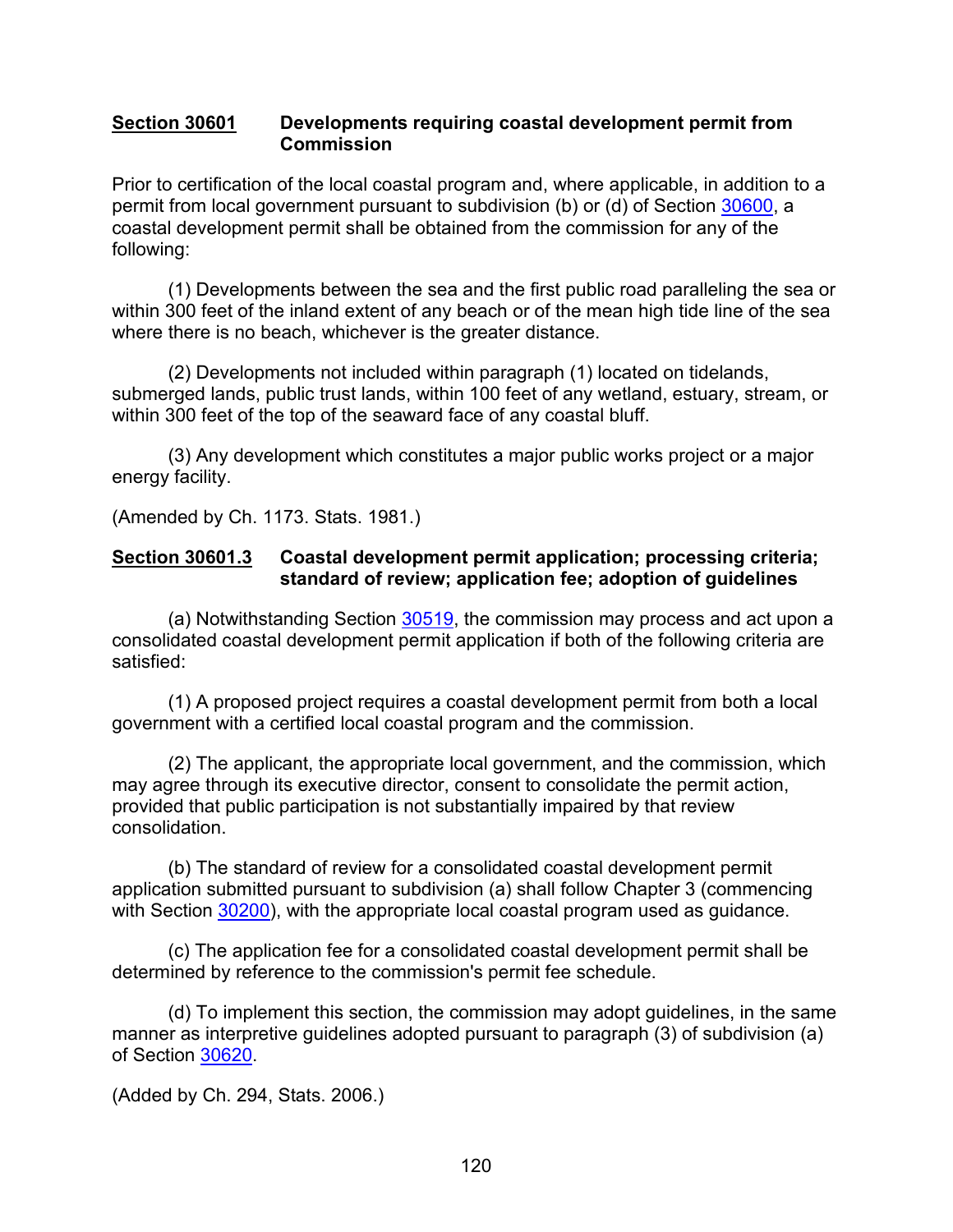**Section 30601** **Developments requiring coastal development permit from Commission**

Prior to certification of the local coastal program and, where applicable, in addition to a permit from local government pursuant to subdivision (b) or (d) of Section 30600, a coastal development permit shall be obtained from the commission for any of the following:

(1) Developments between the sea and the first public road paralleling the sea or within 300 feet of the inland extent of any beach or of the mean high tide line of the sea where there is no beach, whichever is the greater distance.

(2) Developments not included within paragraph (1) located on tidelands, submerged lands, public trust lands, within 100 feet of any wetland, estuary, stream, or within 300 feet of the top of the seaward face of any coastal bluff.

(3) Any development which constitutes a major public works project or a major energy facility.

(Amended by Ch. 1173. Stats. 1981.)

**Section 30601.3** **Coastal development permit application; processing criteria; standard of review; application fee; adoption of guidelines**

(a) Notwithstanding Section 30519, the commission may process and act upon a consolidated coastal development permit application if both of the following criteria are satisfied:

(1) A proposed project requires a coastal development permit from both a local government with a certified local coastal program and the commission.

(2) The applicant, the appropriate local government, and the commission, which may agree through its executive director, consent to consolidate the permit action, provided that public participation is not substantially impaired by that review consolidation.

(b) The standard of review for a consolidated coastal development permit application submitted pursuant to subdivision (a) shall follow Chapter 3 (commencing with Section 30200), with the appropriate local coastal program used as guidance.

(c) The application fee for a consolidated coastal development permit shall be determined by reference to the commission's permit fee schedule.

(d) To implement this section, the commission may adopt guidelines, in the same manner as interpretive guidelines adopted pursuant to paragraph (3) of subdivision (a) of Section 30620.

(Added by Ch. 294, Stats. 2006.)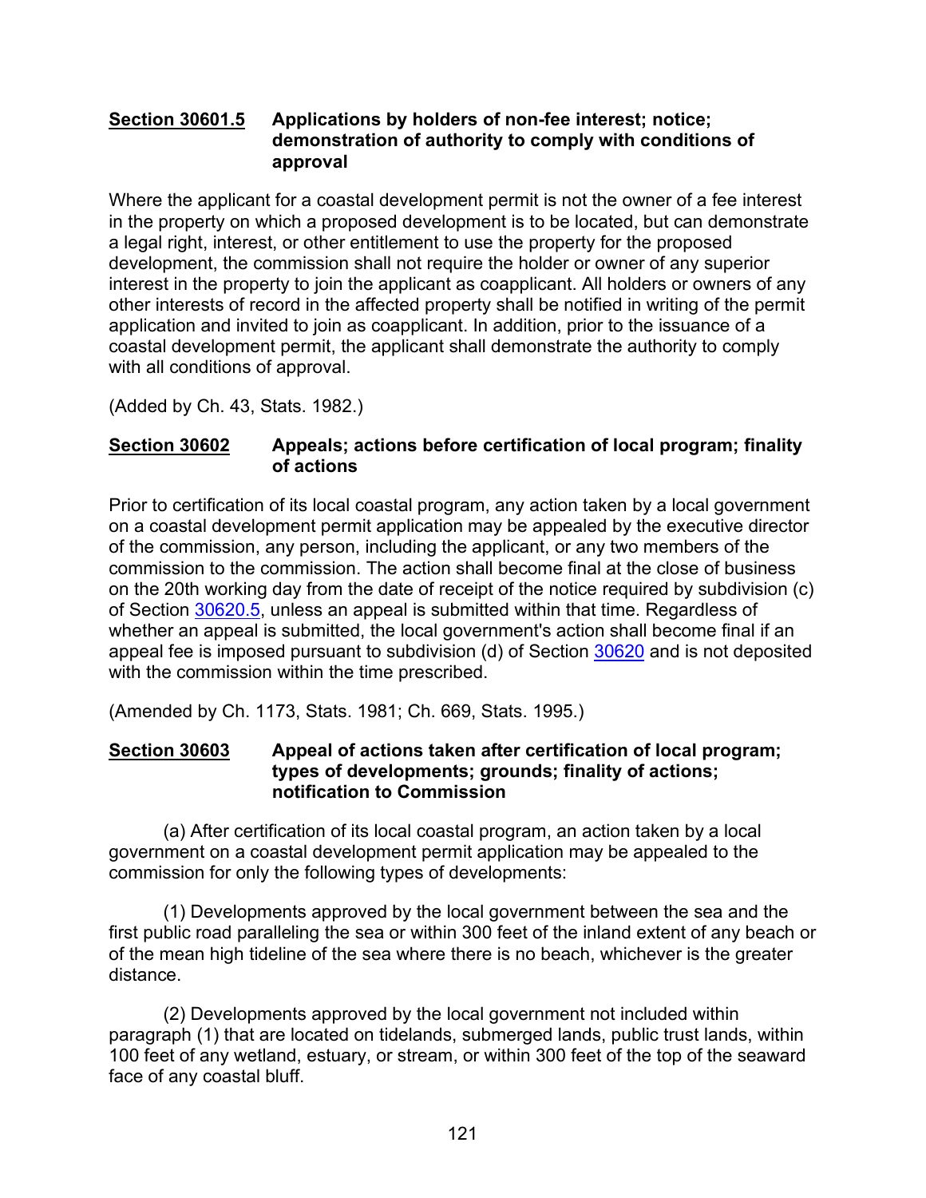**Section 30601.5 Applications by holders of non-fee interest; notice; demonstration of authority to comply with conditions of approval**

Where the applicant for a coastal development permit is not the owner of a fee interest in the property on which a proposed development is to be located, but can demonstrate a legal right, interest, or other entitlement to use the property for the proposed development, the commission shall not require the holder or owner of any superior interest in the property to join the applicant as coapplicant. All holders or owners of any other interests of record in the affected property shall be notified in writing of the permit application and invited to join as coapplicant. In addition, prior to the issuance of a coastal development permit, the applicant shall demonstrate the authority to comply with all conditions of approval.

(Added by Ch. 43, Stats. 1982.)

**Section 30602 Appeals; actions before certification of local program; finality of actions**

Prior to certification of its local coastal program, any action taken by a local government on a coastal development permit application may be appealed by the executive director of the commission, any person, including the applicant, or any two members of the commission to the commission. The action shall become final at the close of business on the 20th working day from the date of receipt of the notice required by subdivision (c) of Section 30620.5, unless an appeal is submitted within that time. Regardless of whether an appeal is submitted, the local government's action shall become final if an appeal fee is imposed pursuant to subdivision (d) of Section 30620 and is not deposited with the commission within the time prescribed.

(Amended by Ch. 1173, Stats. 1981; Ch. 669, Stats. 1995.)

**Section 30603 Appeal of actions taken after certification of local program; types of developments; grounds; finality of actions; notification to Commission**

(a) After certification of its local coastal program, an action taken by a local government on a coastal development permit application may be appealed to the commission for only the following types of developments:

(1) Developments approved by the local government between the sea and the first public road paralleling the sea or within 300 feet of the inland extent of any beach or of the mean high tideline of the sea where there is no beach, whichever is the greater distance.

(2) Developments approved by the local government not included within paragraph (1) that are located on tidelands, submerged lands, public trust lands, within 100 feet of any wetland, estuary, or stream, or within 300 feet of the top of the seaward face of any coastal bluff.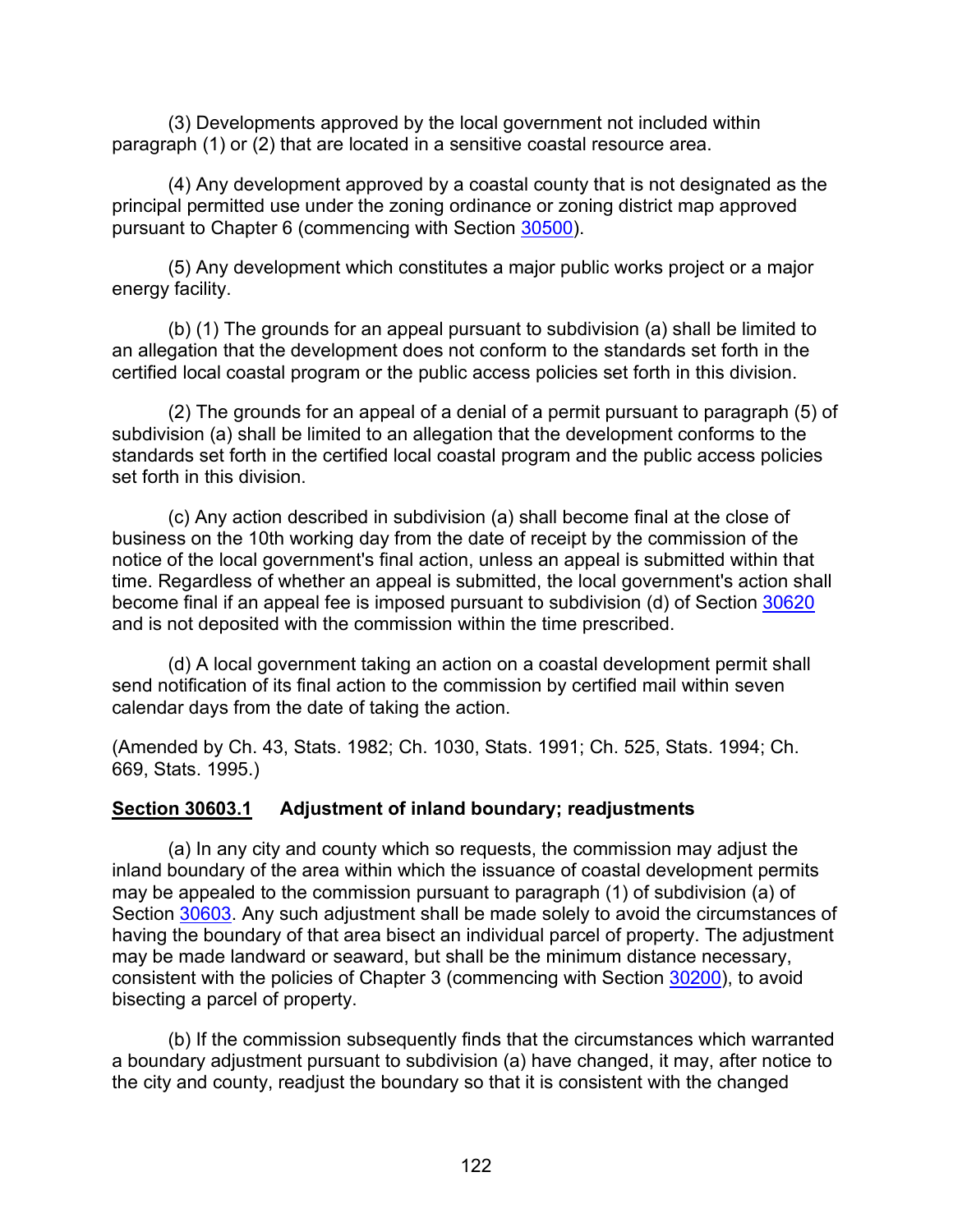(3) Developments approved by the local government not included within paragraph (1) or (2) that are located in a sensitive coastal resource area.

(4) Any development approved by a coastal county that is not designated as the principal permitted use under the zoning ordinance or zoning district map approved pursuant to Chapter 6 (commencing with Section 30500).

(5) Any development which constitutes a major public works project or a major energy facility.

(b) (1) The grounds for an appeal pursuant to subdivision (a) shall be limited to an allegation that the development does not conform to the standards set forth in the certified local coastal program or the public access policies set forth in this division.

(2) The grounds for an appeal of a denial of a permit pursuant to paragraph (5) of subdivision (a) shall be limited to an allegation that the development conforms to the standards set forth in the certified local coastal program and the public access policies set forth in this division.

(c) Any action described in subdivision (a) shall become final at the close of business on the 10th working day from the date of receipt by the commission of the notice of the local government's final action, unless an appeal is submitted within that time. Regardless of whether an appeal is submitted, the local government's action shall become final if an appeal fee is imposed pursuant to subdivision (d) of Section 30620 and is not deposited with the commission within the time prescribed.

(d) A local government taking an action on a coastal development permit shall send notification of its final action to the commission by certified mail within seven calendar days from the date of taking the action.

(Amended by Ch. 43, Stats. 1982; Ch. 1030, Stats. 1991; Ch. 525, Stats. 1994; Ch. 669, Stats. 1995.)

**Section 30603.1 Adjustment of inland boundary; readjustments**

(a) In any city and county which so requests, the commission may adjust the inland boundary of the area within which the issuance of coastal development permits may be appealed to the commission pursuant to paragraph (1) of subdivision (a) of Section 30603. Any such adjustment shall be made solely to avoid the circumstances of having the boundary of that area bisect an individual parcel of property. The adjustment may be made landward or seaward, but shall be the minimum distance necessary, consistent with the policies of Chapter 3 (commencing with Section 30200), to avoid bisecting a parcel of property.

(b) If the commission subsequently finds that the circumstances which warranted a boundary adjustment pursuant to subdivision (a) have changed, it may, after notice to the city and county, readjust the boundary so that it is consistent with the changed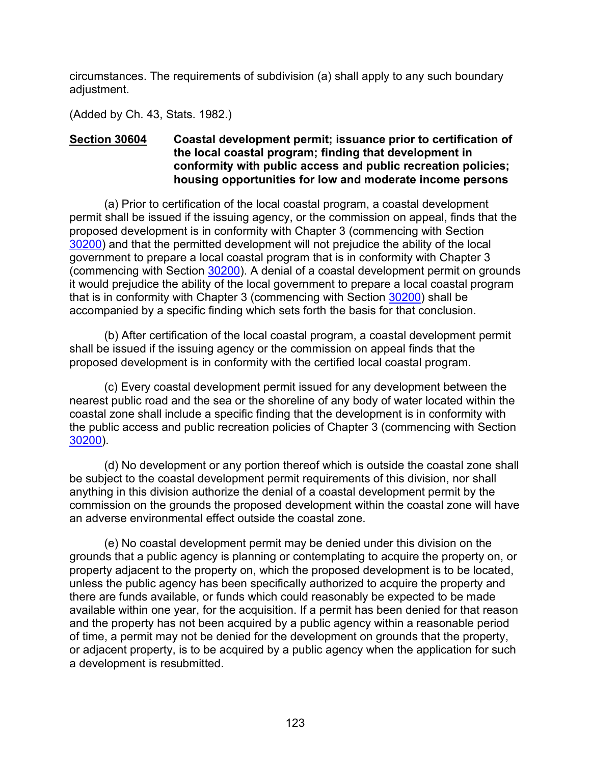circumstances. The requirements of subdivision (a) shall apply to any such boundary adjustment.

(Added by Ch. 43, Stats. 1982.)

**Section 30604** **Coastal development permit; issuance prior to certification of the local coastal program; finding that development in conformity with public access and public recreation policies; housing opportunities for low and moderate income persons**

(a) Prior to certification of the local coastal program, a coastal development permit shall be issued if the issuing agency, or the commission on appeal, finds that the proposed development is in conformity with Chapter 3 (commencing with Section 30200) and that the permitted development will not prejudice the ability of the local government to prepare a local coastal program that is in conformity with Chapter 3 (commencing with Section 30200). A denial of a coastal development permit on grounds it would prejudice the ability of the local government to prepare a local coastal program that is in conformity with Chapter 3 (commencing with Section 30200) shall be accompanied by a specific finding which sets forth the basis for that conclusion.

(b) After certification of the local coastal program, a coastal development permit shall be issued if the issuing agency or the commission on appeal finds that the proposed development is in conformity with the certified local coastal program.

(c) Every coastal development permit issued for any development between the nearest public road and the sea or the shoreline of any body of water located within the coastal zone shall include a specific finding that the development is in conformity with the public access and public recreation policies of Chapter 3 (commencing with Section 30200).

(d) No development or any portion thereof which is outside the coastal zone shall be subject to the coastal development permit requirements of this division, nor shall anything in this division authorize the denial of a coastal development permit by the commission on the grounds the proposed development within the coastal zone will have an adverse environmental effect outside the coastal zone.

(e) No coastal development permit may be denied under this division on the grounds that a public agency is planning or contemplating to acquire the property on, or property adjacent to the property on, which the proposed development is to be located, unless the public agency has been specifically authorized to acquire the property and there are funds available, or funds which could reasonably be expected to be made available within one year, for the acquisition. If a permit has been denied for that reason and the property has not been acquired by a public agency within a reasonable period of time, a permit may not be denied for the development on grounds that the property, or adjacent property, is to be acquired by a public agency when the application for such a development is resubmitted.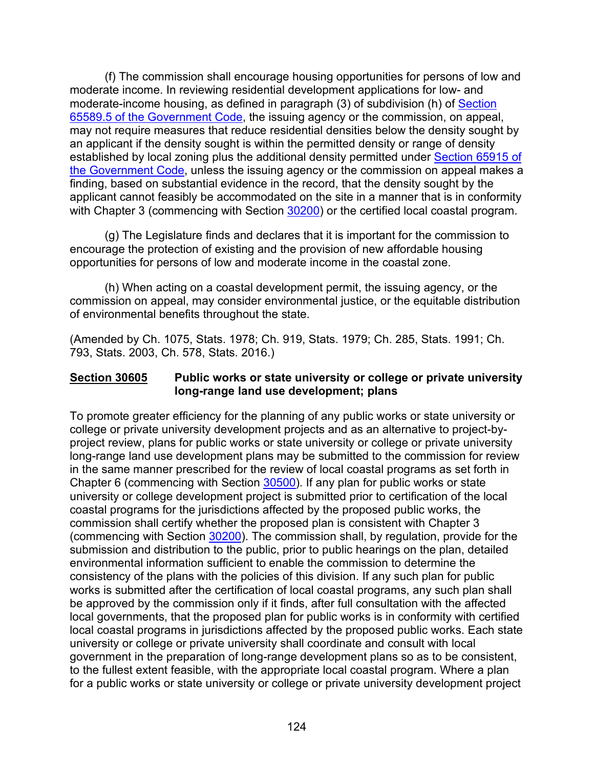(f) The commission shall encourage housing opportunities for persons of low and moderate income. In reviewing residential development applications for low- and moderate-income housing, as defined in paragraph (3) of subdivision (h) of Section 65589.5 of the Government Code, the issuing agency or the commission, on appeal, may not require measures that reduce residential densities below the density sought by an applicant if the density sought is within the permitted density or range of density established by local zoning plus the additional density permitted under Section 65915 of the Government Code, unless the issuing agency or the commission on appeal makes a finding, based on substantial evidence in the record, that the density sought by the applicant cannot feasibly be accommodated on the site in a manner that is in conformity with Chapter 3 (commencing with Section 30200) or the certified local coastal program.

(g) The Legislature finds and declares that it is important for the commission to encourage the protection of existing and the provision of new affordable housing opportunities for persons of low and moderate income in the coastal zone.

(h) When acting on a coastal development permit, the issuing agency, or the commission on appeal, may consider environmental justice, or the equitable distribution of environmental benefits throughout the state.

(Amended by Ch. 1075, Stats. 1978; Ch. 919, Stats. 1979; Ch. 285, Stats. 1991; Ch. 793, Stats. 2003, Ch. 578, Stats. 2016.)

**Section 30605 Public works or state university or college or private university long-range land use development; plans**

To promote greater efficiency for the planning of any public works or state university or college or private university development projects and as an alternative to project-by-project review, plans for public works or state university or college or private university long-range land use development plans may be submitted to the commission for review in the same manner prescribed for the review of local coastal programs as set forth in Chapter 6 (commencing with Section 30500). If any plan for public works or state university or college development project is submitted prior to certification of the local coastal programs for the jurisdictions affected by the proposed public works, the commission shall certify whether the proposed plan is consistent with Chapter 3 (commencing with Section 30200). The commission shall, by regulation, provide for the submission and distribution to the public, prior to public hearings on the plan, detailed environmental information sufficient to enable the commission to determine the consistency of the plans with the policies of this division. If any such plan for public works is submitted after the certification of local coastal programs, any such plan shall be approved by the commission only if it finds, after full consultation with the affected local governments, that the proposed plan for public works is in conformity with certified local coastal programs in jurisdictions affected by the proposed public works. Each state university or college or private university shall coordinate and consult with local government in the preparation of long-range development plans so as to be consistent, to the fullest extent feasible, with the appropriate local coastal program. Where a plan for a public works or state university or college or private university development project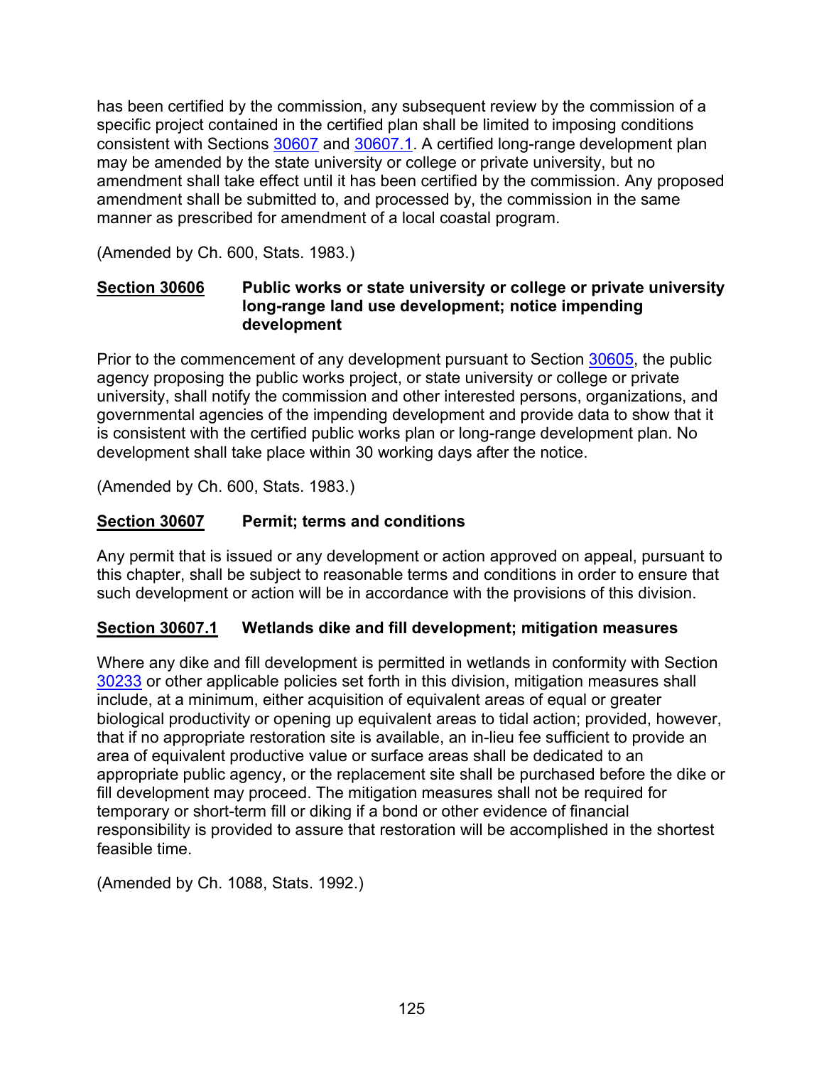has been certified by the commission, any subsequent review by the commission of a specific project contained in the certified plan shall be limited to imposing conditions consistent with Sections 30607 and 30607.1. A certified long-range development plan may be amended by the state university or college or private university, but no amendment shall take effect until it has been certified by the commission. Any proposed amendment shall be submitted to, and processed by, the commission in the same manner as prescribed for amendment of a local coastal program.

(Amended by Ch. 600, Stats. 1983.)

### Section 30606 Public works or state university or college or private university long-range land use development; notice impending development

Prior to the commencement of any development pursuant to Section 30605, the public agency proposing the public works project, or state university or college or private university, shall notify the commission and other interested persons, organizations, and governmental agencies of the impending development and provide data to show that it is consistent with the certified public works plan or long-range development plan. No development shall take place within 30 working days after the notice.

(Amended by Ch. 600, Stats. 1983.)

### Section 30607 Permit; terms and conditions

Any permit that is issued or any development or action approved on appeal, pursuant to this chapter, shall be subject to reasonable terms and conditions in order to ensure that such development or action will be in accordance with the provisions of this division.

### Section 30607.1 Wetlands dike and fill development; mitigation measures

Where any dike and fill development is permitted in wetlands in conformity with Section 30233 or other applicable policies set forth in this division, mitigation measures shall include, at a minimum, either acquisition of equivalent areas of equal or greater biological productivity or opening up equivalent areas to tidal action; provided, however, that if no appropriate restoration site is available, an in-lieu fee sufficient to provide an area of equivalent productive value or surface areas shall be dedicated to an appropriate public agency, or the replacement site shall be purchased before the dike or fill development may proceed. The mitigation measures shall not be required for temporary or short-term fill or diking if a bond or other evidence of financial responsibility is provided to assure that restoration will be accomplished in the shortest feasible time.

(Amended by Ch. 1088, Stats. 1992.)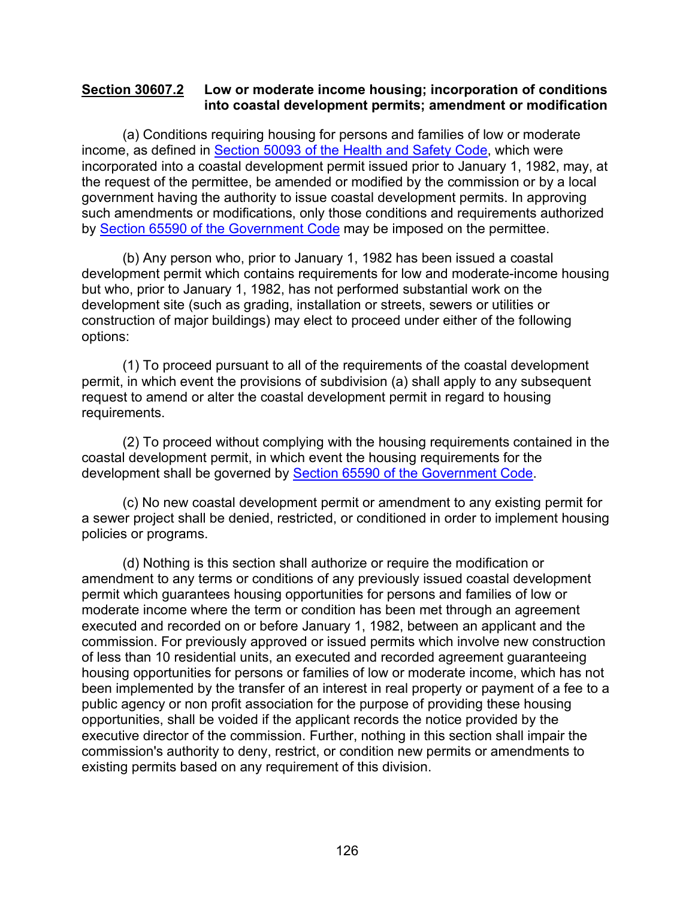**Section 30607.2 Low or moderate income housing; incorporation of conditions into coastal development permits; amendment or modification**

(a) Conditions requiring housing for persons and families of low or moderate income, as defined in Section 50093 of the Health and Safety Code, which were incorporated into a coastal development permit issued prior to January 1, 1982, may, at the request of the permittee, be amended or modified by the commission or by a local government having the authority to issue coastal development permits. In approving such amendments or modifications, only those conditions and requirements authorized by Section 65590 of the Government Code may be imposed on the permittee.

(b) Any person who, prior to January 1, 1982 has been issued a coastal development permit which contains requirements for low and moderate-income housing but who, prior to January 1, 1982, has not performed substantial work on the development site (such as grading, installation or streets, sewers or utilities or construction of major buildings) may elect to proceed under either of the following options:

(1) To proceed pursuant to all of the requirements of the coastal development permit, in which event the provisions of subdivision (a) shall apply to any subsequent request to amend or alter the coastal development permit in regard to housing requirements.

(2) To proceed without complying with the housing requirements contained in the coastal development permit, in which event the housing requirements for the development shall be governed by Section 65590 of the Government Code.

(c) No new coastal development permit or amendment to any existing permit for a sewer project shall be denied, restricted, or conditioned in order to implement housing policies or programs.

(d) Nothing is this section shall authorize or require the modification or amendment to any terms or conditions of any previously issued coastal development permit which guarantees housing opportunities for persons and families of low or moderate income where the term or condition has been met through an agreement executed and recorded on or before January 1, 1982, between an applicant and the commission. For previously approved or issued permits which involve new construction of less than 10 residential units, an executed and recorded agreement guaranteeing housing opportunities for persons or families of low or moderate income, which has not been implemented by the transfer of an interest in real property or payment of a fee to a public agency or non profit association for the purpose of providing these housing opportunities, shall be voided if the applicant records the notice provided by the executive director of the commission. Further, nothing in this section shall impair the commission's authority to deny, restrict, or condition new permits or amendments to existing permits based on any requirement of this division.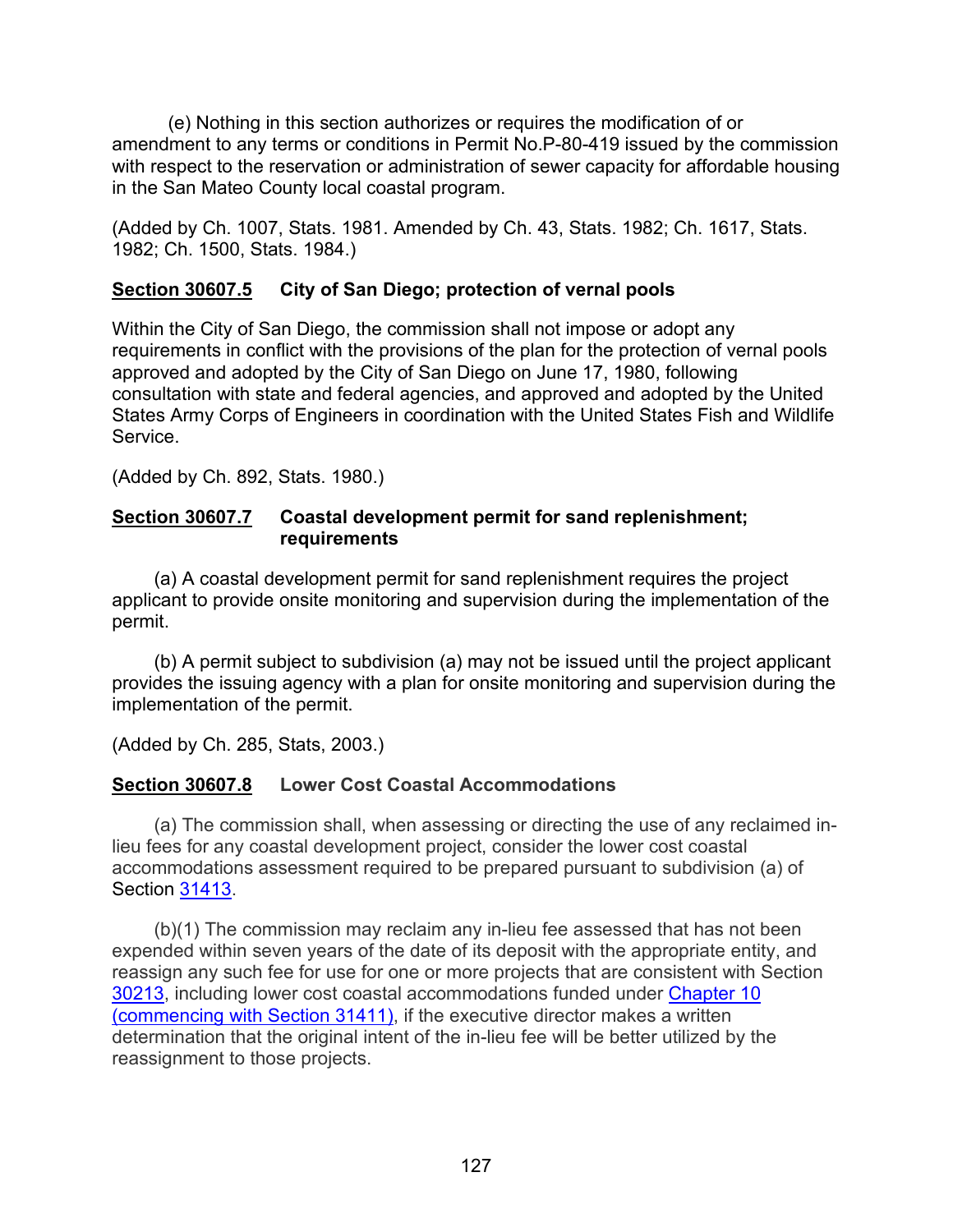(e) Nothing in this section authorizes or requires the modification of or amendment to any terms or conditions in Permit No.P-80-419 issued by the commission with respect to the reservation or administration of sewer capacity for affordable housing in the San Mateo County local coastal program.

(Added by Ch. 1007, Stats. 1981. Amended by Ch. 43, Stats. 1982; Ch. 1617, Stats. 1982; Ch. 1500, Stats. 1984.)

### Section 30607.5 City of San Diego; protection of vernal pools

Within the City of San Diego, the commission shall not impose or adopt any requirements in conflict with the provisions of the plan for the protection of vernal pools approved and adopted by the City of San Diego on June 17, 1980, following consultation with state and federal agencies, and approved and adopted by the United States Army Corps of Engineers in coordination with the United States Fish and Wildlife Service.

(Added by Ch. 892, Stats. 1980.)

### Section 30607.7 Coastal development permit for sand replenishment; requirements

(a) A coastal development permit for sand replenishment requires the project applicant to provide onsite monitoring and supervision during the implementation of the permit.

(b) A permit subject to subdivision (a) may not be issued until the project applicant provides the issuing agency with a plan for onsite monitoring and supervision during the implementation of the permit.

(Added by Ch. 285, Stats, 2003.)

### Section 30607.8 Lower Cost Coastal Accommodations

(a) The commission shall, when assessing or directing the use of any reclaimed in-lieu fees for any coastal development project, consider the lower cost coastal accommodations assessment required to be prepared pursuant to subdivision (a) of Section 31413.

(b)(1) The commission may reclaim any in-lieu fee assessed that has not been expended within seven years of the date of its deposit with the appropriate entity, and reassign any such fee for use for one or more projects that are consistent with Section 30213, including lower cost coastal accommodations funded under Chapter 10 (commencing with Section 31411), if the executive director makes a written determination that the original intent of the in-lieu fee will be better utilized by the reassignment to those projects.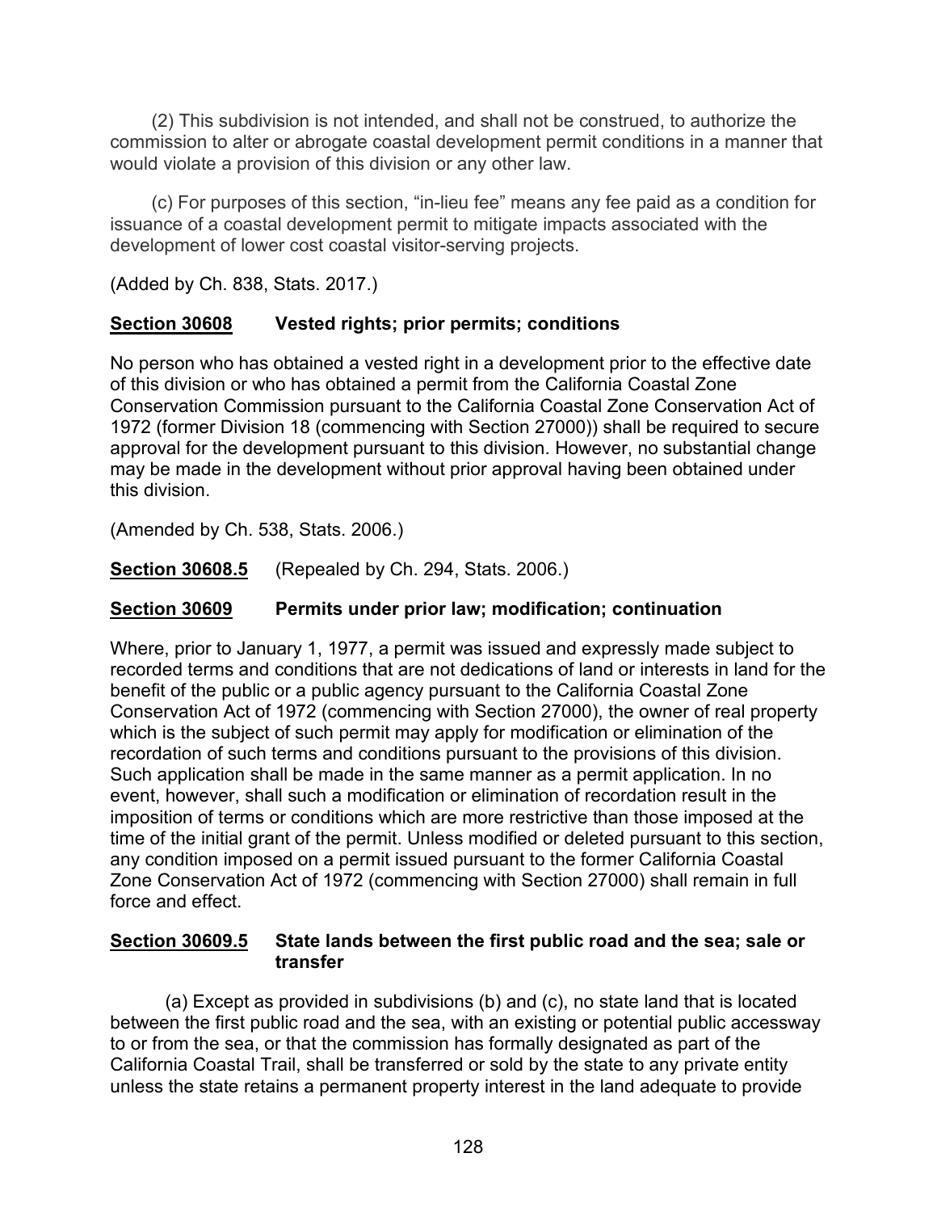(2) This subdivision is not intended, and shall not be construed, to authorize the commission to alter or abrogate coastal development permit conditions in a manner that would violate a provision of this division or any other law.

(c) For purposes of this section, "in-lieu fee" means any fee paid as a condition for issuance of a coastal development permit to mitigate impacts associated with the development of lower cost coastal visitor-serving projects.

(Added by Ch. 838, Stats. 2017.)

### **Section 30608** Vested rights; prior permits; conditions

No person who has obtained a vested right in a development prior to the effective date of this division or who has obtained a permit from the California Coastal Zone Conservation Commission pursuant to the California Coastal Zone Conservation Act of 1972 (former Division 18 (commencing with Section 27000)) shall be required to secure approval for the development pursuant to this division. However, no substantial change may be made in the development without prior approval having been obtained under this division.

(Amended by Ch. 538, Stats. 2006.)

**Section 30608.5** (Repealed by Ch. 294, Stats. 2006.)

### **Section 30609** Permits under prior law; modification; continuation

Where, prior to January 1, 1977, a permit was issued and expressly made subject to recorded terms and conditions that are not dedications of land or interests in land for the benefit of the public or a public agency pursuant to the California Coastal Zone Conservation Act of 1972 (commencing with Section 27000), the owner of real property which is the subject of such permit may apply for modification or elimination of the recordation of such terms and conditions pursuant to the provisions of this division. Such application shall be made in the same manner as a permit application. In no event, however, shall such a modification or elimination of recordation result in the imposition of terms or conditions which are more restrictive than those imposed at the time of the initial grant of the permit. Unless modified or deleted pursuant to this section, any condition imposed on a permit issued pursuant to the former California Coastal Zone Conservation Act of 1972 (commencing with Section 27000) shall remain in full force and effect.

### **Section 30609.5** State lands between the first public road and the sea; sale or transfer

(a) Except as provided in subdivisions (b) and (c), no state land that is located between the first public road and the sea, with an existing or potential public accessway to or from the sea, or that the commission has formally designated as part of the California Coastal Trail, shall be transferred or sold by the state to any private entity unless the state retains a permanent property interest in the land adequate to provide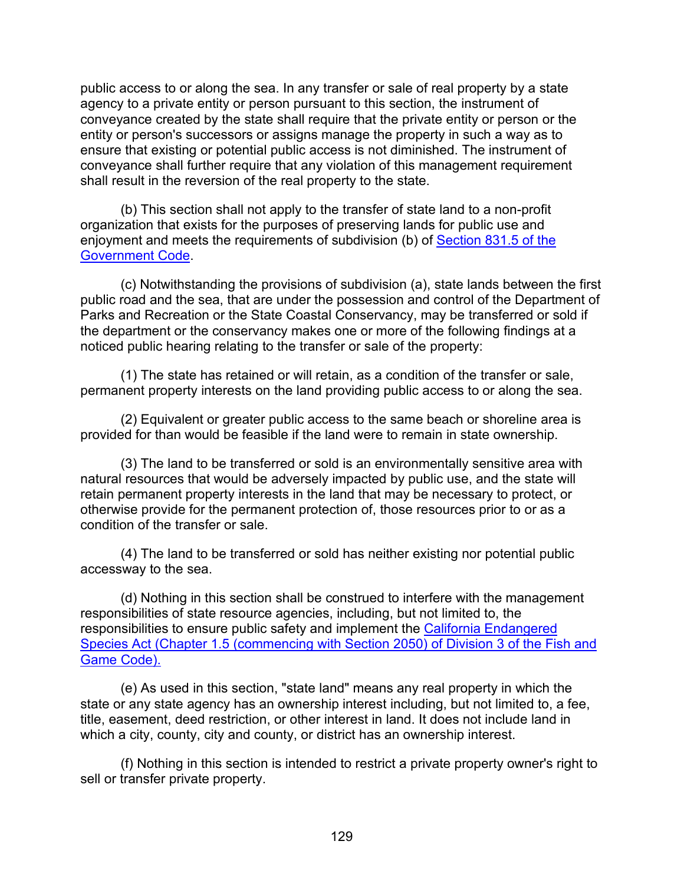public access to or along the sea. In any transfer or sale of real property by a state agency to a private entity or person pursuant to this section, the instrument of conveyance created by the state shall require that the private entity or person or the entity or person's successors or assigns manage the property in such a way as to ensure that existing or potential public access is not diminished. The instrument of conveyance shall further require that any violation of this management requirement shall result in the reversion of the real property to the state.

(b) This section shall not apply to the transfer of state land to a non-profit organization that exists for the purposes of preserving lands for public use and enjoyment and meets the requirements of subdivision (b) of Section 831.5 of the Government Code.

(c) Notwithstanding the provisions of subdivision (a), state lands between the first public road and the sea, that are under the possession and control of the Department of Parks and Recreation or the State Coastal Conservancy, may be transferred or sold if the department or the conservancy makes one or more of the following findings at a noticed public hearing relating to the transfer or sale of the property:

(1) The state has retained or will retain, as a condition of the transfer or sale, permanent property interests on the land providing public access to or along the sea.

(2) Equivalent or greater public access to the same beach or shoreline area is provided for than would be feasible if the land were to remain in state ownership.

(3) The land to be transferred or sold is an environmentally sensitive area with natural resources that would be adversely impacted by public use, and the state will retain permanent property interests in the land that may be necessary to protect, or otherwise provide for the permanent protection of, those resources prior to or as a condition of the transfer or sale.

(4) The land to be transferred or sold has neither existing nor potential public accessway to the sea.

(d) Nothing in this section shall be construed to interfere with the management responsibilities of state resource agencies, including, but not limited to, the responsibilities to ensure public safety and implement the California Endangered Species Act (Chapter 1.5 (commencing with Section 2050) of Division 3 of the Fish and Game Code).

(e) As used in this section, "state land" means any real property in which the state or any state agency has an ownership interest including, but not limited to, a fee, title, easement, deed restriction, or other interest in land. It does not include land in which a city, county, city and county, or district has an ownership interest.

(f) Nothing in this section is intended to restrict a private property owner's right to sell or transfer private property.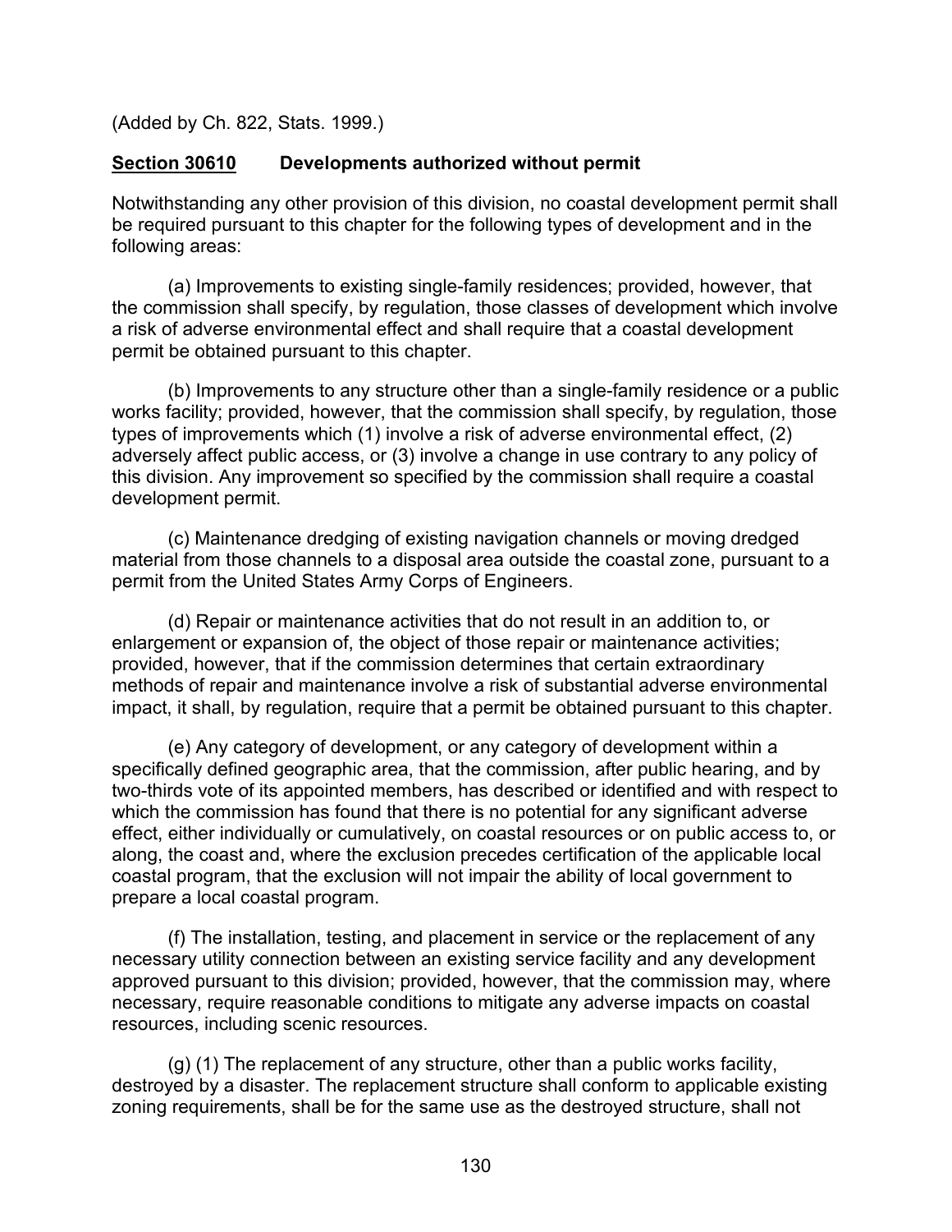(Added by Ch. 822, Stats. 1999.)

**Section 30610 Developments authorized without permit**

Notwithstanding any other provision of this division, no coastal development permit shall be required pursuant to this chapter for the following types of development and in the following areas:

(a) Improvements to existing single-family residences; provided, however, that the commission shall specify, by regulation, those classes of development which involve a risk of adverse environmental effect and shall require that a coastal development permit be obtained pursuant to this chapter.

(b) Improvements to any structure other than a single-family residence or a public works facility; provided, however, that the commission shall specify, by regulation, those types of improvements which (1) involve a risk of adverse environmental effect, (2) adversely affect public access, or (3) involve a change in use contrary to any policy of this division. Any improvement so specified by the commission shall require a coastal development permit.

(c) Maintenance dredging of existing navigation channels or moving dredged material from those channels to a disposal area outside the coastal zone, pursuant to a permit from the United States Army Corps of Engineers.

(d) Repair or maintenance activities that do not result in an addition to, or enlargement or expansion of, the object of those repair or maintenance activities; provided, however, that if the commission determines that certain extraordinary methods of repair and maintenance involve a risk of substantial adverse environmental impact, it shall, by regulation, require that a permit be obtained pursuant to this chapter.

(e) Any category of development, or any category of development within a specifically defined geographic area, that the commission, after public hearing, and by two-thirds vote of its appointed members, has described or identified and with respect to which the commission has found that there is no potential for any significant adverse effect, either individually or cumulatively, on coastal resources or on public access to, or along, the coast and, where the exclusion precedes certification of the applicable local coastal program, that the exclusion will not impair the ability of local government to prepare a local coastal program.

(f) The installation, testing, and placement in service or the replacement of any necessary utility connection between an existing service facility and any development approved pursuant to this division; provided, however, that the commission may, where necessary, require reasonable conditions to mitigate any adverse impacts on coastal resources, including scenic resources.

(g) (1) The replacement of any structure, other than a public works facility, destroyed by a disaster. The replacement structure shall conform to applicable existing zoning requirements, shall be for the same use as the destroyed structure, shall not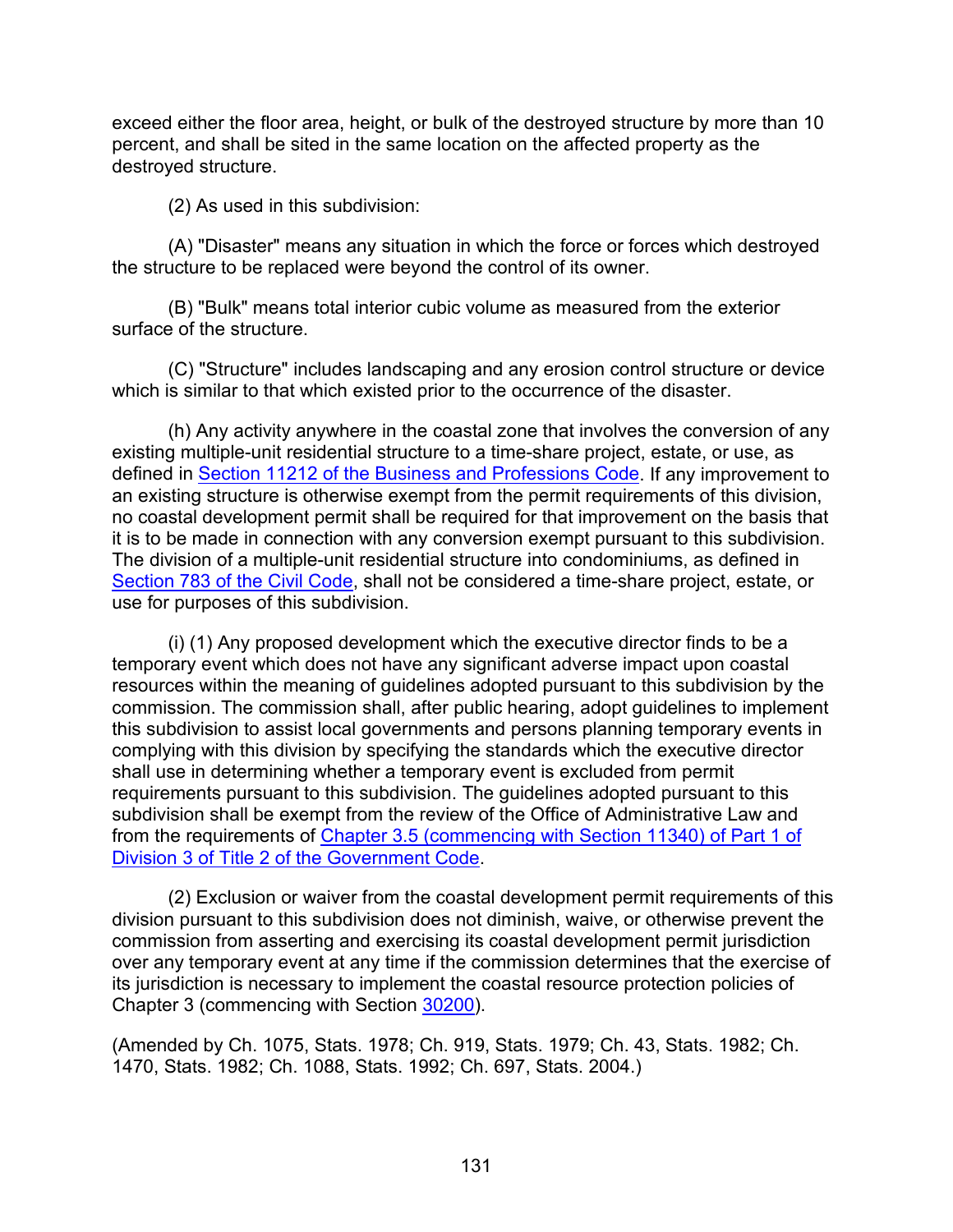exceed either the floor area, height, or bulk of the destroyed structure by more than 10 percent, and shall be sited in the same location on the affected property as the destroyed structure.

(2) As used in this subdivision:

(A) "Disaster" means any situation in which the force or forces which destroyed the structure to be replaced were beyond the control of its owner.

(B) "Bulk" means total interior cubic volume as measured from the exterior surface of the structure.

(C) "Structure" includes landscaping and any erosion control structure or device which is similar to that which existed prior to the occurrence of the disaster.

(h) Any activity anywhere in the coastal zone that involves the conversion of any existing multiple-unit residential structure to a time-share project, estate, or use, as defined in Section 11212 of the Business and Professions Code. If any improvement to an existing structure is otherwise exempt from the permit requirements of this division, no coastal development permit shall be required for that improvement on the basis that it is to be made in connection with any conversion exempt pursuant to this subdivision. The division of a multiple-unit residential structure into condominiums, as defined in Section 783 of the Civil Code, shall not be considered a time-share project, estate, or use for purposes of this subdivision.

(i) (1) Any proposed development which the executive director finds to be a temporary event which does not have any significant adverse impact upon coastal resources within the meaning of guidelines adopted pursuant to this subdivision by the commission. The commission shall, after public hearing, adopt guidelines to implement this subdivision to assist local governments and persons planning temporary events in complying with this division by specifying the standards which the executive director shall use in determining whether a temporary event is excluded from permit requirements pursuant to this subdivision. The guidelines adopted pursuant to this subdivision shall be exempt from the review of the Office of Administrative Law and from the requirements of Chapter 3.5 (commencing with Section 11340) of Part 1 of Division 3 of Title 2 of the Government Code.

(2) Exclusion or waiver from the coastal development permit requirements of this division pursuant to this subdivision does not diminish, waive, or otherwise prevent the commission from asserting and exercising its coastal development permit jurisdiction over any temporary event at any time if the commission determines that the exercise of its jurisdiction is necessary to implement the coastal resource protection policies of Chapter 3 (commencing with Section 30200).

(Amended by Ch. 1075, Stats. 1978; Ch. 919, Stats. 1979; Ch. 43, Stats. 1982; Ch. 1470, Stats. 1982; Ch. 1088, Stats. 1992; Ch. 697, Stats. 2004.)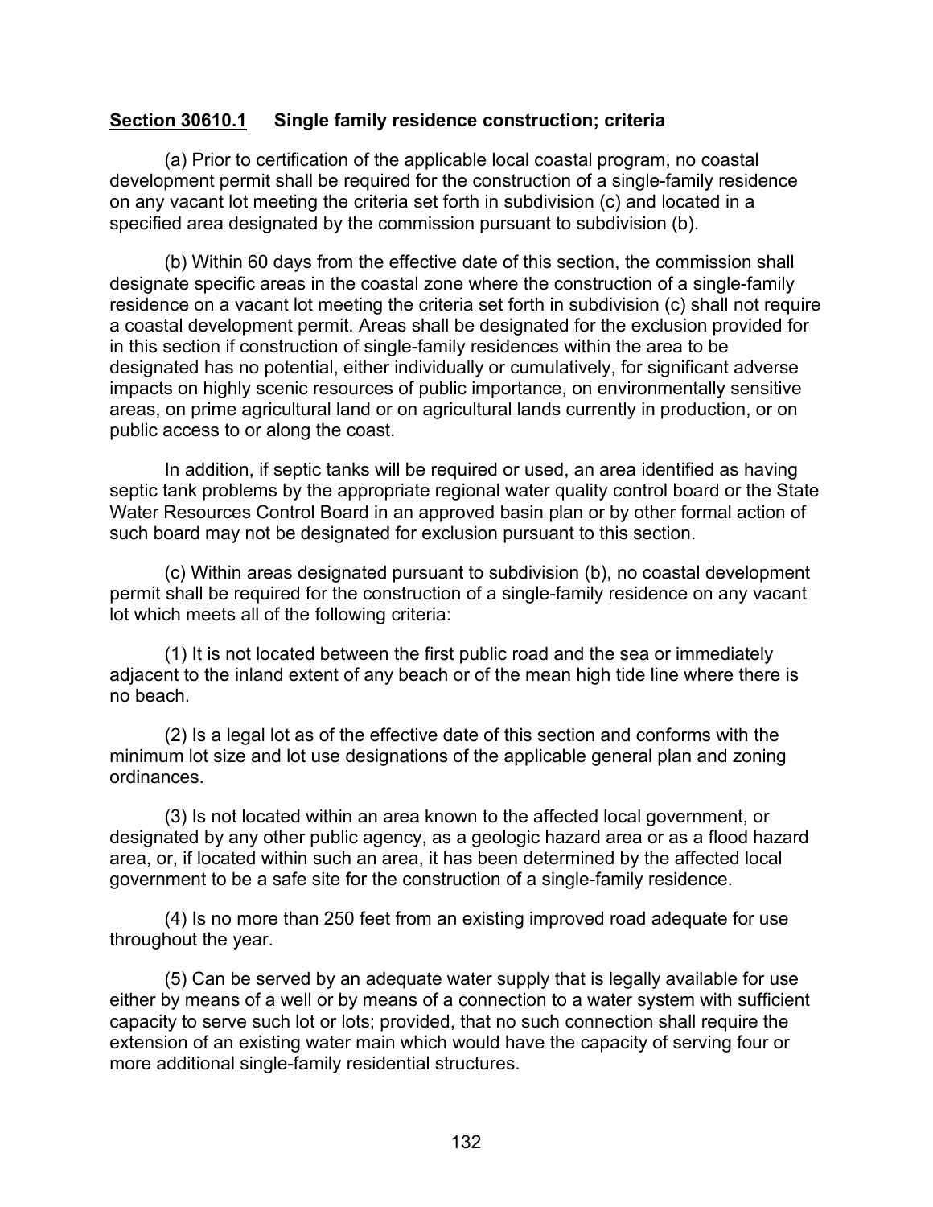**<u>Section 30610.1</u>     Single family residence construction; criteria**

(a) Prior to certification of the applicable local coastal program, no coastal development permit shall be required for the construction of a single-family residence on any vacant lot meeting the criteria set forth in subdivision (c) and located in a specified area designated by the commission pursuant to subdivision (b).

(b) Within 60 days from the effective date of this section, the commission shall designate specific areas in the coastal zone where the construction of a single-family residence on a vacant lot meeting the criteria set forth in subdivision (c) shall not require a coastal development permit. Areas shall be designated for the exclusion provided for in this section if construction of single-family residences within the area to be designated has no potential, either individually or cumulatively, for significant adverse impacts on highly scenic resources of public importance, on environmentally sensitive areas, on prime agricultural land or on agricultural lands currently in production, or on public access to or along the coast.

In addition, if septic tanks will be required or used, an area identified as having septic tank problems by the appropriate regional water quality control board or the State Water Resources Control Board in an approved basin plan or by other formal action of such board may not be designated for exclusion pursuant to this section.

(c) Within areas designated pursuant to subdivision (b), no coastal development permit shall be required for the construction of a single-family residence on any vacant lot which meets all of the following criteria:

(1) It is not located between the first public road and the sea or immediately adjacent to the inland extent of any beach or of the mean high tide line where there is no beach.

(2) Is a legal lot as of the effective date of this section and conforms with the minimum lot size and lot use designations of the applicable general plan and zoning ordinances.

(3) Is not located within an area known to the affected local government, or designated by any other public agency, as a geologic hazard area or as a flood hazard area, or, if located within such an area, it has been determined by the affected local government to be a safe site for the construction of a single-family residence.

(4) Is no more than 250 feet from an existing improved road adequate for use throughout the year.

(5) Can be served by an adequate water supply that is legally available for use either by means of a well or by means of a connection to a water system with sufficient capacity to serve such lot or lots; provided, that no such connection shall require the extension of an existing water main which would have the capacity of serving four or more additional single-family residential structures.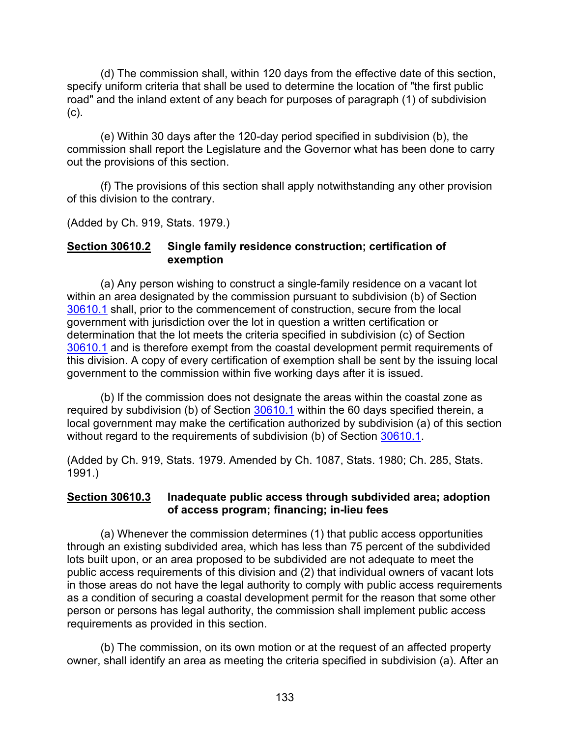(d) The commission shall, within 120 days from the effective date of this section, specify uniform criteria that shall be used to determine the location of "the first public road" and the inland extent of any beach for purposes of paragraph (1) of subdivision (c).

(e) Within 30 days after the 120-day period specified in subdivision (b), the commission shall report the Legislature and the Governor what has been done to carry out the provisions of this section.

(f) The provisions of this section shall apply notwithstanding any other provision of this division to the contrary.

(Added by Ch. 919, Stats. 1979.)

### Section 30610.2 Single family residence construction; certification of exemption

(a) Any person wishing to construct a single-family residence on a vacant lot within an area designated by the commission pursuant to subdivision (b) of Section 30610.1 shall, prior to the commencement of construction, secure from the local government with jurisdiction over the lot in question a written certification or determination that the lot meets the criteria specified in subdivision (c) of Section 30610.1 and is therefore exempt from the coastal development permit requirements of this division. A copy of every certification of exemption shall be sent by the issuing local government to the commission within five working days after it is issued.

(b) If the commission does not designate the areas within the coastal zone as required by subdivision (b) of Section 30610.1 within the 60 days specified therein, a local government may make the certification authorized by subdivision (a) of this section without regard to the requirements of subdivision (b) of Section 30610.1.

(Added by Ch. 919, Stats. 1979. Amended by Ch. 1087, Stats. 1980; Ch. 285, Stats. 1991.)

### Section 30610.3 Inadequate public access through subdivided area; adoption of access program; financing; in-lieu fees

(a) Whenever the commission determines (1) that public access opportunities through an existing subdivided area, which has less than 75 percent of the subdivided lots built upon, or an area proposed to be subdivided are not adequate to meet the public access requirements of this division and (2) that individual owners of vacant lots in those areas do not have the legal authority to comply with public access requirements as a condition of securing a coastal development permit for the reason that some other person or persons has legal authority, the commission shall implement public access requirements as provided in this section.

(b) The commission, on its own motion or at the request of an affected property owner, shall identify an area as meeting the criteria specified in subdivision (a). After an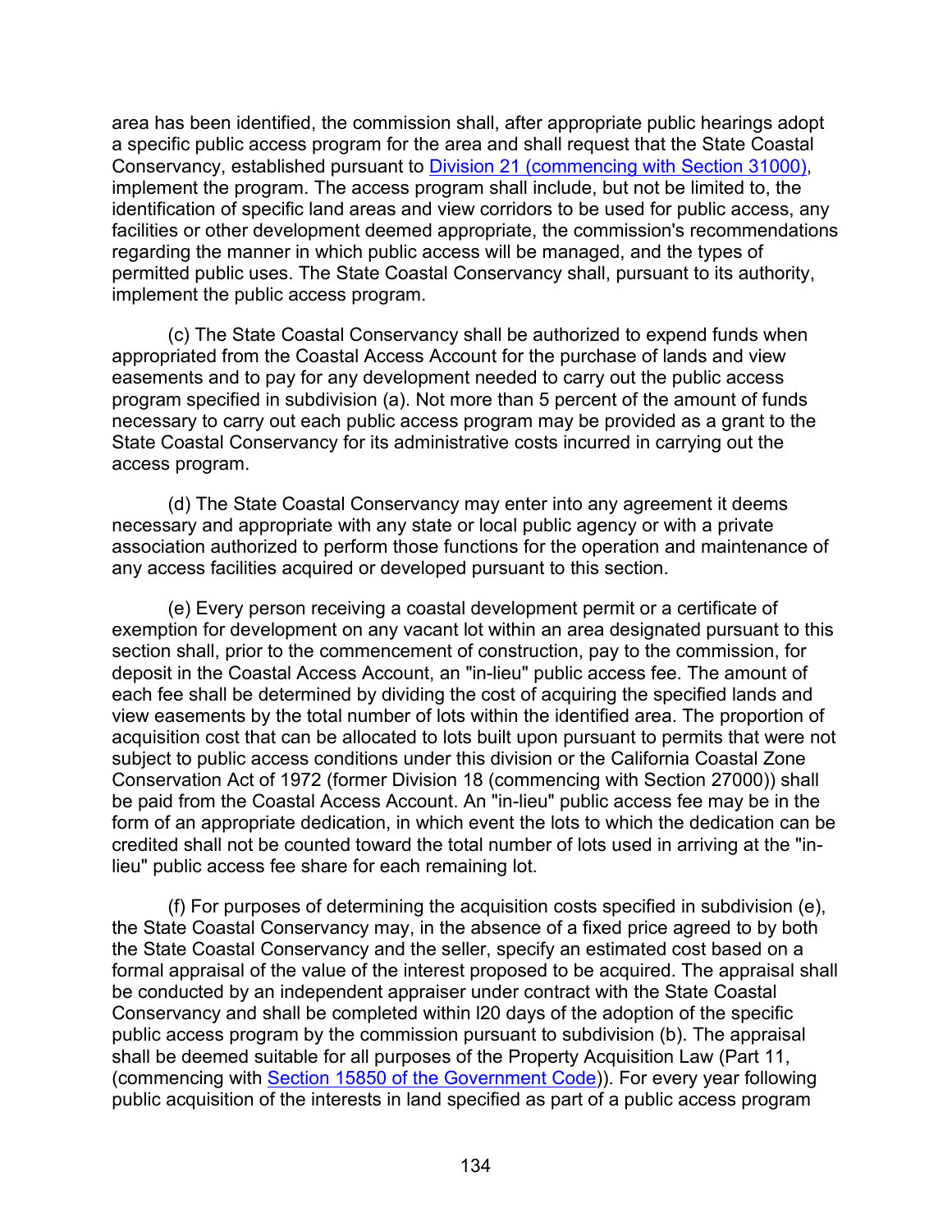area has been identified, the commission shall, after appropriate public hearings adopt a specific public access program for the area and shall request that the State Coastal Conservancy, established pursuant to Division 21 (commencing with Section 31000), implement the program. The access program shall include, but not be limited to, the identification of specific land areas and view corridors to be used for public access, any facilities or other development deemed appropriate, the commission's recommendations regarding the manner in which public access will be managed, and the types of permitted public uses. The State Coastal Conservancy shall, pursuant to its authority, implement the public access program.

(c) The State Coastal Conservancy shall be authorized to expend funds when appropriated from the Coastal Access Account for the purchase of lands and view easements and to pay for any development needed to carry out the public access program specified in subdivision (a). Not more than 5 percent of the amount of funds necessary to carry out each public access program may be provided as a grant to the State Coastal Conservancy for its administrative costs incurred in carrying out the access program.

(d) The State Coastal Conservancy may enter into any agreement it deems necessary and appropriate with any state or local public agency or with a private association authorized to perform those functions for the operation and maintenance of any access facilities acquired or developed pursuant to this section.

(e) Every person receiving a coastal development permit or a certificate of exemption for development on any vacant lot within an area designated pursuant to this section shall, prior to the commencement of construction, pay to the commission, for deposit in the Coastal Access Account, an "in-lieu" public access fee. The amount of each fee shall be determined by dividing the cost of acquiring the specified lands and view easements by the total number of lots within the identified area. The proportion of acquisition cost that can be allocated to lots built upon pursuant to permits that were not subject to public access conditions under this division or the California Coastal Zone Conservation Act of 1972 (former Division 18 (commencing with Section 27000)) shall be paid from the Coastal Access Account. An "in-lieu" public access fee may be in the form of an appropriate dedication, in which event the lots to which the dedication can be credited shall not be counted toward the total number of lots used in arriving at the "in-lieu" public access fee share for each remaining lot.

(f) For purposes of determining the acquisition costs specified in subdivision (e), the State Coastal Conservancy may, in the absence of a fixed price agreed to by both the State Coastal Conservancy and the seller, specify an estimated cost based on a formal appraisal of the value of the interest proposed to be acquired. The appraisal shall be conducted by an independent appraiser under contract with the State Coastal Conservancy and shall be completed within l20 days of the adoption of the specific public access program by the commission pursuant to subdivision (b). The appraisal shall be deemed suitable for all purposes of the Property Acquisition Law (Part 11, (commencing with Section 15850 of the Government Code)). For every year following public acquisition of the interests in land specified as part of a public access program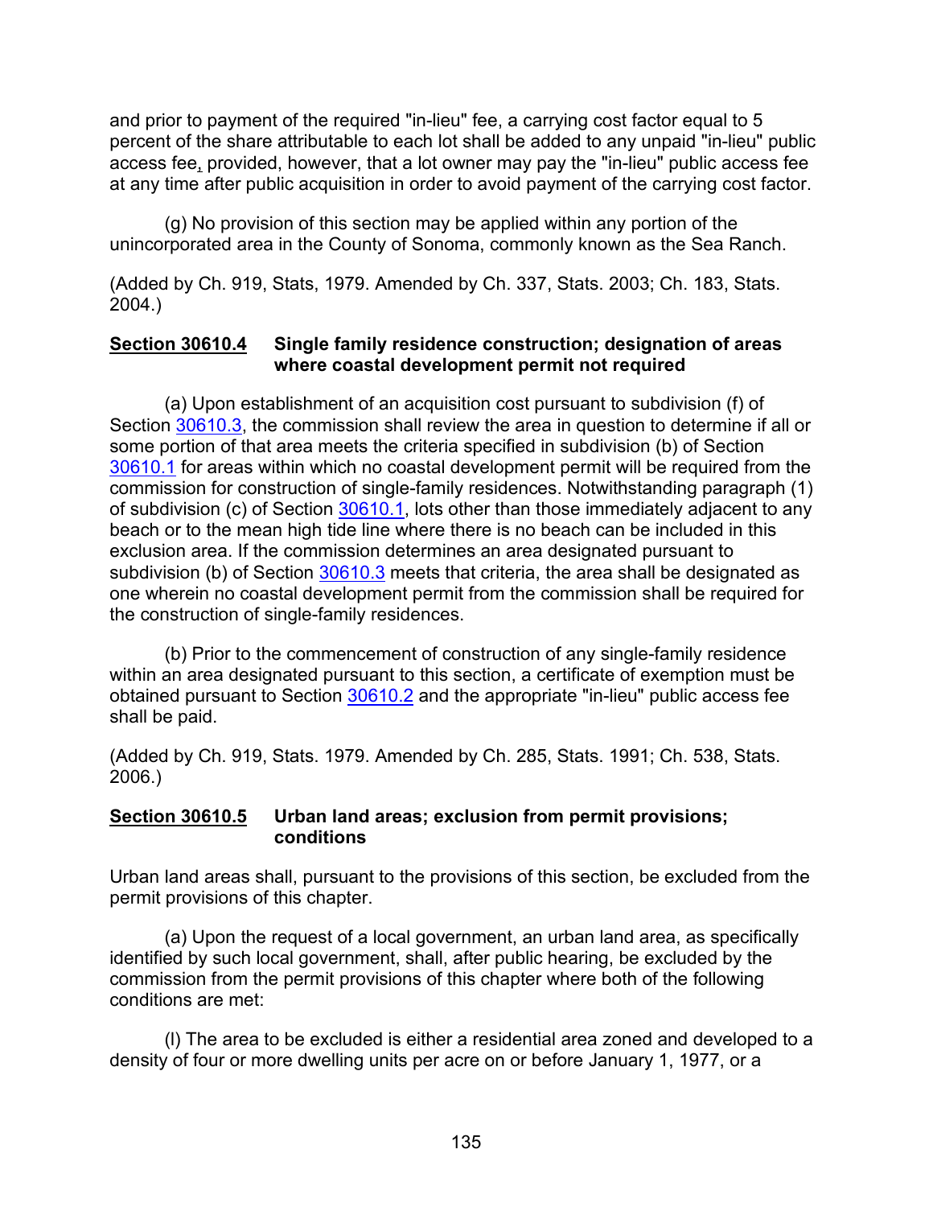and prior to payment of the required "in-lieu" fee, a carrying cost factor equal to 5 percent of the share attributable to each lot shall be added to any unpaid "in-lieu" public access fee, provided, however, that a lot owner may pay the "in-lieu" public access fee at any time after public acquisition in order to avoid payment of the carrying cost factor.

(g) No provision of this section may be applied within any portion of the unincorporated area in the County of Sonoma, commonly known as the Sea Ranch.

(Added by Ch. 919, Stats, 1979. Amended by Ch. 337, Stats. 2003; Ch. 183, Stats. 2004.)

**Section 30610.4 Single family residence construction; designation of areas where coastal development permit not required**

(a) Upon establishment of an acquisition cost pursuant to subdivision (f) of Section 30610.3, the commission shall review the area in question to determine if all or some portion of that area meets the criteria specified in subdivision (b) of Section 30610.1 for areas within which no coastal development permit will be required from the commission for construction of single-family residences. Notwithstanding paragraph (1) of subdivision (c) of Section 30610.1, lots other than those immediately adjacent to any beach or to the mean high tide line where there is no beach can be included in this exclusion area. If the commission determines an area designated pursuant to subdivision (b) of Section 30610.3 meets that criteria, the area shall be designated as one wherein no coastal development permit from the commission shall be required for the construction of single-family residences.

(b) Prior to the commencement of construction of any single-family residence within an area designated pursuant to this section, a certificate of exemption must be obtained pursuant to Section 30610.2 and the appropriate "in-lieu" public access fee shall be paid.

(Added by Ch. 919, Stats. 1979. Amended by Ch. 285, Stats. 1991; Ch. 538, Stats. 2006.)

**Section 30610.5 Urban land areas; exclusion from permit provisions; conditions**

Urban land areas shall, pursuant to the provisions of this section, be excluded from the permit provisions of this chapter.

(a) Upon the request of a local government, an urban land area, as specifically identified by such local government, shall, after public hearing, be excluded by the commission from the permit provisions of this chapter where both of the following conditions are met:

(l) The area to be excluded is either a residential area zoned and developed to a density of four or more dwelling units per acre on or before January 1, 1977, or a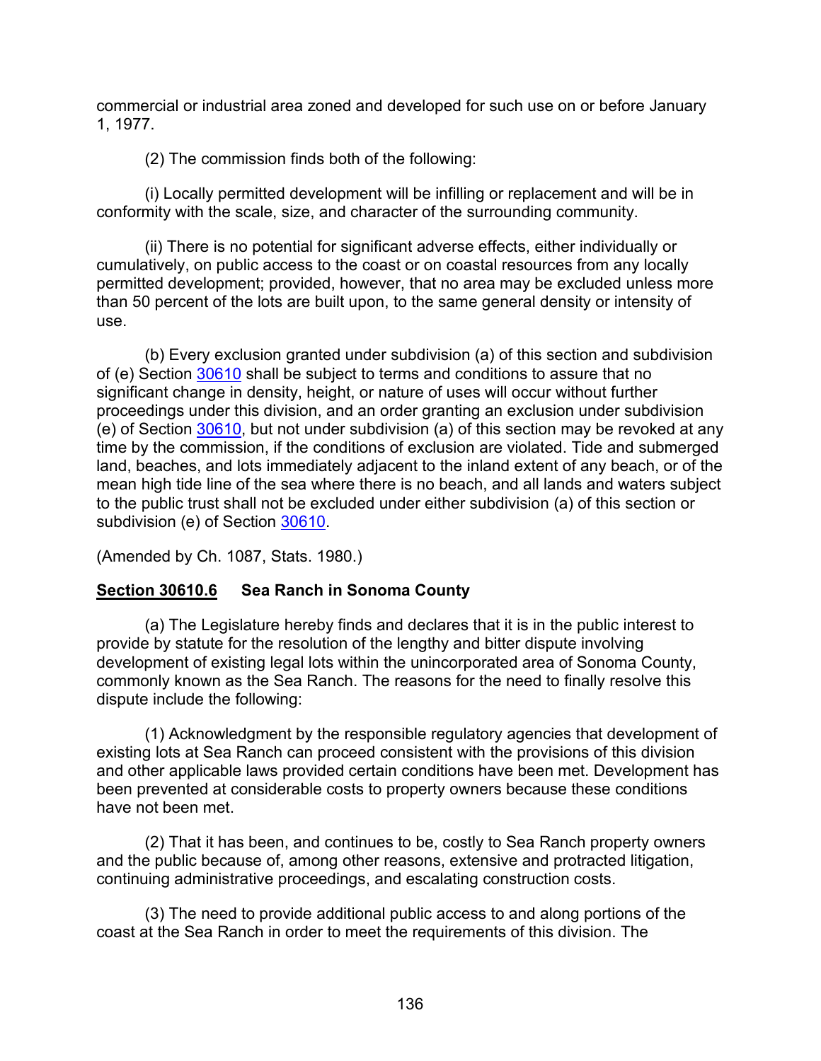commercial or industrial area zoned and developed for such use on or before January 1, 1977.

(2) The commission finds both of the following:

(i) Locally permitted development will be infilling or replacement and will be in conformity with the scale, size, and character of the surrounding community.

(ii) There is no potential for significant adverse effects, either individually or cumulatively, on public access to the coast or on coastal resources from any locally permitted development; provided, however, that no area may be excluded unless more than 50 percent of the lots are built upon, to the same general density or intensity of use.

(b) Every exclusion granted under subdivision (a) of this section and subdivision of (e) Section 30610 shall be subject to terms and conditions to assure that no significant change in density, height, or nature of uses will occur without further proceedings under this division, and an order granting an exclusion under subdivision (e) of Section 30610, but not under subdivision (a) of this section may be revoked at any time by the commission, if the conditions of exclusion are violated. Tide and submerged land, beaches, and lots immediately adjacent to the inland extent of any beach, or of the mean high tide line of the sea where there is no beach, and all lands and waters subject to the public trust shall not be excluded under either subdivision (a) of this section or subdivision (e) of Section 30610.

(Amended by Ch. 1087, Stats. 1980.)

**Section 30610.6 Sea Ranch in Sonoma County**

(a) The Legislature hereby finds and declares that it is in the public interest to provide by statute for the resolution of the lengthy and bitter dispute involving development of existing legal lots within the unincorporated area of Sonoma County, commonly known as the Sea Ranch. The reasons for the need to finally resolve this dispute include the following:

(1) Acknowledgment by the responsible regulatory agencies that development of existing lots at Sea Ranch can proceed consistent with the provisions of this division and other applicable laws provided certain conditions have been met. Development has been prevented at considerable costs to property owners because these conditions have not been met.

(2) That it has been, and continues to be, costly to Sea Ranch property owners and the public because of, among other reasons, extensive and protracted litigation, continuing administrative proceedings, and escalating construction costs.

(3) The need to provide additional public access to and along portions of the coast at the Sea Ranch in order to meet the requirements of this division. The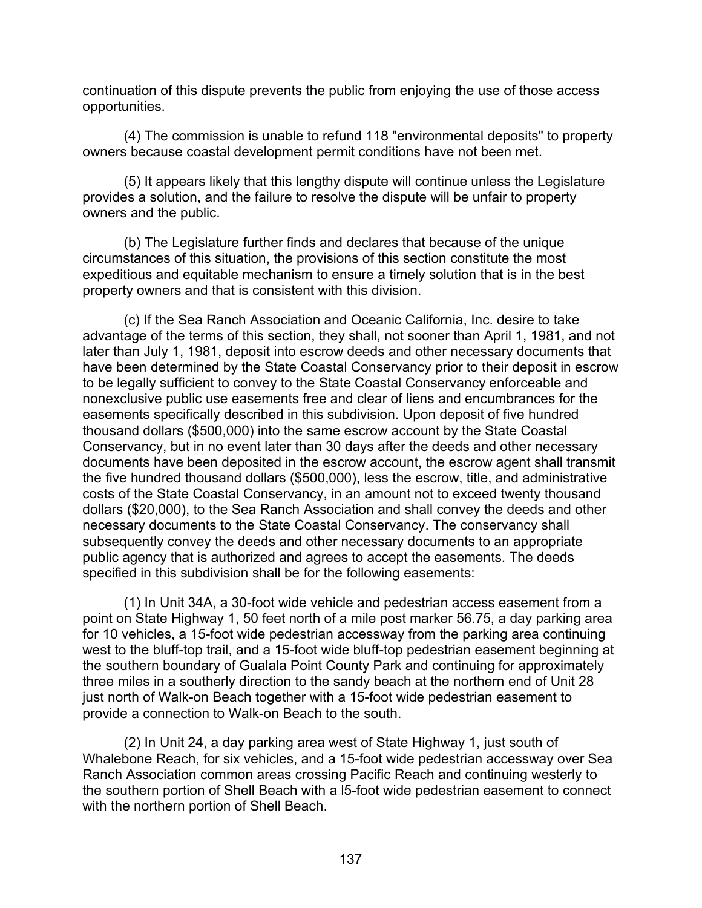continuation of this dispute prevents the public from enjoying the use of those access opportunities.

(4) The commission is unable to refund 118 "environmental deposits" to property owners because coastal development permit conditions have not been met.

(5) It appears likely that this lengthy dispute will continue unless the Legislature provides a solution, and the failure to resolve the dispute will be unfair to property owners and the public.

(b) The Legislature further finds and declares that because of the unique circumstances of this situation, the provisions of this section constitute the most expeditious and equitable mechanism to ensure a timely solution that is in the best property owners and that is consistent with this division.

(c) If the Sea Ranch Association and Oceanic California, Inc. desire to take advantage of the terms of this section, they shall, not sooner than April 1, 1981, and not later than July 1, 1981, deposit into escrow deeds and other necessary documents that have been determined by the State Coastal Conservancy prior to their deposit in escrow to be legally sufficient to convey to the State Coastal Conservancy enforceable and nonexclusive public use easements free and clear of liens and encumbrances for the easements specifically described in this subdivision. Upon deposit of five hundred thousand dollars ($500,000) into the same escrow account by the State Coastal Conservancy, but in no event later than 30 days after the deeds and other necessary documents have been deposited in the escrow account, the escrow agent shall transmit the five hundred thousand dollars ($500,000), less the escrow, title, and administrative costs of the State Coastal Conservancy, in an amount not to exceed twenty thousand dollars ($20,000), to the Sea Ranch Association and shall convey the deeds and other necessary documents to the State Coastal Conservancy. The conservancy shall subsequently convey the deeds and other necessary documents to an appropriate public agency that is authorized and agrees to accept the easements. The deeds specified in this subdivision shall be for the following easements:

(1) In Unit 34A, a 30-foot wide vehicle and pedestrian access easement from a point on State Highway 1, 50 feet north of a mile post marker 56.75, a day parking area for 10 vehicles, a 15-foot wide pedestrian accessway from the parking area continuing west to the bluff-top trail, and a 15-foot wide bluff-top pedestrian easement beginning at the southern boundary of Gualala Point County Park and continuing for approximately three miles in a southerly direction to the sandy beach at the northern end of Unit 28 just north of Walk-on Beach together with a 15-foot wide pedestrian easement to provide a connection to Walk-on Beach to the south.

(2) In Unit 24, a day parking area west of State Highway 1, just south of Whalebone Reach, for six vehicles, and a 15-foot wide pedestrian accessway over Sea Ranch Association common areas crossing Pacific Reach and continuing westerly to the southern portion of Shell Beach with a l5-foot wide pedestrian easement to connect with the northern portion of Shell Beach.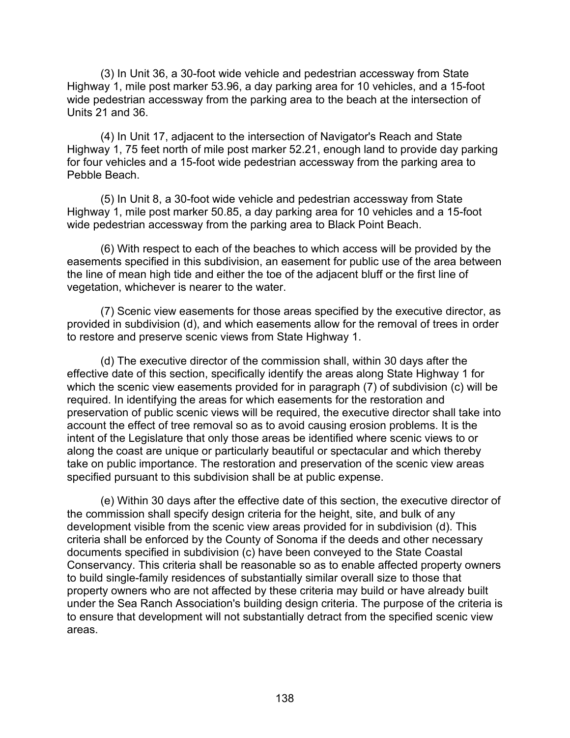(3) In Unit 36, a 30-foot wide vehicle and pedestrian accessway from State Highway 1, mile post marker 53.96, a day parking area for 10 vehicles, and a 15-foot wide pedestrian accessway from the parking area to the beach at the intersection of Units 21 and 36.

(4) In Unit 17, adjacent to the intersection of Navigator's Reach and State Highway 1, 75 feet north of mile post marker 52.21, enough land to provide day parking for four vehicles and a 15-foot wide pedestrian accessway from the parking area to Pebble Beach.

(5) In Unit 8, a 30-foot wide vehicle and pedestrian accessway from State Highway 1, mile post marker 50.85, a day parking area for 10 vehicles and a 15-foot wide pedestrian accessway from the parking area to Black Point Beach.

(6) With respect to each of the beaches to which access will be provided by the easements specified in this subdivision, an easement for public use of the area between the line of mean high tide and either the toe of the adjacent bluff or the first line of vegetation, whichever is nearer to the water.

(7) Scenic view easements for those areas specified by the executive director, as provided in subdivision (d), and which easements allow for the removal of trees in order to restore and preserve scenic views from State Highway 1.

(d) The executive director of the commission shall, within 30 days after the effective date of this section, specifically identify the areas along State Highway 1 for which the scenic view easements provided for in paragraph (7) of subdivision (c) will be required. In identifying the areas for which easements for the restoration and preservation of public scenic views will be required, the executive director shall take into account the effect of tree removal so as to avoid causing erosion problems. It is the intent of the Legislature that only those areas be identified where scenic views to or along the coast are unique or particularly beautiful or spectacular and which thereby take on public importance. The restoration and preservation of the scenic view areas specified pursuant to this subdivision shall be at public expense.

(e) Within 30 days after the effective date of this section, the executive director of the commission shall specify design criteria for the height, site, and bulk of any development visible from the scenic view areas provided for in subdivision (d). This criteria shall be enforced by the County of Sonoma if the deeds and other necessary documents specified in subdivision (c) have been conveyed to the State Coastal Conservancy. This criteria shall be reasonable so as to enable affected property owners to build single-family residences of substantially similar overall size to those that property owners who are not affected by these criteria may build or have already built under the Sea Ranch Association's building design criteria. The purpose of the criteria is to ensure that development will not substantially detract from the specified scenic view areas.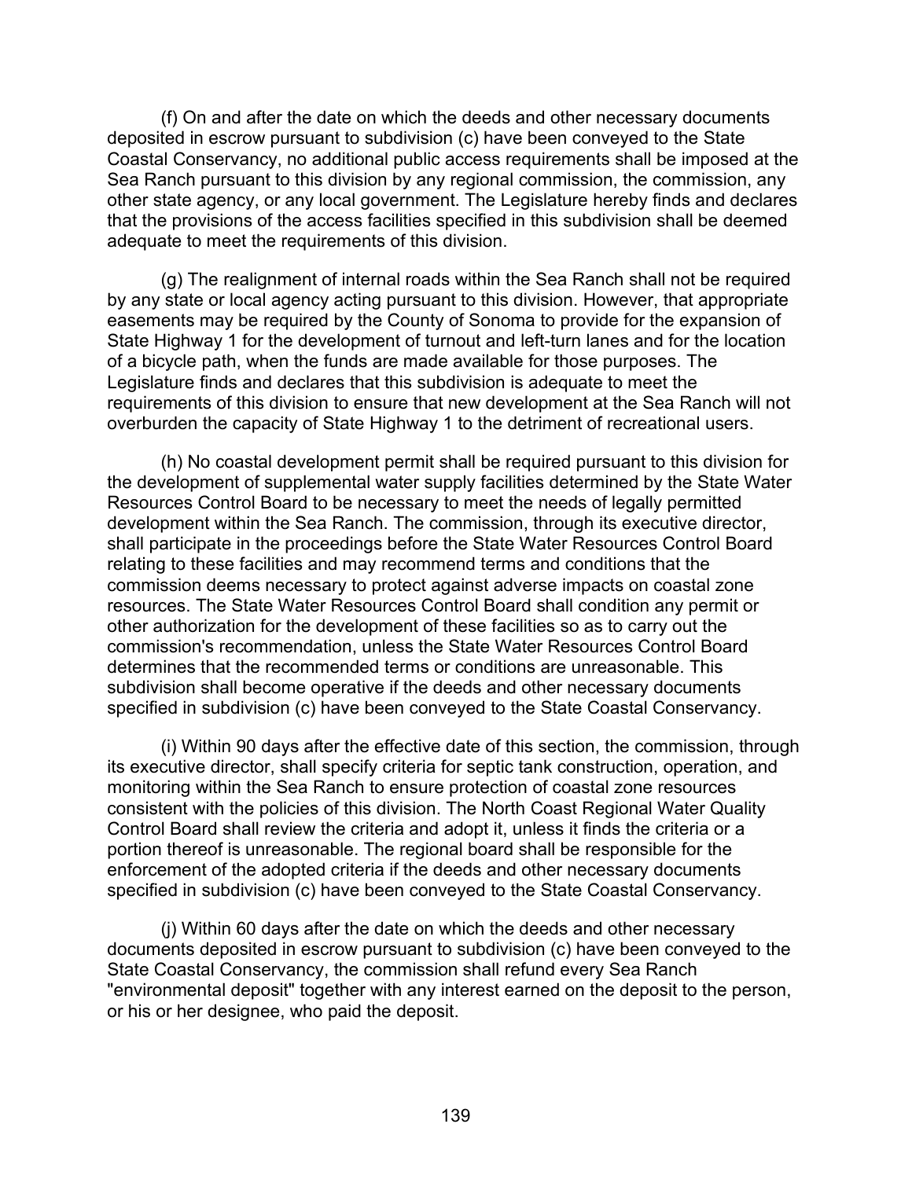(f) On and after the date on which the deeds and other necessary documents deposited in escrow pursuant to subdivision (c) have been conveyed to the State Coastal Conservancy, no additional public access requirements shall be imposed at the Sea Ranch pursuant to this division by any regional commission, the commission, any other state agency, or any local government. The Legislature hereby finds and declares that the provisions of the access facilities specified in this subdivision shall be deemed adequate to meet the requirements of this division.

(g) The realignment of internal roads within the Sea Ranch shall not be required by any state or local agency acting pursuant to this division. However, that appropriate easements may be required by the County of Sonoma to provide for the expansion of State Highway 1 for the development of turnout and left-turn lanes and for the location of a bicycle path, when the funds are made available for those purposes. The Legislature finds and declares that this subdivision is adequate to meet the requirements of this division to ensure that new development at the Sea Ranch will not overburden the capacity of State Highway 1 to the detriment of recreational users.

(h) No coastal development permit shall be required pursuant to this division for the development of supplemental water supply facilities determined by the State Water Resources Control Board to be necessary to meet the needs of legally permitted development within the Sea Ranch. The commission, through its executive director, shall participate in the proceedings before the State Water Resources Control Board relating to these facilities and may recommend terms and conditions that the commission deems necessary to protect against adverse impacts on coastal zone resources. The State Water Resources Control Board shall condition any permit or other authorization for the development of these facilities so as to carry out the commission's recommendation, unless the State Water Resources Control Board determines that the recommended terms or conditions are unreasonable. This subdivision shall become operative if the deeds and other necessary documents specified in subdivision (c) have been conveyed to the State Coastal Conservancy.

(i) Within 90 days after the effective date of this section, the commission, through its executive director, shall specify criteria for septic tank construction, operation, and monitoring within the Sea Ranch to ensure protection of coastal zone resources consistent with the policies of this division. The North Coast Regional Water Quality Control Board shall review the criteria and adopt it, unless it finds the criteria or a portion thereof is unreasonable. The regional board shall be responsible for the enforcement of the adopted criteria if the deeds and other necessary documents specified in subdivision (c) have been conveyed to the State Coastal Conservancy.

(j) Within 60 days after the date on which the deeds and other necessary documents deposited in escrow pursuant to subdivision (c) have been conveyed to the State Coastal Conservancy, the commission shall refund every Sea Ranch "environmental deposit" together with any interest earned on the deposit to the person, or his or her designee, who paid the deposit.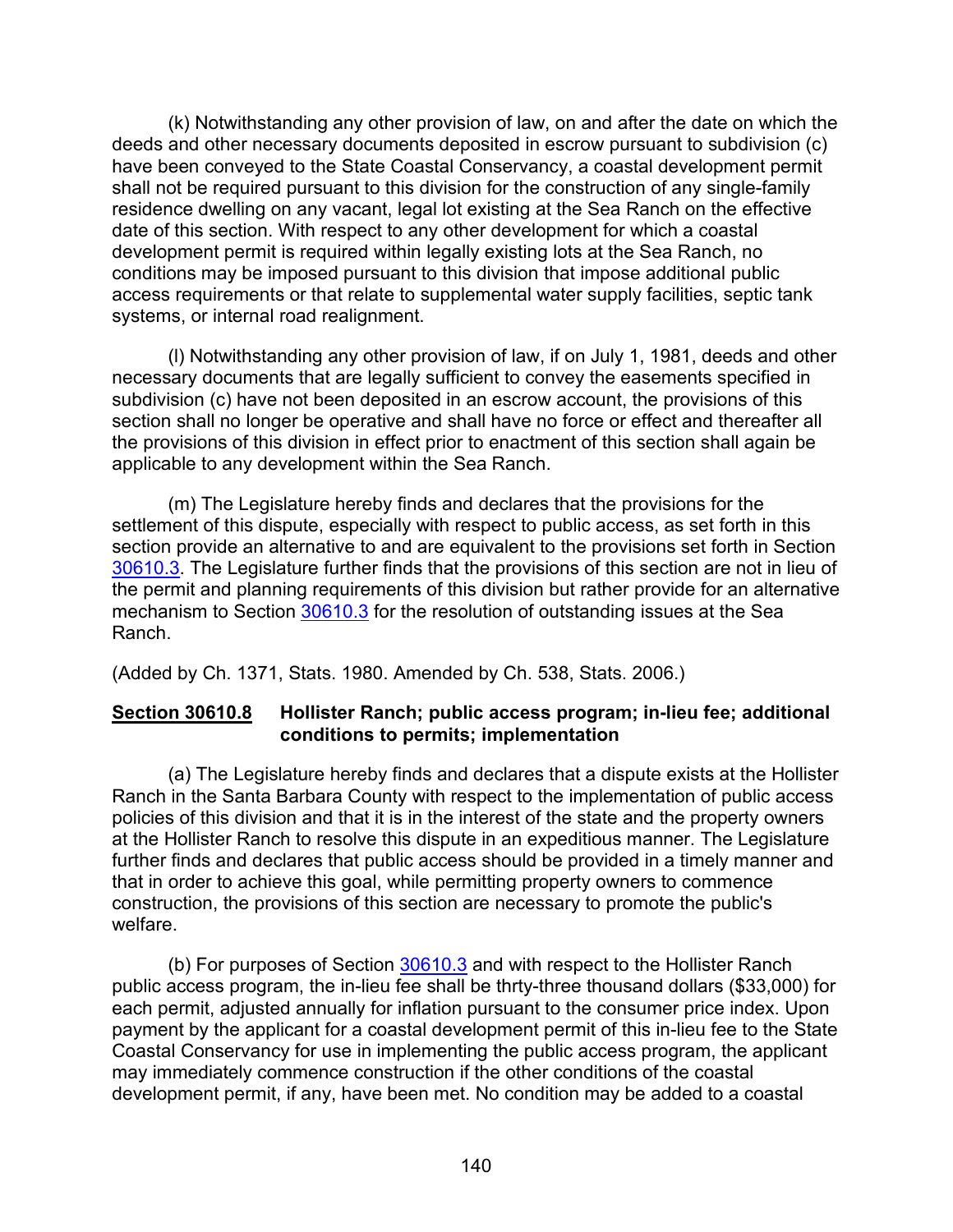(k) Notwithstanding any other provision of law, on and after the date on which the deeds and other necessary documents deposited in escrow pursuant to subdivision (c) have been conveyed to the State Coastal Conservancy, a coastal development permit shall not be required pursuant to this division for the construction of any single-family residence dwelling on any vacant, legal lot existing at the Sea Ranch on the effective date of this section. With respect to any other development for which a coastal development permit is required within legally existing lots at the Sea Ranch, no conditions may be imposed pursuant to this division that impose additional public access requirements or that relate to supplemental water supply facilities, septic tank systems, or internal road realignment.

(l) Notwithstanding any other provision of law, if on July 1, 1981, deeds and other necessary documents that are legally sufficient to convey the easements specified in subdivision (c) have not been deposited in an escrow account, the provisions of this section shall no longer be operative and shall have no force or effect and thereafter all the provisions of this division in effect prior to enactment of this section shall again be applicable to any development within the Sea Ranch.

(m) The Legislature hereby finds and declares that the provisions for the settlement of this dispute, especially with respect to public access, as set forth in this section provide an alternative to and are equivalent to the provisions set forth in Section 30610.3. The Legislature further finds that the provisions of this section are not in lieu of the permit and planning requirements of this division but rather provide for an alternative mechanism to Section 30610.3 for the resolution of outstanding issues at the Sea Ranch.

(Added by Ch. 1371, Stats. 1980. Amended by Ch. 538, Stats. 2006.)

## **Section 30610.8** Hollister Ranch; public access program; in-lieu fee; additional conditions to permits; implementation

(a) The Legislature hereby finds and declares that a dispute exists at the Hollister Ranch in the Santa Barbara County with respect to the implementation of public access policies of this division and that it is in the interest of the state and the property owners at the Hollister Ranch to resolve this dispute in an expeditious manner. The Legislature further finds and declares that public access should be provided in a timely manner and that in order to achieve this goal, while permitting property owners to commence construction, the provisions of this section are necessary to promote the public's welfare.

(b) For purposes of Section 30610.3 and with respect to the Hollister Ranch public access program, the in-lieu fee shall be thrty-three thousand dollars ($33,000) for each permit, adjusted annually for inflation pursuant to the consumer price index. Upon payment by the applicant for a coastal development permit of this in-lieu fee to the State Coastal Conservancy for use in implementing the public access program, the applicant may immediately commence construction if the other conditions of the coastal development permit, if any, have been met. No condition may be added to a coastal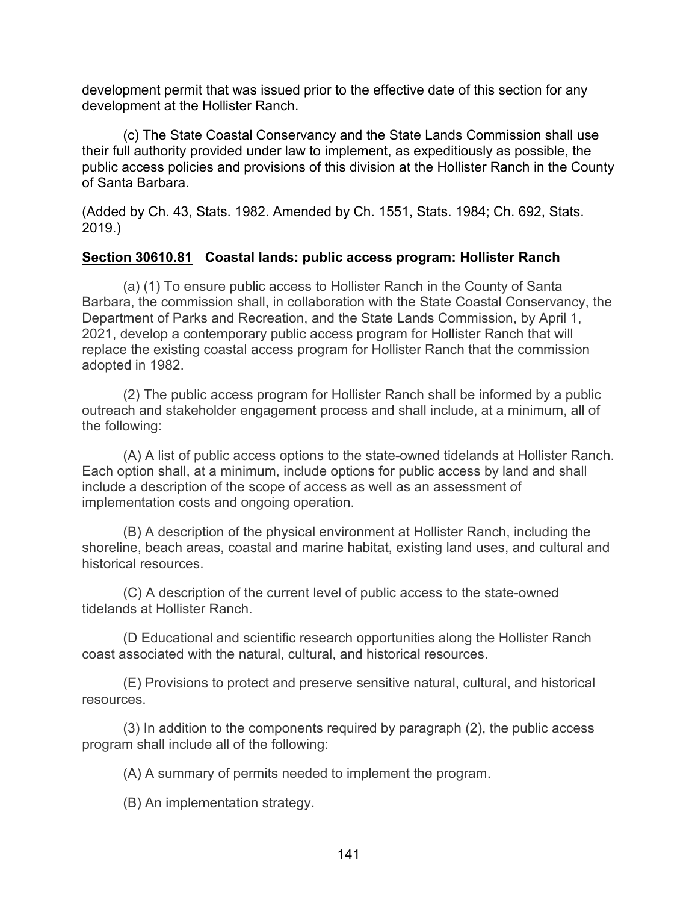development permit that was issued prior to the effective date of this section for any development at the Hollister Ranch.

(c) The State Coastal Conservancy and the State Lands Commission shall use their full authority provided under law to implement, as expeditiously as possible, the public access policies and provisions of this division at the Hollister Ranch in the County of Santa Barbara.

(Added by Ch. 43, Stats. 1982. Amended by Ch. 1551, Stats. 1984; Ch. 692, Stats. 2019.)

**Section 30610.81 Coastal lands: public access program: Hollister Ranch**

(a) (1) To ensure public access to Hollister Ranch in the County of Santa Barbara, the commission shall, in collaboration with the State Coastal Conservancy, the Department of Parks and Recreation, and the State Lands Commission, by April 1, 2021, develop a contemporary public access program for Hollister Ranch that will replace the existing coastal access program for Hollister Ranch that the commission adopted in 1982.

(2) The public access program for Hollister Ranch shall be informed by a public outreach and stakeholder engagement process and shall include, at a minimum, all of the following:

(A) A list of public access options to the state-owned tidelands at Hollister Ranch. Each option shall, at a minimum, include options for public access by land and shall include a description of the scope of access as well as an assessment of implementation costs and ongoing operation.

(B) A description of the physical environment at Hollister Ranch, including the shoreline, beach areas, coastal and marine habitat, existing land uses, and cultural and historical resources.

(C) A description of the current level of public access to the state-owned tidelands at Hollister Ranch.

(D Educational and scientific research opportunities along the Hollister Ranch coast associated with the natural, cultural, and historical resources.

(E) Provisions to protect and preserve sensitive natural, cultural, and historical resources.

(3) In addition to the components required by paragraph (2), the public access program shall include all of the following:

(A) A summary of permits needed to implement the program.

(B) An implementation strategy.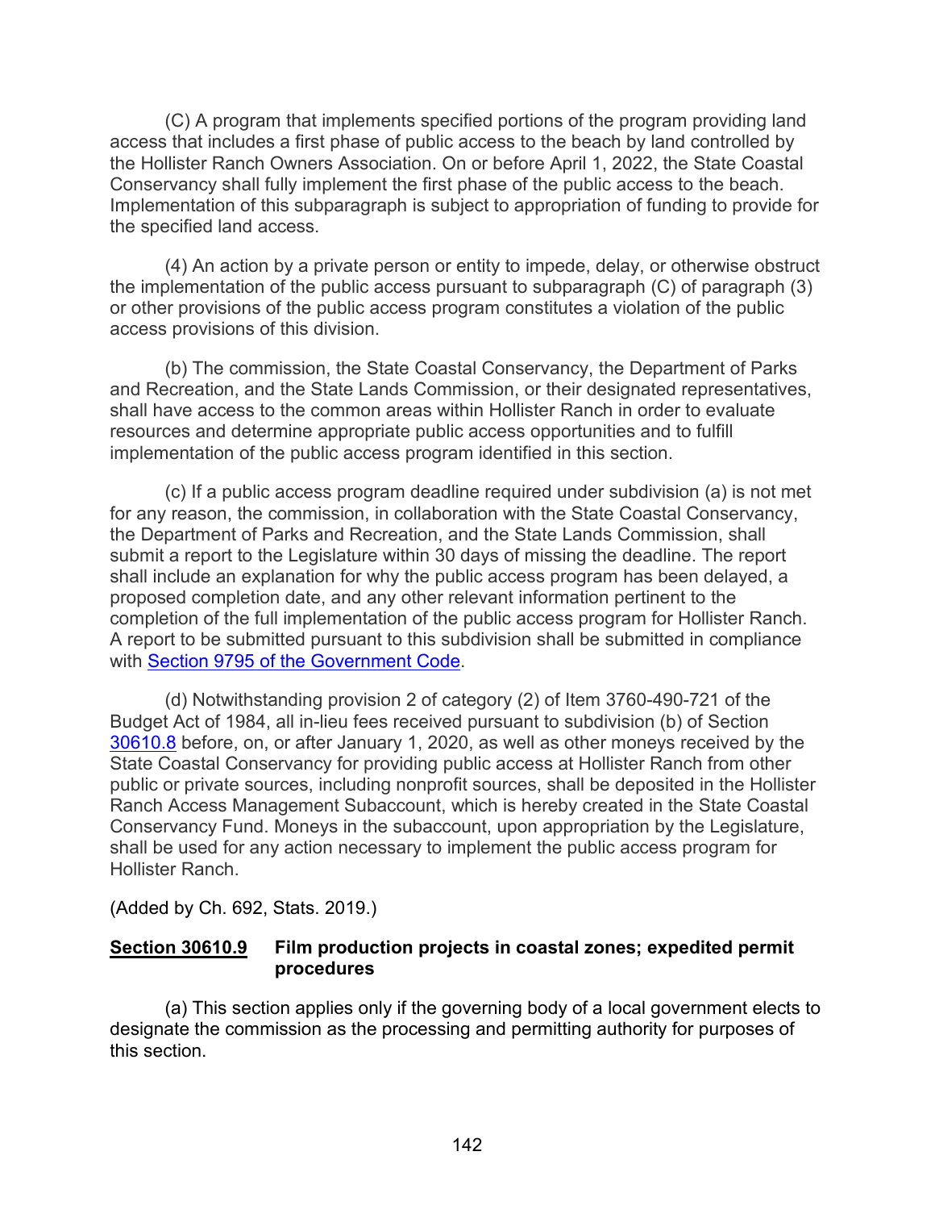(C) A program that implements specified portions of the program providing land access that includes a first phase of public access to the beach by land controlled by the Hollister Ranch Owners Association. On or before April 1, 2022, the State Coastal Conservancy shall fully implement the first phase of the public access to the beach. Implementation of this subparagraph is subject to appropriation of funding to provide for the specified land access.

(4) An action by a private person or entity to impede, delay, or otherwise obstruct the implementation of the public access pursuant to subparagraph (C) of paragraph (3) or other provisions of the public access program constitutes a violation of the public access provisions of this division.

(b) The commission, the State Coastal Conservancy, the Department of Parks and Recreation, and the State Lands Commission, or their designated representatives, shall have access to the common areas within Hollister Ranch in order to evaluate resources and determine appropriate public access opportunities and to fulfill implementation of the public access program identified in this section.

(c) If a public access program deadline required under subdivision (a) is not met for any reason, the commission, in collaboration with the State Coastal Conservancy, the Department of Parks and Recreation, and the State Lands Commission, shall submit a report to the Legislature within 30 days of missing the deadline. The report shall include an explanation for why the public access program has been delayed, a proposed completion date, and any other relevant information pertinent to the completion of the full implementation of the public access program for Hollister Ranch. A report to be submitted pursuant to this subdivision shall be submitted in compliance with Section 9795 of the Government Code.

(d) Notwithstanding provision 2 of category (2) of Item 3760-490-721 of the Budget Act of 1984, all in-lieu fees received pursuant to subdivision (b) of Section 30610.8 before, on, or after January 1, 2020, as well as other moneys received by the State Coastal Conservancy for providing public access at Hollister Ranch from other public or private sources, including nonprofit sources, shall be deposited in the Hollister Ranch Access Management Subaccount, which is hereby created in the State Coastal Conservancy Fund. Moneys in the subaccount, upon appropriation by the Legislature, shall be used for any action necessary to implement the public access program for Hollister Ranch.

(Added by Ch. 692, Stats. 2019.)

### Section 30610.9 Film production projects in coastal zones; expedited permit procedures

(a) This section applies only if the governing body of a local government elects to designate the commission as the processing and permitting authority for purposes of this section.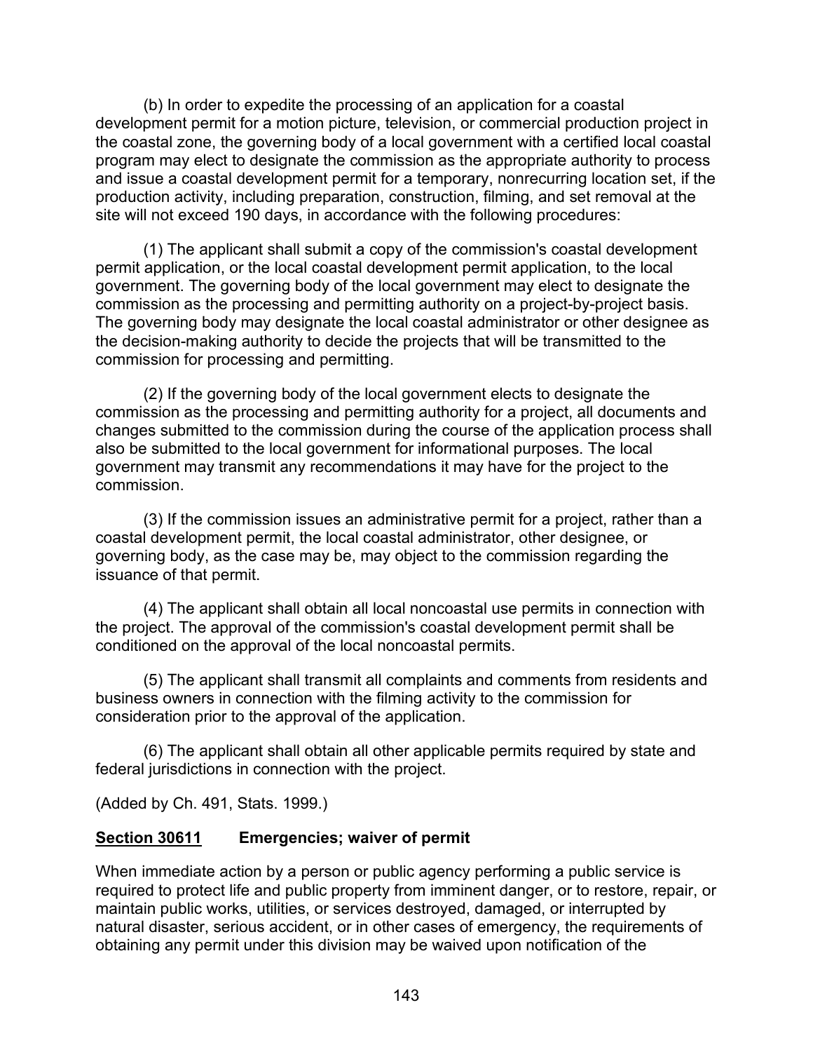(b) In order to expedite the processing of an application for a coastal development permit for a motion picture, television, or commercial production project in the coastal zone, the governing body of a local government with a certified local coastal program may elect to designate the commission as the appropriate authority to process and issue a coastal development permit for a temporary, nonrecurring location set, if the production activity, including preparation, construction, filming, and set removal at the site will not exceed 190 days, in accordance with the following procedures:

(1) The applicant shall submit a copy of the commission's coastal development permit application, or the local coastal development permit application, to the local government. The governing body of the local government may elect to designate the commission as the processing and permitting authority on a project-by-project basis. The governing body may designate the local coastal administrator or other designee as the decision-making authority to decide the projects that will be transmitted to the commission for processing and permitting.

(2) If the governing body of the local government elects to designate the commission as the processing and permitting authority for a project, all documents and changes submitted to the commission during the course of the application process shall also be submitted to the local government for informational purposes. The local government may transmit any recommendations it may have for the project to the commission.

(3) If the commission issues an administrative permit for a project, rather than a coastal development permit, the local coastal administrator, other designee, or governing body, as the case may be, may object to the commission regarding the issuance of that permit.

(4) The applicant shall obtain all local noncoastal use permits in connection with the project. The approval of the commission's coastal development permit shall be conditioned on the approval of the local noncoastal permits.

(5) The applicant shall transmit all complaints and comments from residents and business owners in connection with the filming activity to the commission for consideration prior to the approval of the application.

(6) The applicant shall obtain all other applicable permits required by state and federal jurisdictions in connection with the project.

(Added by Ch. 491, Stats. 1999.)

### **Section 30611** Emergencies; waiver of permit

When immediate action by a person or public agency performing a public service is required to protect life and public property from imminent danger, or to restore, repair, or maintain public works, utilities, or services destroyed, damaged, or interrupted by natural disaster, serious accident, or in other cases of emergency, the requirements of obtaining any permit under this division may be waived upon notification of the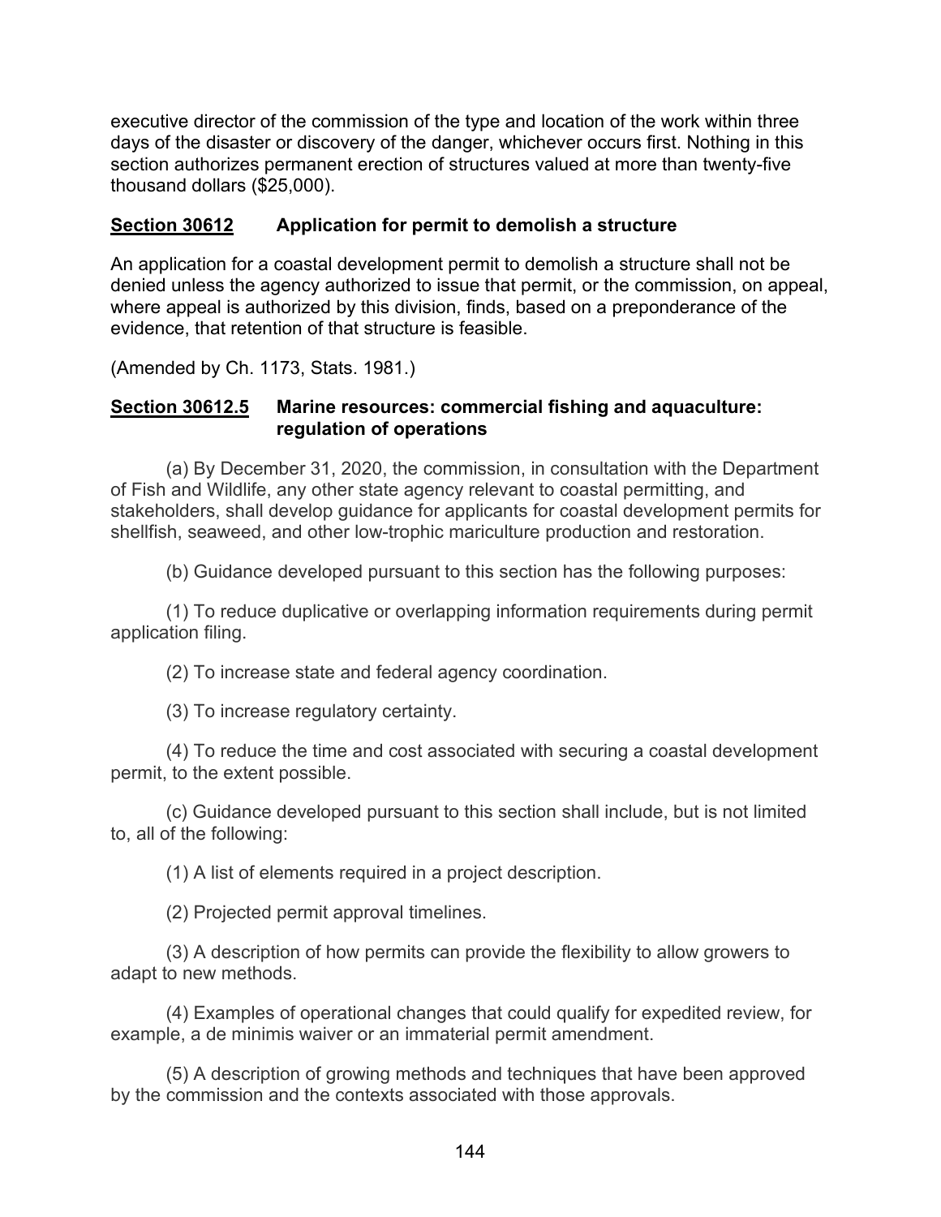executive director of the commission of the type and location of the work within three days of the disaster or discovery of the danger, whichever occurs first. Nothing in this section authorizes permanent erection of structures valued at more than twenty-five thousand dollars ($25,000).

### **Section 30612** Application for permit to demolish a structure

An application for a coastal development permit to demolish a structure shall not be denied unless the agency authorized to issue that permit, or the commission, on appeal, where appeal is authorized by this division, finds, based on a preponderance of the evidence, that retention of that structure is feasible.

(Amended by Ch. 1173, Stats. 1981.)

### **Section 30612.5** Marine resources: commercial fishing and aquaculture: regulation of operations

(a) By December 31, 2020, the commission, in consultation with the Department of Fish and Wildlife, any other state agency relevant to coastal permitting, and stakeholders, shall develop guidance for applicants for coastal development permits for shellfish, seaweed, and other low-trophic mariculture production and restoration.

(b) Guidance developed pursuant to this section has the following purposes:

(1) To reduce duplicative or overlapping information requirements during permit application filing.

(2) To increase state and federal agency coordination.

(3) To increase regulatory certainty.

(4) To reduce the time and cost associated with securing a coastal development permit, to the extent possible.

(c) Guidance developed pursuant to this section shall include, but is not limited to, all of the following:

(1) A list of elements required in a project description.

(2) Projected permit approval timelines.

(3) A description of how permits can provide the flexibility to allow growers to adapt to new methods.

(4) Examples of operational changes that could qualify for expedited review, for example, a de minimis waiver or an immaterial permit amendment.

(5) A description of growing methods and techniques that have been approved by the commission and the contexts associated with those approvals.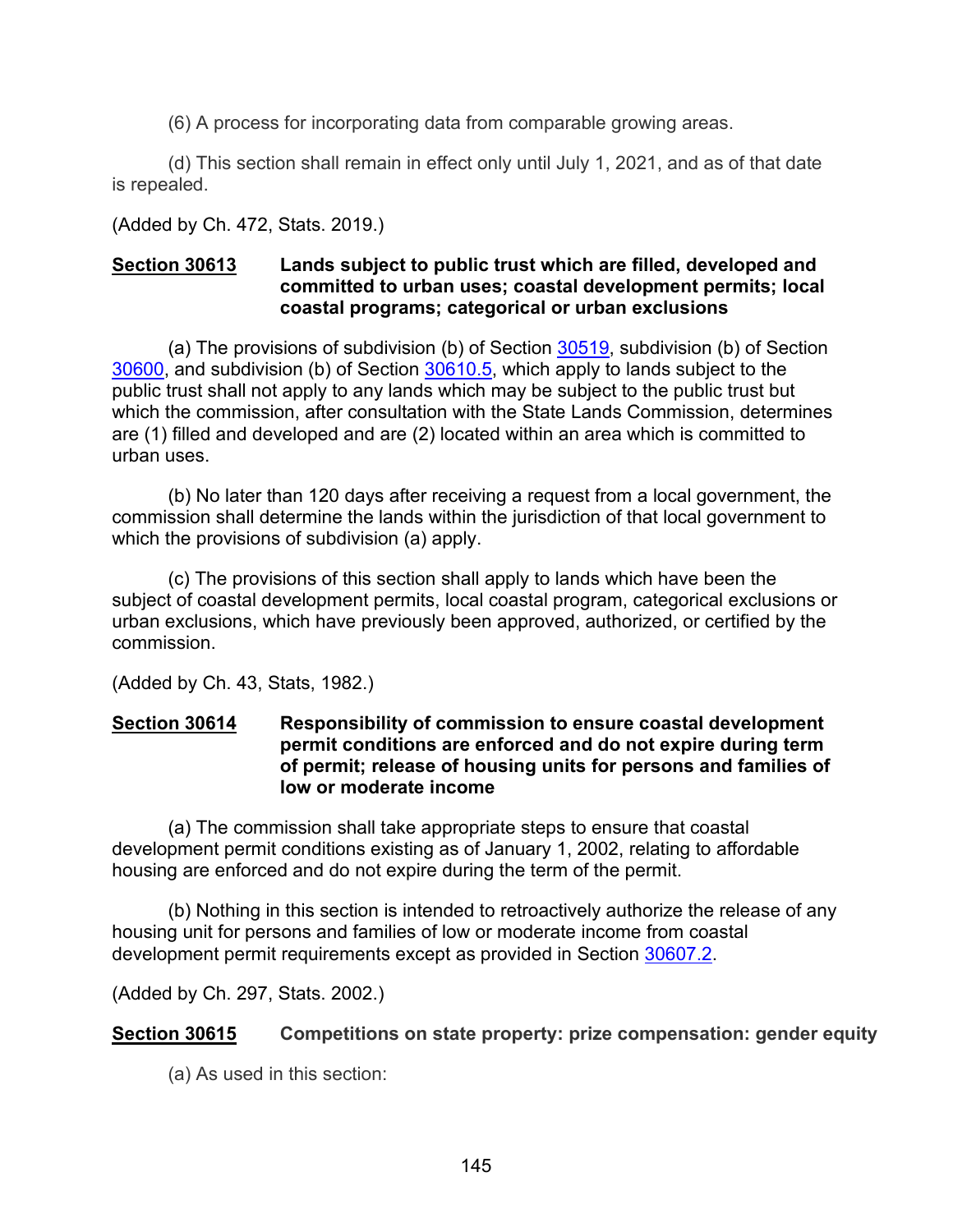(6) A process for incorporating data from comparable growing areas.

(d) This section shall remain in effect only until July 1, 2021, and as of that date is repealed.

(Added by Ch. 472, Stats. 2019.)

### Section 30613 Lands subject to public trust which are filled, developed and committed to urban uses; coastal development permits; local coastal programs; categorical or urban exclusions

(a) The provisions of subdivision (b) of Section 30519, subdivision (b) of Section 30600, and subdivision (b) of Section 30610.5, which apply to lands subject to the public trust shall not apply to any lands which may be subject to the public trust but which the commission, after consultation with the State Lands Commission, determines are (1) filled and developed and are (2) located within an area which is committed to urban uses.

(b) No later than 120 days after receiving a request from a local government, the commission shall determine the lands within the jurisdiction of that local government to which the provisions of subdivision (a) apply.

(c) The provisions of this section shall apply to lands which have been the subject of coastal development permits, local coastal program, categorical exclusions or urban exclusions, which have previously been approved, authorized, or certified by the commission.

(Added by Ch. 43, Stats, 1982.)

### Section 30614 Responsibility of commission to ensure coastal development permit conditions are enforced and do not expire during term of permit; release of housing units for persons and families of low or moderate income

(a) The commission shall take appropriate steps to ensure that coastal development permit conditions existing as of January 1, 2002, relating to affordable housing are enforced and do not expire during the term of the permit.

(b) Nothing in this section is intended to retroactively authorize the release of any housing unit for persons and families of low or moderate income from coastal development permit requirements except as provided in Section 30607.2.

(Added by Ch. 297, Stats. 2002.)

### Section 30615 Competitions on state property: prize compensation: gender equity

(a) As used in this section: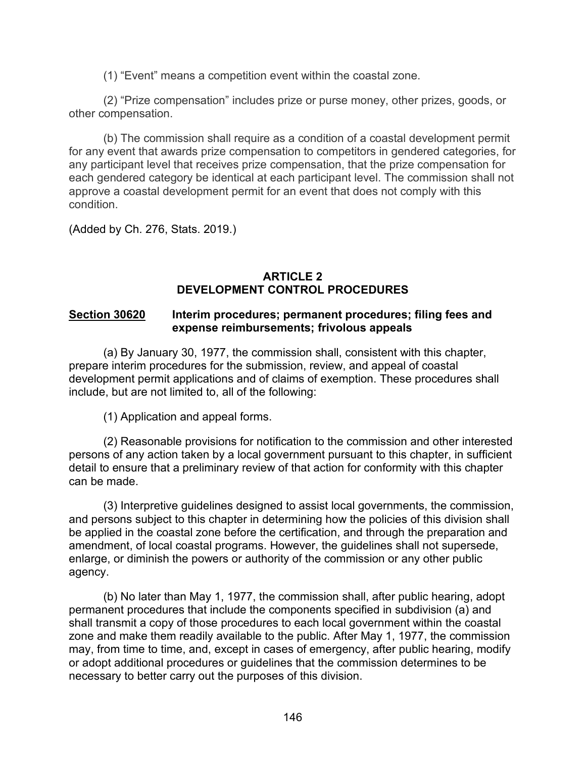(1) "Event" means a competition event within the coastal zone.

(2) "Prize compensation" includes prize or purse money, other prizes, goods, or other compensation.

(b) The commission shall require as a condition of a coastal development permit for any event that awards prize compensation to competitors in gendered categories, for any participant level that receives prize compensation, that the prize compensation for each gendered category be identical at each participant level. The commission shall not approve a coastal development permit for an event that does not comply with this condition.

(Added by Ch. 276, Stats. 2019.)

## ARTICLE 2
## DEVELOPMENT CONTROL PROCEDURES

### <u>Section 30620</u> Interim procedures; permanent procedures; filing fees and expense reimbursements; frivolous appeals

(a) By January 30, 1977, the commission shall, consistent with this chapter, prepare interim procedures for the submission, review, and appeal of coastal development permit applications and of claims of exemption. These procedures shall include, but are not limited to, all of the following:

(1) Application and appeal forms.

(2) Reasonable provisions for notification to the commission and other interested persons of any action taken by a local government pursuant to this chapter, in sufficient detail to ensure that a preliminary review of that action for conformity with this chapter can be made.

(3) Interpretive guidelines designed to assist local governments, the commission, and persons subject to this chapter in determining how the policies of this division shall be applied in the coastal zone before the certification, and through the preparation and amendment, of local coastal programs. However, the guidelines shall not supersede, enlarge, or diminish the powers or authority of the commission or any other public agency.

(b) No later than May 1, 1977, the commission shall, after public hearing, adopt permanent procedures that include the components specified in subdivision (a) and shall transmit a copy of those procedures to each local government within the coastal zone and make them readily available to the public. After May 1, 1977, the commission may, from time to time, and, except in cases of emergency, after public hearing, modify or adopt additional procedures or guidelines that the commission determines to be necessary to better carry out the purposes of this division.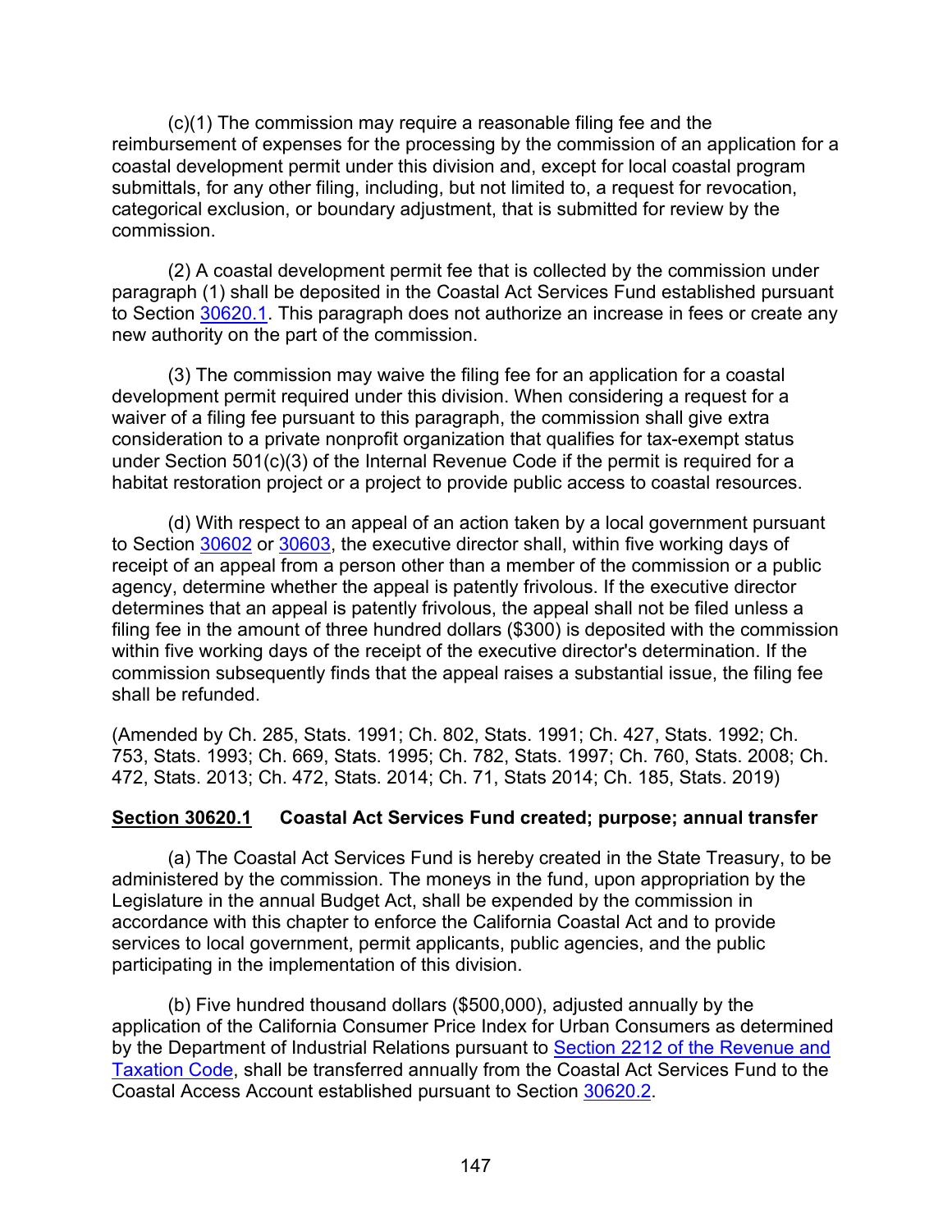(c)(1) The commission may require a reasonable filing fee and the reimbursement of expenses for the processing by the commission of an application for a coastal development permit under this division and, except for local coastal program submittals, for any other filing, including, but not limited to, a request for revocation, categorical exclusion, or boundary adjustment, that is submitted for review by the commission.

(2) A coastal development permit fee that is collected by the commission under paragraph (1) shall be deposited in the Coastal Act Services Fund established pursuant to Section 30620.1. This paragraph does not authorize an increase in fees or create any new authority on the part of the commission.

(3) The commission may waive the filing fee for an application for a coastal development permit required under this division. When considering a request for a waiver of a filing fee pursuant to this paragraph, the commission shall give extra consideration to a private nonprofit organization that qualifies for tax-exempt status under Section 501(c)(3) of the Internal Revenue Code if the permit is required for a habitat restoration project or a project to provide public access to coastal resources.

(d) With respect to an appeal of an action taken by a local government pursuant to Section 30602 or 30603, the executive director shall, within five working days of receipt of an appeal from a person other than a member of the commission or a public agency, determine whether the appeal is patently frivolous. If the executive director determines that an appeal is patently frivolous, the appeal shall not be filed unless a filing fee in the amount of three hundred dollars ($300) is deposited with the commission within five working days of the receipt of the executive director's determination. If the commission subsequently finds that the appeal raises a substantial issue, the filing fee shall be refunded.

(Amended by Ch. 285, Stats. 1991; Ch. 802, Stats. 1991; Ch. 427, Stats. 1992; Ch. 753, Stats. 1993; Ch. 669, Stats. 1995; Ch. 782, Stats. 1997; Ch. 760, Stats. 2008; Ch. 472, Stats. 2013; Ch. 472, Stats. 2014; Ch. 71, Stats 2014; Ch. 185, Stats. 2019)

### **Section 30620.1** Coastal Act Services Fund created; purpose; annual transfer

(a) The Coastal Act Services Fund is hereby created in the State Treasury, to be administered by the commission. The moneys in the fund, upon appropriation by the Legislature in the annual Budget Act, shall be expended by the commission in accordance with this chapter to enforce the California Coastal Act and to provide services to local government, permit applicants, public agencies, and the public participating in the implementation of this division.

(b) Five hundred thousand dollars ($500,000), adjusted annually by the application of the California Consumer Price Index for Urban Consumers as determined by the Department of Industrial Relations pursuant to Section 2212 of the Revenue and Taxation Code, shall be transferred annually from the Coastal Act Services Fund to the Coastal Access Account established pursuant to Section 30620.2.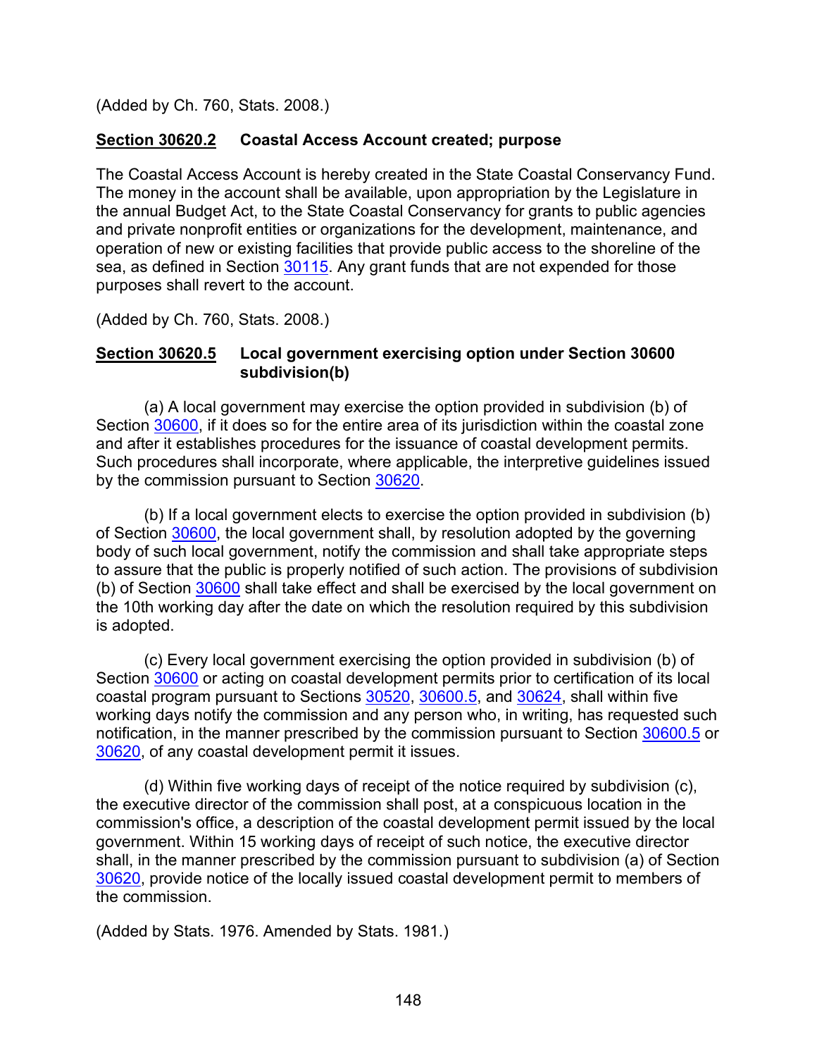(Added by Ch. 760, Stats. 2008.)

**Section 30620.2 Coastal Access Account created; purpose**

The Coastal Access Account is hereby created in the State Coastal Conservancy Fund. The money in the account shall be available, upon appropriation by the Legislature in the annual Budget Act, to the State Coastal Conservancy for grants to public agencies and private nonprofit entities or organizations for the development, maintenance, and operation of new or existing facilities that provide public access to the shoreline of the sea, as defined in Section 30115. Any grant funds that are not expended for those purposes shall revert to the account.

(Added by Ch. 760, Stats. 2008.)

**Section 30620.5 Local government exercising option under Section 30600 subdivision(b)**

(a) A local government may exercise the option provided in subdivision (b) of Section 30600, if it does so for the entire area of its jurisdiction within the coastal zone and after it establishes procedures for the issuance of coastal development permits. Such procedures shall incorporate, where applicable, the interpretive guidelines issued by the commission pursuant to Section 30620.

(b) If a local government elects to exercise the option provided in subdivision (b) of Section 30600, the local government shall, by resolution adopted by the governing body of such local government, notify the commission and shall take appropriate steps to assure that the public is properly notified of such action. The provisions of subdivision (b) of Section 30600 shall take effect and shall be exercised by the local government on the 10th working day after the date on which the resolution required by this subdivision is adopted.

(c) Every local government exercising the option provided in subdivision (b) of Section 30600 or acting on coastal development permits prior to certification of its local coastal program pursuant to Sections 30520, 30600.5, and 30624, shall within five working days notify the commission and any person who, in writing, has requested such notification, in the manner prescribed by the commission pursuant to Section 30600.5 or 30620, of any coastal development permit it issues.

(d) Within five working days of receipt of the notice required by subdivision (c), the executive director of the commission shall post, at a conspicuous location in the commission's office, a description of the coastal development permit issued by the local government. Within 15 working days of receipt of such notice, the executive director shall, in the manner prescribed by the commission pursuant to subdivision (a) of Section 30620, provide notice of the locally issued coastal development permit to members of the commission.

(Added by Stats. 1976. Amended by Stats. 1981.)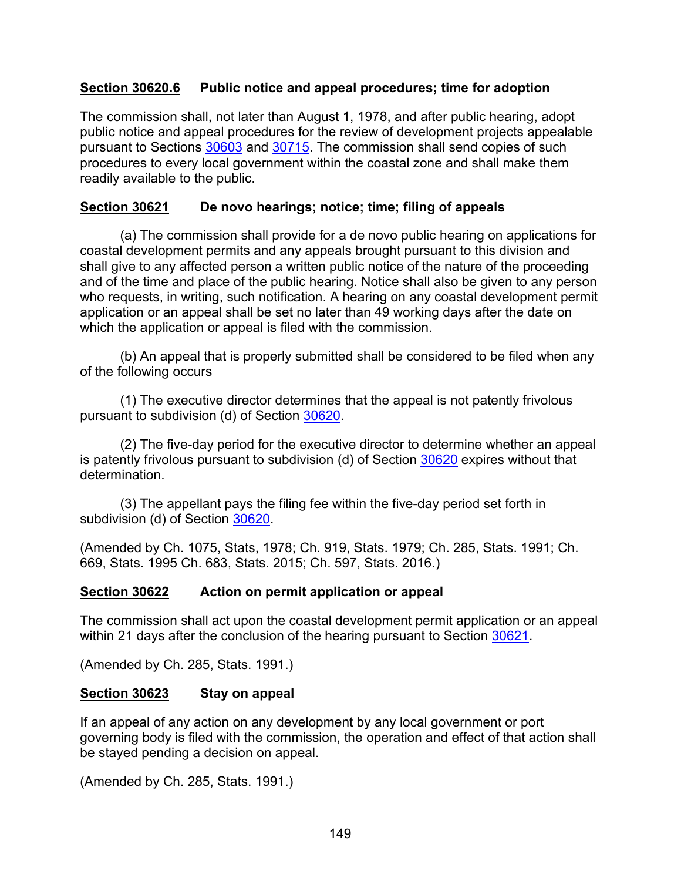**Section 30620.6 Public notice and appeal procedures; time for adoption**

The commission shall, not later than August 1, 1978, and after public hearing, adopt public notice and appeal procedures for the review of development projects appealable pursuant to Sections 30603 and 30715. The commission shall send copies of such procedures to every local government within the coastal zone and shall make them readily available to the public.

**Section 30621 De novo hearings; notice; time; filing of appeals**

(a) The commission shall provide for a de novo public hearing on applications for coastal development permits and any appeals brought pursuant to this division and shall give to any affected person a written public notice of the nature of the proceeding and of the time and place of the public hearing. Notice shall also be given to any person who requests, in writing, such notification. A hearing on any coastal development permit application or an appeal shall be set no later than 49 working days after the date on which the application or appeal is filed with the commission.

(b) An appeal that is properly submitted shall be considered to be filed when any of the following occurs

(1) The executive director determines that the appeal is not patently frivolous pursuant to subdivision (d) of Section 30620.

(2) The five-day period for the executive director to determine whether an appeal is patently frivolous pursuant to subdivision (d) of Section 30620 expires without that determination.

(3) The appellant pays the filing fee within the five-day period set forth in subdivision (d) of Section 30620.

(Amended by Ch. 1075, Stats, 1978; Ch. 919, Stats. 1979; Ch. 285, Stats. 1991; Ch. 669, Stats. 1995 Ch. 683, Stats. 2015; Ch. 597, Stats. 2016.)

**Section 30622 Action on permit application or appeal**

The commission shall act upon the coastal development permit application or an appeal within 21 days after the conclusion of the hearing pursuant to Section 30621.

(Amended by Ch. 285, Stats. 1991.)

**Section 30623 Stay on appeal**

If an appeal of any action on any development by any local government or port governing body is filed with the commission, the operation and effect of that action shall be stayed pending a decision on appeal.

(Amended by Ch. 285, Stats. 1991.)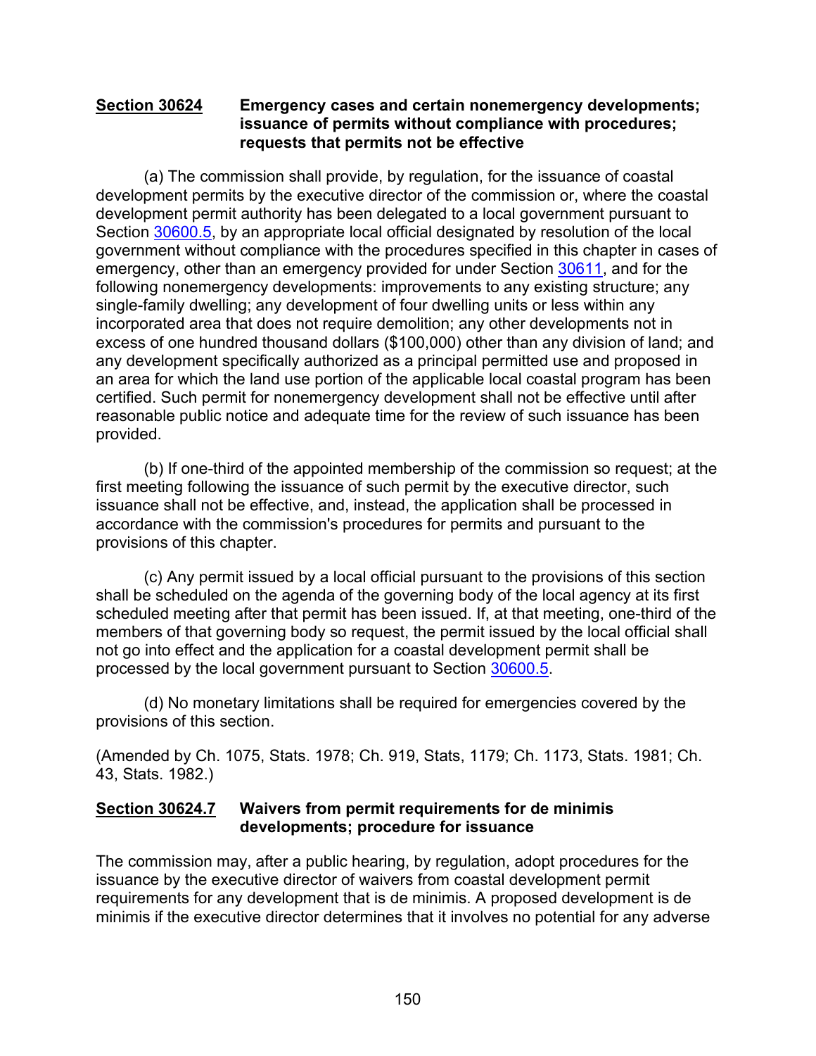**Section 30624 Emergency cases and certain nonemergency developments; issuance of permits without compliance with procedures; requests that permits not be effective**

(a) The commission shall provide, by regulation, for the issuance of coastal development permits by the executive director of the commission or, where the coastal development permit authority has been delegated to a local government pursuant to Section 30600.5, by an appropriate local official designated by resolution of the local government without compliance with the procedures specified in this chapter in cases of emergency, other than an emergency provided for under Section 30611, and for the following nonemergency developments: improvements to any existing structure; any single-family dwelling; any development of four dwelling units or less within any incorporated area that does not require demolition; any other developments not in excess of one hundred thousand dollars ($100,000) other than any division of land; and any development specifically authorized as a principal permitted use and proposed in an area for which the land use portion of the applicable local coastal program has been certified. Such permit for nonemergency development shall not be effective until after reasonable public notice and adequate time for the review of such issuance has been provided.

(b) If one-third of the appointed membership of the commission so request; at the first meeting following the issuance of such permit by the executive director, such issuance shall not be effective, and, instead, the application shall be processed in accordance with the commission's procedures for permits and pursuant to the provisions of this chapter.

(c) Any permit issued by a local official pursuant to the provisions of this section shall be scheduled on the agenda of the governing body of the local agency at its first scheduled meeting after that permit has been issued. If, at that meeting, one-third of the members of that governing body so request, the permit issued by the local official shall not go into effect and the application for a coastal development permit shall be processed by the local government pursuant to Section 30600.5.

(d) No monetary limitations shall be required for emergencies covered by the provisions of this section.

(Amended by Ch. 1075, Stats. 1978; Ch. 919, Stats, 1179; Ch. 1173, Stats. 1981; Ch. 43, Stats. 1982.)

**Section 30624.7 Waivers from permit requirements for de minimis developments; procedure for issuance**

The commission may, after a public hearing, by regulation, adopt procedures for the issuance by the executive director of waivers from coastal development permit requirements for any development that is de minimis. A proposed development is de minimis if the executive director determines that it involves no potential for any adverse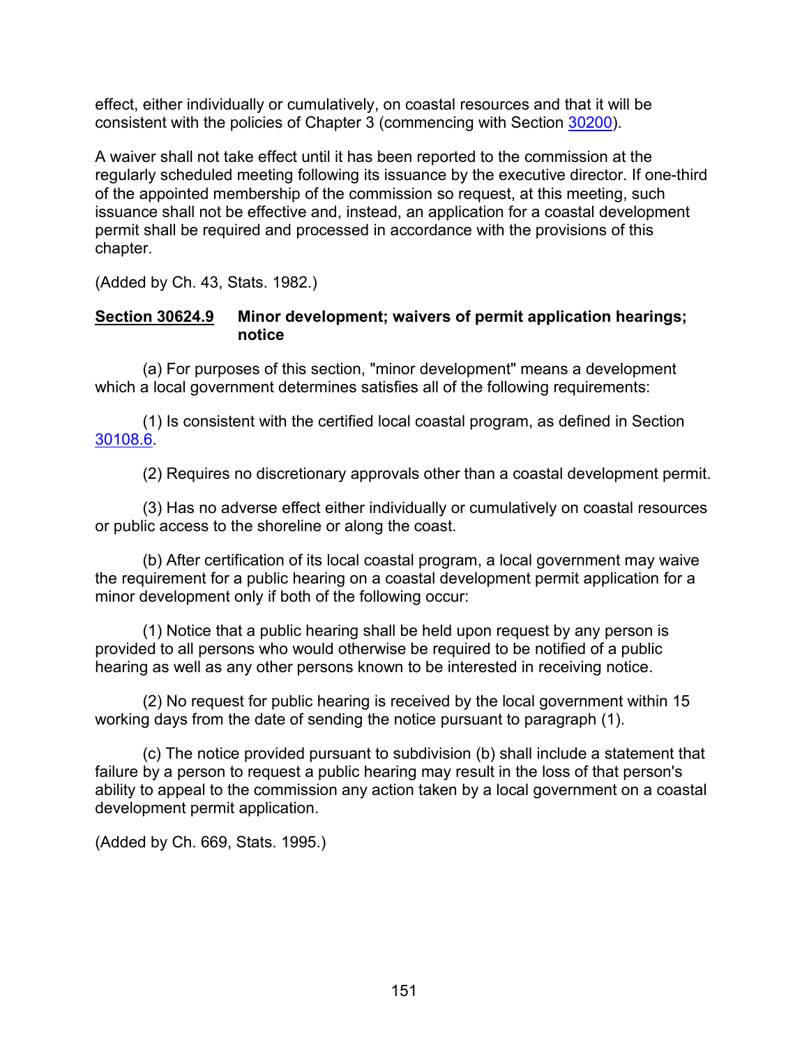effect, either individually or cumulatively, on coastal resources and that it will be consistent with the policies of Chapter 3 (commencing with Section 30200).

A waiver shall not take effect until it has been reported to the commission at the regularly scheduled meeting following its issuance by the executive director. If one-third of the appointed membership of the commission so request, at this meeting, such issuance shall not be effective and, instead, an application for a coastal development permit shall be required and processed in accordance with the provisions of this chapter.

(Added by Ch. 43, Stats. 1982.)

**Section 30624.9 Minor development; waivers of permit application hearings; notice**

(a) For purposes of this section, "minor development" means a development which a local government determines satisfies all of the following requirements:

(1) Is consistent with the certified local coastal program, as defined in Section 30108.6.

(2) Requires no discretionary approvals other than a coastal development permit.

(3) Has no adverse effect either individually or cumulatively on coastal resources or public access to the shoreline or along the coast.

(b) After certification of its local coastal program, a local government may waive the requirement for a public hearing on a coastal development permit application for a minor development only if both of the following occur:

(1) Notice that a public hearing shall be held upon request by any person is provided to all persons who would otherwise be required to be notified of a public hearing as well as any other persons known to be interested in receiving notice.

(2) No request for public hearing is received by the local government within 15 working days from the date of sending the notice pursuant to paragraph (1).

(c) The notice provided pursuant to subdivision (b) shall include a statement that failure by a person to request a public hearing may result in the loss of that person's ability to appeal to the commission any action taken by a local government on a coastal development permit application.

(Added by Ch. 669, Stats. 1995.)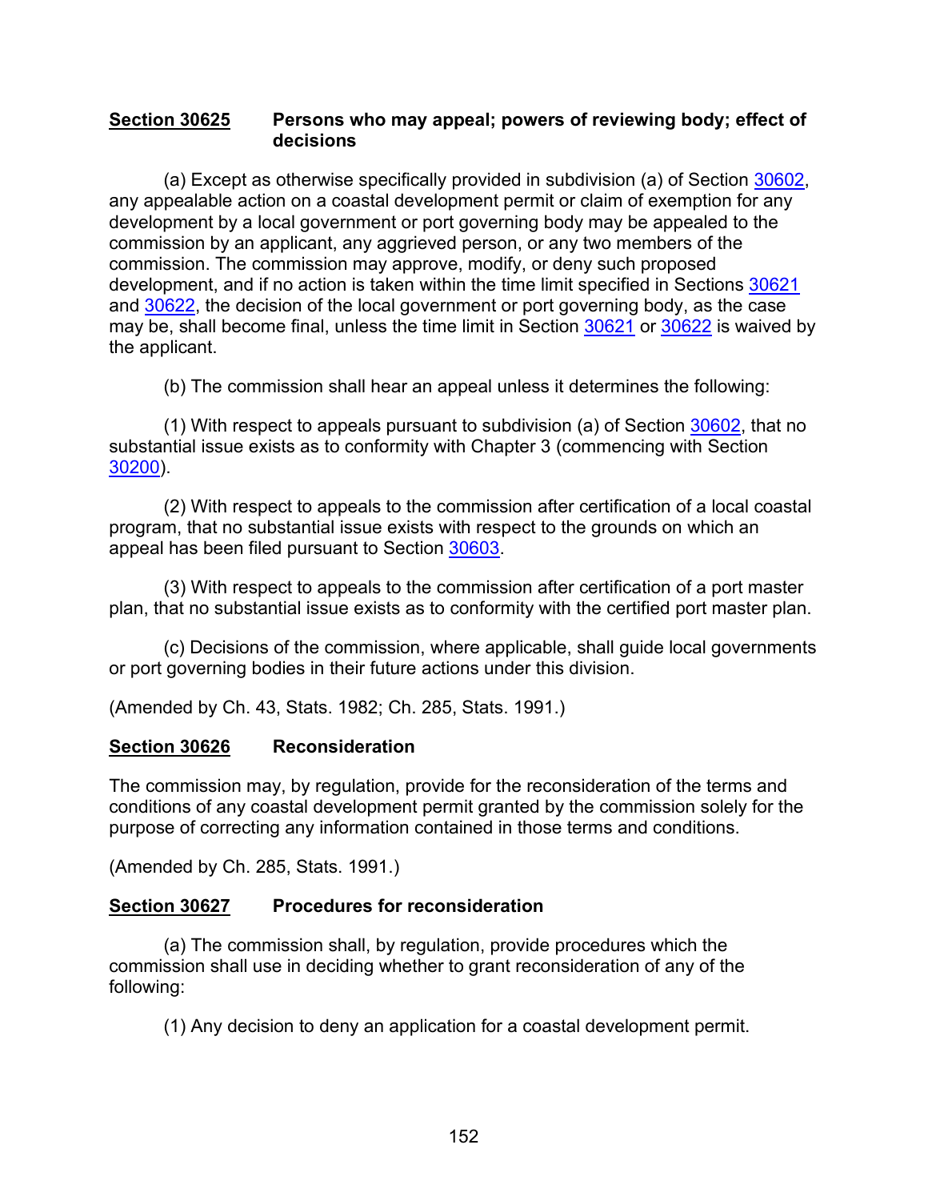### **Section 30625** Persons who may appeal; powers of reviewing body; effect of decisions

(a) Except as otherwise specifically provided in subdivision (a) of Section 30602, any appealable action on a coastal development permit or claim of exemption for any development by a local government or port governing body may be appealed to the commission by an applicant, any aggrieved person, or any two members of the commission. The commission may approve, modify, or deny such proposed development, and if no action is taken within the time limit specified in Sections 30621 and 30622, the decision of the local government or port governing body, as the case may be, shall become final, unless the time limit in Section 30621 or 30622 is waived by the applicant.

(b) The commission shall hear an appeal unless it determines the following:

(1) With respect to appeals pursuant to subdivision (a) of Section 30602, that no substantial issue exists as to conformity with Chapter 3 (commencing with Section 30200).

(2) With respect to appeals to the commission after certification of a local coastal program, that no substantial issue exists with respect to the grounds on which an appeal has been filed pursuant to Section 30603.

(3) With respect to appeals to the commission after certification of a port master plan, that no substantial issue exists as to conformity with the certified port master plan.

(c) Decisions of the commission, where applicable, shall guide local governments or port governing bodies in their future actions under this division.

(Amended by Ch. 43, Stats. 1982; Ch. 285, Stats. 1991.)

### **Section 30626** Reconsideration

The commission may, by regulation, provide for the reconsideration of the terms and conditions of any coastal development permit granted by the commission solely for the purpose of correcting any information contained in those terms and conditions.

(Amended by Ch. 285, Stats. 1991.)

### **Section 30627** Procedures for reconsideration

(a) The commission shall, by regulation, provide procedures which the commission shall use in deciding whether to grant reconsideration of any of the following:

(1) Any decision to deny an application for a coastal development permit.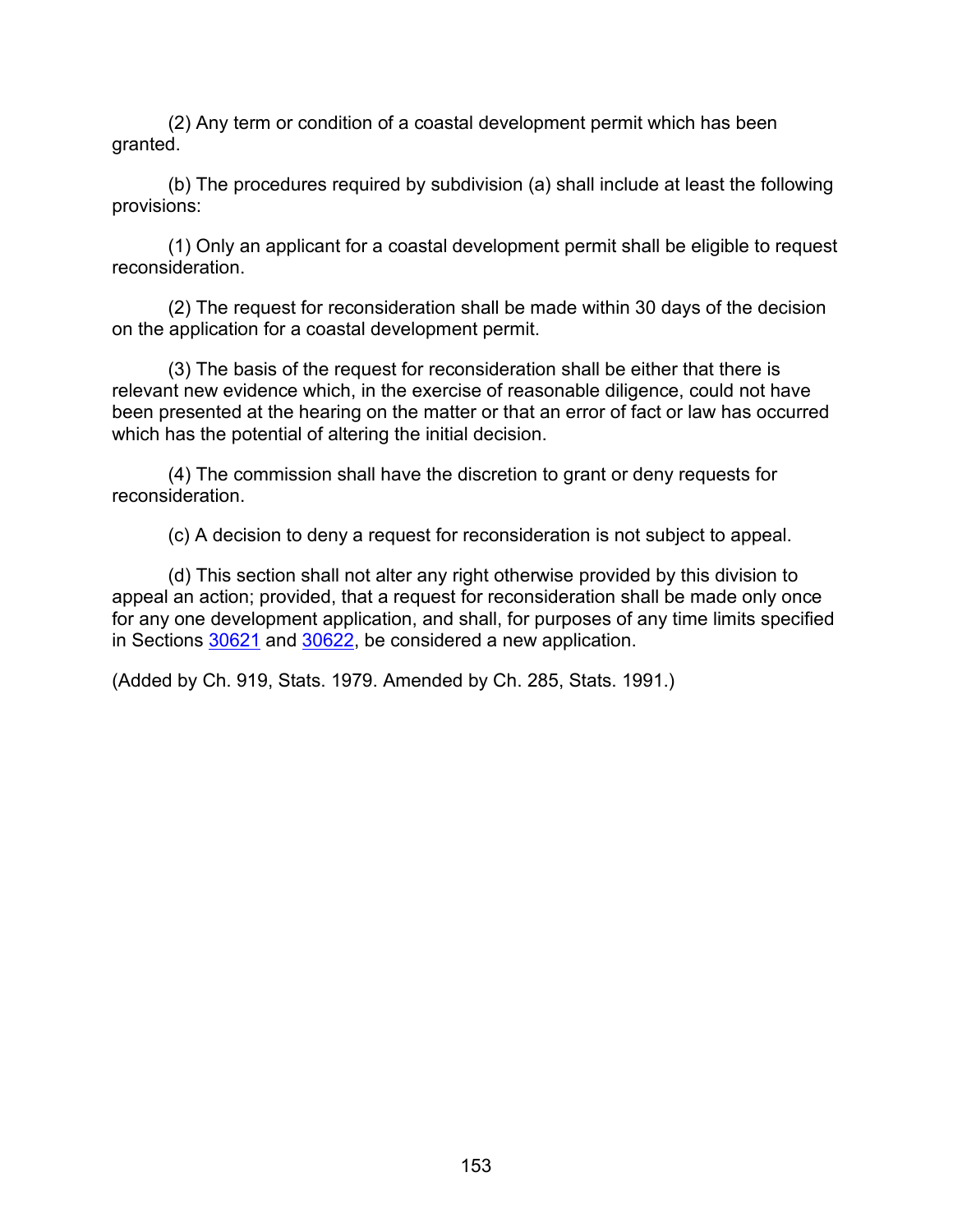(2) Any term or condition of a coastal development permit which has been granted.

(b) The procedures required by subdivision (a) shall include at least the following provisions:

(1) Only an applicant for a coastal development permit shall be eligible to request reconsideration.

(2) The request for reconsideration shall be made within 30 days of the decision on the application for a coastal development permit.

(3) The basis of the request for reconsideration shall be either that there is relevant new evidence which, in the exercise of reasonable diligence, could not have been presented at the hearing on the matter or that an error of fact or law has occurred which has the potential of altering the initial decision.

(4) The commission shall have the discretion to grant or deny requests for reconsideration.

(c) A decision to deny a request for reconsideration is not subject to appeal.

(d) This section shall not alter any right otherwise provided by this division to appeal an action; provided, that a request for reconsideration shall be made only once for any one development application, and shall, for purposes of any time limits specified in Sections 30621 and 30622, be considered a new application.

(Added by Ch. 919, Stats. 1979. Amended by Ch. 285, Stats. 1991.)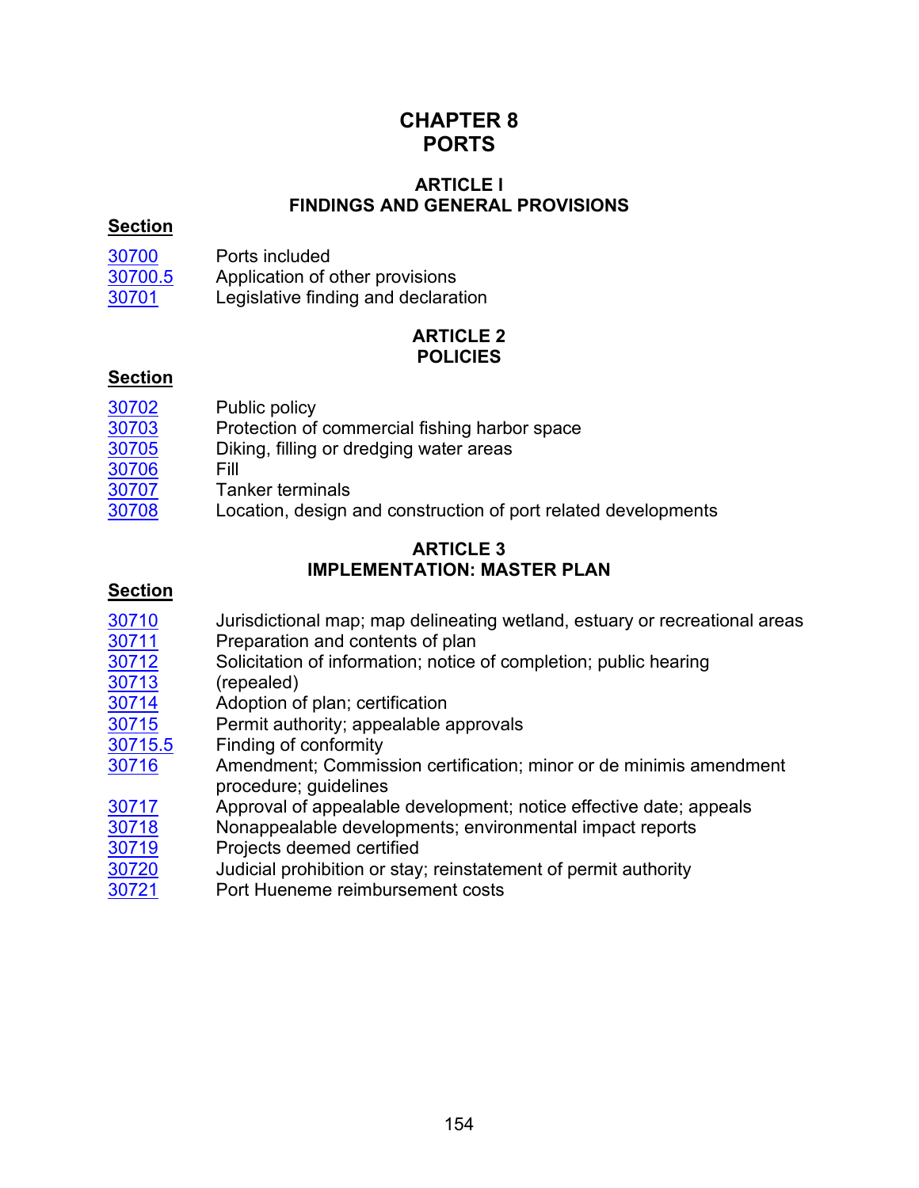# CHAPTER 8
# PORTS

## ARTICLE I
## FINDINGS AND GENERAL PROVISIONS

**Section**

| | |
|---|---|
| 30700 | Ports included |
| 30700.5 | Application of other provisions |
| 30701 | Legislative finding and declaration |

## ARTICLE 2
## POLICIES

**Section**

| | |
|---|---|
| 30702 | Public policy |
| 30703 | Protection of commercial fishing harbor space |
| 30705 | Diking, filling or dredging water areas |
| 30706 | Fill |
| 30707 | Tanker terminals |
| 30708 | Location, design and construction of port related developments |

## ARTICLE 3
## IMPLEMENTATION: MASTER PLAN

**Section**

| | |
|---|---|
| 30710 | Jurisdictional map; map delineating wetland, estuary or recreational areas |
| 30711 | Preparation and contents of plan |
| 30712 | Solicitation of information; notice of completion; public hearing |
| 30713 | (repealed) |
| 30714 | Adoption of plan; certification |
| 30715 | Permit authority; appealable approvals |
| 30715.5 | Finding of conformity |
| 30716 | Amendment; Commission certification; minor or de minimis amendment procedure; guidelines |
| 30717 | Approval of appealable development; notice effective date; appeals |
| 30718 | Nonappealable developments; environmental impact reports |
| 30719 | Projects deemed certified |
| 30720 | Judicial prohibition or stay; reinstatement of permit authority |
| 30721 | Port Hueneme reimbursement costs |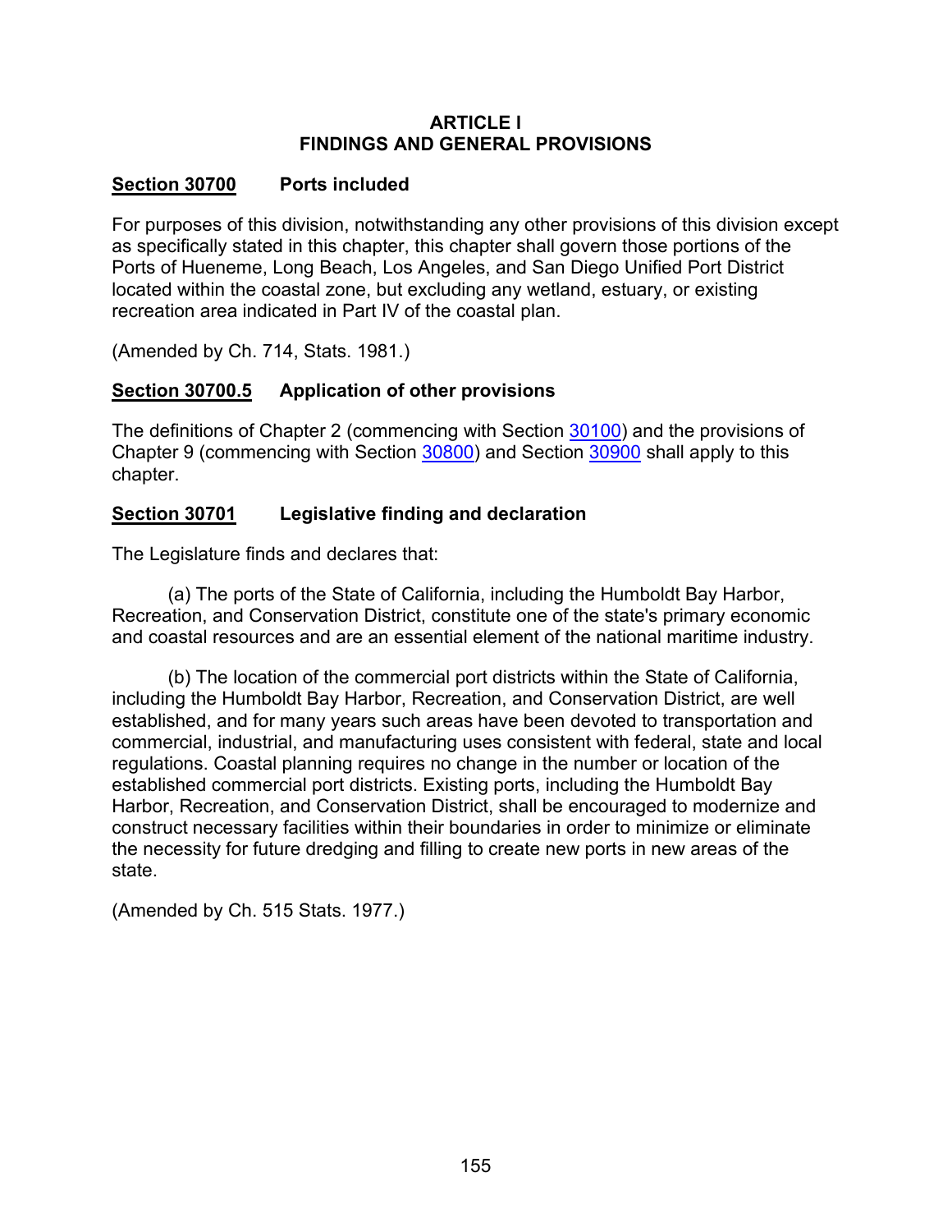# ARTICLE I
# FINDINGS AND GENERAL PROVISIONS

### **Section 30700** Ports included

For purposes of this division, notwithstanding any other provisions of this division except as specifically stated in this chapter, this chapter shall govern those portions of the Ports of Hueneme, Long Beach, Los Angeles, and San Diego Unified Port District located within the coastal zone, but excluding any wetland, estuary, or existing recreation area indicated in Part IV of the coastal plan.

(Amended by Ch. 714, Stats. 1981.)

### **Section 30700.5** Application of other provisions

The definitions of Chapter 2 (commencing with Section 30100) and the provisions of Chapter 9 (commencing with Section 30800) and Section 30900 shall apply to this chapter.

### **Section 30701** Legislative finding and declaration

The Legislature finds and declares that:

(a) The ports of the State of California, including the Humboldt Bay Harbor, Recreation, and Conservation District, constitute one of the state's primary economic and coastal resources and are an essential element of the national maritime industry.

(b) The location of the commercial port districts within the State of California, including the Humboldt Bay Harbor, Recreation, and Conservation District, are well established, and for many years such areas have been devoted to transportation and commercial, industrial, and manufacturing uses consistent with federal, state and local regulations. Coastal planning requires no change in the number or location of the established commercial port districts. Existing ports, including the Humboldt Bay Harbor, Recreation, and Conservation District, shall be encouraged to modernize and construct necessary facilities within their boundaries in order to minimize or eliminate the necessity for future dredging and filling to create new ports in new areas of the state.

(Amended by Ch. 515 Stats. 1977.)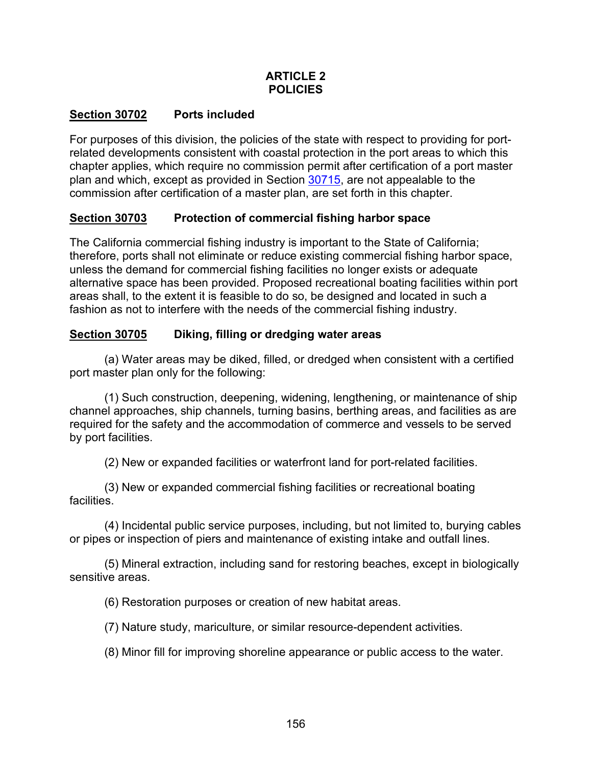## ARTICLE 2
## POLICIES

### **Section 30702** Ports included

For purposes of this division, the policies of the state with respect to providing for port-related developments consistent with coastal protection in the port areas to which this chapter applies, which require no commission permit after certification of a port master plan and which, except as provided in Section 30715, are not appealable to the commission after certification of a master plan, are set forth in this chapter.

### **Section 30703** Protection of commercial fishing harbor space

The California commercial fishing industry is important to the State of California; therefore, ports shall not eliminate or reduce existing commercial fishing harbor space, unless the demand for commercial fishing facilities no longer exists or adequate alternative space has been provided. Proposed recreational boating facilities within port areas shall, to the extent it is feasible to do so, be designed and located in such a fashion as not to interfere with the needs of the commercial fishing industry.

### **Section 30705** Diking, filling or dredging water areas

(a) Water areas may be diked, filled, or dredged when consistent with a certified port master plan only for the following:

(1) Such construction, deepening, widening, lengthening, or maintenance of ship channel approaches, ship channels, turning basins, berthing areas, and facilities as are required for the safety and the accommodation of commerce and vessels to be served by port facilities.

(2) New or expanded facilities or waterfront land for port-related facilities.

(3) New or expanded commercial fishing facilities or recreational boating facilities.

(4) Incidental public service purposes, including, but not limited to, burying cables or pipes or inspection of piers and maintenance of existing intake and outfall lines.

(5) Mineral extraction, including sand for restoring beaches, except in biologically sensitive areas.

(6) Restoration purposes or creation of new habitat areas.

(7) Nature study, mariculture, or similar resource-dependent activities.

(8) Minor fill for improving shoreline appearance or public access to the water.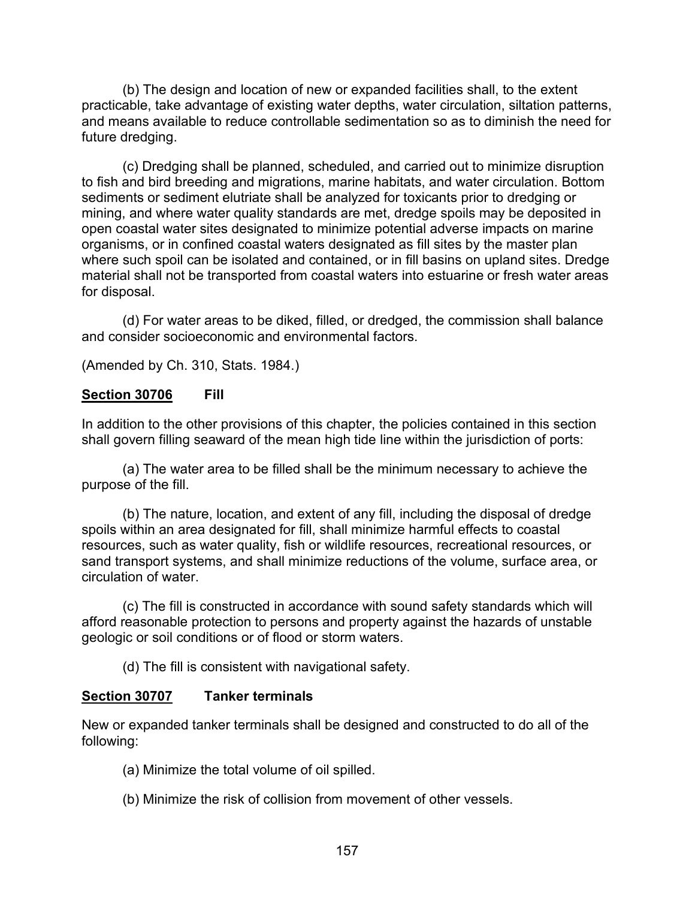(b) The design and location of new or expanded facilities shall, to the extent practicable, take advantage of existing water depths, water circulation, siltation patterns, and means available to reduce controllable sedimentation so as to diminish the need for future dredging.

(c) Dredging shall be planned, scheduled, and carried out to minimize disruption to fish and bird breeding and migrations, marine habitats, and water circulation. Bottom sediments or sediment elutriate shall be analyzed for toxicants prior to dredging or mining, and where water quality standards are met, dredge spoils may be deposited in open coastal water sites designated to minimize potential adverse impacts on marine organisms, or in confined coastal waters designated as fill sites by the master plan where such spoil can be isolated and contained, or in fill basins on upland sites. Dredge material shall not be transported from coastal waters into estuarine or fresh water areas for disposal.

(d) For water areas to be diked, filled, or dredged, the commission shall balance and consider socioeconomic and environmental factors.

(Amended by Ch. 310, Stats. 1984.)

### **Section 30706 Fill**

In addition to the other provisions of this chapter, the policies contained in this section shall govern filling seaward of the mean high tide line within the jurisdiction of ports:

(a) The water area to be filled shall be the minimum necessary to achieve the purpose of the fill.

(b) The nature, location, and extent of any fill, including the disposal of dredge spoils within an area designated for fill, shall minimize harmful effects to coastal resources, such as water quality, fish or wildlife resources, recreational resources, or sand transport systems, and shall minimize reductions of the volume, surface area, or circulation of water.

(c) The fill is constructed in accordance with sound safety standards which will afford reasonable protection to persons and property against the hazards of unstable geologic or soil conditions or of flood or storm waters.

(d) The fill is consistent with navigational safety.

### **Section 30707 Tanker terminals**

New or expanded tanker terminals shall be designed and constructed to do all of the following:

(a) Minimize the total volume of oil spilled.

(b) Minimize the risk of collision from movement of other vessels.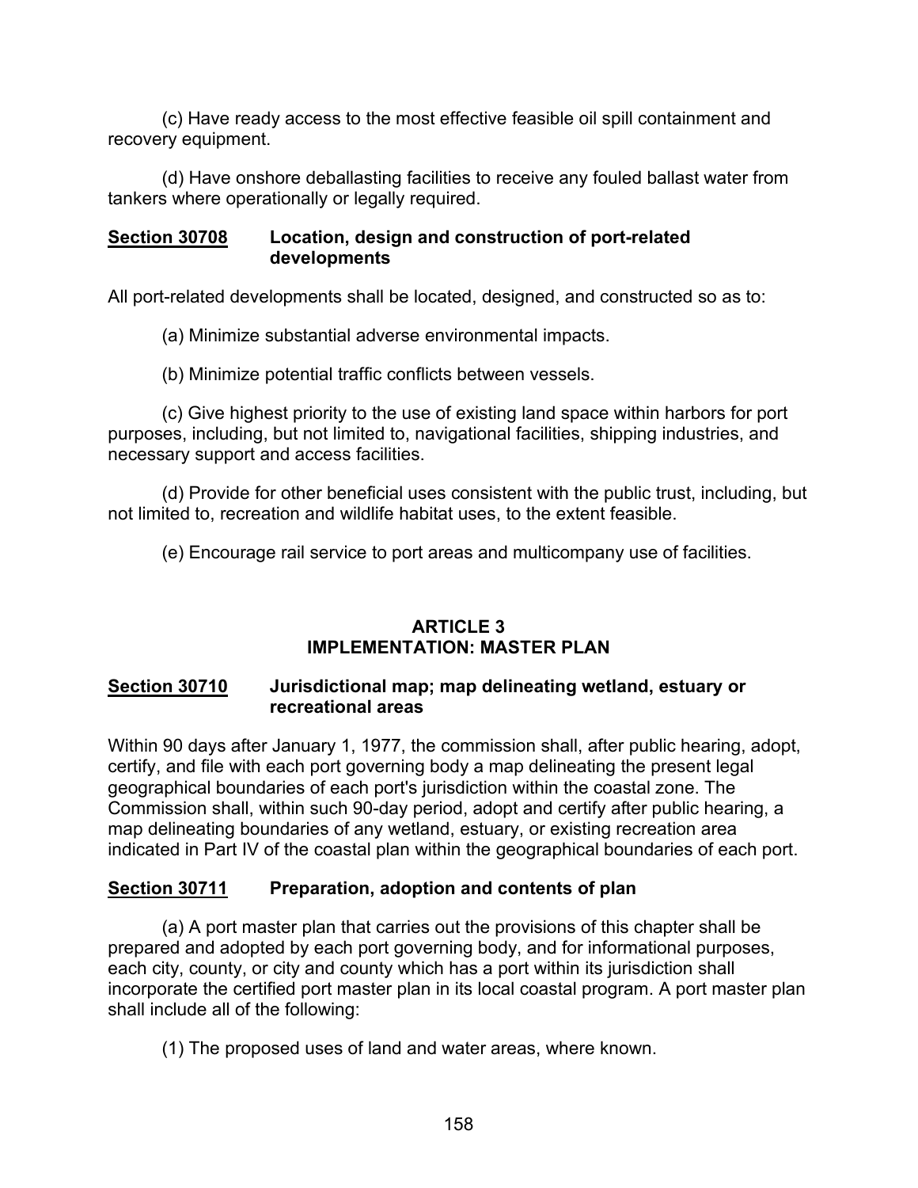(c) Have ready access to the most effective feasible oil spill containment and recovery equipment.

(d) Have onshore deballasting facilities to receive any fouled ballast water from tankers where operationally or legally required.

### Section 30708 Location, design and construction of port-related developments

All port-related developments shall be located, designed, and constructed so as to:

(a) Minimize substantial adverse environmental impacts.

(b) Minimize potential traffic conflicts between vessels.

(c) Give highest priority to the use of existing land space within harbors for port purposes, including, but not limited to, navigational facilities, shipping industries, and necessary support and access facilities.

(d) Provide for other beneficial uses consistent with the public trust, including, but not limited to, recreation and wildlife habitat uses, to the extent feasible.

(e) Encourage rail service to port areas and multicompany use of facilities.

## ARTICLE 3
## IMPLEMENTATION: MASTER PLAN

### Section 30710 Jurisdictional map; map delineating wetland, estuary or recreational areas

Within 90 days after January 1, 1977, the commission shall, after public hearing, adopt, certify, and file with each port governing body a map delineating the present legal geographical boundaries of each port's jurisdiction within the coastal zone. The Commission shall, within such 90-day period, adopt and certify after public hearing, a map delineating boundaries of any wetland, estuary, or existing recreation area indicated in Part IV of the coastal plan within the geographical boundaries of each port.

### Section 30711 Preparation, adoption and contents of plan

(a) A port master plan that carries out the provisions of this chapter shall be prepared and adopted by each port governing body, and for informational purposes, each city, county, or city and county which has a port within its jurisdiction shall incorporate the certified port master plan in its local coastal program. A port master plan shall include all of the following:

(1) The proposed uses of land and water areas, where known.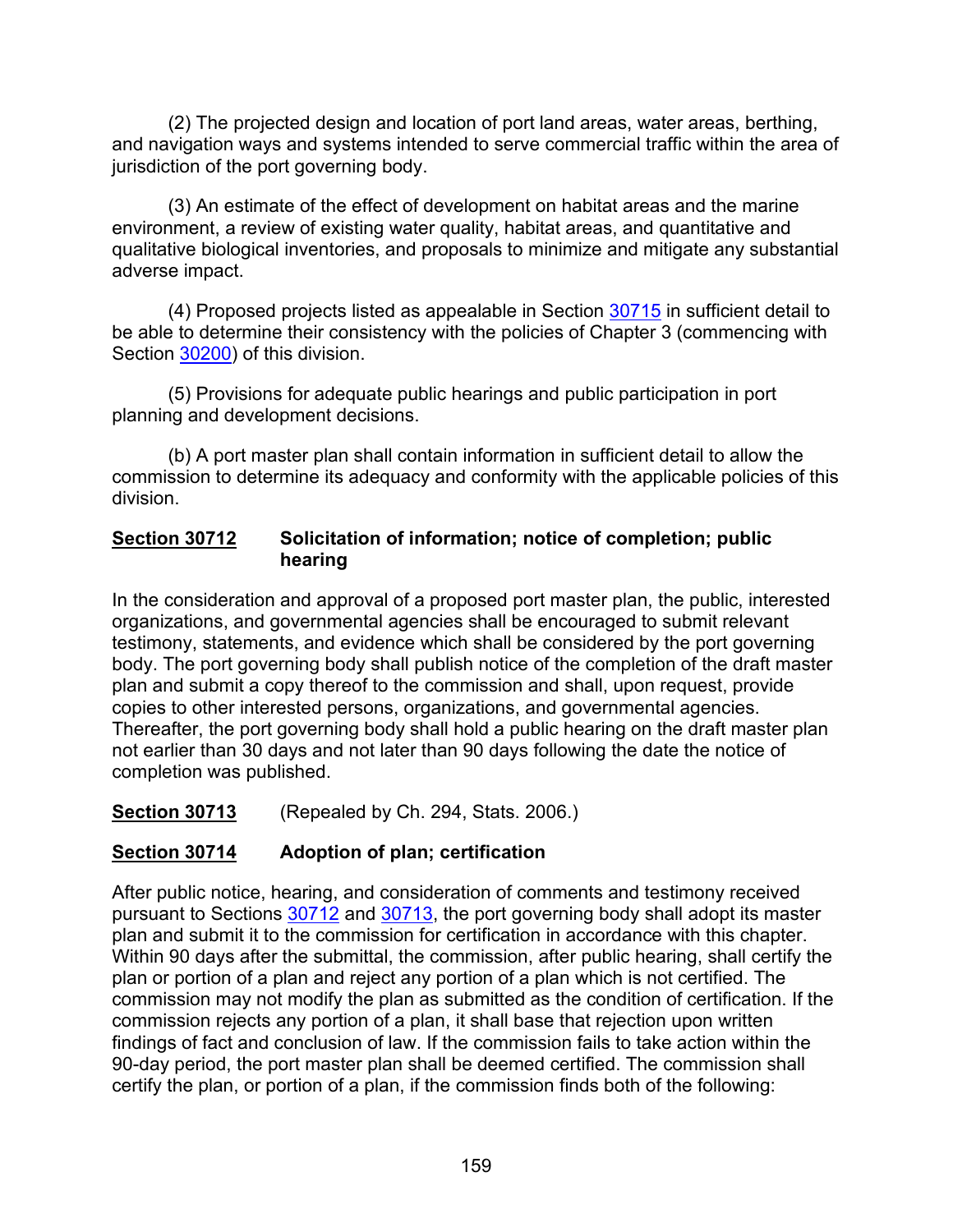(2) The projected design and location of port land areas, water areas, berthing, and navigation ways and systems intended to serve commercial traffic within the area of jurisdiction of the port governing body.

(3) An estimate of the effect of development on habitat areas and the marine environment, a review of existing water quality, habitat areas, and quantitative and qualitative biological inventories, and proposals to minimize and mitigate any substantial adverse impact.

(4) Proposed projects listed as appealable in Section 30715 in sufficient detail to be able to determine their consistency with the policies of Chapter 3 (commencing with Section 30200) of this division.

(5) Provisions for adequate public hearings and public participation in port planning and development decisions.

(b) A port master plan shall contain information in sufficient detail to allow the commission to determine its adequacy and conformity with the applicable policies of this division.

## Section 30712 Solicitation of information; notice of completion; public hearing

In the consideration and approval of a proposed port master plan, the public, interested organizations, and governmental agencies shall be encouraged to submit relevant testimony, statements, and evidence which shall be considered by the port governing body. The port governing body shall publish notice of the completion of the draft master plan and submit a copy thereof to the commission and shall, upon request, provide copies to other interested persons, organizations, and governmental agencies. Thereafter, the port governing body shall hold a public hearing on the draft master plan not earlier than 30 days and not later than 90 days following the date the notice of completion was published.

## Section 30713 (Repealed by Ch. 294, Stats. 2006.)

## Section 30714 Adoption of plan; certification

After public notice, hearing, and consideration of comments and testimony received pursuant to Sections 30712 and 30713, the port governing body shall adopt its master plan and submit it to the commission for certification in accordance with this chapter. Within 90 days after the submittal, the commission, after public hearing, shall certify the plan or portion of a plan and reject any portion of a plan which is not certified. The commission may not modify the plan as submitted as the condition of certification. If the commission rejects any portion of a plan, it shall base that rejection upon written findings of fact and conclusion of law. If the commission fails to take action within the 90-day period, the port master plan shall be deemed certified. The commission shall certify the plan, or portion of a plan, if the commission finds both of the following: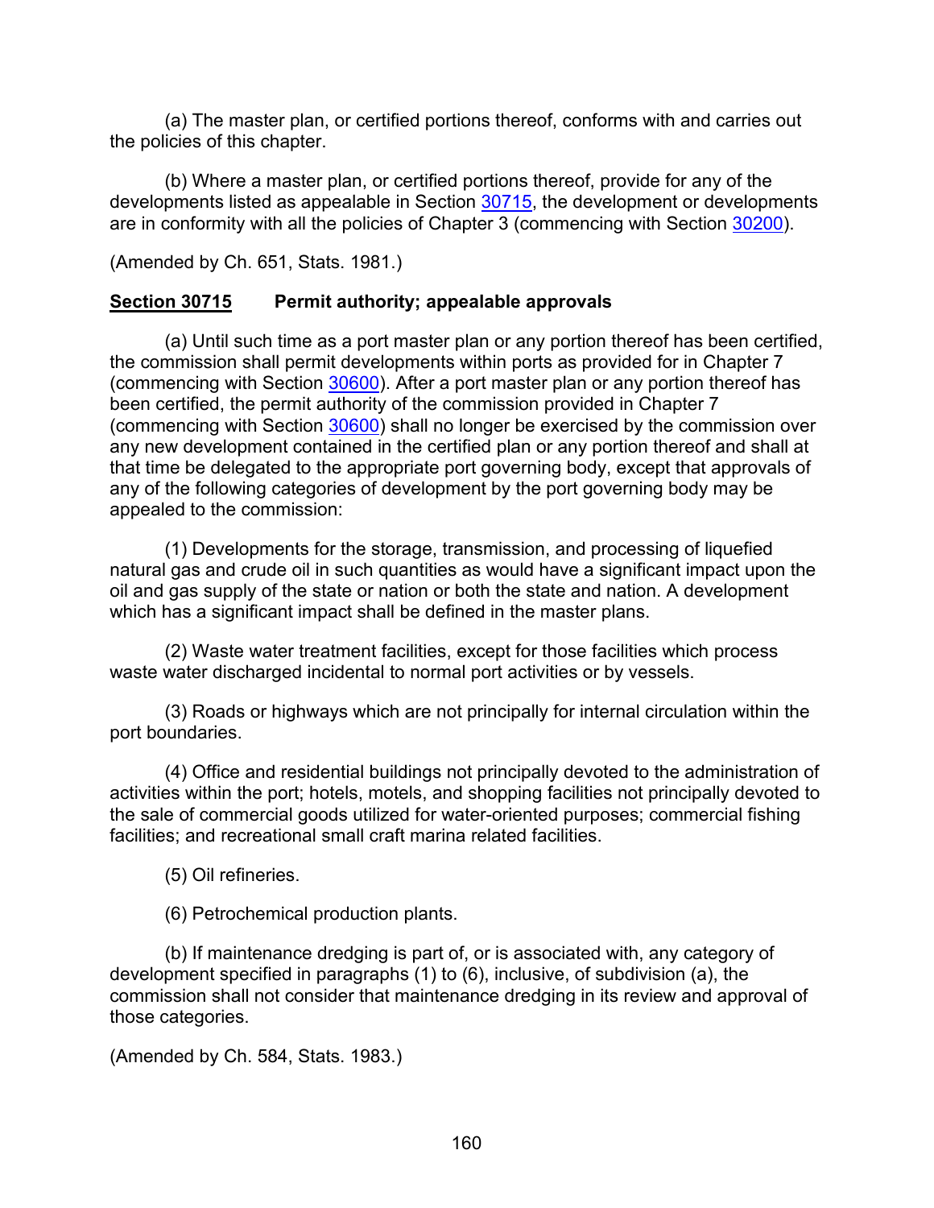(a) The master plan, or certified portions thereof, conforms with and carries out the policies of this chapter.

(b) Where a master plan, or certified portions thereof, provide for any of the developments listed as appealable in Section 30715, the development or developments are in conformity with all the policies of Chapter 3 (commencing with Section 30200).

(Amended by Ch. 651, Stats. 1981.)

**Section 30715 Permit authority; appealable approvals**

(a) Until such time as a port master plan or any portion thereof has been certified, the commission shall permit developments within ports as provided for in Chapter 7 (commencing with Section 30600). After a port master plan or any portion thereof has been certified, the permit authority of the commission provided in Chapter 7 (commencing with Section 30600) shall no longer be exercised by the commission over any new development contained in the certified plan or any portion thereof and shall at that time be delegated to the appropriate port governing body, except that approvals of any of the following categories of development by the port governing body may be appealed to the commission:

(1) Developments for the storage, transmission, and processing of liquefied natural gas and crude oil in such quantities as would have a significant impact upon the oil and gas supply of the state or nation or both the state and nation. A development which has a significant impact shall be defined in the master plans.

(2) Waste water treatment facilities, except for those facilities which process waste water discharged incidental to normal port activities or by vessels.

(3) Roads or highways which are not principally for internal circulation within the port boundaries.

(4) Office and residential buildings not principally devoted to the administration of activities within the port; hotels, motels, and shopping facilities not principally devoted to the sale of commercial goods utilized for water-oriented purposes; commercial fishing facilities; and recreational small craft marina related facilities.

(5) Oil refineries.

(6) Petrochemical production plants.

(b) If maintenance dredging is part of, or is associated with, any category of development specified in paragraphs (1) to (6), inclusive, of subdivision (a), the commission shall not consider that maintenance dredging in its review and approval of those categories.

(Amended by Ch. 584, Stats. 1983.)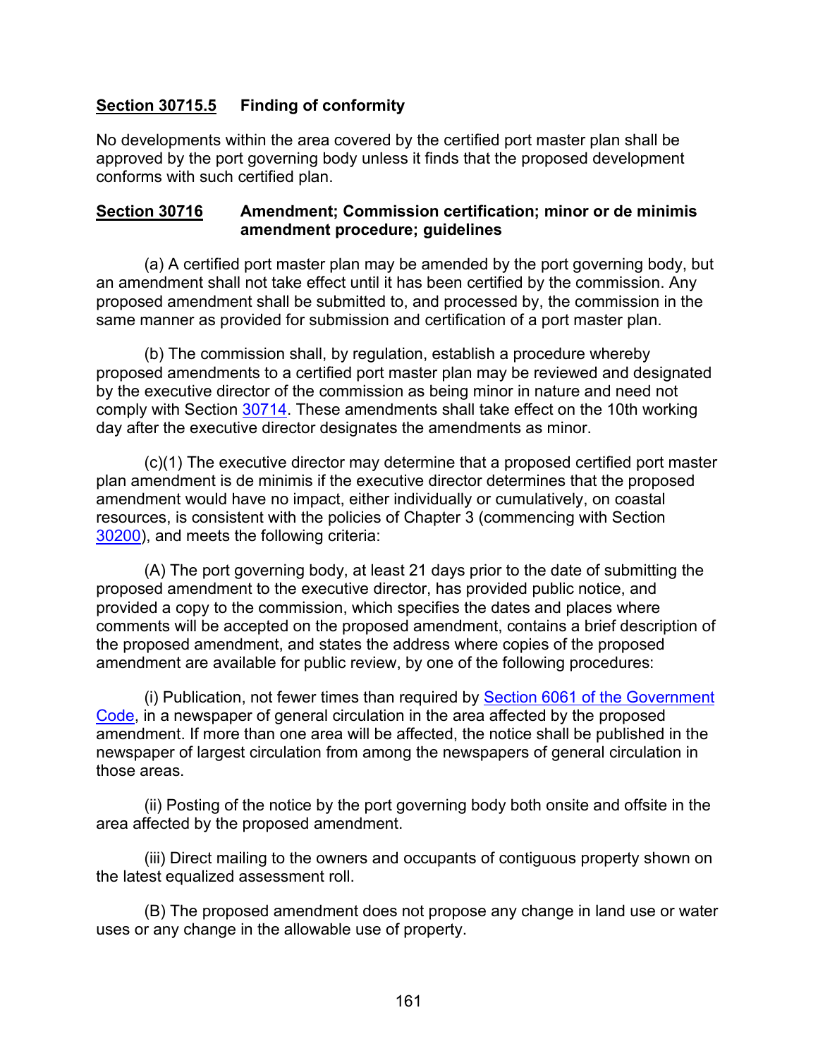**Section 30715.5** **Finding of conformity**

No developments within the area covered by the certified port master plan shall be approved by the port governing body unless it finds that the proposed development conforms with such certified plan.

**Section 30716** **Amendment; Commission certification; minor or de minimis amendment procedure; guidelines**

(a) A certified port master plan may be amended by the port governing body, but an amendment shall not take effect until it has been certified by the commission. Any proposed amendment shall be submitted to, and processed by, the commission in the same manner as provided for submission and certification of a port master plan.

(b) The commission shall, by regulation, establish a procedure whereby proposed amendments to a certified port master plan may be reviewed and designated by the executive director of the commission as being minor in nature and need not comply with Section 30714. These amendments shall take effect on the 10th working day after the executive director designates the amendments as minor.

(c)(1) The executive director may determine that a proposed certified port master plan amendment is de minimis if the executive director determines that the proposed amendment would have no impact, either individually or cumulatively, on coastal resources, is consistent with the policies of Chapter 3 (commencing with Section 30200), and meets the following criteria:

(A) The port governing body, at least 21 days prior to the date of submitting the proposed amendment to the executive director, has provided public notice, and provided a copy to the commission, which specifies the dates and places where comments will be accepted on the proposed amendment, contains a brief description of the proposed amendment, and states the address where copies of the proposed amendment are available for public review, by one of the following procedures:

(i) Publication, not fewer times than required by Section 6061 of the Government Code, in a newspaper of general circulation in the area affected by the proposed amendment. If more than one area will be affected, the notice shall be published in the newspaper of largest circulation from among the newspapers of general circulation in those areas.

(ii) Posting of the notice by the port governing body both onsite and offsite in the area affected by the proposed amendment.

(iii) Direct mailing to the owners and occupants of contiguous property shown on the latest equalized assessment roll.

(B) The proposed amendment does not propose any change in land use or water uses or any change in the allowable use of property.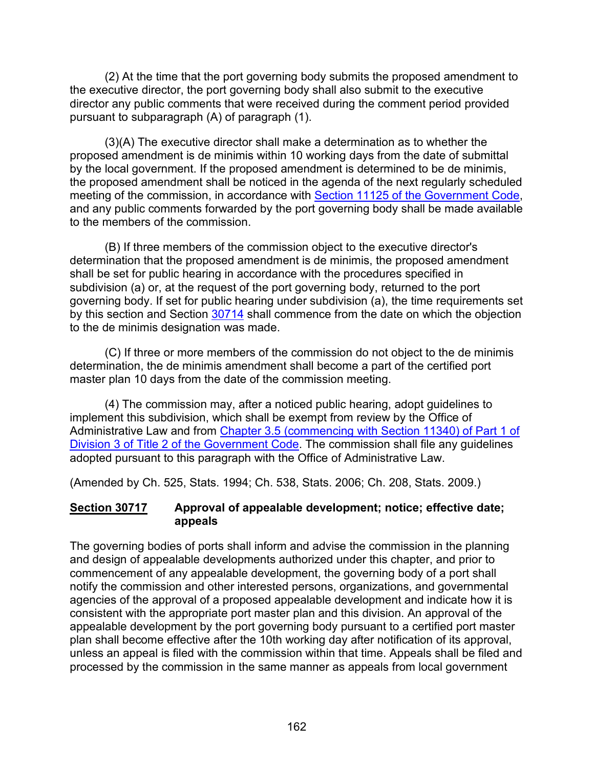(2) At the time that the port governing body submits the proposed amendment to the executive director, the port governing body shall also submit to the executive director any public comments that were received during the comment period provided pursuant to subparagraph (A) of paragraph (1).

(3)(A) The executive director shall make a determination as to whether the proposed amendment is de minimis within 10 working days from the date of submittal by the local government. If the proposed amendment is determined to be de minimis, the proposed amendment shall be noticed in the agenda of the next regularly scheduled meeting of the commission, in accordance with Section 11125 of the Government Code, and any public comments forwarded by the port governing body shall be made available to the members of the commission.

(B) If three members of the commission object to the executive director's determination that the proposed amendment is de minimis, the proposed amendment shall be set for public hearing in accordance with the procedures specified in subdivision (a) or, at the request of the port governing body, returned to the port governing body. If set for public hearing under subdivision (a), the time requirements set by this section and Section 30714 shall commence from the date on which the objection to the de minimis designation was made.

(C) If three or more members of the commission do not object to the de minimis determination, the de minimis amendment shall become a part of the certified port master plan 10 days from the date of the commission meeting.

(4) The commission may, after a noticed public hearing, adopt guidelines to implement this subdivision, which shall be exempt from review by the Office of Administrative Law and from Chapter 3.5 (commencing with Section 11340) of Part 1 of Division 3 of Title 2 of the Government Code. The commission shall file any guidelines adopted pursuant to this paragraph with the Office of Administrative Law.

(Amended by Ch. 525, Stats. 1994; Ch. 538, Stats. 2006; Ch. 208, Stats. 2009.)

### **Section 30717** Approval of appealable development; notice; effective date; appeals

The governing bodies of ports shall inform and advise the commission in the planning and design of appealable developments authorized under this chapter, and prior to commencement of any appealable development, the governing body of a port shall notify the commission and other interested persons, organizations, and governmental agencies of the approval of a proposed appealable development and indicate how it is consistent with the appropriate port master plan and this division. An approval of the appealable development by the port governing body pursuant to a certified port master plan shall become effective after the 10th working day after notification of its approval, unless an appeal is filed with the commission within that time. Appeals shall be filed and processed by the commission in the same manner as appeals from local government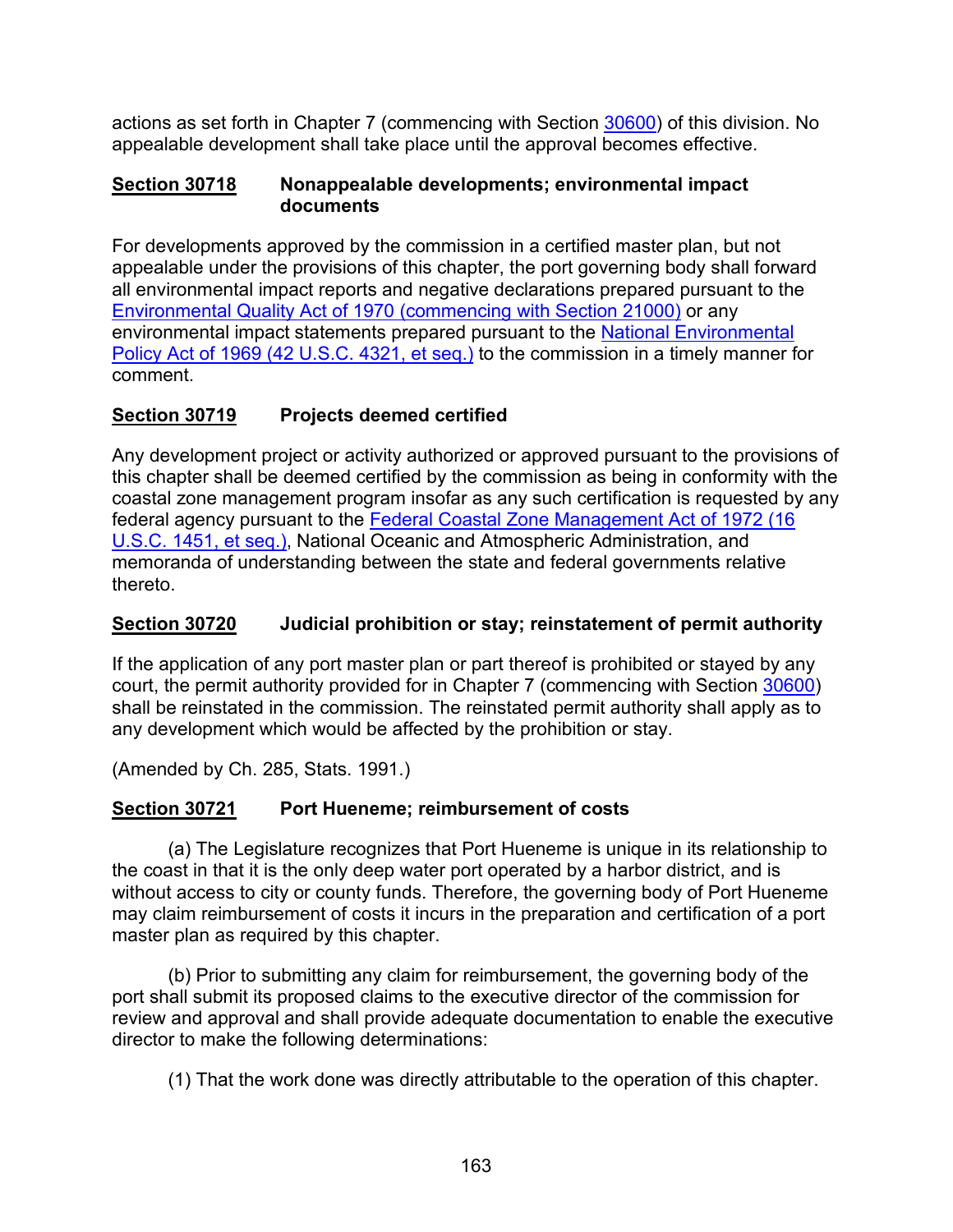actions as set forth in Chapter 7 (commencing with Section 30600) of this division. No appealable development shall take place until the approval becomes effective.

### Section 30718 Nonappealable developments; environmental impact documents

For developments approved by the commission in a certified master plan, but not appealable under the provisions of this chapter, the port governing body shall forward all environmental impact reports and negative declarations prepared pursuant to the Environmental Quality Act of 1970 (commencing with Section 21000) or any environmental impact statements prepared pursuant to the National Environmental Policy Act of 1969 (42 U.S.C. 4321, et seq.) to the commission in a timely manner for comment.

### Section 30719 Projects deemed certified

Any development project or activity authorized or approved pursuant to the provisions of this chapter shall be deemed certified by the commission as being in conformity with the coastal zone management program insofar as any such certification is requested by any federal agency pursuant to the Federal Coastal Zone Management Act of 1972 (16 U.S.C. 1451, et seq.), National Oceanic and Atmospheric Administration, and memoranda of understanding between the state and federal governments relative thereto.

### Section 30720 Judicial prohibition or stay; reinstatement of permit authority

If the application of any port master plan or part thereof is prohibited or stayed by any court, the permit authority provided for in Chapter 7 (commencing with Section 30600) shall be reinstated in the commission. The reinstated permit authority shall apply as to any development which would be affected by the prohibition or stay.

(Amended by Ch. 285, Stats. 1991.)

### Section 30721 Port Hueneme; reimbursement of costs

(a) The Legislature recognizes that Port Hueneme is unique in its relationship to the coast in that it is the only deep water port operated by a harbor district, and is without access to city or county funds. Therefore, the governing body of Port Hueneme may claim reimbursement of costs it incurs in the preparation and certification of a port master plan as required by this chapter.

(b) Prior to submitting any claim for reimbursement, the governing body of the port shall submit its proposed claims to the executive director of the commission for review and approval and shall provide adequate documentation to enable the executive director to make the following determinations:

(1) That the work done was directly attributable to the operation of this chapter.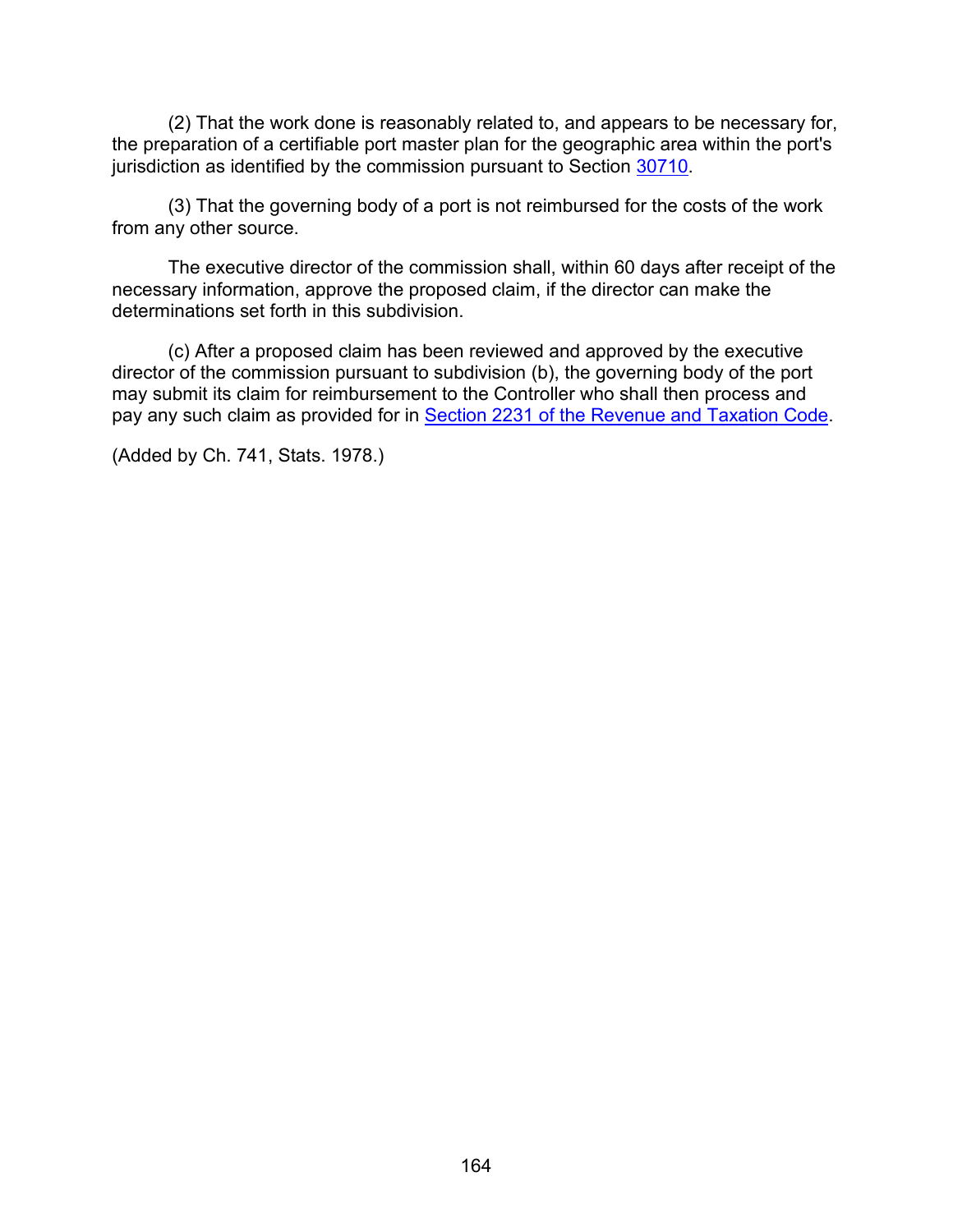(2) That the work done is reasonably related to, and appears to be necessary for, the preparation of a certifiable port master plan for the geographic area within the port's jurisdiction as identified by the commission pursuant to Section 30710.

(3) That the governing body of a port is not reimbursed for the costs of the work from any other source.

The executive director of the commission shall, within 60 days after receipt of the necessary information, approve the proposed claim, if the director can make the determinations set forth in this subdivision.

(c) After a proposed claim has been reviewed and approved by the executive director of the commission pursuant to subdivision (b), the governing body of the port may submit its claim for reimbursement to the Controller who shall then process and pay any such claim as provided for in Section 2231 of the Revenue and Taxation Code.

(Added by Ch. 741, Stats. 1978.)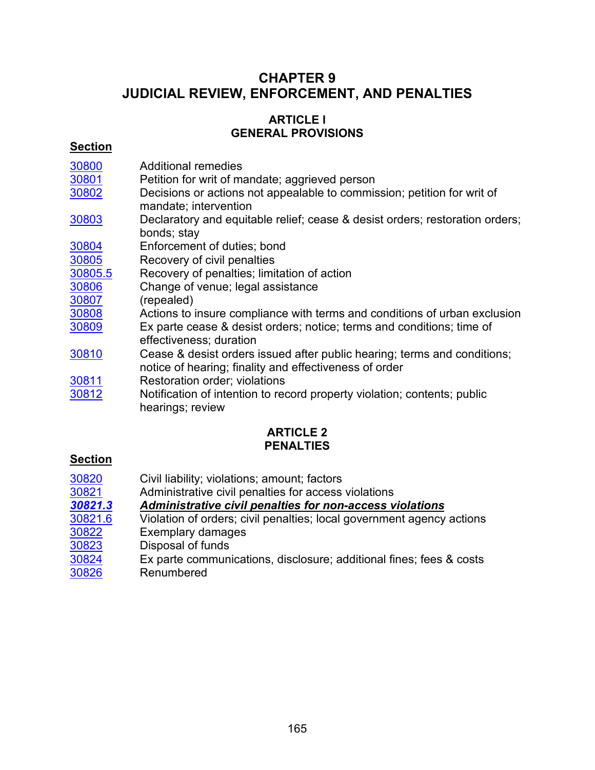# CHAPTER 9
# JUDICIAL REVIEW, ENFORCEMENT, AND PENALTIES

## ARTICLE I
## GENERAL PROVISIONS

| Section | |
|---|---|
| 30800 | Additional remedies |
| 30801 | Petition for writ of mandate; aggrieved person |
| 30802 | Decisions or actions not appealable to commission; petition for writ of mandate; intervention |
| 30803 | Declaratory and equitable relief; cease & desist orders; restoration orders; bonds; stay |
| 30804 | Enforcement of duties; bond |
| 30805 | Recovery of civil penalties |
| 30805.5 | Recovery of penalties; limitation of action |
| 30806 | Change of venue; legal assistance |
| 30807 | (repealed) |
| 30808 | Actions to insure compliance with terms and conditions of urban exclusion |
| 30809 | Ex parte cease & desist orders; notice; terms and conditions; time of effectiveness; duration |
| 30810 | Cease & desist orders issued after public hearing; terms and conditions; notice of hearing; finality and effectiveness of order |
| 30811 | Restoration order; violations |
| 30812 | Notification of intention to record property violation; contents; public hearings; review |

## ARTICLE 2
## PENALTIES

| Section | |
|---|---|
| 30820 | Civil liability; violations; amount; factors |
| 30821 | Administrative civil penalties for access violations |
| ***30821.3*** | ***Administrative civil penalties for non-access violations*** |
| 30821.6 | Violation of orders; civil penalties; local government agency actions |
| 30822 | Exemplary damages |
| 30823 | Disposal of funds |
| 30824 | Ex parte communications, disclosure; additional fines; fees & costs |
| 30826 | Renumbered |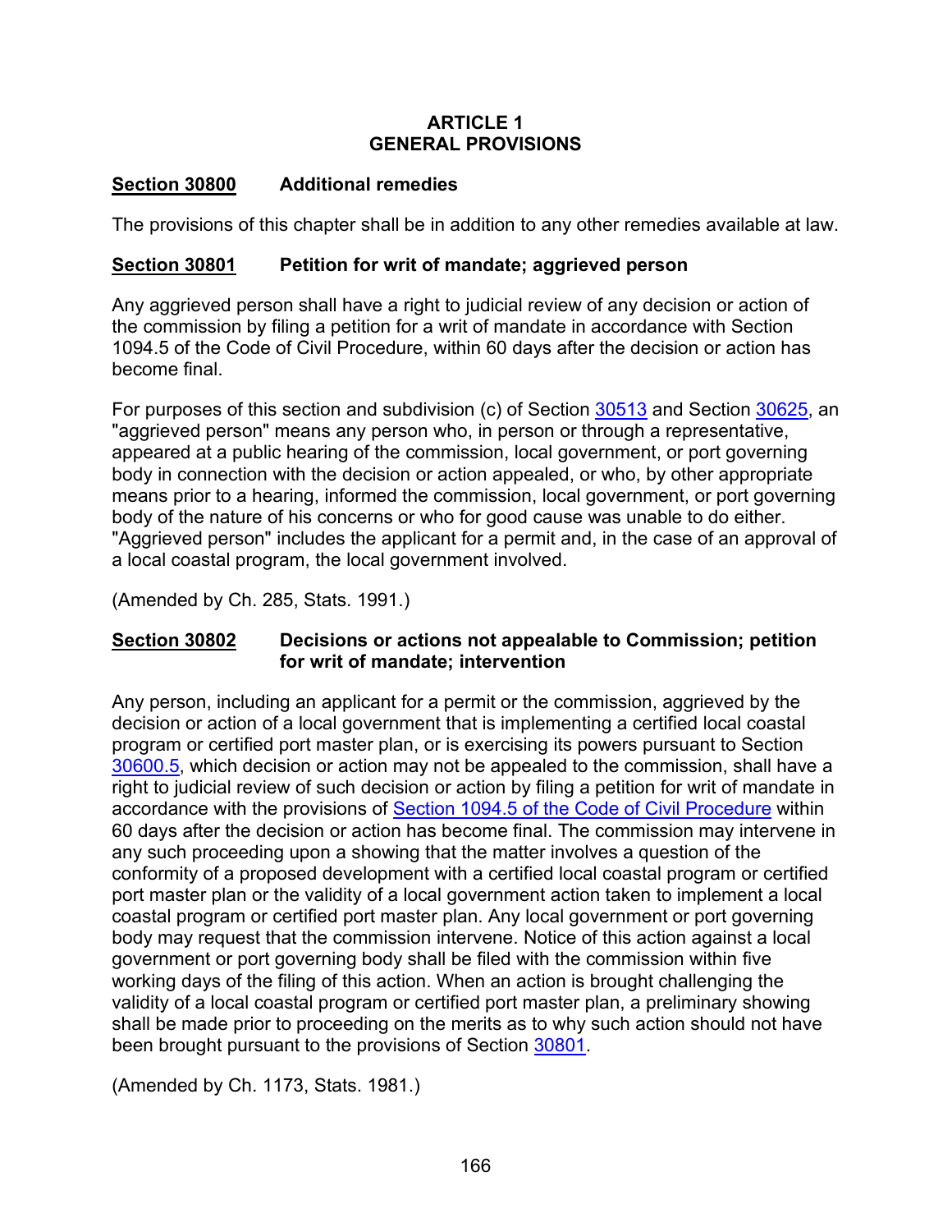# ARTICLE 1
# GENERAL PROVISIONS

## Section 30800 Additional remedies

The provisions of this chapter shall be in addition to any other remedies available at law.

## Section 30801 Petition for writ of mandate; aggrieved person

Any aggrieved person shall have a right to judicial review of any decision or action of the commission by filing a petition for a writ of mandate in accordance with Section 1094.5 of the Code of Civil Procedure, within 60 days after the decision or action has become final.

For purposes of this section and subdivision (c) of Section 30513 and Section 30625, an "aggrieved person" means any person who, in person or through a representative, appeared at a public hearing of the commission, local government, or port governing body in connection with the decision or action appealed, or who, by other appropriate means prior to a hearing, informed the commission, local government, or port governing body of the nature of his concerns or who for good cause was unable to do either. "Aggrieved person" includes the applicant for a permit and, in the case of an approval of a local coastal program, the local government involved.

(Amended by Ch. 285, Stats. 1991.)

## Section 30802 Decisions or actions not appealable to Commission; petition for writ of mandate; intervention

Any person, including an applicant for a permit or the commission, aggrieved by the decision or action of a local government that is implementing a certified local coastal program or certified port master plan, or is exercising its powers pursuant to Section 30600.5, which decision or action may not be appealed to the commission, shall have a right to judicial review of such decision or action by filing a petition for writ of mandate in accordance with the provisions of Section 1094.5 of the Code of Civil Procedure within 60 days after the decision or action has become final. The commission may intervene in any such proceeding upon a showing that the matter involves a question of the conformity of a proposed development with a certified local coastal program or certified port master plan or the validity of a local government action taken to implement a local coastal program or certified port master plan. Any local government or port governing body may request that the commission intervene. Notice of this action against a local government or port governing body shall be filed with the commission within five working days of the filing of this action. When an action is brought challenging the validity of a local coastal program or certified port master plan, a preliminary showing shall be made prior to proceeding on the merits as to why such action should not have been brought pursuant to the provisions of Section 30801.

(Amended by Ch. 1173, Stats. 1981.)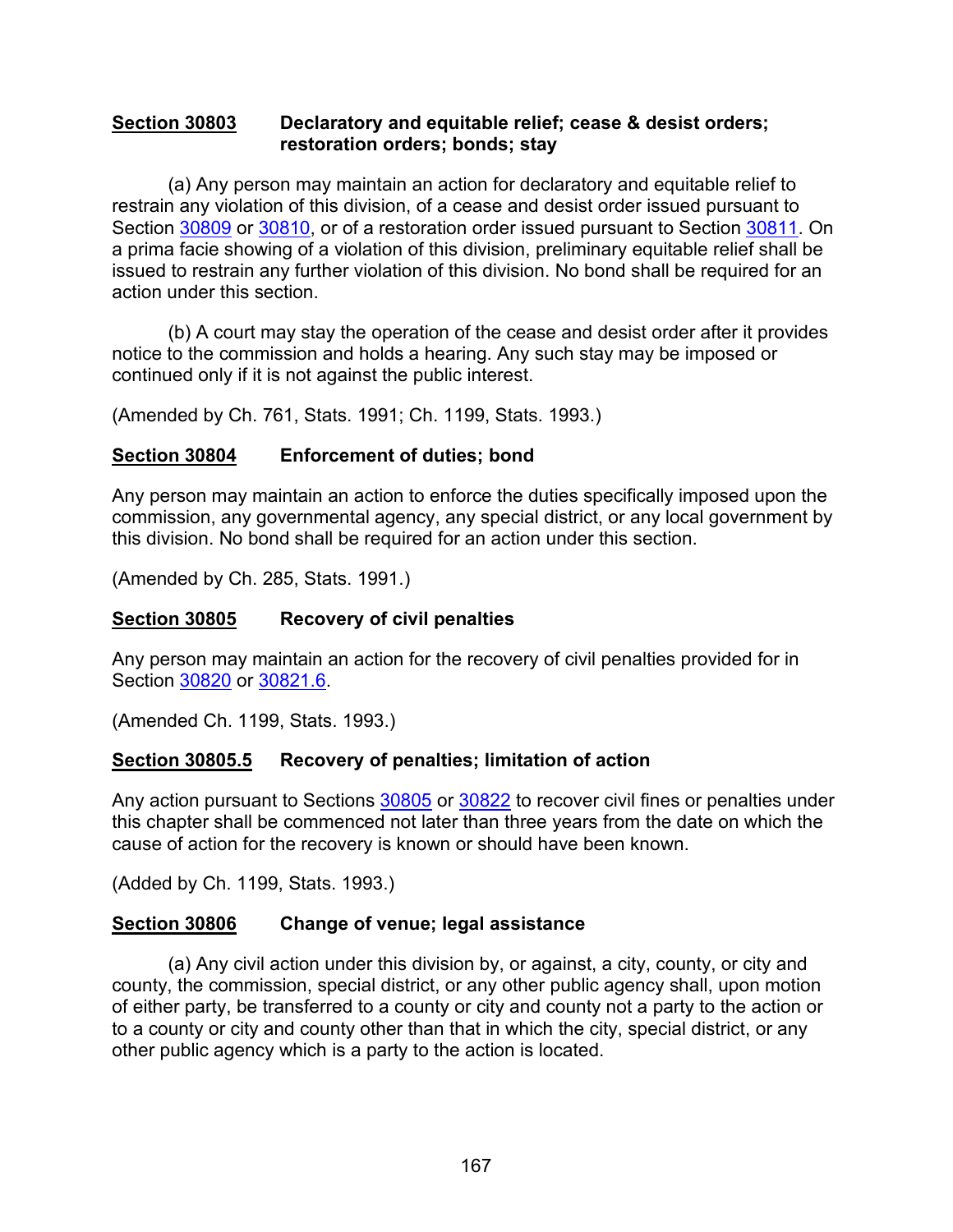**Section 30803 Declaratory and equitable relief; cease & desist orders; restoration orders; bonds; stay**

(a) Any person may maintain an action for declaratory and equitable relief to restrain any violation of this division, of a cease and desist order issued pursuant to Section 30809 or 30810, or of a restoration order issued pursuant to Section 30811. On a prima facie showing of a violation of this division, preliminary equitable relief shall be issued to restrain any further violation of this division. No bond shall be required for an action under this section.

(b) A court may stay the operation of the cease and desist order after it provides notice to the commission and holds a hearing. Any such stay may be imposed or continued only if it is not against the public interest.

(Amended by Ch. 761, Stats. 1991; Ch. 1199, Stats. 1993.)

**Section 30804 Enforcement of duties; bond**

Any person may maintain an action to enforce the duties specifically imposed upon the commission, any governmental agency, any special district, or any local government by this division. No bond shall be required for an action under this section.

(Amended by Ch. 285, Stats. 1991.)

**Section 30805 Recovery of civil penalties**

Any person may maintain an action for the recovery of civil penalties provided for in Section 30820 or 30821.6.

(Amended Ch. 1199, Stats. 1993.)

**Section 30805.5 Recovery of penalties; limitation of action**

Any action pursuant to Sections 30805 or 30822 to recover civil fines or penalties under this chapter shall be commenced not later than three years from the date on which the cause of action for the recovery is known or should have been known.

(Added by Ch. 1199, Stats. 1993.)

**Section 30806 Change of venue; legal assistance**

(a) Any civil action under this division by, or against, a city, county, or city and county, the commission, special district, or any other public agency shall, upon motion of either party, be transferred to a county or city and county not a party to the action or to a county or city and county other than that in which the city, special district, or any other public agency which is a party to the action is located.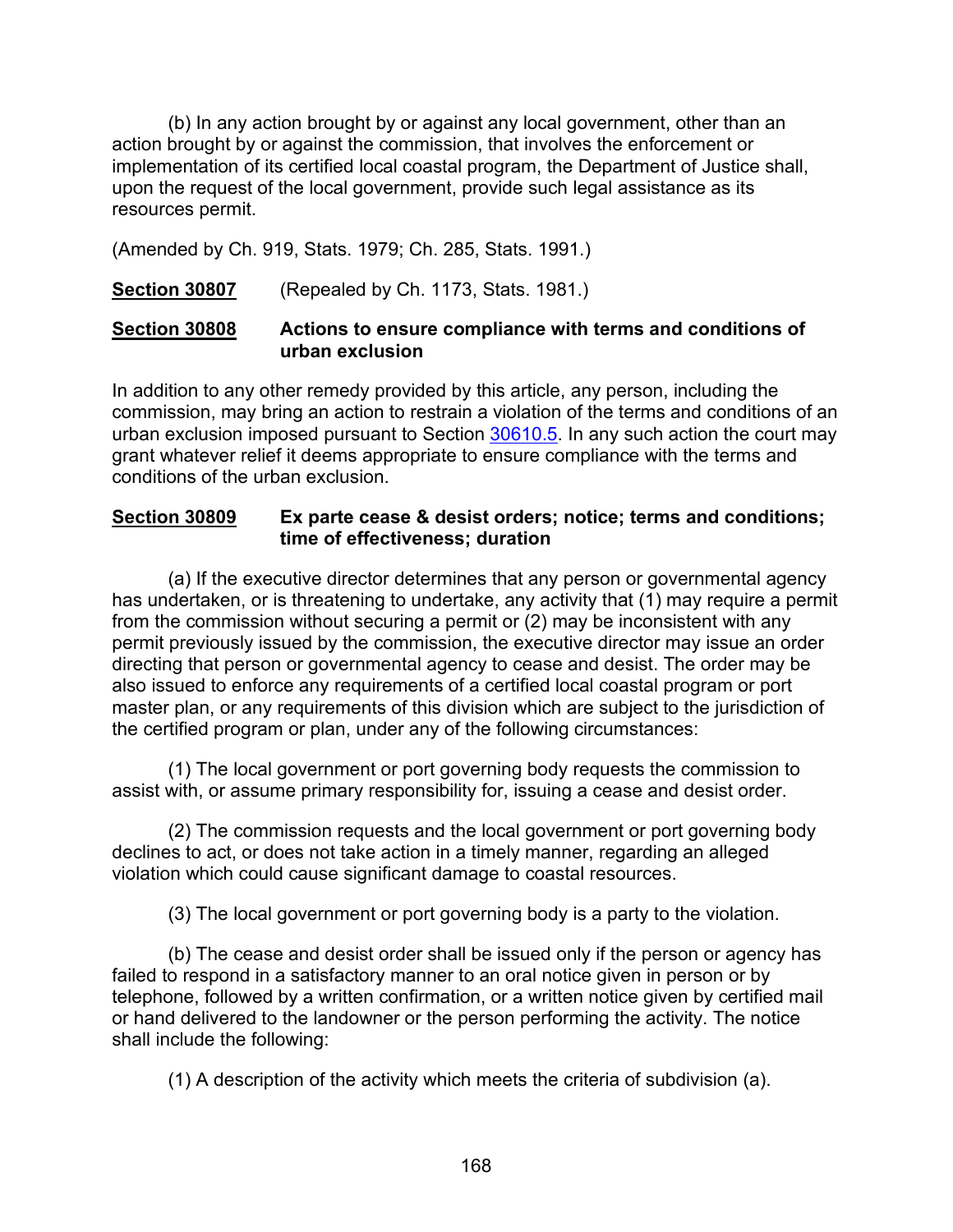(b) In any action brought by or against any local government, other than an action brought by or against the commission, that involves the enforcement or implementation of its certified local coastal program, the Department of Justice shall, upon the request of the local government, provide such legal assistance as its resources permit.

(Amended by Ch. 919, Stats. 1979; Ch. 285, Stats. 1991.)

**Section 30807** (Repealed by Ch. 1173, Stats. 1981.)

### **Section 30808** Actions to ensure compliance with terms and conditions of urban exclusion

In addition to any other remedy provided by this article, any person, including the commission, may bring an action to restrain a violation of the terms and conditions of an urban exclusion imposed pursuant to Section 30610.5. In any such action the court may grant whatever relief it deems appropriate to ensure compliance with the terms and conditions of the urban exclusion.

### **Section 30809** Ex parte cease & desist orders; notice; terms and conditions; time of effectiveness; duration

(a) If the executive director determines that any person or governmental agency has undertaken, or is threatening to undertake, any activity that (1) may require a permit from the commission without securing a permit or (2) may be inconsistent with any permit previously issued by the commission, the executive director may issue an order directing that person or governmental agency to cease and desist. The order may be also issued to enforce any requirements of a certified local coastal program or port master plan, or any requirements of this division which are subject to the jurisdiction of the certified program or plan, under any of the following circumstances:

(1) The local government or port governing body requests the commission to assist with, or assume primary responsibility for, issuing a cease and desist order.

(2) The commission requests and the local government or port governing body declines to act, or does not take action in a timely manner, regarding an alleged violation which could cause significant damage to coastal resources.

(3) The local government or port governing body is a party to the violation.

(b) The cease and desist order shall be issued only if the person or agency has failed to respond in a satisfactory manner to an oral notice given in person or by telephone, followed by a written confirmation, or a written notice given by certified mail or hand delivered to the landowner or the person performing the activity. The notice shall include the following:

(1) A description of the activity which meets the criteria of subdivision (a).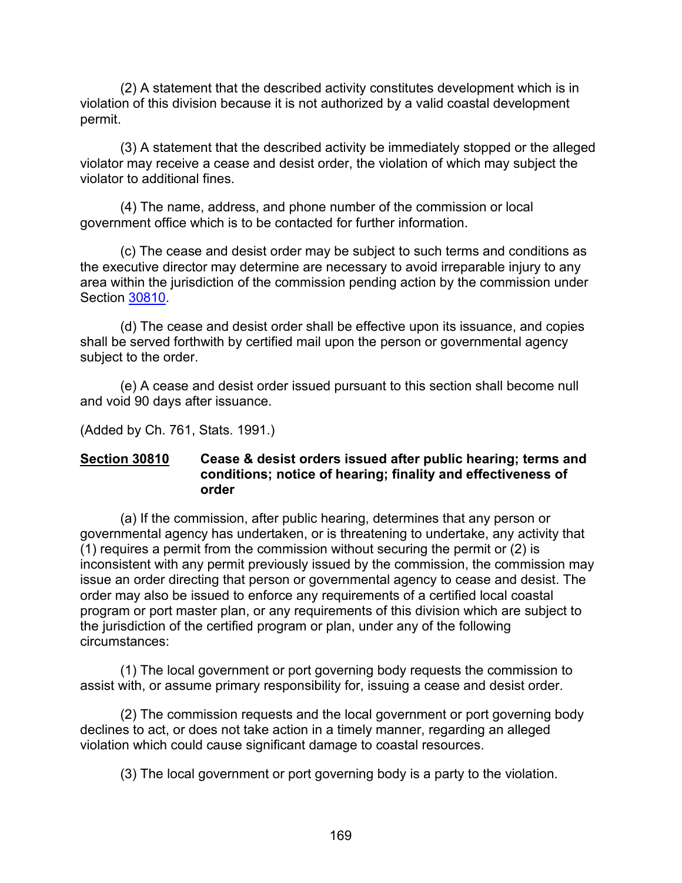(2) A statement that the described activity constitutes development which is in violation of this division because it is not authorized by a valid coastal development permit.

(3) A statement that the described activity be immediately stopped or the alleged violator may receive a cease and desist order, the violation of which may subject the violator to additional fines.

(4) The name, address, and phone number of the commission or local government office which is to be contacted for further information.

(c) The cease and desist order may be subject to such terms and conditions as the executive director may determine are necessary to avoid irreparable injury to any area within the jurisdiction of the commission pending action by the commission under Section 30810.

(d) The cease and desist order shall be effective upon its issuance, and copies shall be served forthwith by certified mail upon the person or governmental agency subject to the order.

(e) A cease and desist order issued pursuant to this section shall become null and void 90 days after issuance.

(Added by Ch. 761, Stats. 1991.)

**Section 30810 Cease & desist orders issued after public hearing; terms and conditions; notice of hearing; finality and effectiveness of order**

(a) If the commission, after public hearing, determines that any person or governmental agency has undertaken, or is threatening to undertake, any activity that (1) requires a permit from the commission without securing the permit or (2) is inconsistent with any permit previously issued by the commission, the commission may issue an order directing that person or governmental agency to cease and desist. The order may also be issued to enforce any requirements of a certified local coastal program or port master plan, or any requirements of this division which are subject to the jurisdiction of the certified program or plan, under any of the following circumstances:

(1) The local government or port governing body requests the commission to assist with, or assume primary responsibility for, issuing a cease and desist order.

(2) The commission requests and the local government or port governing body declines to act, or does not take action in a timely manner, regarding an alleged violation which could cause significant damage to coastal resources.

(3) The local government or port governing body is a party to the violation.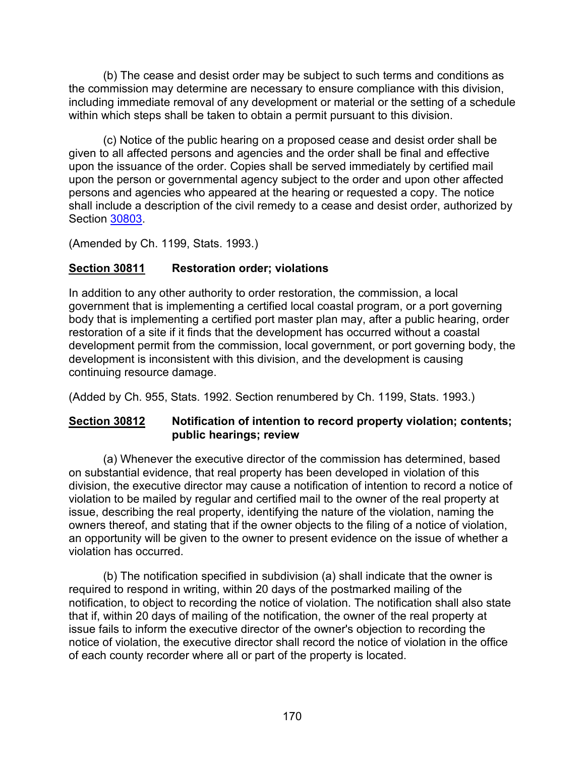(b) The cease and desist order may be subject to such terms and conditions as the commission may determine are necessary to ensure compliance with this division, including immediate removal of any development or material or the setting of a schedule within which steps shall be taken to obtain a permit pursuant to this division.

(c) Notice of the public hearing on a proposed cease and desist order shall be given to all affected persons and agencies and the order shall be final and effective upon the issuance of the order. Copies shall be served immediately by certified mail upon the person or governmental agency subject to the order and upon other affected persons and agencies who appeared at the hearing or requested a copy. The notice shall include a description of the civil remedy to a cease and desist order, authorized by Section 30803.

(Amended by Ch. 1199, Stats. 1993.)

### Section 30811 Restoration order; violations

In addition to any other authority to order restoration, the commission, a local government that is implementing a certified local coastal program, or a port governing body that is implementing a certified port master plan may, after a public hearing, order restoration of a site if it finds that the development has occurred without a coastal development permit from the commission, local government, or port governing body, the development is inconsistent with this division, and the development is causing continuing resource damage.

(Added by Ch. 955, Stats. 1992. Section renumbered by Ch. 1199, Stats. 1993.)

### Section 30812 Notification of intention to record property violation; contents; public hearings; review

(a) Whenever the executive director of the commission has determined, based on substantial evidence, that real property has been developed in violation of this division, the executive director may cause a notification of intention to record a notice of violation to be mailed by regular and certified mail to the owner of the real property at issue, describing the real property, identifying the nature of the violation, naming the owners thereof, and stating that if the owner objects to the filing of a notice of violation, an opportunity will be given to the owner to present evidence on the issue of whether a violation has occurred.

(b) The notification specified in subdivision (a) shall indicate that the owner is required to respond in writing, within 20 days of the postmarked mailing of the notification, to object to recording the notice of violation. The notification shall also state that if, within 20 days of mailing of the notification, the owner of the real property at issue fails to inform the executive director of the owner's objection to recording the notice of violation, the executive director shall record the notice of violation in the office of each county recorder where all or part of the property is located.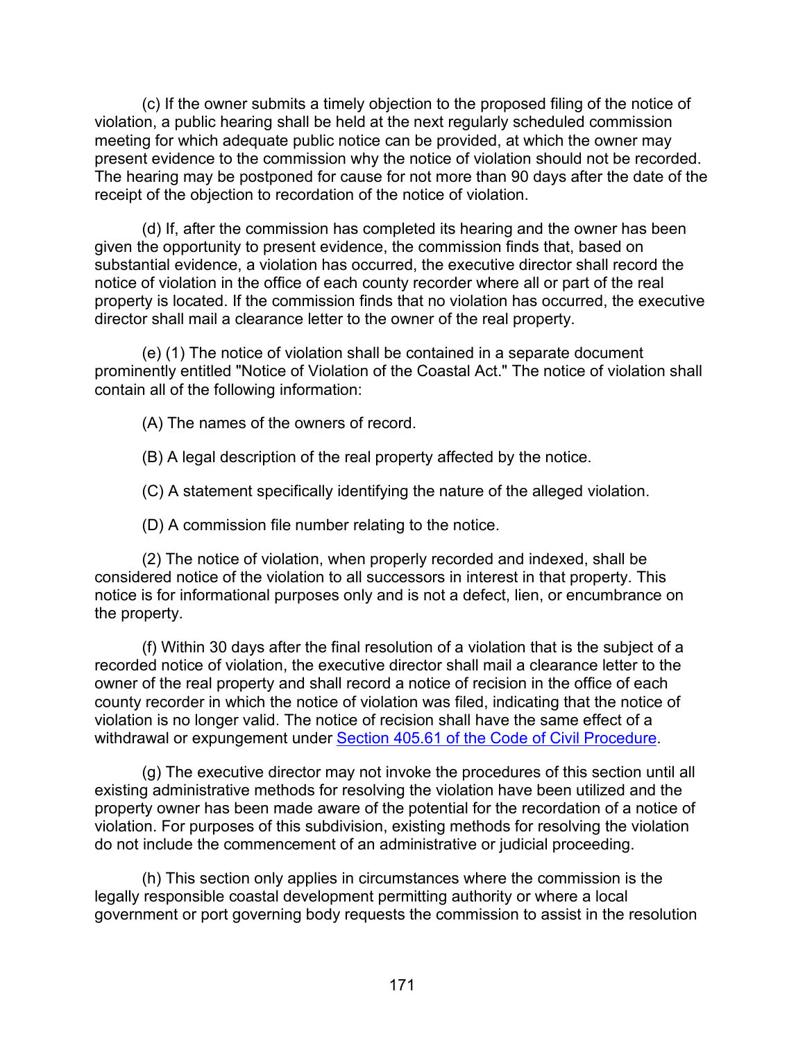(c) If the owner submits a timely objection to the proposed filing of the notice of violation, a public hearing shall be held at the next regularly scheduled commission meeting for which adequate public notice can be provided, at which the owner may present evidence to the commission why the notice of violation should not be recorded. The hearing may be postponed for cause for not more than 90 days after the date of the receipt of the objection to recordation of the notice of violation.

(d) If, after the commission has completed its hearing and the owner has been given the opportunity to present evidence, the commission finds that, based on substantial evidence, a violation has occurred, the executive director shall record the notice of violation in the office of each county recorder where all or part of the real property is located. If the commission finds that no violation has occurred, the executive director shall mail a clearance letter to the owner of the real property.

(e) (1) The notice of violation shall be contained in a separate document prominently entitled "Notice of Violation of the Coastal Act." The notice of violation shall contain all of the following information:

(A) The names of the owners of record.

(B) A legal description of the real property affected by the notice.

(C) A statement specifically identifying the nature of the alleged violation.

(D) A commission file number relating to the notice.

(2) The notice of violation, when properly recorded and indexed, shall be considered notice of the violation to all successors in interest in that property. This notice is for informational purposes only and is not a defect, lien, or encumbrance on the property.

(f) Within 30 days after the final resolution of a violation that is the subject of a recorded notice of violation, the executive director shall mail a clearance letter to the owner of the real property and shall record a notice of recision in the office of each county recorder in which the notice of violation was filed, indicating that the notice of violation is no longer valid. The notice of recision shall have the same effect of a withdrawal or expungement under [Section 405.61 of the Code of Civil Procedure](#).

(g) The executive director may not invoke the procedures of this section until all existing administrative methods for resolving the violation have been utilized and the property owner has been made aware of the potential for the recordation of a notice of violation. For purposes of this subdivision, existing methods for resolving the violation do not include the commencement of an administrative or judicial proceeding.

(h) This section only applies in circumstances where the commission is the legally responsible coastal development permitting authority or where a local government or port governing body requests the commission to assist in the resolution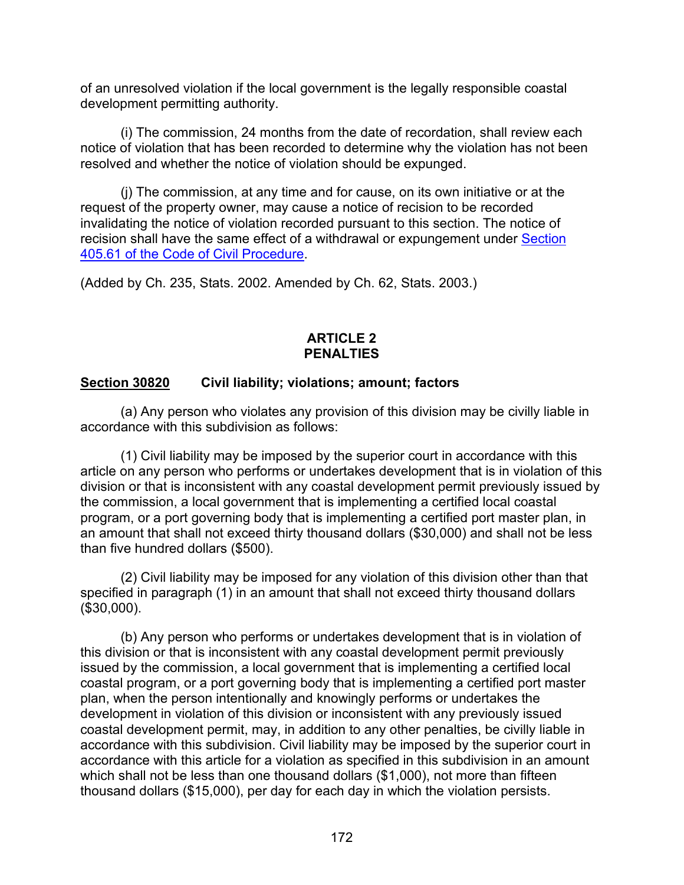of an unresolved violation if the local government is the legally responsible coastal development permitting authority.

(i) The commission, 24 months from the date of recordation, shall review each notice of violation that has been recorded to determine why the violation has not been resolved and whether the notice of violation should be expunged.

(j) The commission, at any time and for cause, on its own initiative or at the request of the property owner, may cause a notice of recision to be recorded invalidating the notice of violation recorded pursuant to this section. The notice of recision shall have the same effect of a withdrawal or expungement under [Section 405.61 of the Code of Civil Procedure](#).

(Added by Ch. 235, Stats. 2002. Amended by Ch. 62, Stats. 2003.)

## ARTICLE 2
## PENALTIES

### <u>Section 30820</u> Civil liability; violations; amount; factors

(a) Any person who violates any provision of this division may be civilly liable in accordance with this subdivision as follows:

(1) Civil liability may be imposed by the superior court in accordance with this article on any person who performs or undertakes development that is in violation of this division or that is inconsistent with any coastal development permit previously issued by the commission, a local government that is implementing a certified local coastal program, or a port governing body that is implementing a certified port master plan, in an amount that shall not exceed thirty thousand dollars ($30,000) and shall not be less than five hundred dollars ($500).

(2) Civil liability may be imposed for any violation of this division other than that specified in paragraph (1) in an amount that shall not exceed thirty thousand dollars ($30,000).

(b) Any person who performs or undertakes development that is in violation of this division or that is inconsistent with any coastal development permit previously issued by the commission, a local government that is implementing a certified local coastal program, or a port governing body that is implementing a certified port master plan, when the person intentionally and knowingly performs or undertakes the development in violation of this division or inconsistent with any previously issued coastal development permit, may, in addition to any other penalties, be civilly liable in accordance with this subdivision. Civil liability may be imposed by the superior court in accordance with this article for a violation as specified in this subdivision in an amount which shall not be less than one thousand dollars ($1,000), not more than fifteen thousand dollars ($15,000), per day for each day in which the violation persists.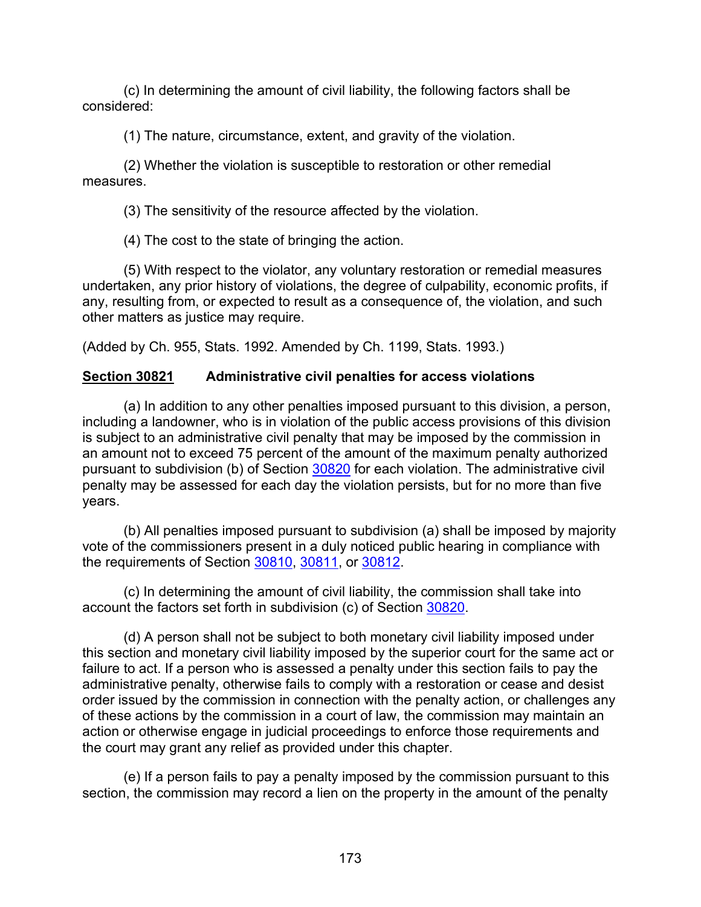(c) In determining the amount of civil liability, the following factors shall be considered:

(1) The nature, circumstance, extent, and gravity of the violation.

(2) Whether the violation is susceptible to restoration or other remedial measures.

(3) The sensitivity of the resource affected by the violation.

(4) The cost to the state of bringing the action.

(5) With respect to the violator, any voluntary restoration or remedial measures undertaken, any prior history of violations, the degree of culpability, economic profits, if any, resulting from, or expected to result as a consequence of, the violation, and such other matters as justice may require.

(Added by Ch. 955, Stats. 1992. Amended by Ch. 1199, Stats. 1993.)

**Section 30821 Administrative civil penalties for access violations**

(a) In addition to any other penalties imposed pursuant to this division, a person, including a landowner, who is in violation of the public access provisions of this division is subject to an administrative civil penalty that may be imposed by the commission in an amount not to exceed 75 percent of the amount of the maximum penalty authorized pursuant to subdivision (b) of Section 30820 for each violation. The administrative civil penalty may be assessed for each day the violation persists, but for no more than five years.

(b) All penalties imposed pursuant to subdivision (a) shall be imposed by majority vote of the commissioners present in a duly noticed public hearing in compliance with the requirements of Section 30810, 30811, or 30812.

(c) In determining the amount of civil liability, the commission shall take into account the factors set forth in subdivision (c) of Section 30820.

(d) A person shall not be subject to both monetary civil liability imposed under this section and monetary civil liability imposed by the superior court for the same act or failure to act. If a person who is assessed a penalty under this section fails to pay the administrative penalty, otherwise fails to comply with a restoration or cease and desist order issued by the commission in connection with the penalty action, or challenges any of these actions by the commission in a court of law, the commission may maintain an action or otherwise engage in judicial proceedings to enforce those requirements and the court may grant any relief as provided under this chapter.

(e) If a person fails to pay a penalty imposed by the commission pursuant to this section, the commission may record a lien on the property in the amount of the penalty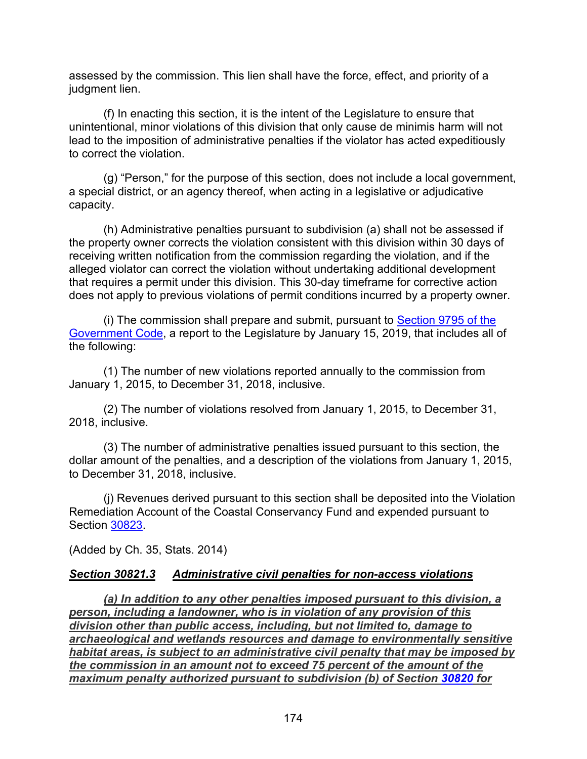assessed by the commission. This lien shall have the force, effect, and priority of a judgment lien.

(f) In enacting this section, it is the intent of the Legislature to ensure that unintentional, minor violations of this division that only cause de minimis harm will not lead to the imposition of administrative penalties if the violator has acted expeditiously to correct the violation.

(g) "Person," for the purpose of this section, does not include a local government, a special district, or an agency thereof, when acting in a legislative or adjudicative capacity.

(h) Administrative penalties pursuant to subdivision (a) shall not be assessed if the property owner corrects the violation consistent with this division within 30 days of receiving written notification from the commission regarding the violation, and if the alleged violator can correct the violation without undertaking additional development that requires a permit under this division. This 30-day timeframe for corrective action does not apply to previous violations of permit conditions incurred by a property owner.

(i) The commission shall prepare and submit, pursuant to Section 9795 of the Government Code, a report to the Legislature by January 15, 2019, that includes all of the following:

(1) The number of new violations reported annually to the commission from January 1, 2015, to December 31, 2018, inclusive.

(2) The number of violations resolved from January 1, 2015, to December 31, 2018, inclusive.

(3) The number of administrative penalties issued pursuant to this section, the dollar amount of the penalties, and a description of the violations from January 1, 2015, to December 31, 2018, inclusive.

(j) Revenues derived pursuant to this section shall be deposited into the Violation Remediation Account of the Coastal Conservancy Fund and expended pursuant to Section 30823.

(Added by Ch. 35, Stats. 2014)

***Section 30821.3 Administrative civil penalties for non-access violations***

***(a) In addition to any other penalties imposed pursuant to this division, a person, including a landowner, who is in violation of any provision of this division other than public access, including, but not limited to, damage to archaeological and wetlands resources and damage to environmentally sensitive habitat areas, is subject to an administrative civil penalty that may be imposed by the commission in an amount not to exceed 75 percent of the amount of the maximum penalty authorized pursuant to subdivision (b) of Section 30820 for***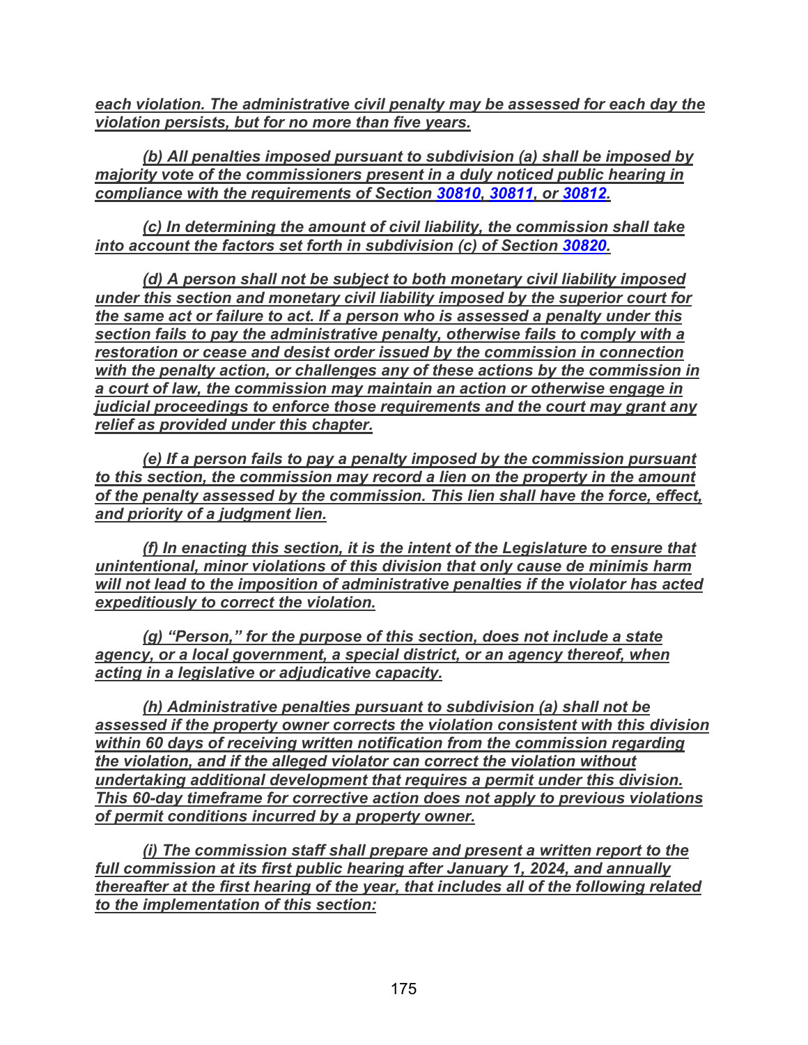***each violation. The administrative civil penalty may be assessed for each day the violation persists, but for no more than five years.***

***(b) All penalties imposed pursuant to subdivision (a) shall be imposed by majority vote of the commissioners present in a duly noticed public hearing in compliance with the requirements of Section 30810, 30811, or 30812.***

***(c) In determining the amount of civil liability, the commission shall take into account the factors set forth in subdivision (c) of Section 30820.***

***(d) A person shall not be subject to both monetary civil liability imposed under this section and monetary civil liability imposed by the superior court for the same act or failure to act. If a person who is assessed a penalty under this section fails to pay the administrative penalty, otherwise fails to comply with a restoration or cease and desist order issued by the commission in connection with the penalty action, or challenges any of these actions by the commission in a court of law, the commission may maintain an action or otherwise engage in judicial proceedings to enforce those requirements and the court may grant any relief as provided under this chapter.***

***(e) If a person fails to pay a penalty imposed by the commission pursuant to this section, the commission may record a lien on the property in the amount of the penalty assessed by the commission. This lien shall have the force, effect, and priority of a judgment lien.***

***(f) In enacting this section, it is the intent of the Legislature to ensure that unintentional, minor violations of this division that only cause de minimis harm will not lead to the imposition of administrative penalties if the violator has acted expeditiously to correct the violation.***

***(g) "Person," for the purpose of this section, does not include a state agency, or a local government, a special district, or an agency thereof, when acting in a legislative or adjudicative capacity.***

***(h) Administrative penalties pursuant to subdivision (a) shall not be assessed if the property owner corrects the violation consistent with this division within 60 days of receiving written notification from the commission regarding the violation, and if the alleged violator can correct the violation without undertaking additional development that requires a permit under this division. This 60-day timeframe for corrective action does not apply to previous violations of permit conditions incurred by a property owner.***

***(i) The commission staff shall prepare and present a written report to the full commission at its first public hearing after January 1, 2024, and annually thereafter at the first hearing of the year, that includes all of the following related to the implementation of this section:***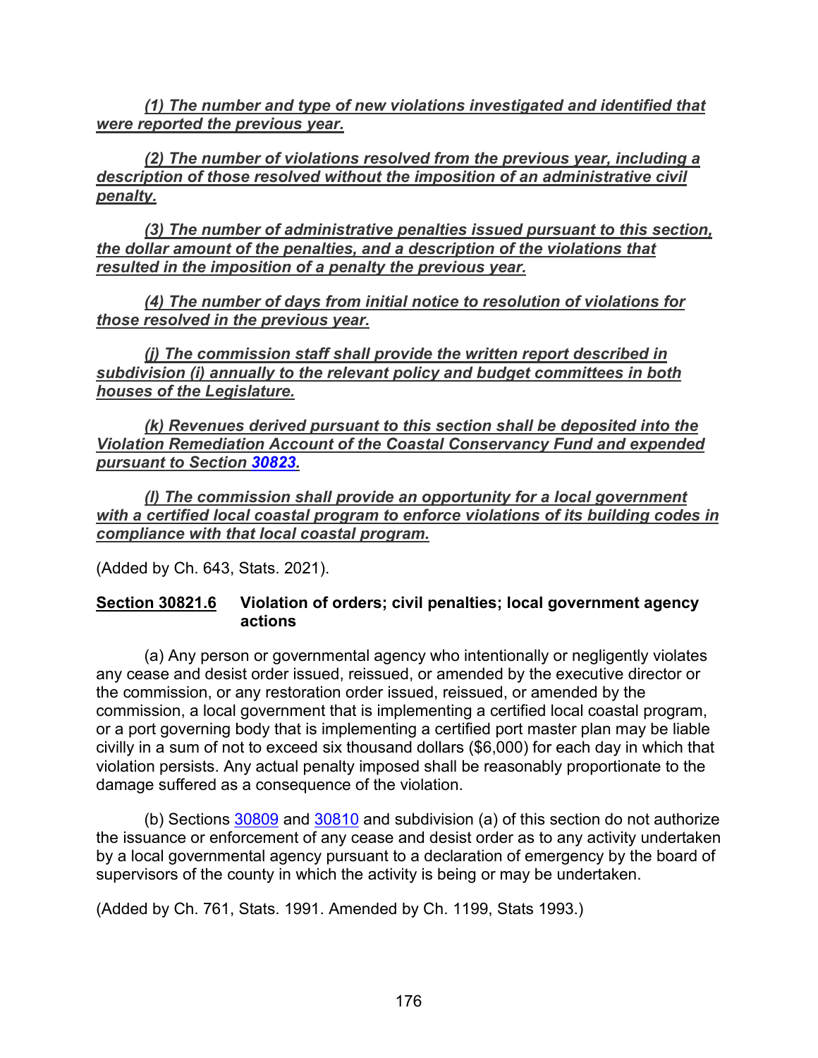***(1) The number and type of new violations investigated and identified that were reported the previous year.***

***(2) The number of violations resolved from the previous year, including a description of those resolved without the imposition of an administrative civil penalty.***

***(3) The number of administrative penalties issued pursuant to this section, the dollar amount of the penalties, and a description of the violations that resulted in the imposition of a penalty the previous year.***

***(4) The number of days from initial notice to resolution of violations for those resolved in the previous year.***

***(j) The commission staff shall provide the written report described in subdivision (i) annually to the relevant policy and budget committees in both houses of the Legislature.***

***(k) Revenues derived pursuant to this section shall be deposited into the Violation Remediation Account of the Coastal Conservancy Fund and expended pursuant to Section 30823.***

***(l) The commission shall provide an opportunity for a local government with a certified local coastal program to enforce violations of its building codes in compliance with that local coastal program.***

(Added by Ch. 643, Stats. 2021).

### Section 30821.6 Violation of orders; civil penalties; local government agency actions

(a) Any person or governmental agency who intentionally or negligently violates any cease and desist order issued, reissued, or amended by the executive director or the commission, or any restoration order issued, reissued, or amended by the commission, a local government that is implementing a certified local coastal program, or a port governing body that is implementing a certified port master plan may be liable civilly in a sum of not to exceed six thousand dollars ($6,000) for each day in which that violation persists. Any actual penalty imposed shall be reasonably proportionate to the damage suffered as a consequence of the violation.

(b) Sections 30809 and 30810 and subdivision (a) of this section do not authorize the issuance or enforcement of any cease and desist order as to any activity undertaken by a local governmental agency pursuant to a declaration of emergency by the board of supervisors of the county in which the activity is being or may be undertaken.

(Added by Ch. 761, Stats. 1991. Amended by Ch. 1199, Stats 1993.)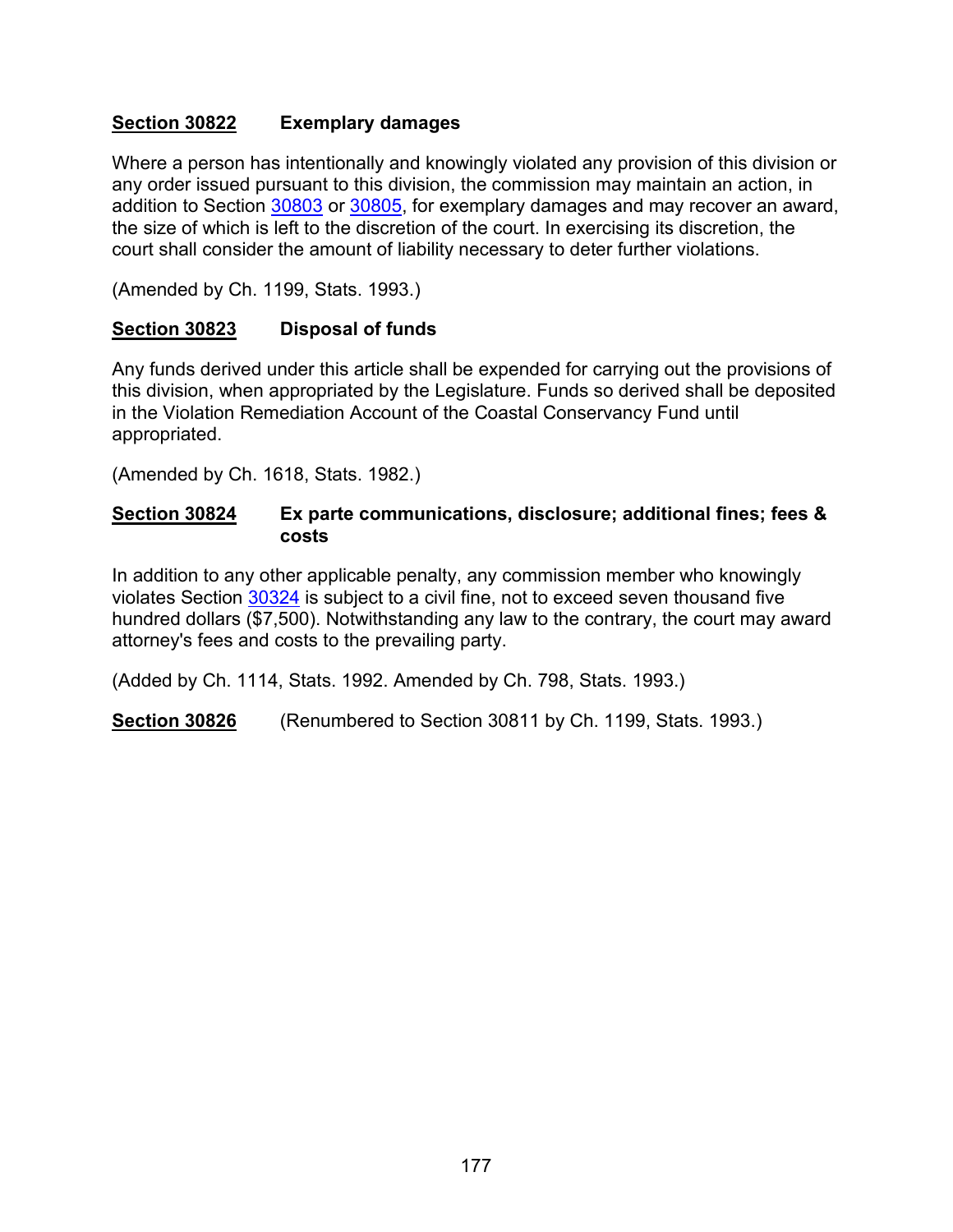**Section 30822** **Exemplary damages**

Where a person has intentionally and knowingly violated any provision of this division or any order issued pursuant to this division, the commission may maintain an action, in addition to Section 30803 or 30805, for exemplary damages and may recover an award, the size of which is left to the discretion of the court. In exercising its discretion, the court shall consider the amount of liability necessary to deter further violations.

(Amended by Ch. 1199, Stats. 1993.)

**Section 30823** **Disposal of funds**

Any funds derived under this article shall be expended for carrying out the provisions of this division, when appropriated by the Legislature. Funds so derived shall be deposited in the Violation Remediation Account of the Coastal Conservancy Fund until appropriated.

(Amended by Ch. 1618, Stats. 1982.)

**Section 30824** **Ex parte communications, disclosure; additional fines; fees & costs**

In addition to any other applicable penalty, any commission member who knowingly violates Section 30324 is subject to a civil fine, not to exceed seven thousand five hundred dollars ($7,500). Notwithstanding any law to the contrary, the court may award attorney's fees and costs to the prevailing party.

(Added by Ch. 1114, Stats. 1992. Amended by Ch. 798, Stats. 1993.)

**Section 30826** (Renumbered to Section 30811 by Ch. 1199, Stats. 1993.)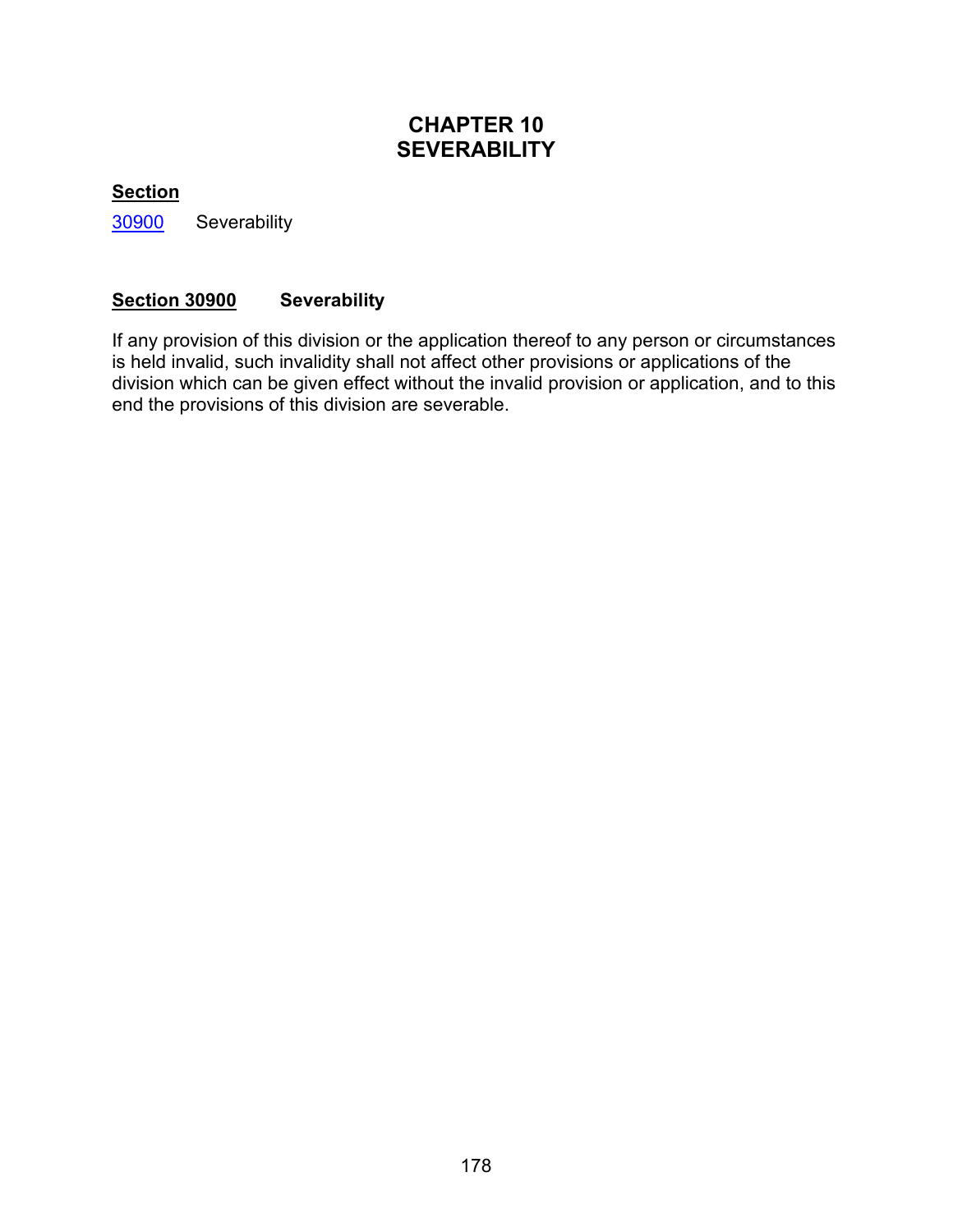# CHAPTER 10
# SEVERABILITY

**Section**

[30900](#) Severability

**Section 30900 Severability**

If any provision of this division or the application thereof to any person or circumstances is held invalid, such invalidity shall not affect other provisions or applications of the division which can be given effect without the invalid provision or application, and to this end the provisions of this division are severable.